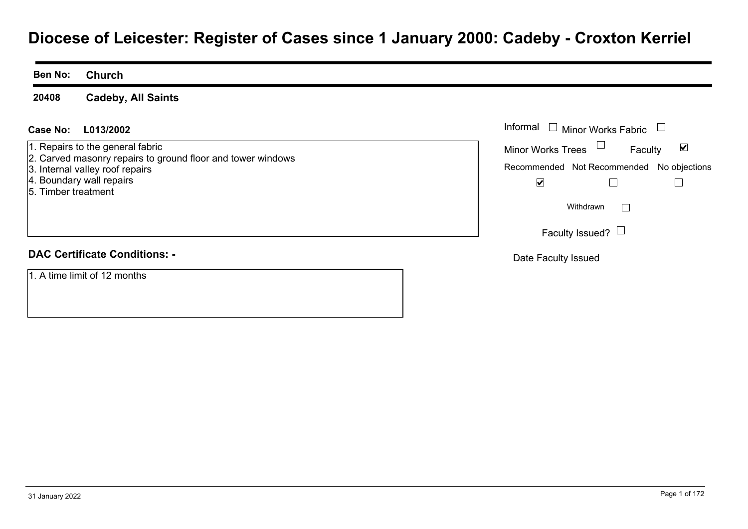# Diocese of Leicester: Register of Cases since 1 January 2000: Cadeby - Croxton Kerriel

**Ben No:** **Church**

**20408** **Cadeby, All Saints**

**Case No:** **L013/2002**

1. Repairs to the general fabric
2. Carved masonry repairs to ground floor and tower windows
3. Internal valley roof repairs
4. Boundary wall repairs
5. Timber treatment

Informal ☐ Minor Works Fabric ☐

Minor Works Trees ☐ Faculty ☑

Recommended ☑ Not Recommended ☐ No objections ☐

Withdrawn ☐

Faculty Issued? ☐

Date Faculty Issued

**DAC Certificate Conditions: -**

1. A time limit of 12 months

31 January 2022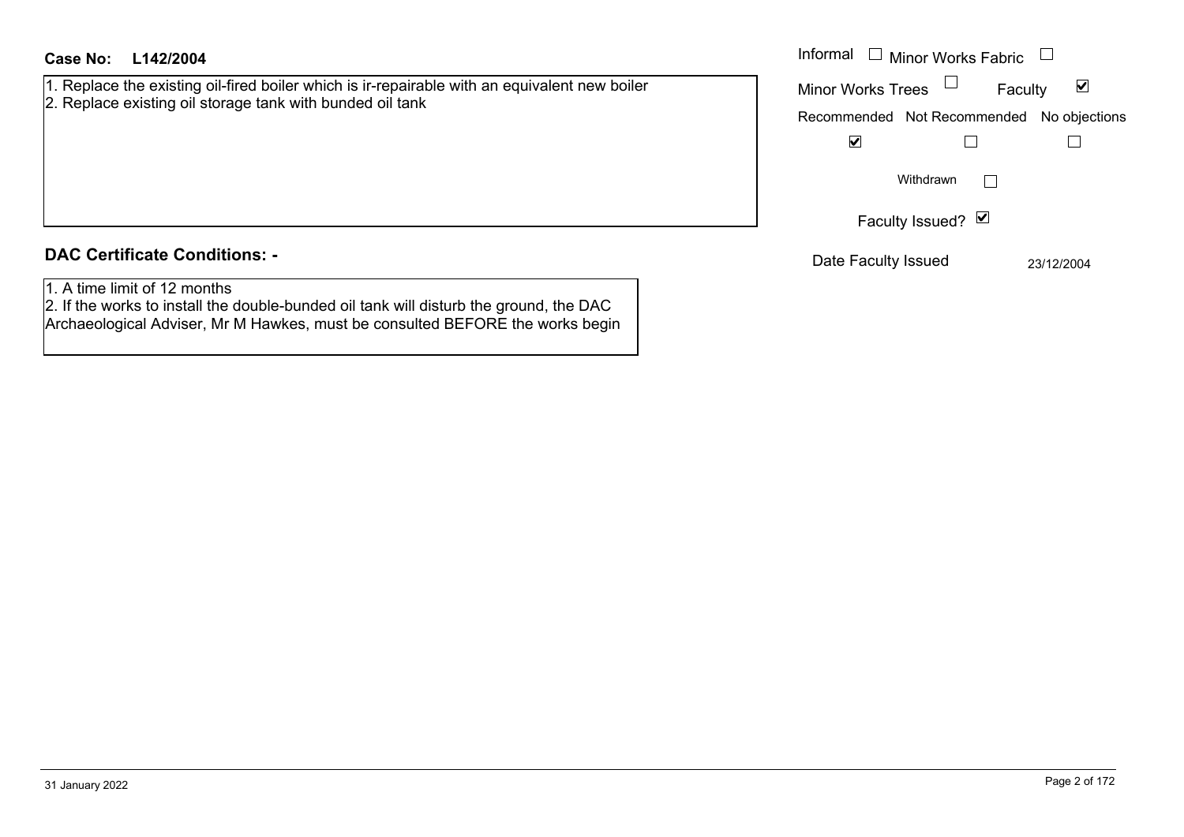**Case No: L142/2004**

1. Replace the existing oil-fired boiler which is ir-repairable with an equivalent new boiler
2. Replace existing oil storage tank with bunded oil tank

Informal ☐ Minor Works Fabric ☐

Minor Works Trees ☐ Faculty ☑

| Recommended | Not Recommended | No objections |
|---|---|---|
| ☑ | ☐ | ☐ |

Withdrawn ☐

Faculty Issued? ☑

Date Faculty Issued 23/12/2004

## DAC Certificate Conditions: -

1. A time limit of 12 months
2. If the works to install the double-bunded oil tank will disturb the ground, the DAC Archaeological Adviser, Mr M Hawkes, must be consulted BEFORE the works begin

31 January 2022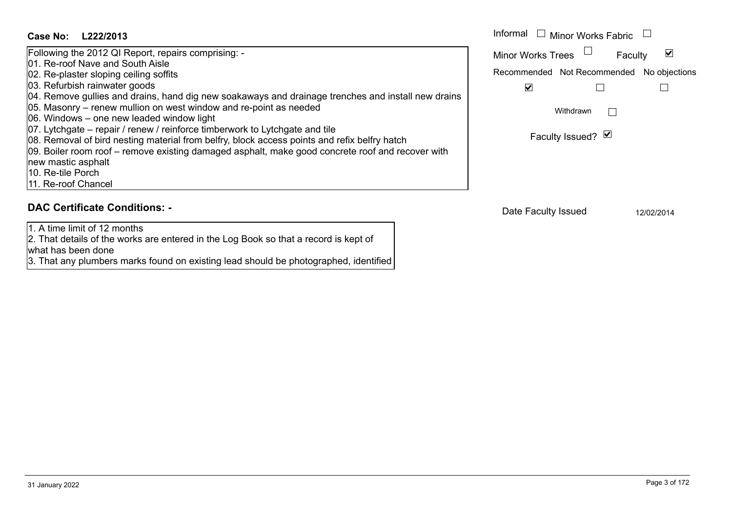**Case No: L222/2013**

Following the 2012 QI Report, repairs comprising: -
01. Re-roof Nave and South Aisle
02. Re-plaster sloping ceiling soffits
03. Refurbish rainwater goods
04. Remove gullies and drains, hand dig new soakaways and drainage trenches and install new drains
05. Masonry – renew mullion on west window and re-point as needed
06. Windows – one new leaded window light
07. Lytchgate – repair / renew / reinforce timberwork to Lytchgate and tile
08. Removal of bird nesting material from belfry, block access points and refix belfry hatch
09. Boiler room roof – remove existing damaged asphalt, make good concrete roof and recover with new mastic asphalt
10. Re-tile Porch
11. Re-roof Chancel

Informal ☐ Minor Works Fabric ☐
Minor Works Trees ☐ Faculty ☑

| Recommended | Not Recommended | No objections |
|---|---|---|
| ☑ | ☐ | ☐ |

Withdrawn ☐

Faculty Issued? ☑

## DAC Certificate Conditions: -

1. A time limit of 12 months
2. That details of the works are entered in the Log Book so that a record is kept of what has been done
3. That any plumbers marks found on existing lead should be photographed, identified

Date Faculty Issued 12/02/2014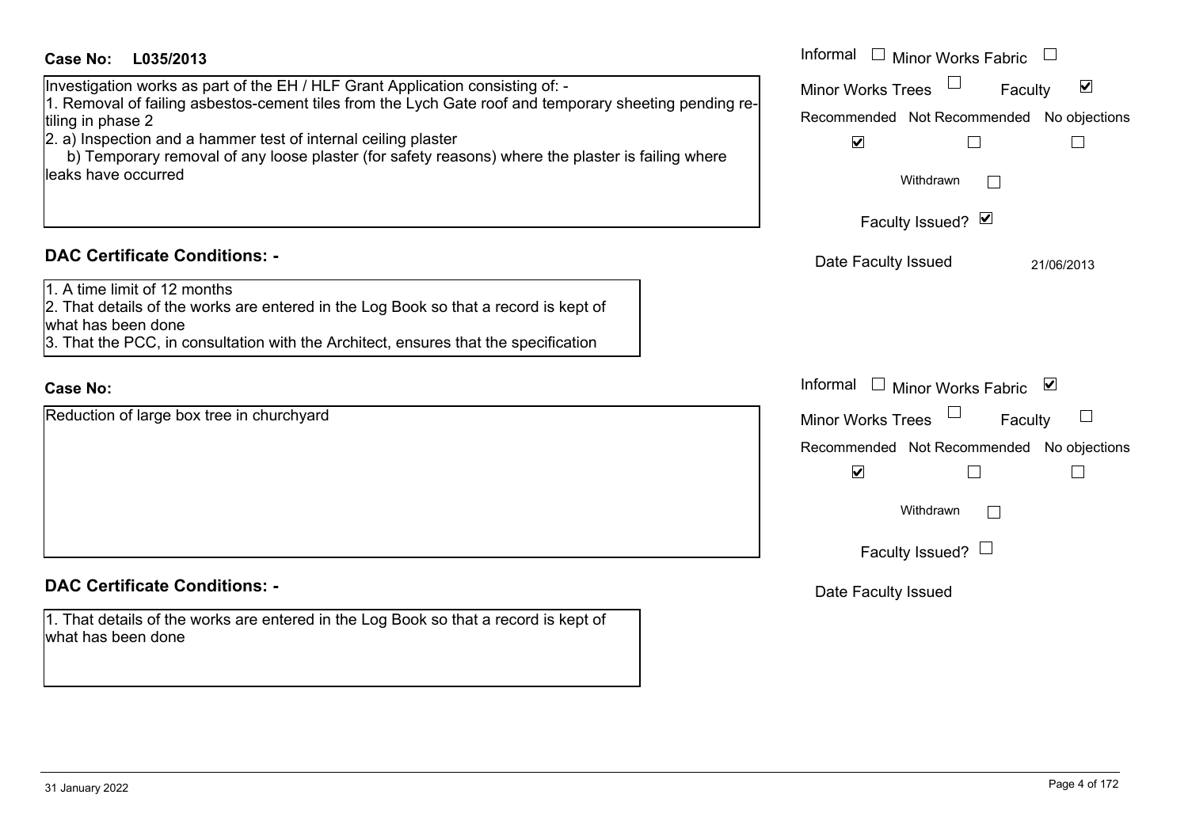**Case No: L035/2013**

Investigation works as part of the EH / HLF Grant Application consisting of: -
1. Removal of failing asbestos-cement tiles from the Lych Gate roof and temporary sheeting pending re-tiling in phase 2
2. a) Inspection and a hammer test of internal ceiling plaster
    b) Temporary removal of any loose plaster (for safety reasons) where the plaster is failing where leaks have occurred

Informal ☐ Minor Works Fabric ☐
Minor Works Trees ☐ Faculty ☑
Recommended ☑ Not Recommended ☐ No objections ☐
Withdrawn ☐
Faculty Issued? ☑
Date Faculty Issued 21/06/2013

**DAC Certificate Conditions: -**

1. A time limit of 12 months
2. That details of the works are entered in the Log Book so that a record is kept of what has been done
3. That the PCC, in consultation with the Architect, ensures that the specification

**Case No:**

Reduction of large box tree in churchyard

Informal ☐ Minor Works Fabric ☑
Minor Works Trees ☐ Faculty ☐
Recommended ☑ Not Recommended ☐ No objections ☐
Withdrawn ☐
Faculty Issued? ☐
Date Faculty Issued

**DAC Certificate Conditions: -**

1. That details of the works are entered in the Log Book so that a record is kept of what has been done

31 January 2022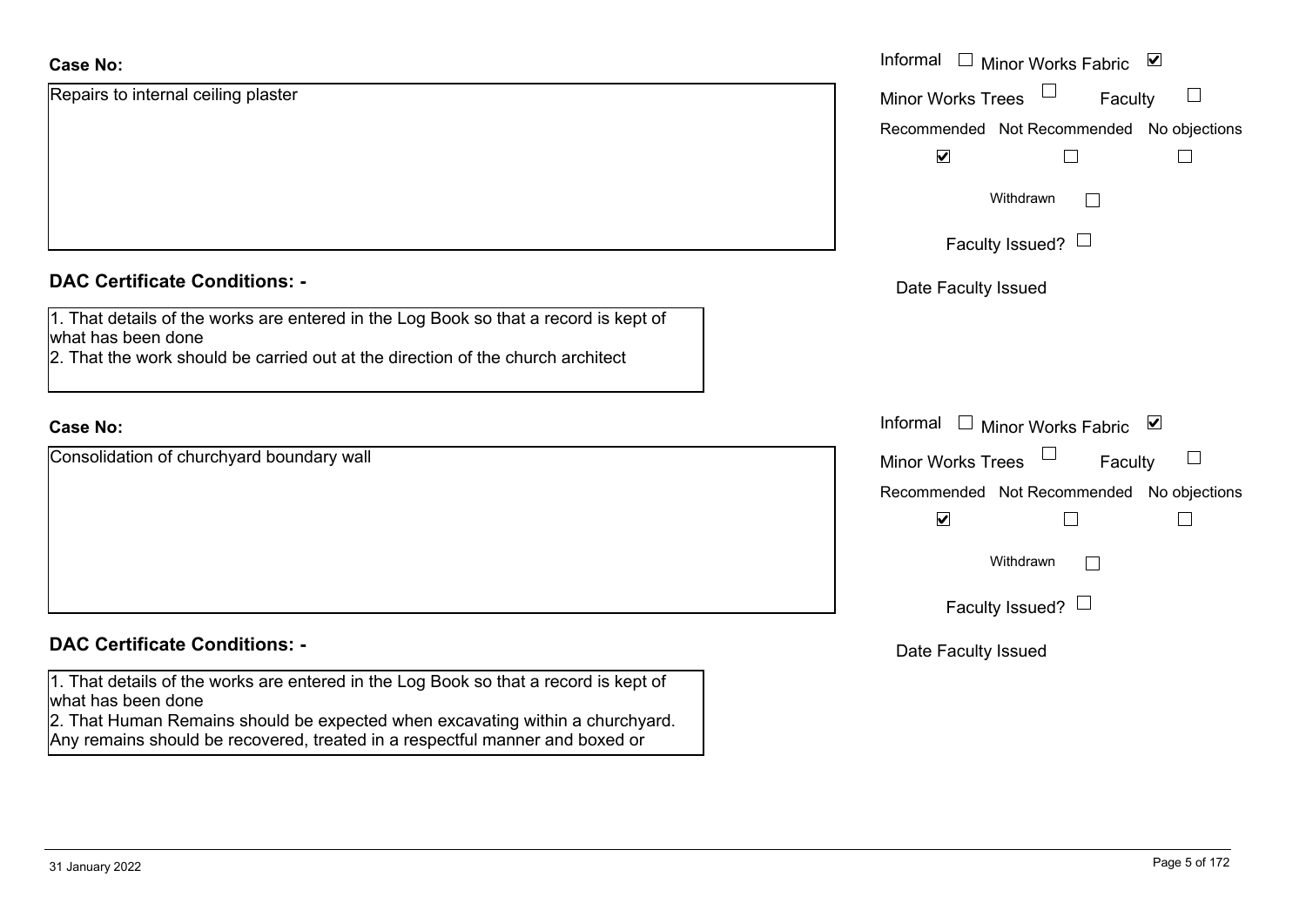**Case No:**

Repairs to internal ceiling plaster

Informal ☐ Minor Works Fabric ☑

Minor Works Trees ☐ Faculty ☐

Recommended ☑ Not Recommended ☐ No objections ☐

Withdrawn ☐

Faculty Issued? ☐

Date Faculty Issued

**DAC Certificate Conditions: -**

1. That details of the works are entered in the Log Book so that a record is kept of what has been done
2. That the work should be carried out at the direction of the church architect

**Case No:**

Consolidation of churchyard boundary wall

Informal ☐ Minor Works Fabric ☑

Minor Works Trees ☐ Faculty ☐

Recommended ☑ Not Recommended ☐ No objections ☐

Withdrawn ☐

Faculty Issued? ☐

Date Faculty Issued

**DAC Certificate Conditions: -**

1. That details of the works are entered in the Log Book so that a record is kept of what has been done
2. That Human Remains should be expected when excavating within a churchyard. Any remains should be recovered, treated in a respectful manner and boxed or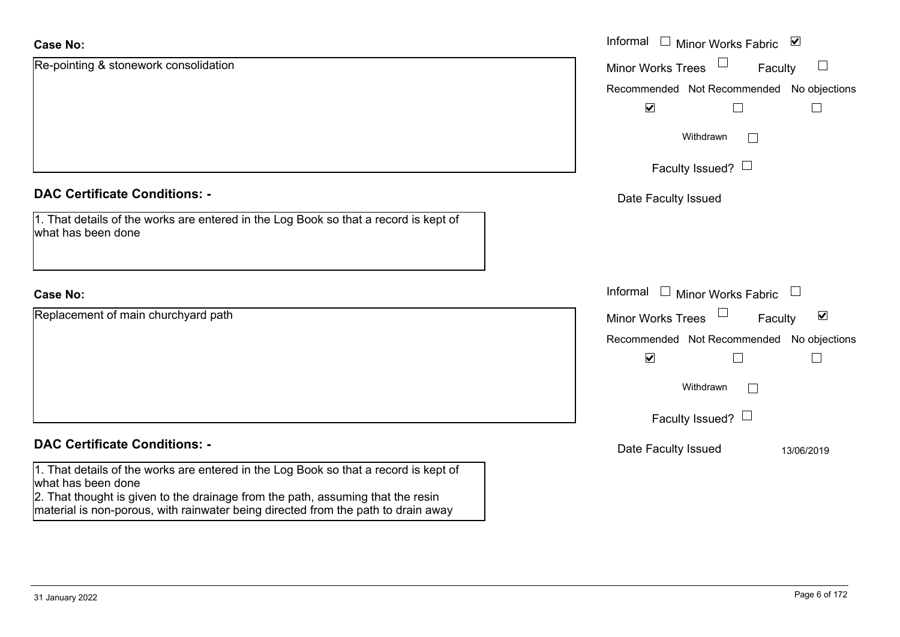**Case No:**

Re-pointing & stonework consolidation

Informal ☐ Minor Works Fabric ☑

Minor Works Trees ☐ Faculty ☐

Recommended ☑ Not Recommended ☐ No objections ☐

Withdrawn ☐

Faculty Issued? ☐

Date Faculty Issued

**DAC Certificate Conditions: -**

1. That details of the works are entered in the Log Book so that a record is kept of what has been done

**Case No:**

Replacement of main churchyard path

Informal ☐ Minor Works Fabric ☐

Minor Works Trees ☐ Faculty ☑

Recommended ☑ Not Recommended ☐ No objections ☐

Withdrawn ☐

Faculty Issued? ☐

Date Faculty Issued 13/06/2019

**DAC Certificate Conditions: -**

1. That details of the works are entered in the Log Book so that a record is kept of what has been done
2. That thought is given to the drainage from the path, assuming that the resin material is non-porous, with rainwater being directed from the path to drain away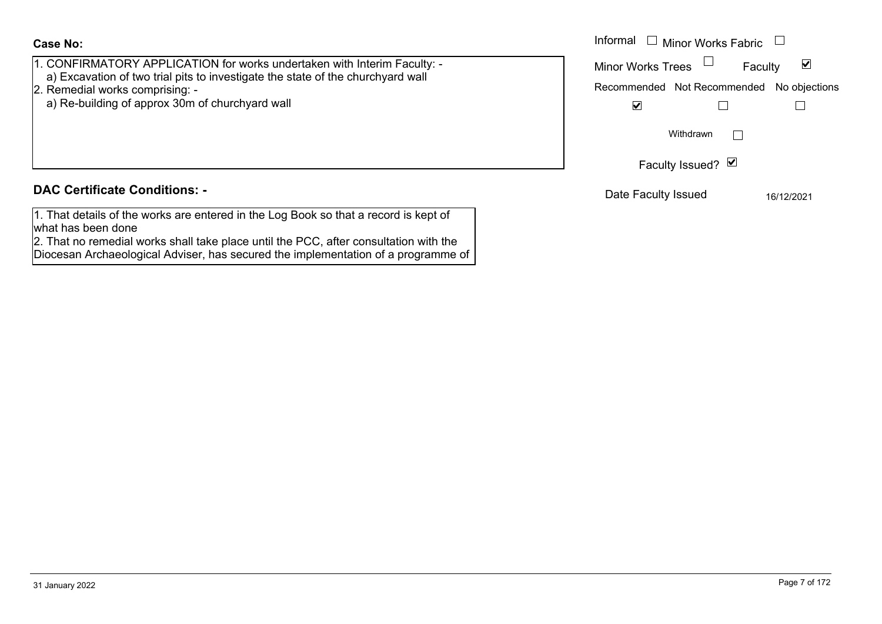**Case No:**

1. CONFIRMATORY APPLICATION for works undertaken with Interim Faculty: -
   a) Excavation of two trial pits to investigate the state of the churchyard wall
2. Remedial works comprising: -
   a) Re-building of approx 30m of churchyard wall

| Informal ☐ | Minor Works Fabric ☐ | |
|---|---|---|
| Minor Works Trees ☐ | Faculty ☑ | |
| Recommended | Not Recommended | No objections |
| ☑ | ☐ | ☐ |

Withdrawn ☐

Faculty Issued? ☑

Date Faculty Issued 16/12/2021

## DAC Certificate Conditions: -

1. That details of the works are entered in the Log Book so that a record is kept of what has been done
2. That no remedial works shall take place until the PCC, after consultation with the Diocesan Archaeological Adviser, has secured the implementation of a programme of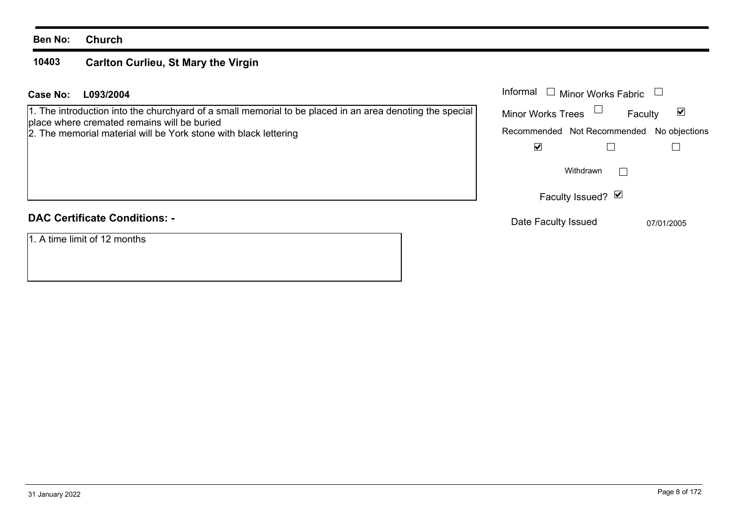**Ben No:** **Church**

## 10403 Carlton Curlieu, St Mary the Virgin

**Case No:** **L093/2004**

1. The introduction into the churchyard of a small memorial to be placed in an area denoting the special place where cremated remains will be buried
2. The memorial material will be York stone with black lettering

| Informal ☐ | Minor Works Fabric ☐ | |
|---|---|---|
| Minor Works Trees ☐ | Faculty ☑ | |
| Recommended | Not Recommended | No objections |
| ☑ | ☐ | ☐ |

Withdrawn ☐

Faculty Issued? ☑

Date Faculty Issued 07/01/2005

**DAC Certificate Conditions: -**

1. A time limit of 12 months

31 January 2022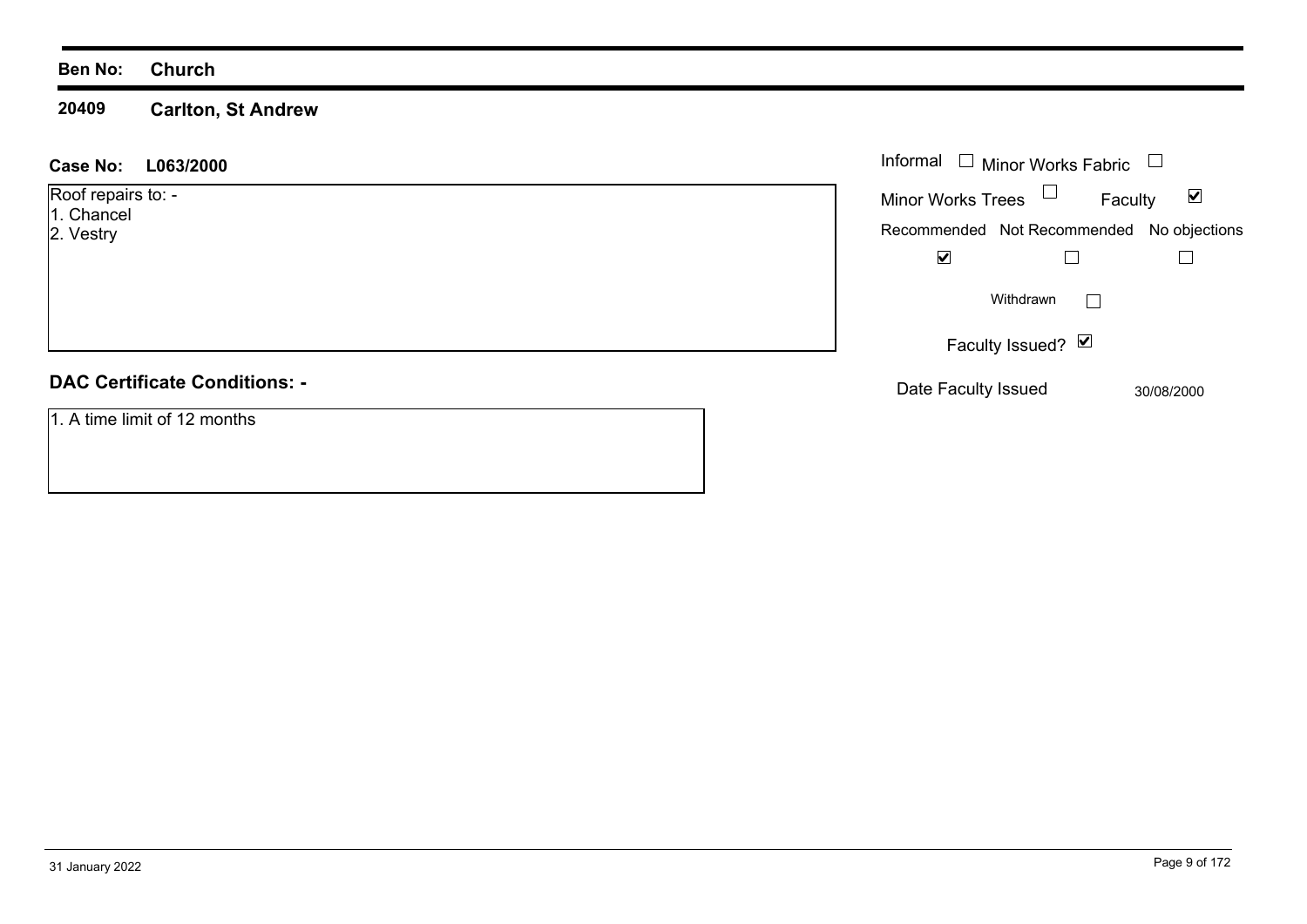**Ben No:** **Church**

**20409** **Carlton, St Andrew**

**Case No:** **L063/2000**

Roof repairs to: -
1. Chancel
2. Vestry

Informal ☐ Minor Works Fabric ☐

Minor Works Trees ☐ Faculty ☑

Recommended ☑ Not Recommended ☐ No objections ☐

Withdrawn ☐

Faculty Issued? ☑

Date Faculty Issued 30/08/2000

## DAC Certificate Conditions: -

1. A time limit of 12 months

31 January 2022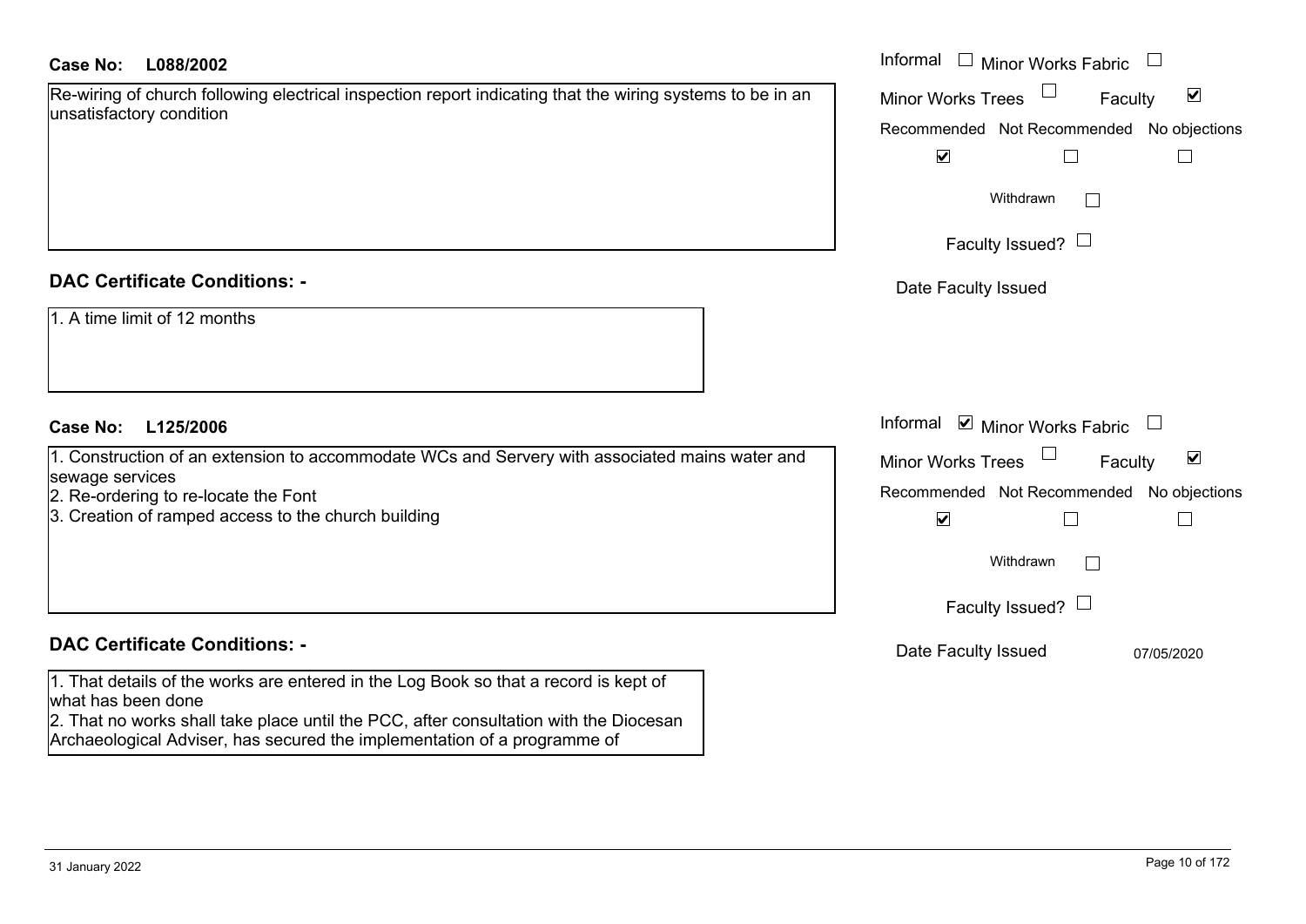**Case No: L088/2002**

Re-wiring of church following electrical inspection report indicating that the wiring systems to be in an unsatisfactory condition

Informal ☐ Minor Works Fabric ☐
Minor Works Trees ☐ Faculty ☑

| Recommended | Not Recommended | No objections |
|---|---|---|
| ☑ | ☐ | ☐ |

Withdrawn ☐

Faculty Issued? ☐

Date Faculty Issued

## DAC Certificate Conditions: -

1. A time limit of 12 months

**Case No: L125/2006**

1. Construction of an extension to accommodate WCs and Servery with associated mains water and sewage services
2. Re-ordering to re-locate the Font
3. Creation of ramped access to the church building

Informal ☑ Minor Works Fabric ☐
Minor Works Trees ☐ Faculty ☑

| Recommended | Not Recommended | No objections |
|---|---|---|
| ☑ | ☐ | ☐ |

Withdrawn ☐

Faculty Issued? ☐

Date Faculty Issued 07/05/2020

## DAC Certificate Conditions: -

1. That details of the works are entered in the Log Book so that a record is kept of what has been done
2. That no works shall take place until the PCC, after consultation with the Diocesan Archaeological Adviser, has secured the implementation of a programme of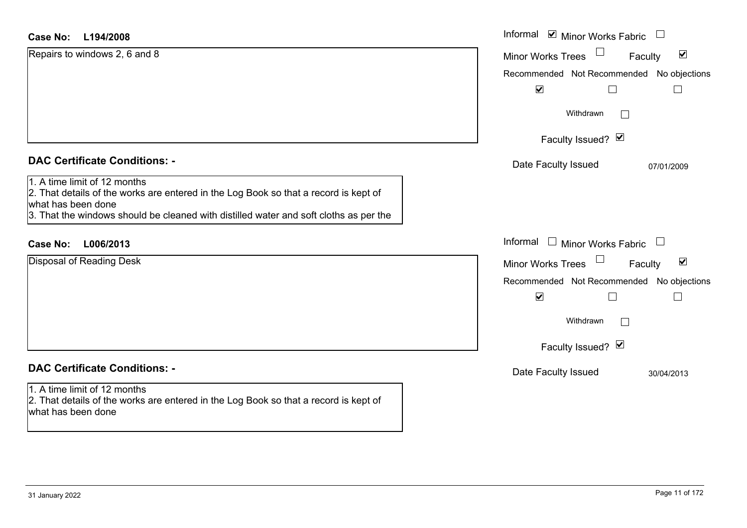**Case No: L194/2008**

Repairs to windows 2, 6 and 8

Informal ☑ Minor Works Fabric ☐

Minor Works Trees ☐ Faculty ☑

| Recommended | Not Recommended | No objections |
|---|---|---|
| ☑ | ☐ | ☐ |

Withdrawn ☐

Faculty Issued? ☑

Date Faculty Issued 07/01/2009

## DAC Certificate Conditions: -

1. A time limit of 12 months
2. That details of the works are entered in the Log Book so that a record is kept of what has been done
3. That the windows should be cleaned with distilled water and soft cloths as per the

**Case No: L006/2013**

Disposal of Reading Desk

Informal ☐ Minor Works Fabric ☐

Minor Works Trees ☐ Faculty ☑

| Recommended | Not Recommended | No objections |
|---|---|---|
| ☑ | ☐ | ☐ |

Withdrawn ☐

Faculty Issued? ☑

Date Faculty Issued 30/04/2013

## DAC Certificate Conditions: -

1. A time limit of 12 months
2. That details of the works are entered in the Log Book so that a record is kept of what has been done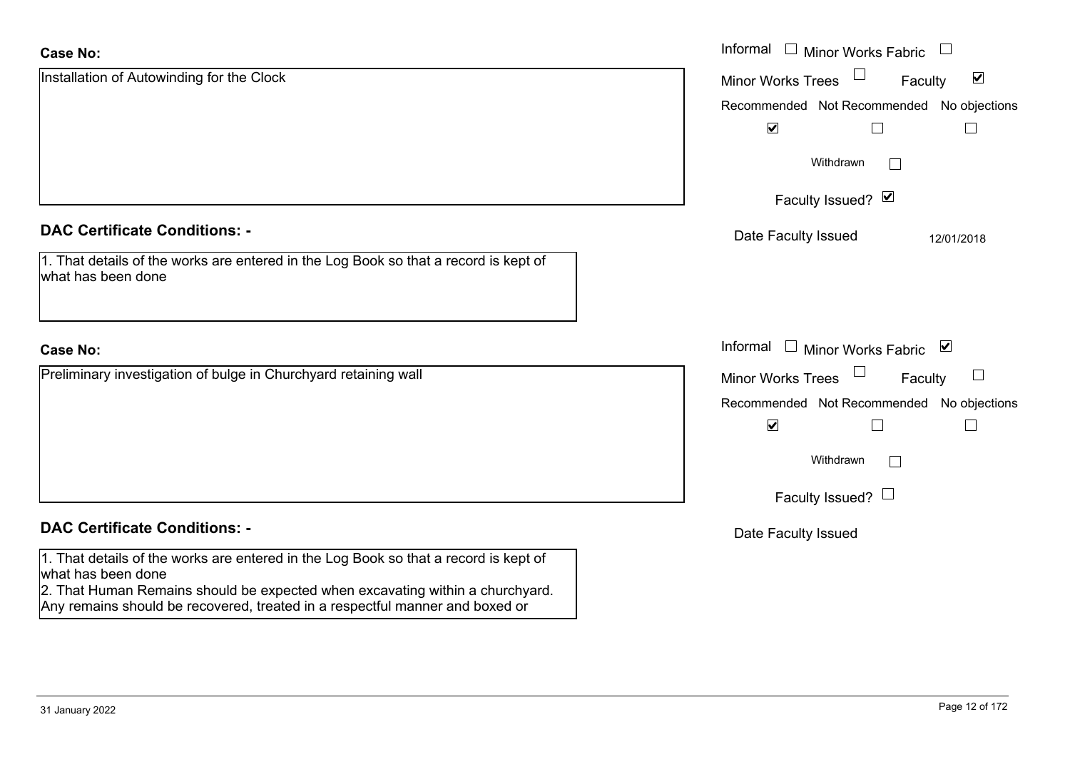**Case No:**

Installation of Autowinding for the Clock

Informal ☐ Minor Works Fabric ☐

Minor Works Trees ☐ Faculty ☑

| Recommended | Not Recommended | No objections |
|---|---|---|
| ☑ | ☐ | ☐ |

Withdrawn ☐

Faculty Issued? ☑

Date Faculty Issued 12/01/2018

**DAC Certificate Conditions: -**

1. That details of the works are entered in the Log Book so that a record is kept of what has been done

**Case No:**

Preliminary investigation of bulge in Churchyard retaining wall

Informal ☐ Minor Works Fabric ☑

Minor Works Trees ☐ Faculty ☐

| Recommended | Not Recommended | No objections |
|---|---|---|
| ☑ | ☐ | ☐ |

Withdrawn ☐

Faculty Issued? ☐

Date Faculty Issued

**DAC Certificate Conditions: -**

1. That details of the works are entered in the Log Book so that a record is kept of what has been done
2. That Human Remains should be expected when excavating within a churchyard. Any remains should be recovered, treated in a respectful manner and boxed or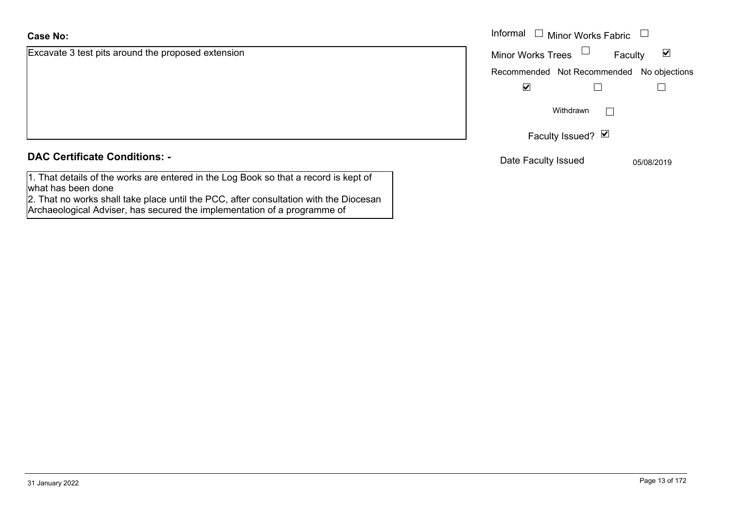**Case No:**

Excavate 3 test pits around the proposed extension

Informal ☐ Minor Works Fabric ☐

Minor Works Trees ☐ Faculty ☑

| Recommended | Not Recommended | No objections |
|---|---|---|
| ☑ | ☐ | ☐ |

Withdrawn ☐

Faculty Issued? ☑

Date Faculty Issued 05/08/2019

**DAC Certificate Conditions: -**

1. That details of the works are entered in the Log Book so that a record is kept of what has been done
2. That no works shall take place until the PCC, after consultation with the Diocesan Archaeological Adviser, has secured the implementation of a programme of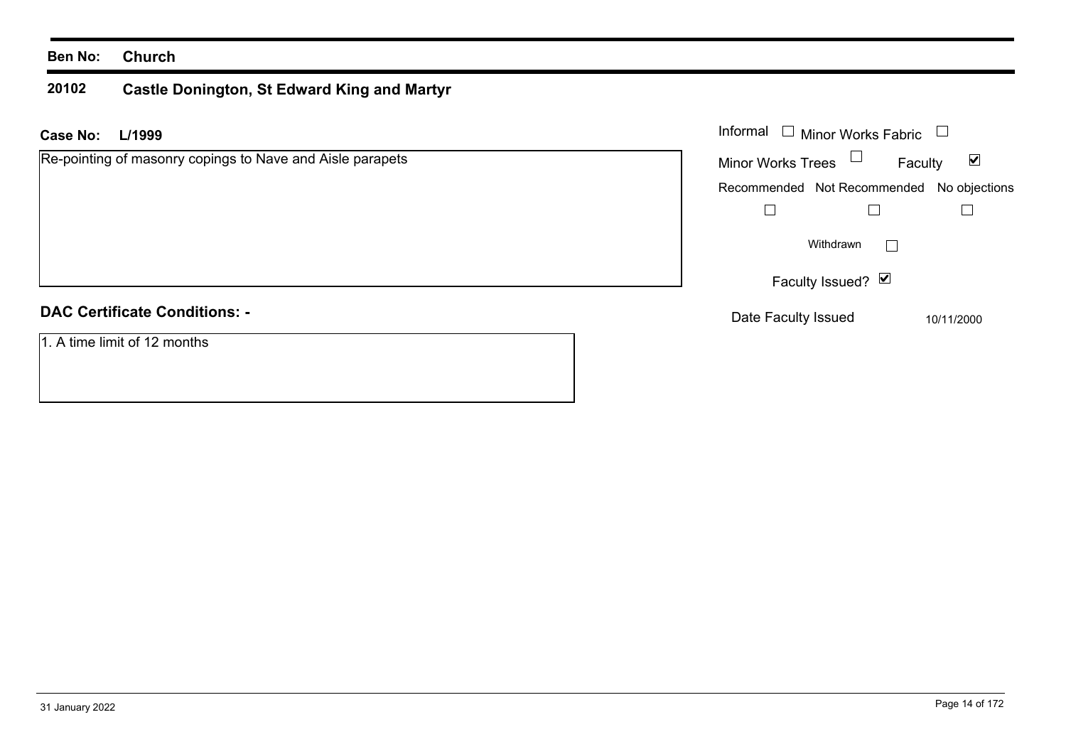**Ben No:** **Church**

## 20102 Castle Donington, St Edward King and Martyr

**Case No:** **L/1999**

Re-pointing of masonry copings to Nave and Aisle parapets

Informal ☐ Minor Works Fabric ☐

Minor Works Trees ☐ Faculty ☑

Recommended ☐ Not Recommended ☐ No objections ☐

Withdrawn ☐

Faculty Issued? ☑

Date Faculty Issued 10/11/2000

**DAC Certificate Conditions: -**

1. A time limit of 12 months

31 January 2022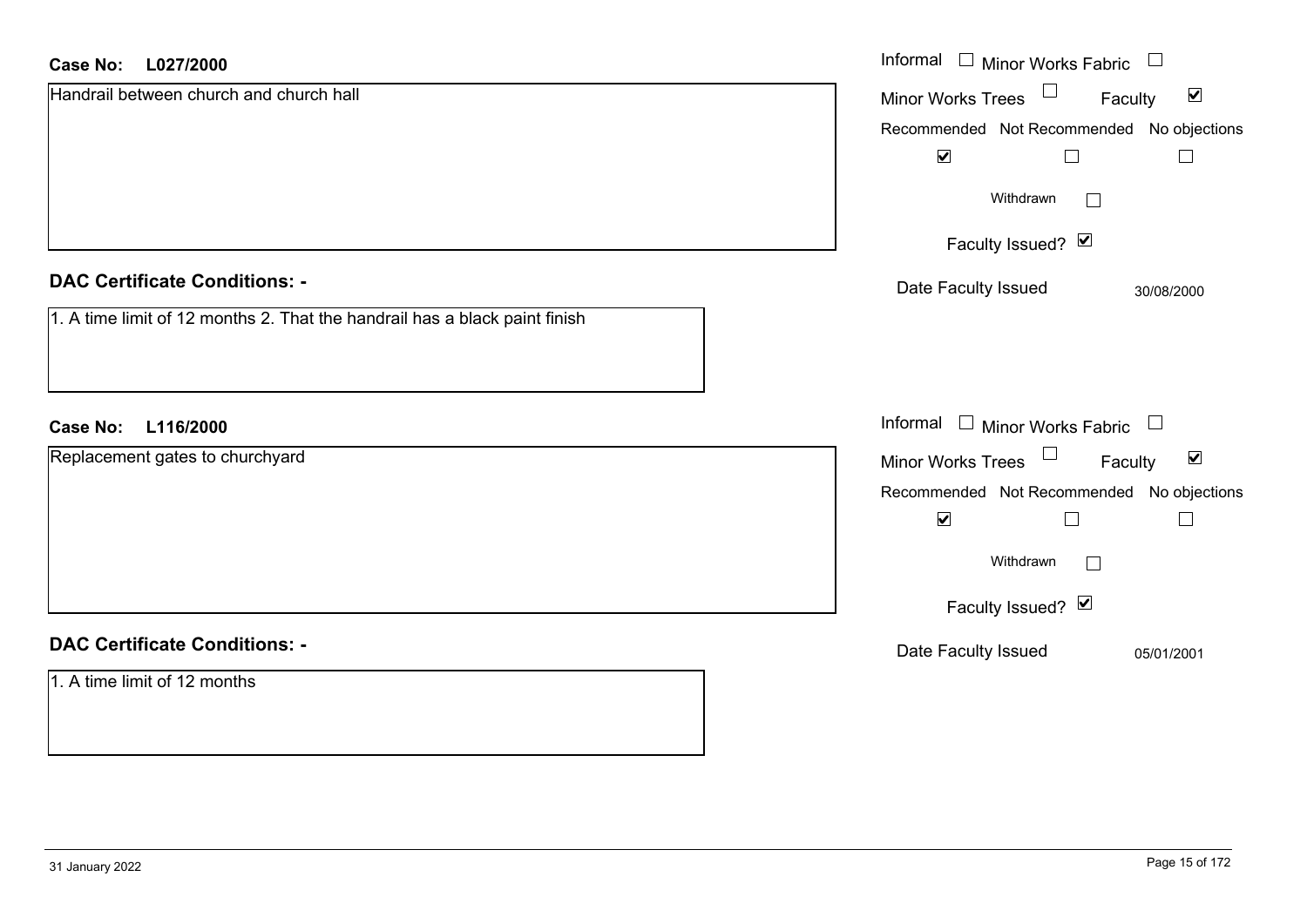**Case No: L027/2000**

Handrail between church and church hall

Informal ☐ Minor Works Fabric ☐
Minor Works Trees ☐ Faculty ☑

| Recommended | Not Recommended | No objections |
|---|---|---|
| ☑ | ☐ | ☐ |

Withdrawn ☐

Faculty Issued? ☑

Date Faculty Issued 30/08/2000

## DAC Certificate Conditions: -

1. A time limit of 12 months 2. That the handrail has a black paint finish

**Case No: L116/2000**

Replacement gates to churchyard

Informal ☐ Minor Works Fabric ☐
Minor Works Trees ☐ Faculty ☑

| Recommended | Not Recommended | No objections |
|---|---|---|
| ☑ | ☐ | ☐ |

Withdrawn ☐

Faculty Issued? ☑

Date Faculty Issued 05/01/2001

## DAC Certificate Conditions: -

1. A time limit of 12 months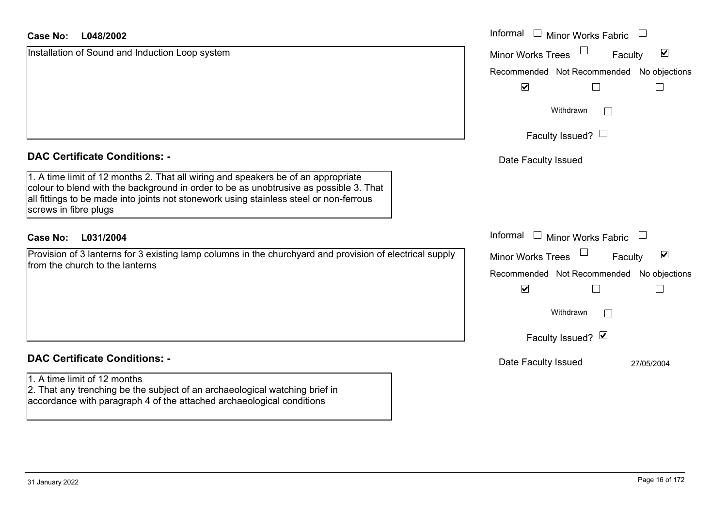**Case No: L048/2002**

Installation of Sound and Induction Loop system

Informal ☐ Minor Works Fabric ☐

Minor Works Trees ☐ Faculty ☑

| Recommended | Not Recommended | No objections |
|---|---|---|
| ☑ | ☐ | ☐ |

Withdrawn ☐

Faculty Issued? ☐

Date Faculty Issued

**DAC Certificate Conditions: -**

1. A time limit of 12 months 2. That all wiring and speakers be of an appropriate colour to blend with the background in order to be as unobtrusive as possible 3. That all fittings to be made into joints not stonework using stainless steel or non-ferrous screws in fibre plugs

**Case No: L031/2004**

Provision of 3 lanterns for 3 existing lamp columns in the churchyard and provision of electrical supply from the church to the lanterns

Informal ☐ Minor Works Fabric ☐

Minor Works Trees ☐ Faculty ☑

| Recommended | Not Recommended | No objections |
|---|---|---|
| ☑ | ☐ | ☐ |

Withdrawn ☐

Faculty Issued? ☑

Date Faculty Issued 27/05/2004

**DAC Certificate Conditions: -**

1. A time limit of 12 months
2. That any trenching be the subject of an archaeological watching brief in accordance with paragraph 4 of the attached archaeological conditions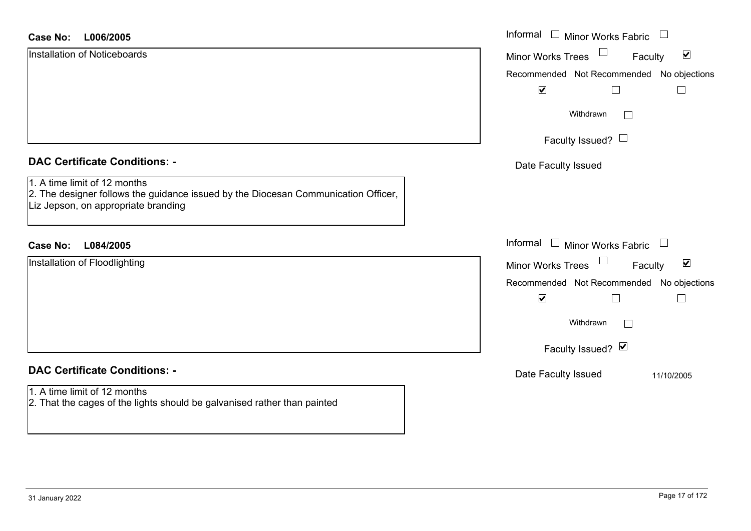**Case No: L006/2005**

Installation of Noticeboards

Informal ☐ Minor Works Fabric ☐
Minor Works Trees ☐ Faculty ☑

| Recommended | Not Recommended | No objections |
|---|---|---|
| ☑ | ☐ | ☐ |

Withdrawn ☐

Faculty Issued? ☐

Date Faculty Issued

### DAC Certificate Conditions: -

1. A time limit of 12 months
2. The designer follows the guidance issued by the Diocesan Communication Officer, Liz Jepson, on appropriate branding

**Case No: L084/2005**

Installation of Floodlighting

Informal ☐ Minor Works Fabric ☐
Minor Works Trees ☐ Faculty ☑

| Recommended | Not Recommended | No objections |
|---|---|---|
| ☑ | ☐ | ☐ |

Withdrawn ☐

Faculty Issued? ☑

Date Faculty Issued 11/10/2005

### DAC Certificate Conditions: -

1. A time limit of 12 months
2. That the cages of the lights should be galvanised rather than painted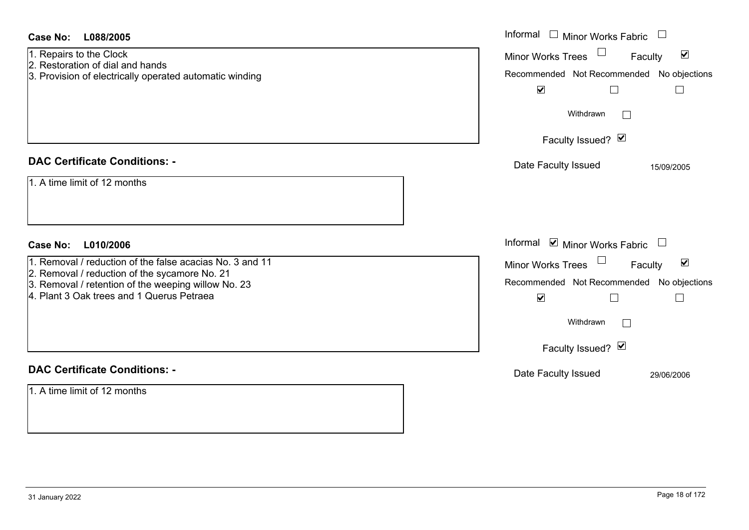**Case No: L088/2005**

1. Repairs to the Clock
2. Restoration of dial and hands
3. Provision of electrically operated automatic winding

| Informal | Minor Works Fabric | Minor Works Trees | Faculty |
|---|---|---|---|
| ☐ | ☐ | ☐ | ☑ |

| Recommended | Not Recommended | No objections |
|---|---|---|
| ☑ | ☐ | ☐ |

Withdrawn ☐

Faculty Issued? ☑

Date Faculty Issued: 15/09/2005

## DAC Certificate Conditions: -

1. A time limit of 12 months

**Case No: L010/2006**

1. Removal / reduction of the false acacias No. 3 and 11
2. Removal / reduction of the sycamore No. 21
3. Removal / retention of the weeping willow No. 23
4. Plant 3 Oak trees and 1 Querus Petraea

| Informal | Minor Works Fabric | Minor Works Trees | Faculty |
|---|---|---|---|
| ☑ | ☐ | ☐ | ☑ |

| Recommended | Not Recommended | No objections |
|---|---|---|
| ☑ | ☐ | ☐ |

Withdrawn ☐

Faculty Issued? ☑

Date Faculty Issued: 29/06/2006

## DAC Certificate Conditions: -

1. A time limit of 12 months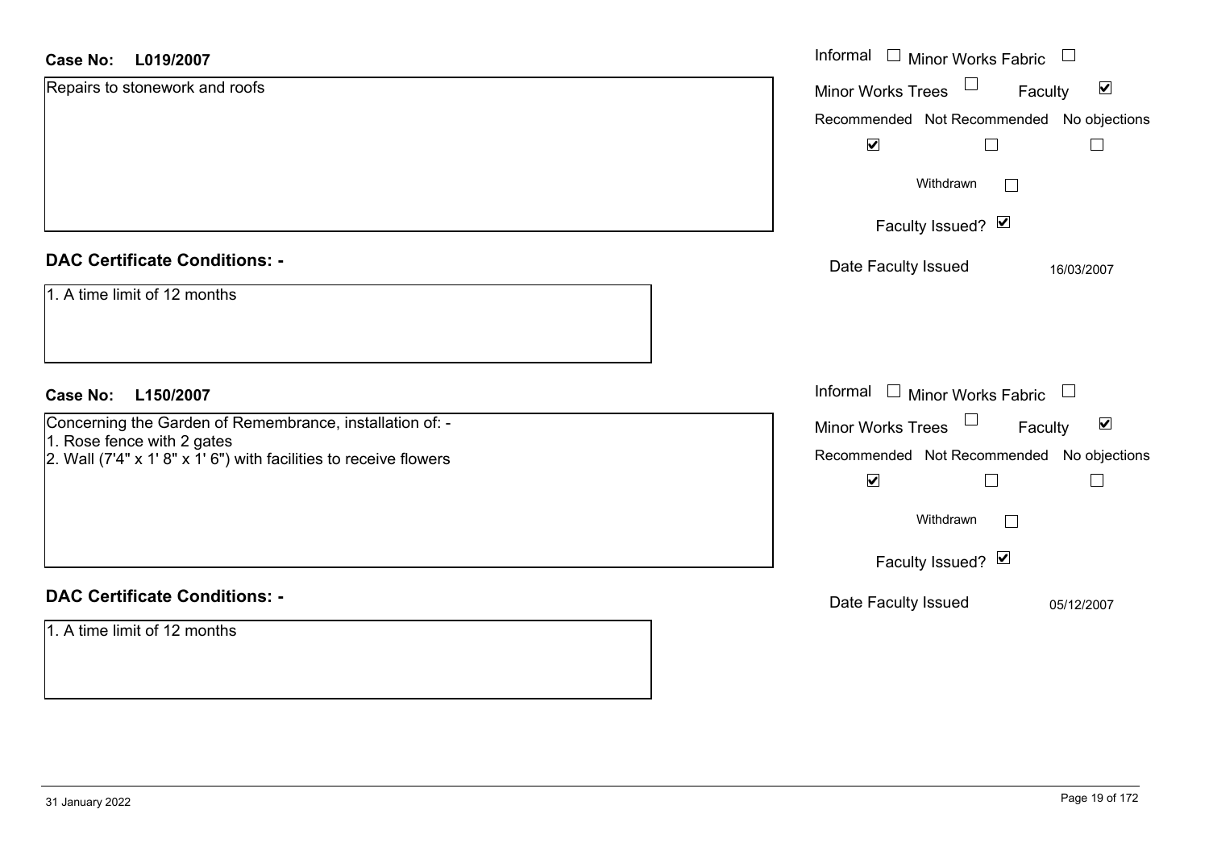**Case No: L019/2007**

Repairs to stonework and roofs

Informal ☐ Minor Works Fabric ☐
Minor Works Trees ☐ Faculty ☑

| Recommended | Not Recommended | No objections |
|---|---|---|
| ☑ | ☐ | ☐ |

Withdrawn ☐

Faculty Issued? ☑

Date Faculty Issued 16/03/2007

**DAC Certificate Conditions: -**

1. A time limit of 12 months

**Case No: L150/2007**

Concerning the Garden of Remembrance, installation of: -
1. Rose fence with 2 gates
2. Wall (7'4" x 1' 8" x 1' 6") with facilities to receive flowers

Informal ☐ Minor Works Fabric ☐
Minor Works Trees ☐ Faculty ☑

| Recommended | Not Recommended | No objections |
|---|---|---|
| ☑ | ☐ | ☐ |

Withdrawn ☐

Faculty Issued? ☑

Date Faculty Issued 05/12/2007

**DAC Certificate Conditions: -**

1. A time limit of 12 months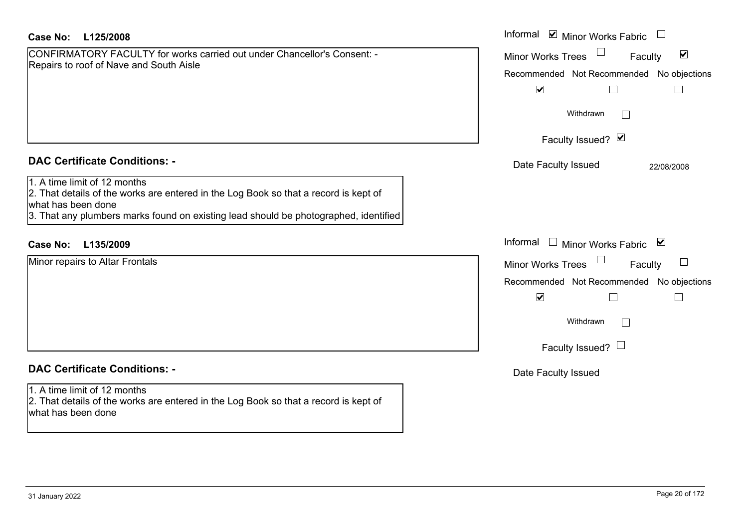**Case No: L125/2008**

CONFIRMATORY FACULTY for works carried out under Chancellor's Consent: - Repairs to roof of Nave and South Aisle

- Informal: ☑
- Minor Works Fabric: ☐
- Minor Works Trees: ☐
- Faculty: ☑

| Recommended | Not Recommended | No objections |
|---|---|---|
| ☑ | ☐ | ☐ |

Withdrawn: ☐

Faculty Issued? ☑

Date Faculty Issued: 22/08/2008

## DAC Certificate Conditions: -

1. A time limit of 12 months
2. That details of the works are entered in the Log Book so that a record is kept of what has been done
3. That any plumbers marks found on existing lead should be photographed, identified

**Case No: L135/2009**

Minor repairs to Altar Frontals

- Informal: ☐
- Minor Works Fabric: ☑
- Minor Works Trees: ☐
- Faculty: ☐

| Recommended | Not Recommended | No objections |
|---|---|---|
| ☑ | ☐ | ☐ |

Withdrawn: ☐

Faculty Issued? ☐

Date Faculty Issued:

## DAC Certificate Conditions: -

1. A time limit of 12 months
2. That details of the works are entered in the Log Book so that a record is kept of what has been done

31 January 2022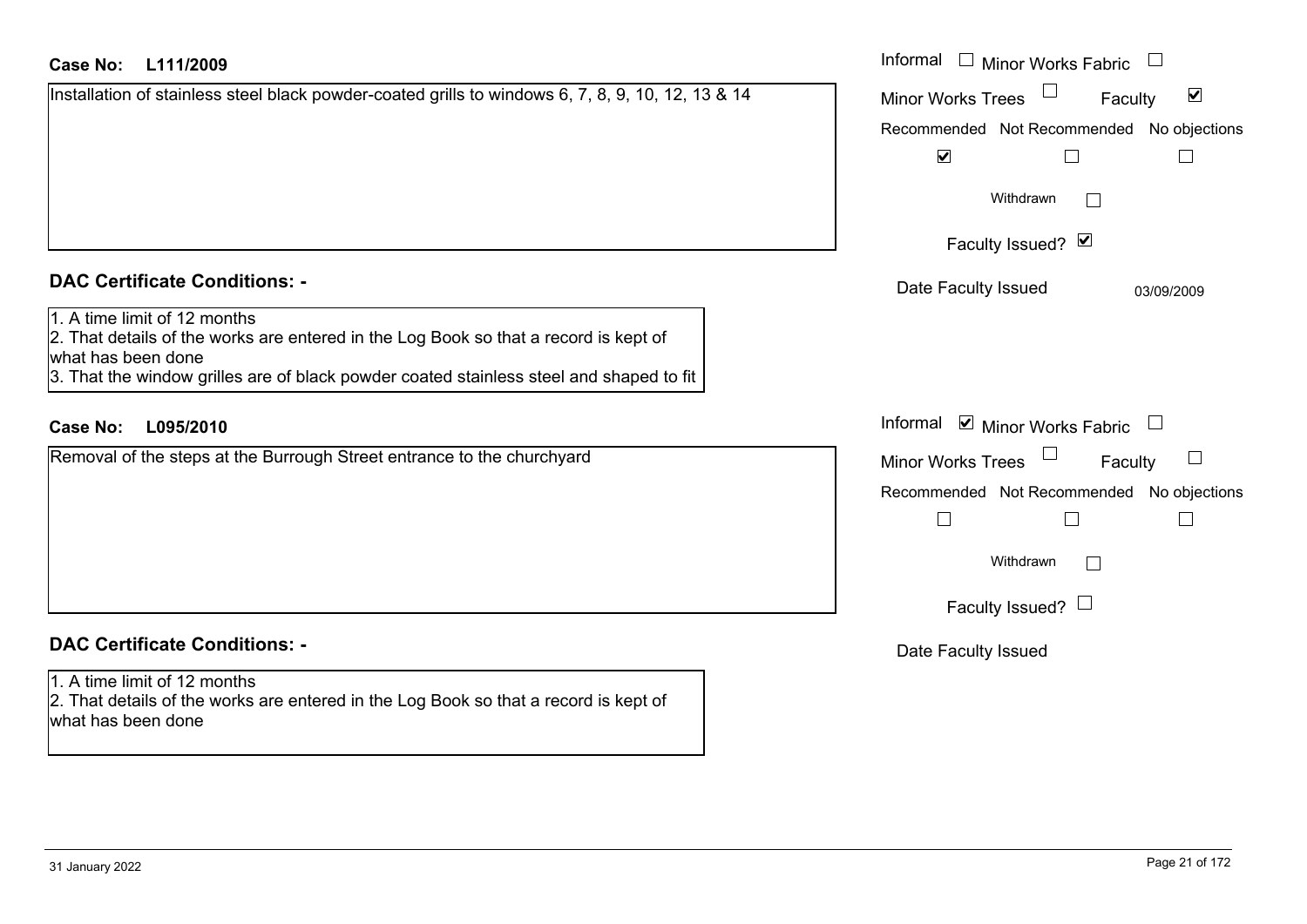**Case No:** **L111/2009**

Installation of stainless steel black powder-coated grills to windows 6, 7, 8, 9, 10, 12, 13 & 14

Informal ☐ Minor Works Fabric ☐

Minor Works Trees ☐ Faculty ☑

| Recommended | Not Recommended | No objections |
| --- | --- | --- |
| ☑ | ☐ | ☐ |

Withdrawn ☐

Faculty Issued? ☑

Date Faculty Issued 03/09/2009

## DAC Certificate Conditions: -

1. A time limit of 12 months
2. That details of the works are entered in the Log Book so that a record is kept of what has been done
3. That the window grilles are of black powder coated stainless steel and shaped to fit

**Case No:** **L095/2010**

Removal of the steps at the Burrough Street entrance to the churchyard

Informal ☑ Minor Works Fabric ☐

Minor Works Trees ☐ Faculty ☐

| Recommended | Not Recommended | No objections |
| --- | --- | --- |
| ☐ | ☐ | ☐ |

Withdrawn ☐

Faculty Issued? ☐

Date Faculty Issued

## DAC Certificate Conditions: -

1. A time limit of 12 months
2. That details of the works are entered in the Log Book so that a record is kept of what has been done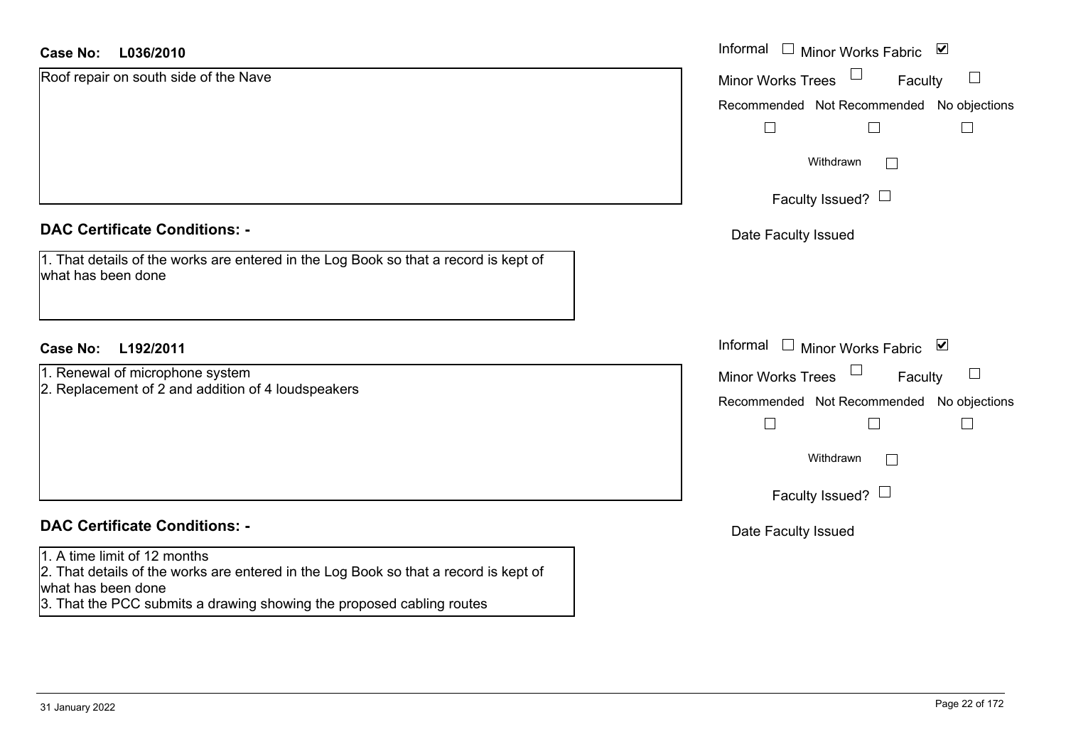**Case No: L036/2010**

Informal ☐ Minor Works Fabric ☑

Minor Works Trees ☐ Faculty ☐

Recommended ☐ Not Recommended ☐ No objections ☐

Withdrawn ☐

Faculty Issued? ☐

Date Faculty Issued

Roof repair on south side of the Nave

**DAC Certificate Conditions: -**

1. That details of the works are entered in the Log Book so that a record is kept of what has been done

**Case No: L192/2011**

Informal ☐ Minor Works Fabric ☑

Minor Works Trees ☐ Faculty ☐

Recommended ☐ Not Recommended ☐ No objections ☐

Withdrawn ☐

Faculty Issued? ☐

Date Faculty Issued

1. Renewal of microphone system
2. Replacement of 2 and addition of 4 loudspeakers

**DAC Certificate Conditions: -**

1. A time limit of 12 months
2. That details of the works are entered in the Log Book so that a record is kept of what has been done
3. That the PCC submits a drawing showing the proposed cabling routes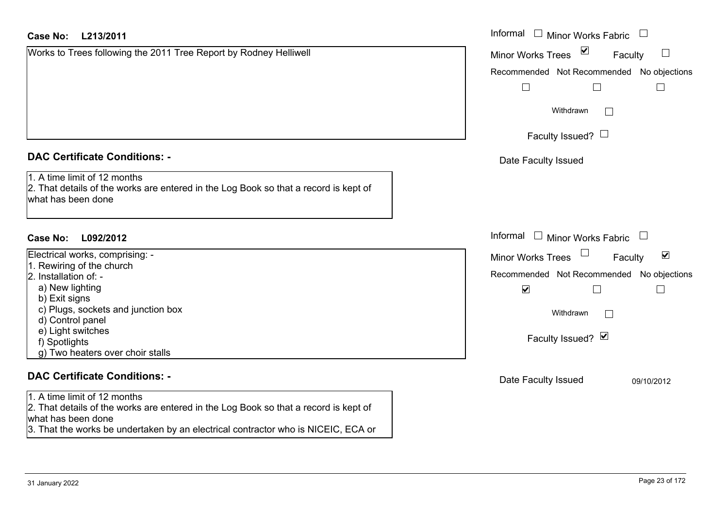**Case No: L213/2011**

Works to Trees following the 2011 Tree Report by Rodney Helliwell

Informal ☐ Minor Works Fabric ☐
Minor Works Trees ☑ Faculty ☐
Recommended ☐ Not Recommended ☐ No objections ☐
Withdrawn ☐
Faculty Issued? ☐
Date Faculty Issued

**DAC Certificate Conditions: -**

1. A time limit of 12 months
2. That details of the works are entered in the Log Book so that a record is kept of what has been done

**Case No: L092/2012**

Electrical works, comprising: -
1. Rewiring of the church
2. Installation of: -
   a) New lighting
   b) Exit signs
   c) Plugs, sockets and junction box
   d) Control panel
   e) Light switches
   f) Spotlights
   g) Two heaters over choir stalls

Informal ☐ Minor Works Fabric ☐
Minor Works Trees ☐ Faculty ☑
Recommended ☑ Not Recommended ☐ No objections ☐
Withdrawn ☐
Faculty Issued? ☑
Date Faculty Issued 09/10/2012

**DAC Certificate Conditions: -**

1. A time limit of 12 months
2. That details of the works are entered in the Log Book so that a record is kept of what has been done
3. That the works be undertaken by an electrical contractor who is NICEIC, ECA or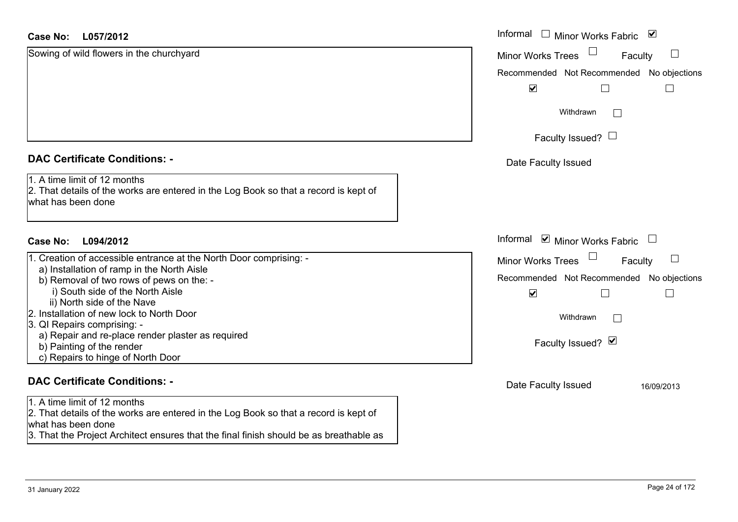**Case No: L057/2012**

Sowing of wild flowers in the churchyard

Informal ☐ Minor Works Fabric ☑

Minor Works Trees ☐ Faculty ☐

Recommended ☑ Not Recommended ☐ No objections ☐

Withdrawn ☐

Faculty Issued? ☐

Date Faculty Issued

## DAC Certificate Conditions: -

1. A time limit of 12 months
2. That details of the works are entered in the Log Book so that a record is kept of what has been done

**Case No: L094/2012**

1. Creation of accessible entrance at the North Door comprising: -
   a) Installation of ramp in the North Aisle
   b) Removal of two rows of pews on the: -
      i) South side of the North Aisle
      ii) North side of the Nave
2. Installation of new lock to North Door
3. QI Repairs comprising: -
   a) Repair and re-place render plaster as required
   b) Painting of the render
   c) Repairs to hinge of North Door

Informal ☑ Minor Works Fabric ☐

Minor Works Trees ☐ Faculty ☐

Recommended ☑ Not Recommended ☐ No objections ☐

Withdrawn ☐

Faculty Issued? ☑

Date Faculty Issued 16/09/2013

## DAC Certificate Conditions: -

1. A time limit of 12 months
2. That details of the works are entered in the Log Book so that a record is kept of what has been done
3. That the Project Architect ensures that the final finish should be as breathable as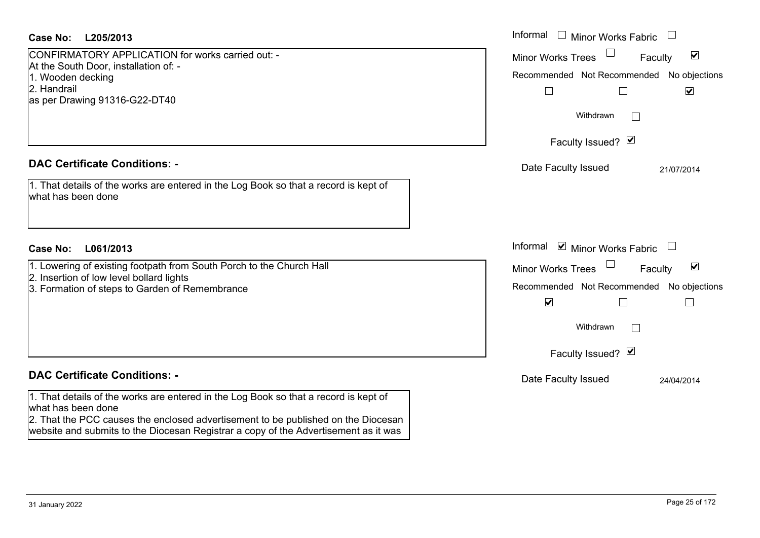**Case No: L205/2013**

CONFIRMATORY APPLICATION for works carried out: -
At the South Door, installation of: -
1. Wooden decking
2. Handrail
as per Drawing 91316-G22-DT40

Informal ☐ Minor Works Fabric ☐
Minor Works Trees ☐ Faculty ☑
Recommended ☐ Not Recommended ☐ No objections ☑
Withdrawn ☐
Faculty Issued? ☑
Date Faculty Issued 21/07/2014

## DAC Certificate Conditions: -

1. That details of the works are entered in the Log Book so that a record is kept of what has been done

**Case No: L061/2013**

1. Lowering of existing footpath from South Porch to the Church Hall
2. Insertion of low level bollard lights
3. Formation of steps to Garden of Remembrance

Informal ☑ Minor Works Fabric ☐
Minor Works Trees ☐ Faculty ☑
Recommended ☑ Not Recommended ☐ No objections ☐
Withdrawn ☐
Faculty Issued? ☑
Date Faculty Issued 24/04/2014

## DAC Certificate Conditions: -

1. That details of the works are entered in the Log Book so that a record is kept of what has been done
2. That the PCC causes the enclosed advertisement to be published on the Diocesan website and submits to the Diocesan Registrar a copy of the Advertisement as it was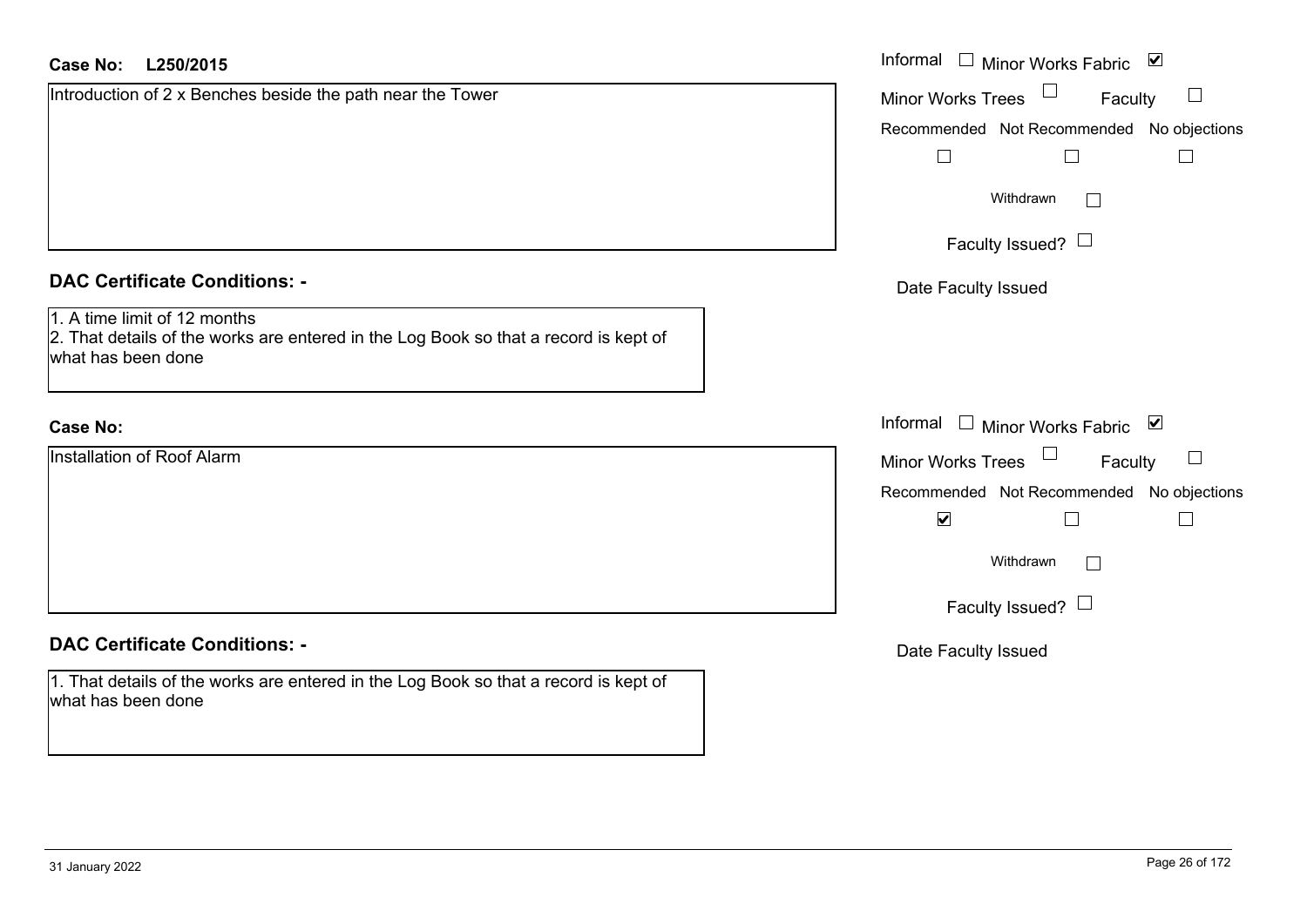**Case No:** **L250/2015**

Introduction of 2 x Benches beside the path near the Tower

Informal ☐ Minor Works Fabric ☑

Minor Works Trees ☐ Faculty ☐

Recommended ☐ Not Recommended ☐ No objections ☐

Withdrawn ☐

Faculty Issued? ☐

Date Faculty Issued

## DAC Certificate Conditions: -

1. A time limit of 12 months
2. That details of the works are entered in the Log Book so that a record is kept of what has been done

**Case No:**

Installation of Roof Alarm

Informal ☐ Minor Works Fabric ☑

Minor Works Trees ☐ Faculty ☐

Recommended ☑ Not Recommended ☐ No objections ☐

Withdrawn ☐

Faculty Issued? ☐

Date Faculty Issued

## DAC Certificate Conditions: -

1. That details of the works are entered in the Log Book so that a record is kept of what has been done

31 January 2022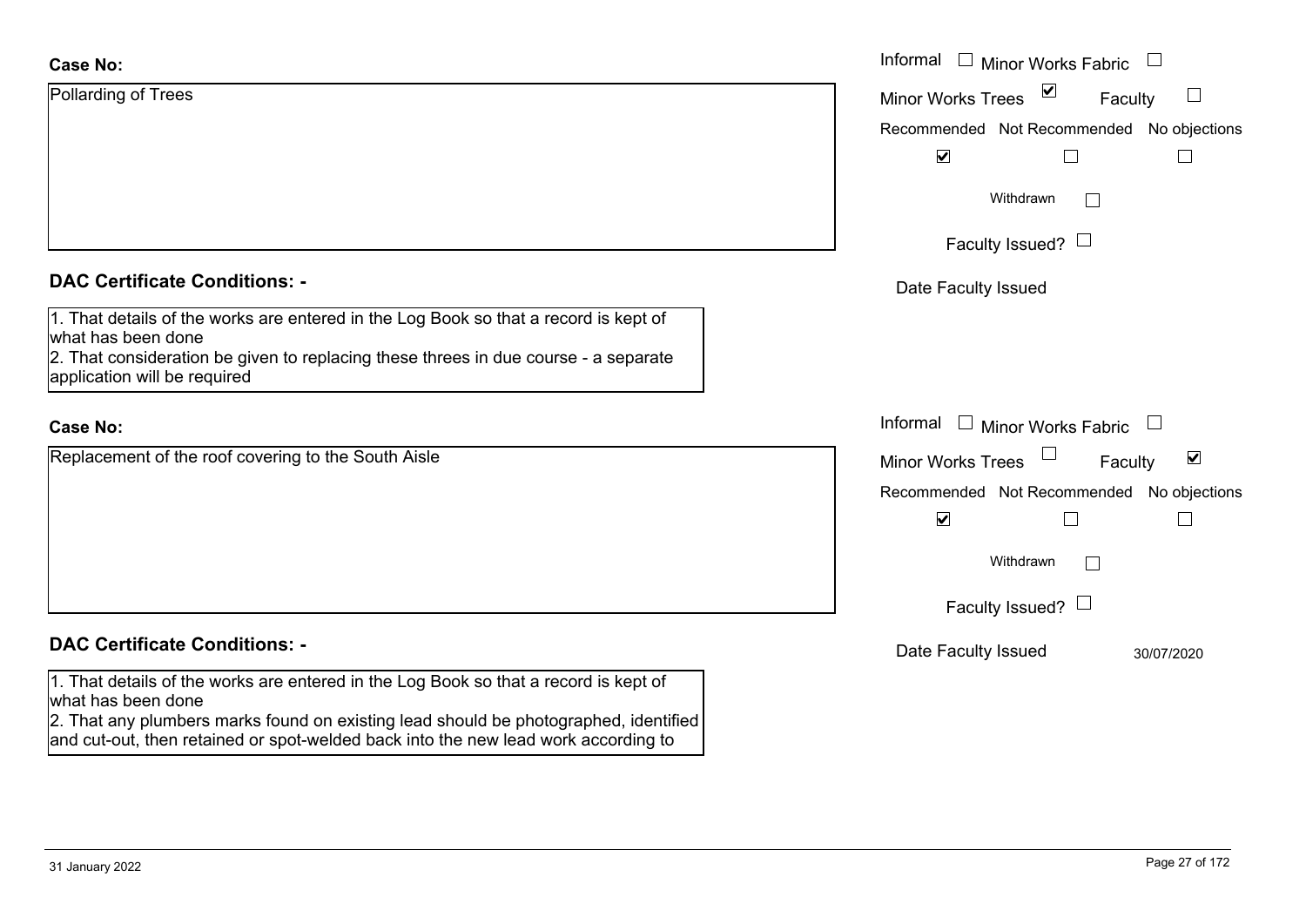**Case No:**

Pollarding of Trees

Informal ☐ Minor Works Fabric ☐
Minor Works Trees ☑ Faculty ☐

Recommended ☑ Not Recommended ☐ No objections ☐

Withdrawn ☐

Faculty Issued? ☐

Date Faculty Issued

**DAC Certificate Conditions: -**

1. That details of the works are entered in the Log Book so that a record is kept of what has been done
2. That consideration be given to replacing these threes in due course - a separate application will be required

**Case No:**

Replacement of the roof covering to the South Aisle

Informal ☐ Minor Works Fabric ☐
Minor Works Trees ☐ Faculty ☑

Recommended ☑ Not Recommended ☐ No objections ☐

Withdrawn ☐

Faculty Issued? ☐

Date Faculty Issued 30/07/2020

**DAC Certificate Conditions: -**

1. That details of the works are entered in the Log Book so that a record is kept of what has been done
2. That any plumbers marks found on existing lead should be photographed, identified and cut-out, then retained or spot-welded back into the new lead work according to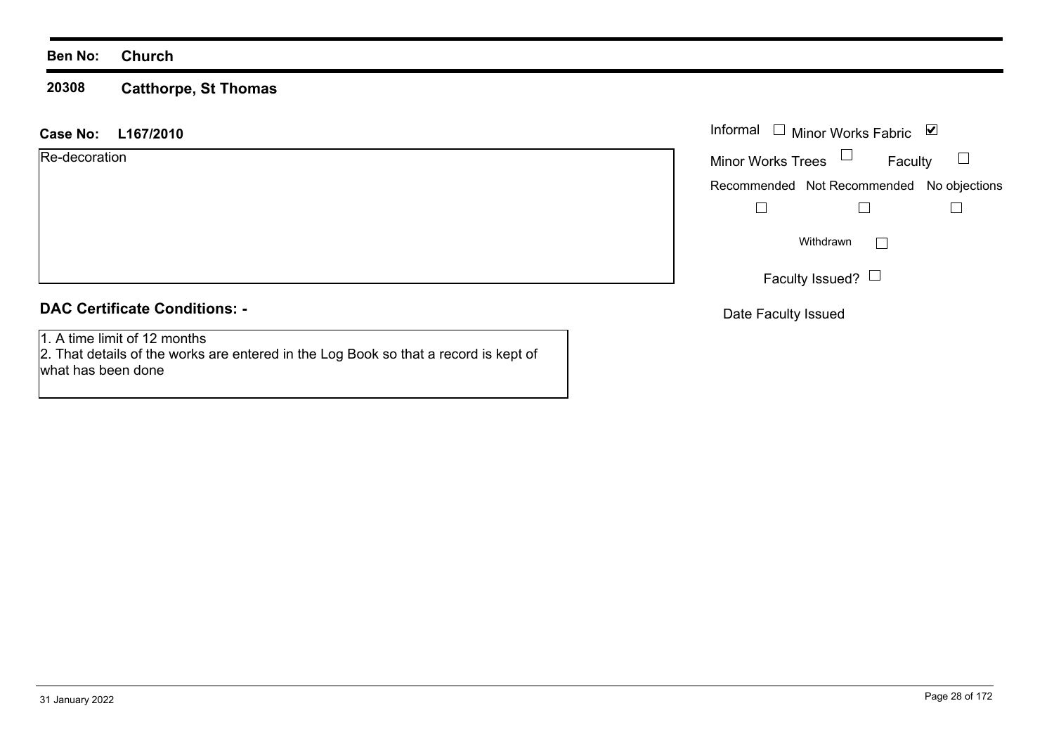**Ben No:** **Church**

**20308** **Catthorpe, St Thomas**

**Case No:** **L167/2010**

Re-decoration

Informal ☐ Minor Works Fabric ☑

Minor Works Trees ☐ Faculty ☐

| Recommended | Not Recommended | No objections |
| --- | --- | --- |
| ☐ | ☐ | ☐ |

Withdrawn ☐

Faculty Issued? ☐

Date Faculty Issued

## DAC Certificate Conditions: -

1. A time limit of 12 months
2. That details of the works are entered in the Log Book so that a record is kept of what has been done

31 January 2022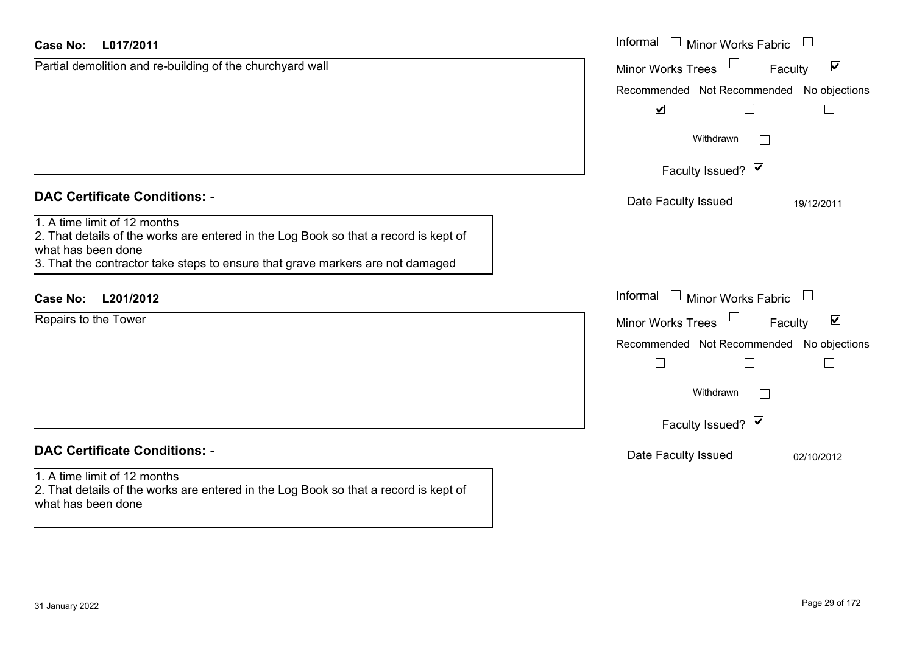**Case No: L017/2011**

Partial demolition and re-building of the churchyard wall

Informal ☐ Minor Works Fabric ☐

Minor Works Trees ☐ Faculty ☑

Recommended ☑ Not Recommended ☐ No objections ☐

Withdrawn ☐

Faculty Issued? ☑

Date Faculty Issued 19/12/2011

**DAC Certificate Conditions: -**

1. A time limit of 12 months
2. That details of the works are entered in the Log Book so that a record is kept of what has been done
3. That the contractor take steps to ensure that grave markers are not damaged

**Case No: L201/2012**

Repairs to the Tower

Informal ☐ Minor Works Fabric ☐

Minor Works Trees ☐ Faculty ☑

Recommended ☐ Not Recommended ☐ No objections ☐

Withdrawn ☐

Faculty Issued? ☑

Date Faculty Issued 02/10/2012

**DAC Certificate Conditions: -**

1. A time limit of 12 months
2. That details of the works are entered in the Log Book so that a record is kept of what has been done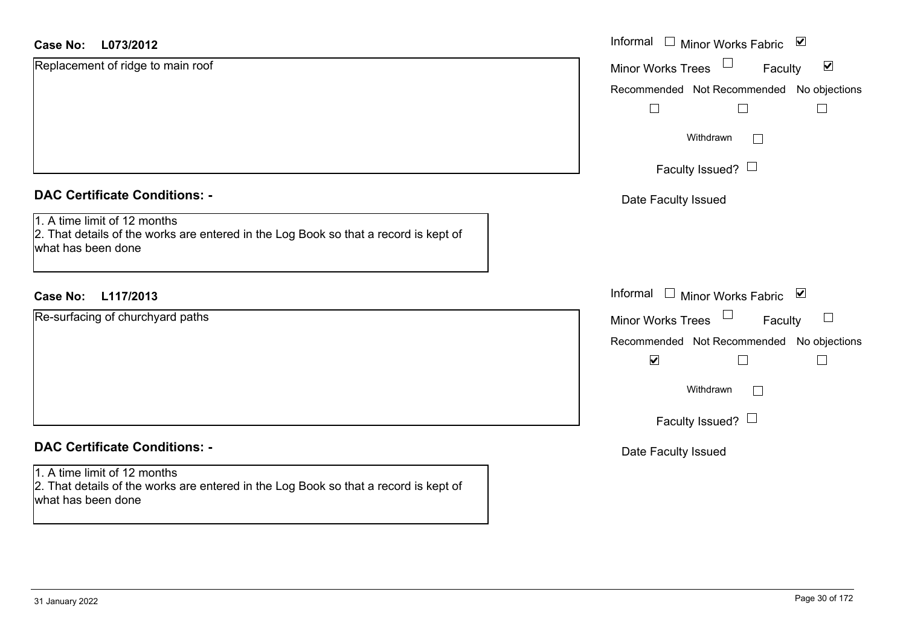**Case No: L073/2012**

Replacement of ridge to main roof

Informal ☐ Minor Works Fabric ☑
Minor Works Trees ☐ Faculty ☑
Recommended ☐ Not Recommended ☐ No objections ☐
Withdrawn ☐
Faculty Issued? ☐
Date Faculty Issued

**DAC Certificate Conditions: -**

1. A time limit of 12 months
2. That details of the works are entered in the Log Book so that a record is kept of what has been done

**Case No: L117/2013**

Re-surfacing of churchyard paths

Informal ☐ Minor Works Fabric ☑
Minor Works Trees ☐ Faculty ☐
Recommended ☑ Not Recommended ☐ No objections ☐
Withdrawn ☐
Faculty Issued? ☐
Date Faculty Issued

**DAC Certificate Conditions: -**

1. A time limit of 12 months
2. That details of the works are entered in the Log Book so that a record is kept of what has been done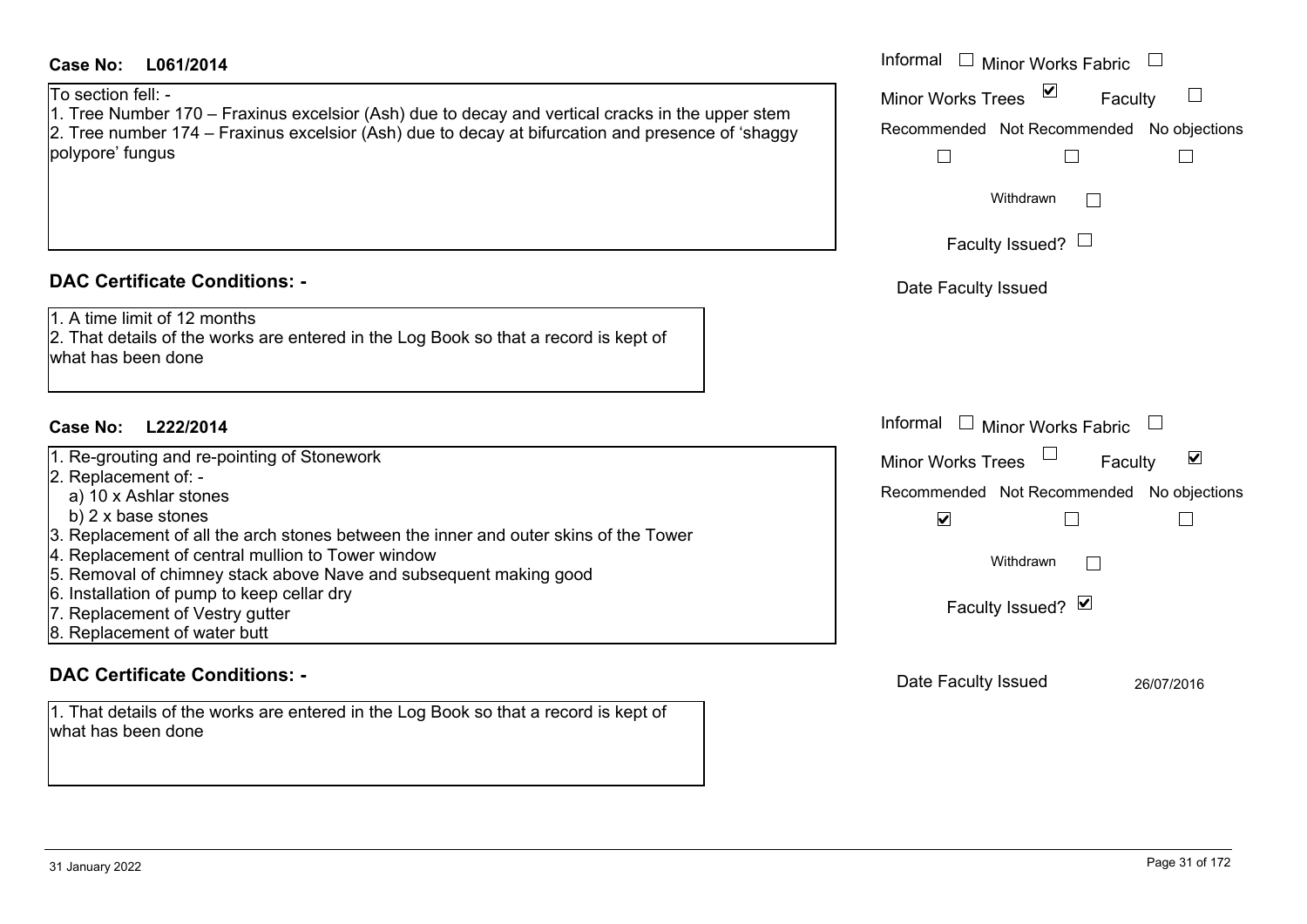**Case No: L061/2014**

Informal ☐ Minor Works Fabric ☐

Minor Works Trees ☑ Faculty ☐

Recommended ☐ Not Recommended ☐ No objections ☐

Withdrawn ☐

Faculty Issued? ☐

Date Faculty Issued

To section fell: -
1. Tree Number 170 – Fraxinus excelsior (Ash) due to decay and vertical cracks in the upper stem
2. Tree number 174 – Fraxinus excelsior (Ash) due to decay at bifurcation and presence of 'shaggy polypore' fungus

## DAC Certificate Conditions: -

1. A time limit of 12 months
2. That details of the works are entered in the Log Book so that a record is kept of what has been done

**Case No: L222/2014**

Informal ☐ Minor Works Fabric ☐

Minor Works Trees ☐ Faculty ☑

Recommended ☑ Not Recommended ☐ No objections ☐

Withdrawn ☐

Faculty Issued? ☑

Date Faculty Issued 26/07/2016

1. Re-grouting and re-pointing of Stonework
2. Replacement of: -
   a) 10 x Ashlar stones
   b) 2 x base stones
3. Replacement of all the arch stones between the inner and outer skins of the Tower
4. Replacement of central mullion to Tower window
5. Removal of chimney stack above Nave and subsequent making good
6. Installation of pump to keep cellar dry
7. Replacement of Vestry gutter
8. Replacement of water butt

## DAC Certificate Conditions: -

1. That details of the works are entered in the Log Book so that a record is kept of what has been done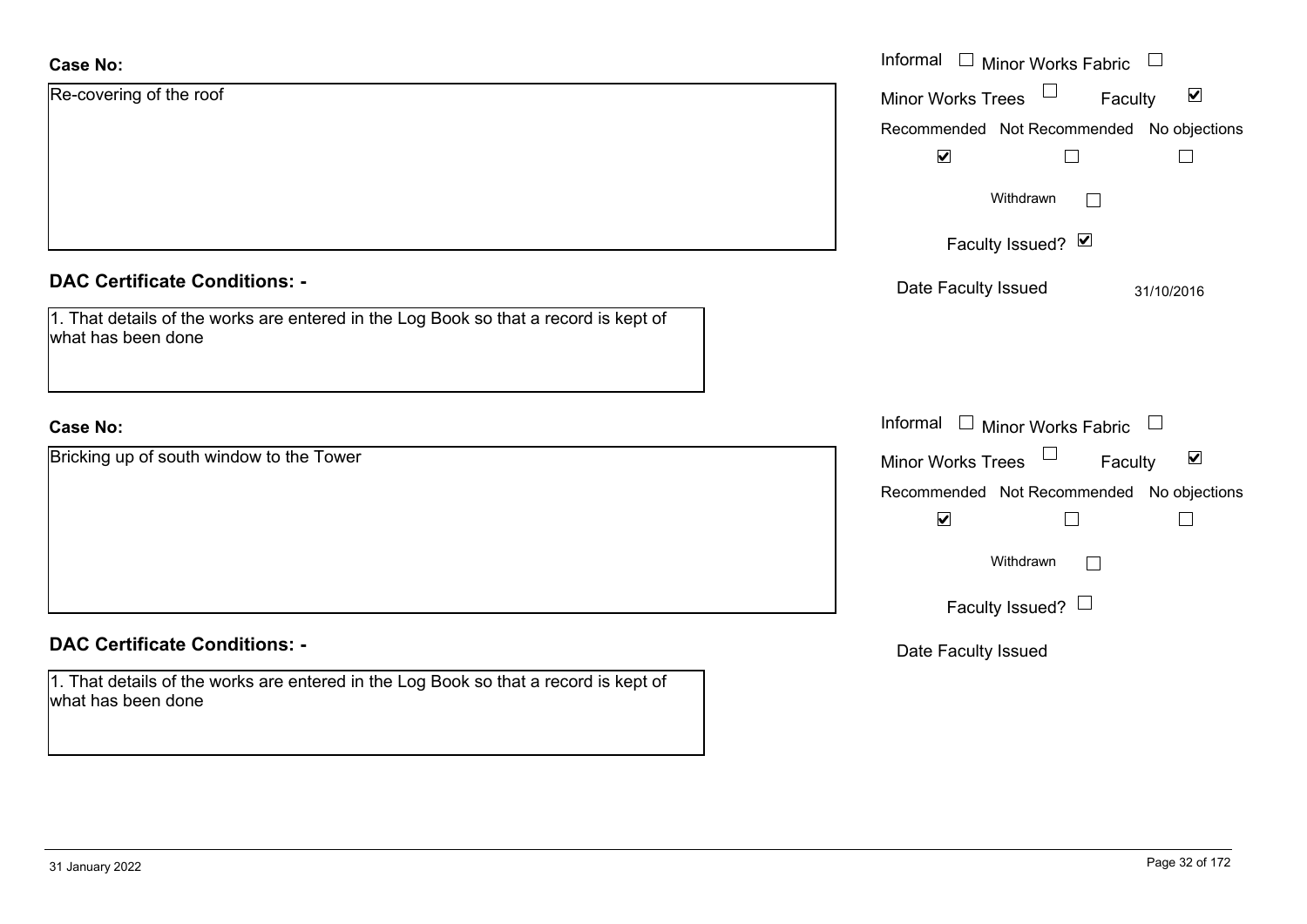**Case No:**

Re-covering of the roof

Informal ☐ Minor Works Fabric ☐

Minor Works Trees ☐ Faculty ☑

Recommended ☑ Not Recommended ☐ No objections ☐

Withdrawn ☐

Faculty Issued? ☑

Date Faculty Issued 31/10/2016

**DAC Certificate Conditions: -**

1. That details of the works are entered in the Log Book so that a record is kept of what has been done

**Case No:**

Bricking up of south window to the Tower

Informal ☐ Minor Works Fabric ☐

Minor Works Trees ☐ Faculty ☑

Recommended ☑ Not Recommended ☐ No objections ☐

Withdrawn ☐

Faculty Issued? ☐

Date Faculty Issued

**DAC Certificate Conditions: -**

1. That details of the works are entered in the Log Book so that a record is kept of what has been done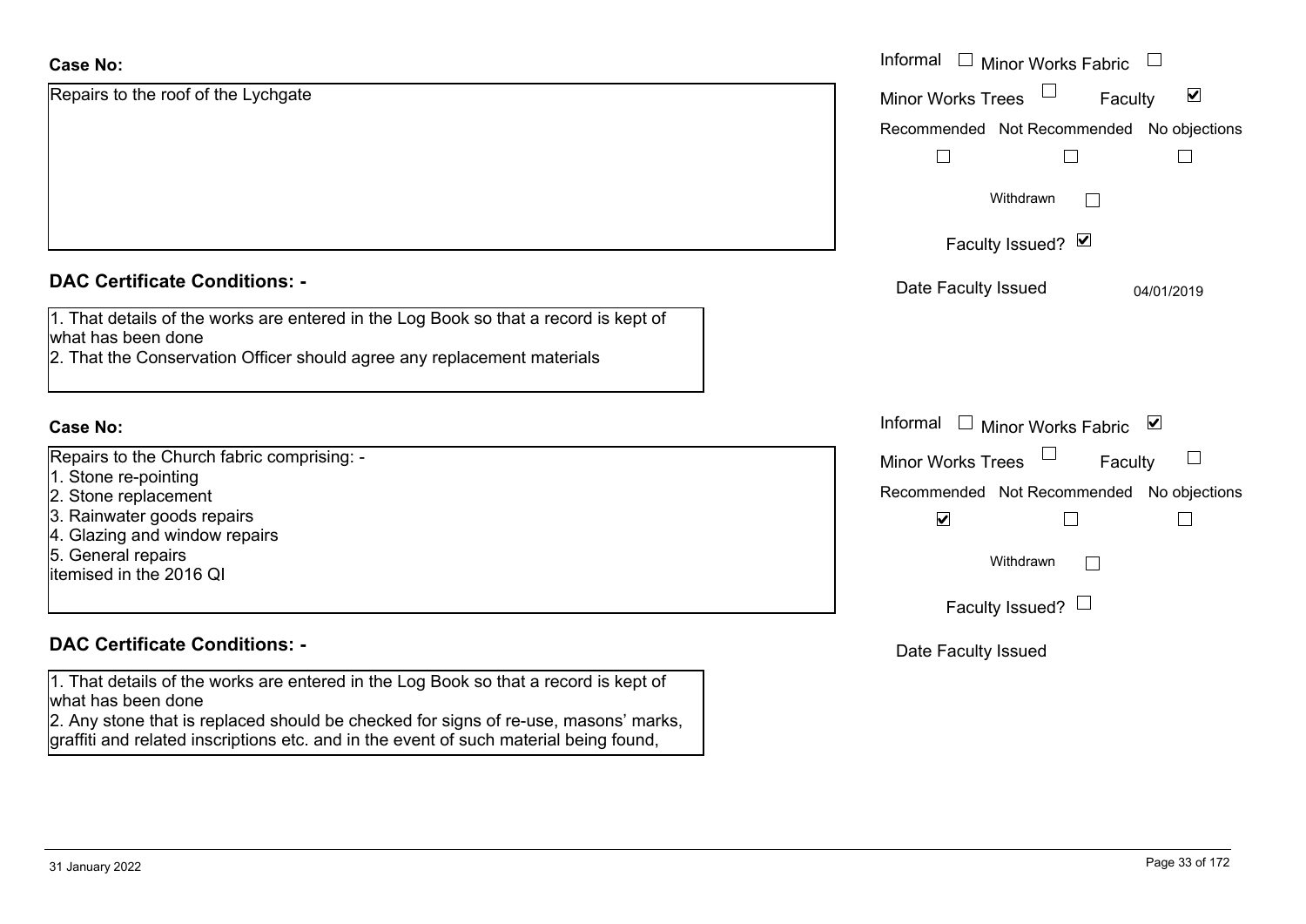**Case No:**

Repairs to the roof of the Lychgate

Informal ☐ Minor Works Fabric ☐

Minor Works Trees ☐ Faculty ☑

Recommended ☐ Not Recommended ☐ No objections ☐

Withdrawn ☐

Faculty Issued? ☑

Date Faculty Issued 04/01/2019

**DAC Certificate Conditions: -**

1. That details of the works are entered in the Log Book so that a record is kept of what has been done
2. That the Conservation Officer should agree any replacement materials

**Case No:**

Repairs to the Church fabric comprising: -
1. Stone re-pointing
2. Stone replacement
3. Rainwater goods repairs
4. Glazing and window repairs
5. General repairs

itemised in the 2016 QI

Informal ☐ Minor Works Fabric ☑

Minor Works Trees ☐ Faculty ☐

Recommended ☑ Not Recommended ☐ No objections ☐

Withdrawn ☐

Faculty Issued? ☐

Date Faculty Issued

**DAC Certificate Conditions: -**

1. That details of the works are entered in the Log Book so that a record is kept of what has been done
2. Any stone that is replaced should be checked for signs of re-use, masons' marks, graffiti and related inscriptions etc. and in the event of such material being found,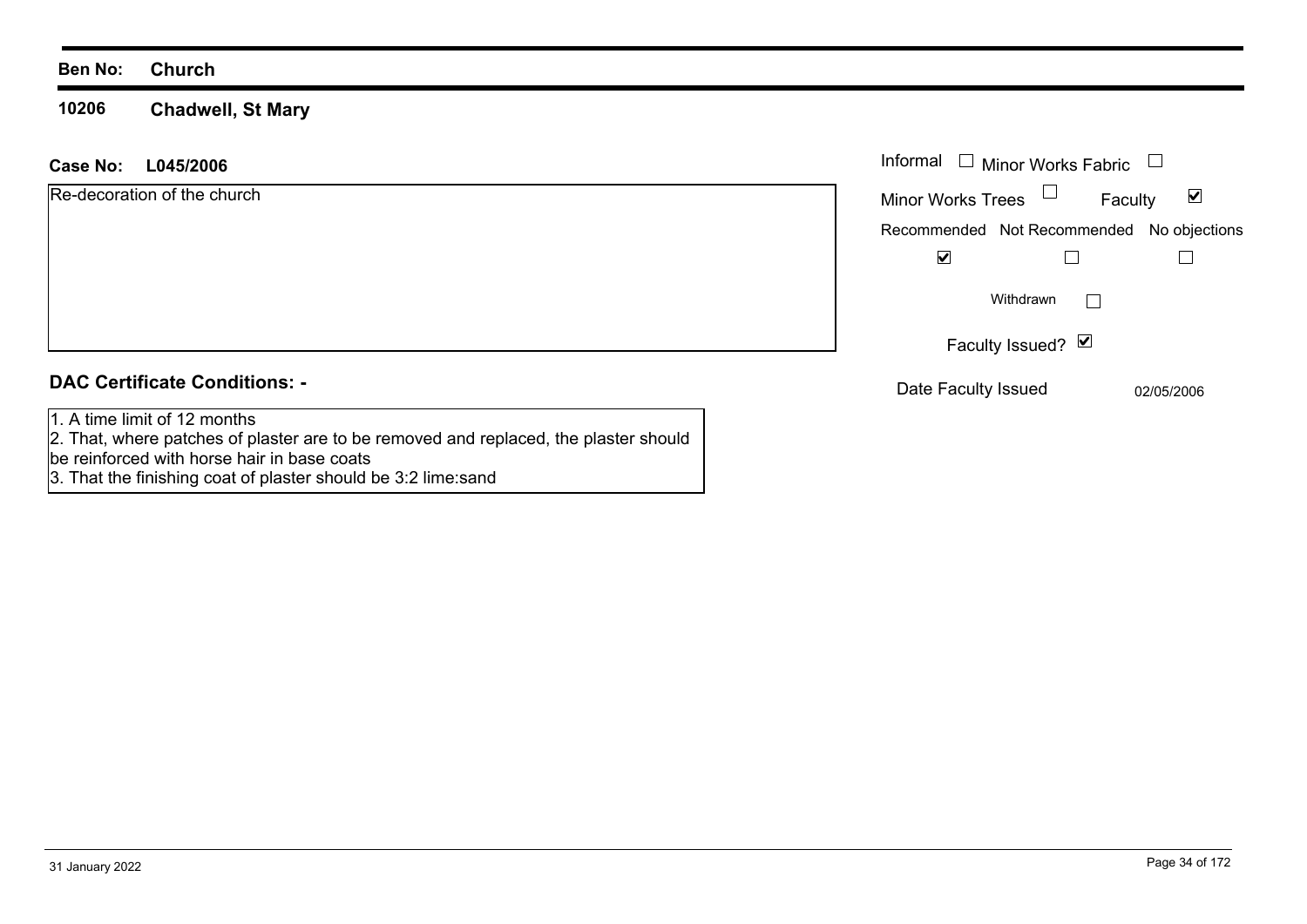**Ben No: Church**

**10206 Chadwell, St Mary**

**Case No: L045/2006**

Re-decoration of the church

Informal ☐ Minor Works Fabric ☐

Minor Works Trees ☐ Faculty ☑

| Recommended | Not Recommended | No objections |
|---|---|---|
| ☑ | ☐ | ☐ |

Withdrawn ☐

Faculty Issued? ☑

Date Faculty Issued 02/05/2006

**DAC Certificate Conditions: -**

1. A time limit of 12 months
2. That, where patches of plaster are to be removed and replaced, the plaster should be reinforced with horse hair in base coats
3. That the finishing coat of plaster should be 3:2 lime:sand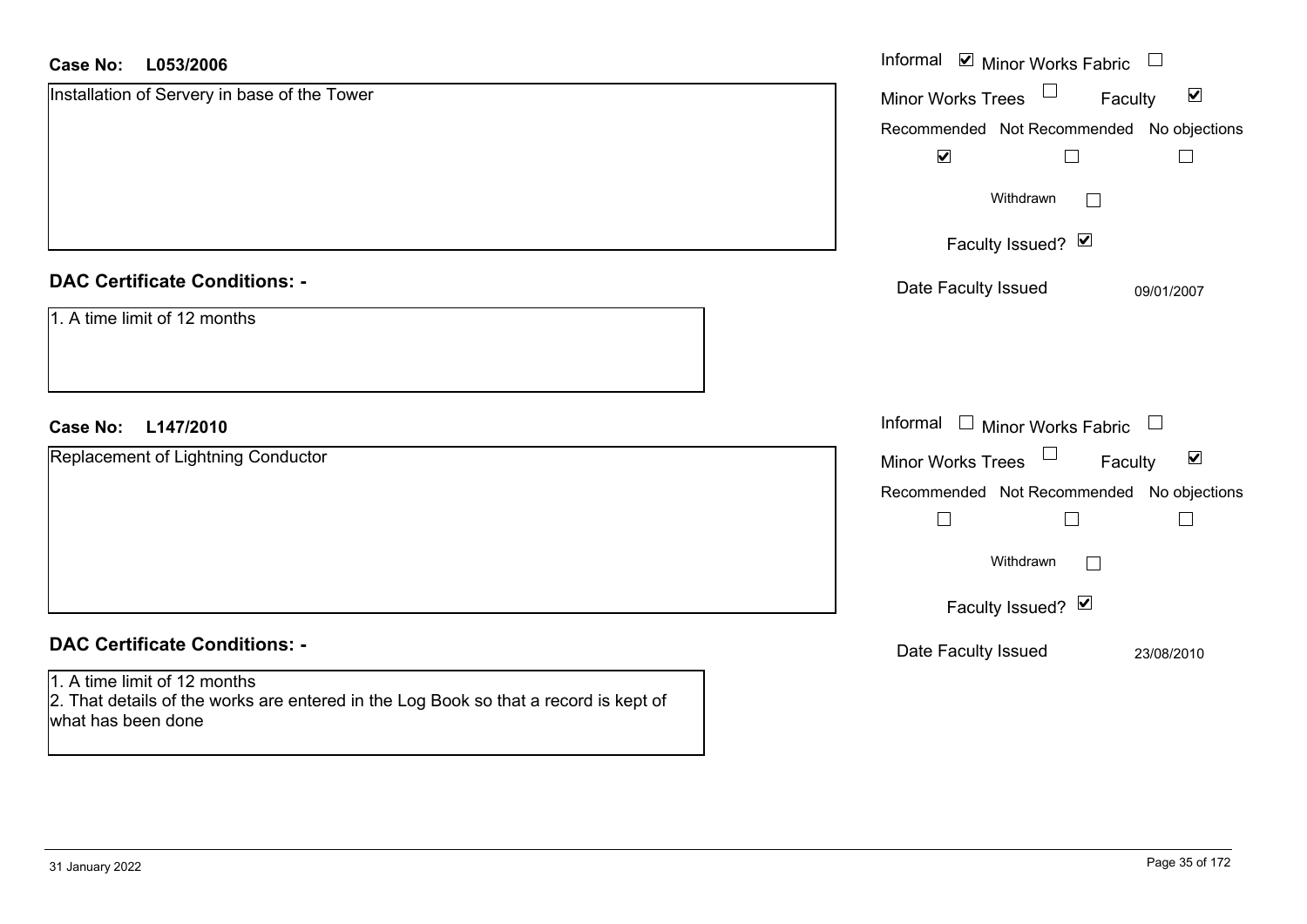**Case No:** **L053/2006**

Installation of Servery in base of the Tower

Informal ☑ Minor Works Fabric ☐
Minor Works Trees ☐ Faculty ☑

| Recommended | Not Recommended | No objections |
|---|---|---|
| ☑ | ☐ | ☐ |

Withdrawn ☐

Faculty Issued? ☑

Date Faculty Issued 09/01/2007

**DAC Certificate Conditions: -**

1. A time limit of 12 months

**Case No:** **L147/2010**

Replacement of Lightning Conductor

Informal ☐ Minor Works Fabric ☐
Minor Works Trees ☐ Faculty ☑

| Recommended | Not Recommended | No objections |
|---|---|---|
| ☐ | ☐ | ☐ |

Withdrawn ☐

Faculty Issued? ☑

Date Faculty Issued 23/08/2010

**DAC Certificate Conditions: -**

1. A time limit of 12 months
2. That details of the works are entered in the Log Book so that a record is kept of what has been done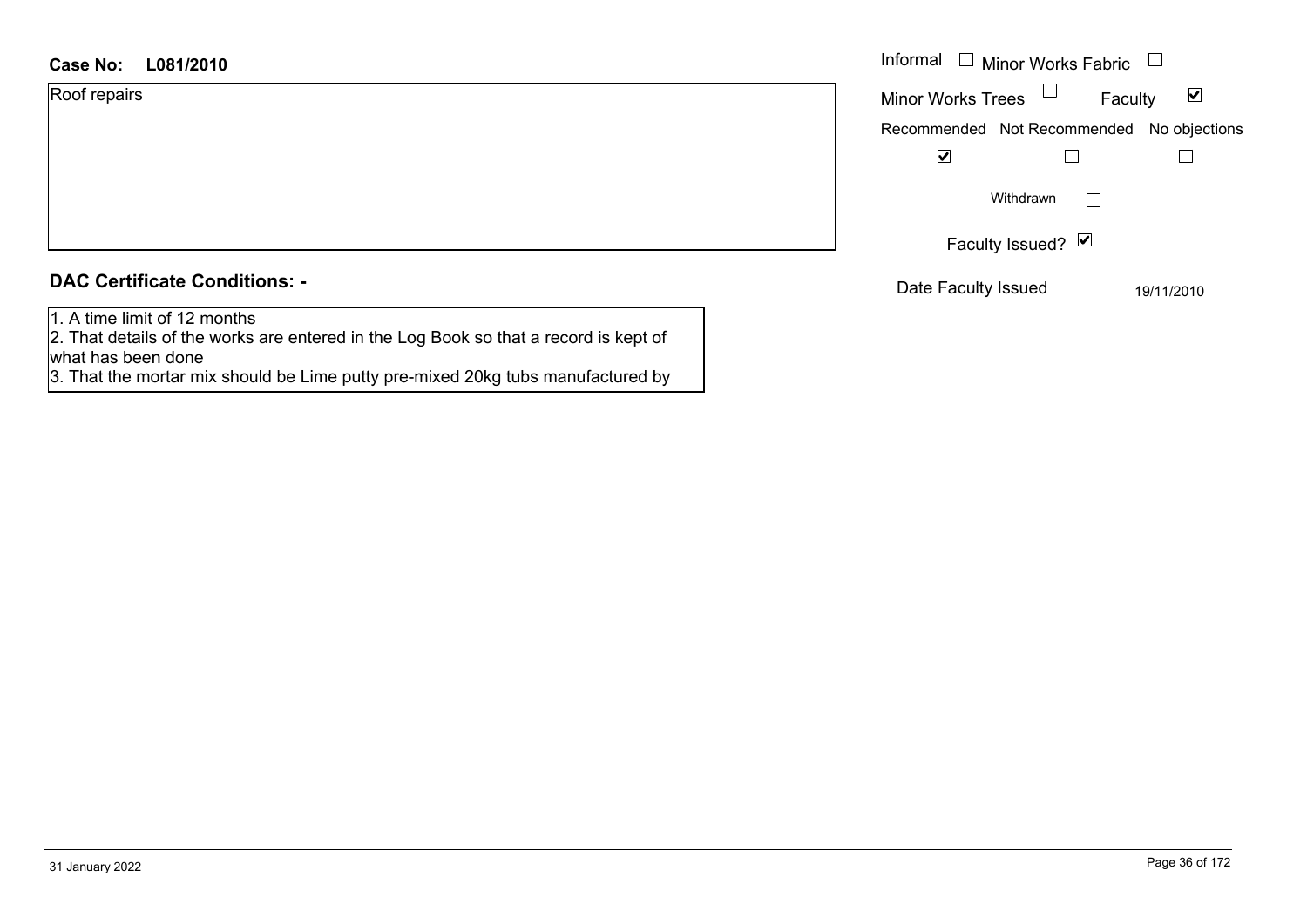**Case No:** **L081/2010**

Roof repairs

Informal ☐ Minor Works Fabric ☐

Minor Works Trees ☐ Faculty ☑

| Recommended | Not Recommended | No objections |
|---|---|---|
| ☑ | ☐ | ☐ |

Withdrawn ☐

Faculty Issued? ☑

Date Faculty Issued 19/11/2010

## DAC Certificate Conditions: -

1. A time limit of 12 months
2. That details of the works are entered in the Log Book so that a record is kept of what has been done
3. That the mortar mix should be Lime putty pre-mixed 20kg tubs manufactured by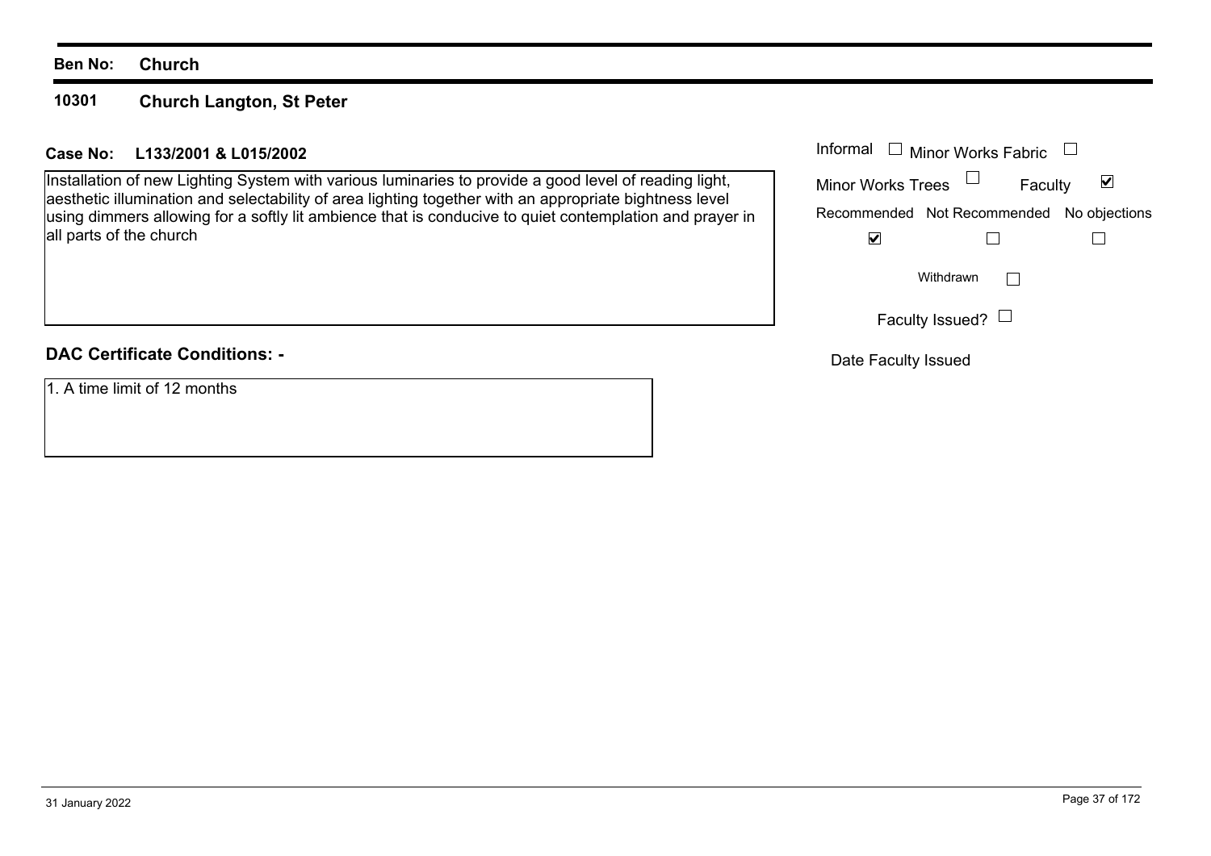**Ben No:** **Church**

**10301** **Church Langton, St Peter**

**Case No:** **L133/2001 & L015/2002**

Installation of new Lighting System with various luminaries to provide a good level of reading light, aesthetic illumination and selectability of area lighting together with an appropriate bightness level using dimmers allowing for a softly lit ambience that is conducive to quiet contemplation and prayer in all parts of the church

Informal ☐ Minor Works Fabric ☐

Minor Works Trees ☐ Faculty ☑

| Recommended | Not Recommended | No objections |
|---|---|---|
| ☑ | ☐ | ☐ |

Withdrawn ☐

Faculty Issued? ☐

Date Faculty Issued

**DAC Certificate Conditions: -**

1. A time limit of 12 months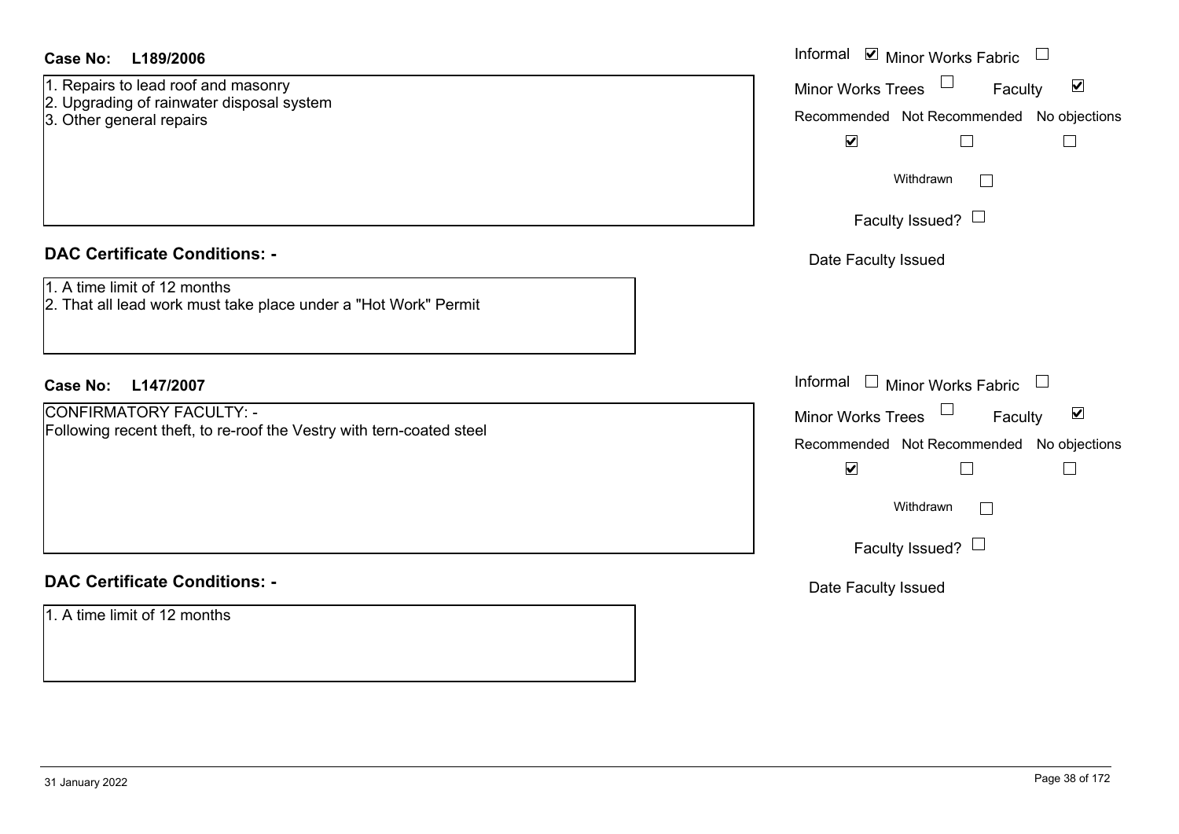**Case No: L189/2006**

1. Repairs to lead roof and masonry
2. Upgrading of rainwater disposal system
3. Other general repairs

Informal ☑ Minor Works Fabric ☐

Minor Works Trees ☐ Faculty ☑

Recommended ☑ Not Recommended ☐ No objections ☐

Withdrawn ☐

Faculty Issued? ☐

Date Faculty Issued

**DAC Certificate Conditions: -**

1. A time limit of 12 months
2. That all lead work must take place under a "Hot Work" Permit

**Case No: L147/2007**

CONFIRMATORY FACULTY: -
Following recent theft, to re-roof the Vestry with tern-coated steel

Informal ☐ Minor Works Fabric ☐

Minor Works Trees ☐ Faculty ☑

Recommended ☑ Not Recommended ☐ No objections ☐

Withdrawn ☐

Faculty Issued? ☐

Date Faculty Issued

**DAC Certificate Conditions: -**

1. A time limit of 12 months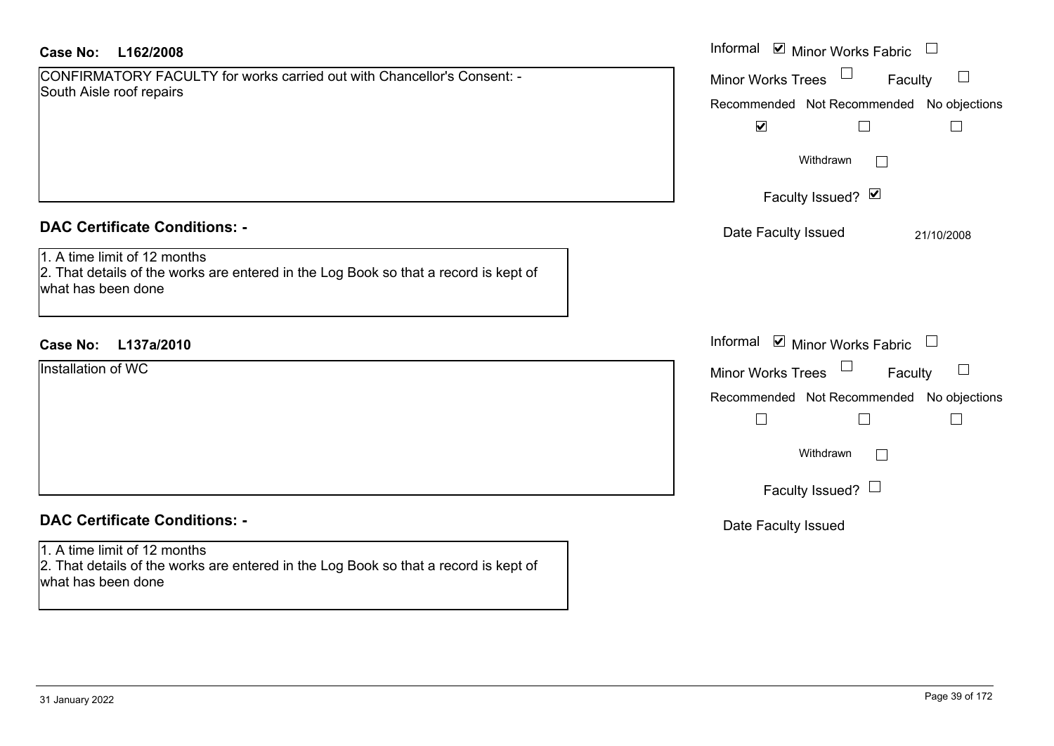**Case No: L162/2008**

CONFIRMATORY FACULTY for works carried out with Chancellor's Consent: -
South Aisle roof repairs

Informal ☑ Minor Works Fabric ☐
Minor Works Trees ☐ Faculty ☐

| Recommended | Not Recommended | No objections |
|---|---|---|
| ☑ | ☐ | ☐ |

Withdrawn ☐

Faculty Issued? ☑

Date Faculty Issued 21/10/2008

**DAC Certificate Conditions: -**

1. A time limit of 12 months
2. That details of the works are entered in the Log Book so that a record is kept of what has been done

**Case No: L137a/2010**

Installation of WC

Informal ☑ Minor Works Fabric ☐
Minor Works Trees ☐ Faculty ☐

| Recommended | Not Recommended | No objections |
|---|---|---|
| ☐ | ☐ | ☐ |

Withdrawn ☐

Faculty Issued? ☐

Date Faculty Issued

**DAC Certificate Conditions: -**

1. A time limit of 12 months
2. That details of the works are entered in the Log Book so that a record is kept of what has been done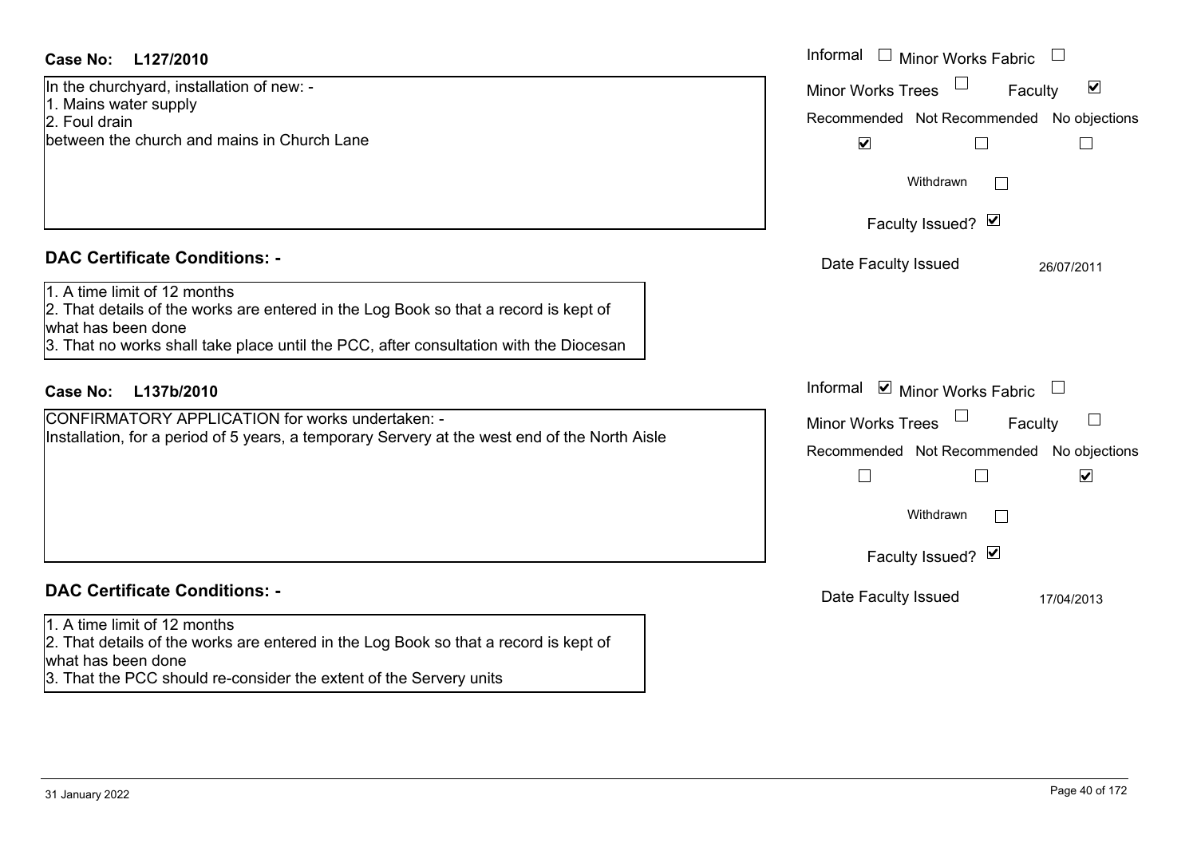**Case No: L127/2010**

In the churchyard, installation of new: -
1. Mains water supply
2. Foul drain
between the church and mains in Church Lane

Informal ☐ Minor Works Fabric ☐
Minor Works Trees ☐ Faculty ☑

| Recommended | Not Recommended | No objections |
|---|---|---|
| ☑ | ☐ | ☐ |

Withdrawn ☐

Faculty Issued? ☑

Date Faculty Issued 26/07/2011

## DAC Certificate Conditions: -

1. A time limit of 12 months
2. That details of the works are entered in the Log Book so that a record is kept of what has been done
3. That no works shall take place until the PCC, after consultation with the Diocesan

**Case No: L137b/2010**

CONFIRMATORY APPLICATION for works undertaken: -
Installation, for a period of 5 years, a temporary Servery at the west end of the North Aisle

Informal ☑ Minor Works Fabric ☐
Minor Works Trees ☐ Faculty ☐

| Recommended | Not Recommended | No objections |
|---|---|---|
| ☐ | ☐ | ☑ |

Withdrawn ☐

Faculty Issued? ☑

Date Faculty Issued 17/04/2013

## DAC Certificate Conditions: -

1. A time limit of 12 months
2. That details of the works are entered in the Log Book so that a record is kept of what has been done
3. That the PCC should re-consider the extent of the Servery units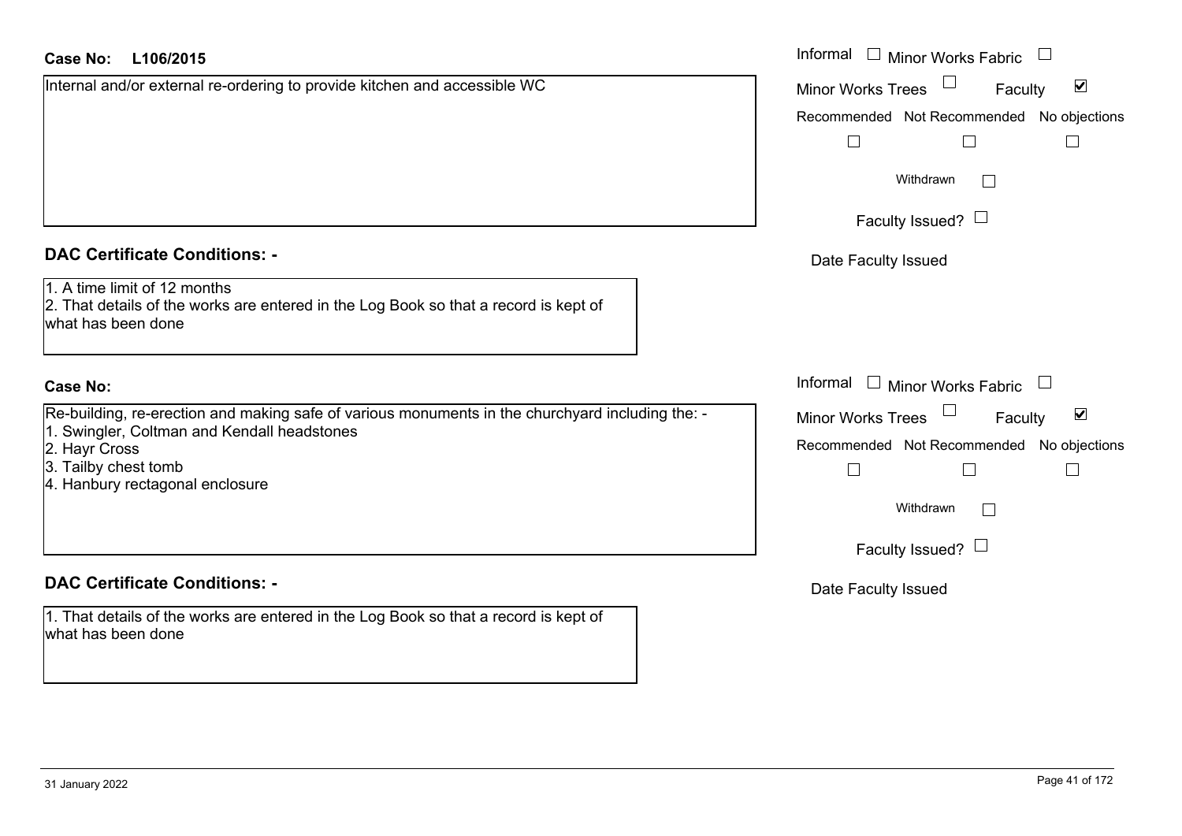**Case No: L106/2015**

Internal and/or external re-ordering to provide kitchen and accessible WC

Informal ☐ Minor Works Fabric ☐
Minor Works Trees ☐ Faculty ☑
Recommended ☐ Not Recommended ☐ No objections ☐
Withdrawn ☐
Faculty Issued? ☐
Date Faculty Issued

## DAC Certificate Conditions: -

1. A time limit of 12 months
2. That details of the works are entered in the Log Book so that a record is kept of what has been done

**Case No:**

Re-building, re-erection and making safe of various monuments in the churchyard including the: -
1. Swingler, Coltman and Kendall headstones
2. Hayr Cross
3. Tailby chest tomb
4. Hanbury rectagonal enclosure

Informal ☐ Minor Works Fabric ☐
Minor Works Trees ☐ Faculty ☑
Recommended ☐ Not Recommended ☐ No objections ☐
Withdrawn ☐
Faculty Issued? ☐
Date Faculty Issued

## DAC Certificate Conditions: -

1. That details of the works are entered in the Log Book so that a record is kept of what has been done

31 January 2022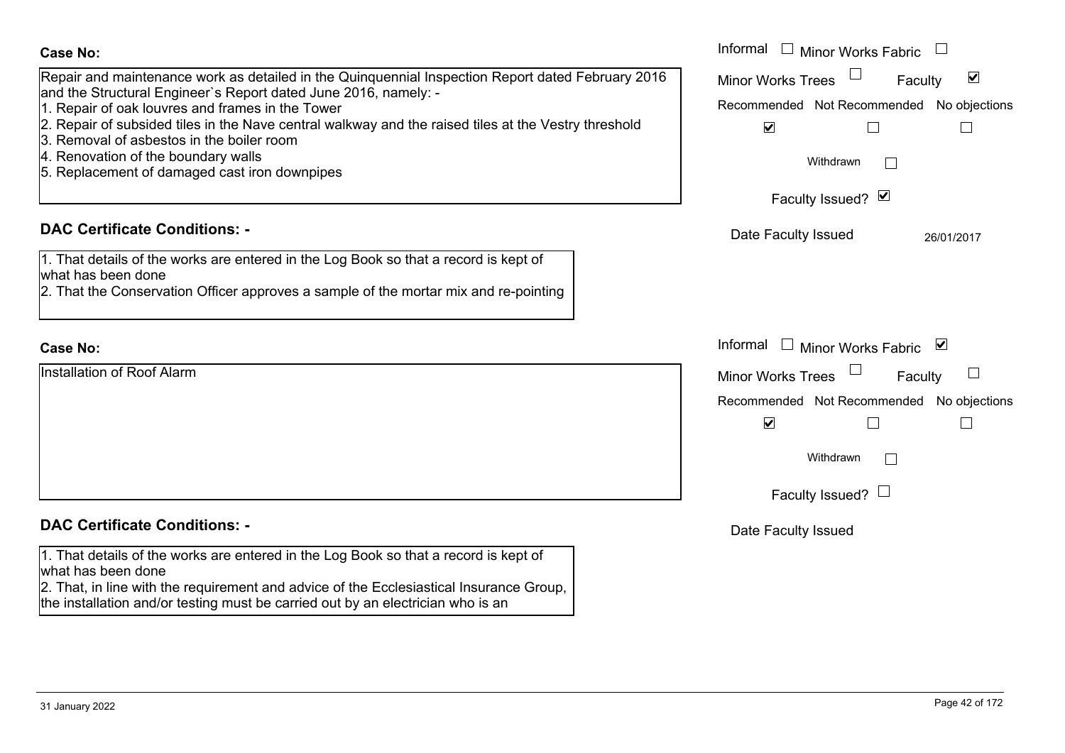**Case No:**

Repair and maintenance work as detailed in the Quinquennial Inspection Report dated February 2016 and the Structural Engineer`s Report dated June 2016, namely: -

1. Repair of oak louvres and frames in the Tower
2. Repair of subsided tiles in the Nave central walkway and the raised tiles at the Vestry threshold
3. Removal of asbestos in the boiler room
4. Renovation of the boundary walls
5. Replacement of damaged cast iron downpipes

Informal ☐ Minor Works Fabric ☐
Minor Works Trees ☐ Faculty ☑

| Recommended | Not Recommended | No objections |
|---|---|---|
| ☑ | ☐ | ☐ |

Withdrawn ☐

Faculty Issued? ☑

Date Faculty Issued 26/01/2017

**DAC Certificate Conditions: -**

1. That details of the works are entered in the Log Book so that a record is kept of what has been done
2. That the Conservation Officer approves a sample of the mortar mix and re-pointing

**Case No:**

Installation of Roof Alarm

Informal ☐ Minor Works Fabric ☑
Minor Works Trees ☐ Faculty ☐

| Recommended | Not Recommended | No objections |
|---|---|---|
| ☑ | ☐ | ☐ |

Withdrawn ☐

Faculty Issued? ☐

Date Faculty Issued

**DAC Certificate Conditions: -**

1. That details of the works are entered in the Log Book so that a record is kept of what has been done
2. That, in line with the requirement and advice of the Ecclesiastical Insurance Group, the installation and/or testing must be carried out by an electrician who is an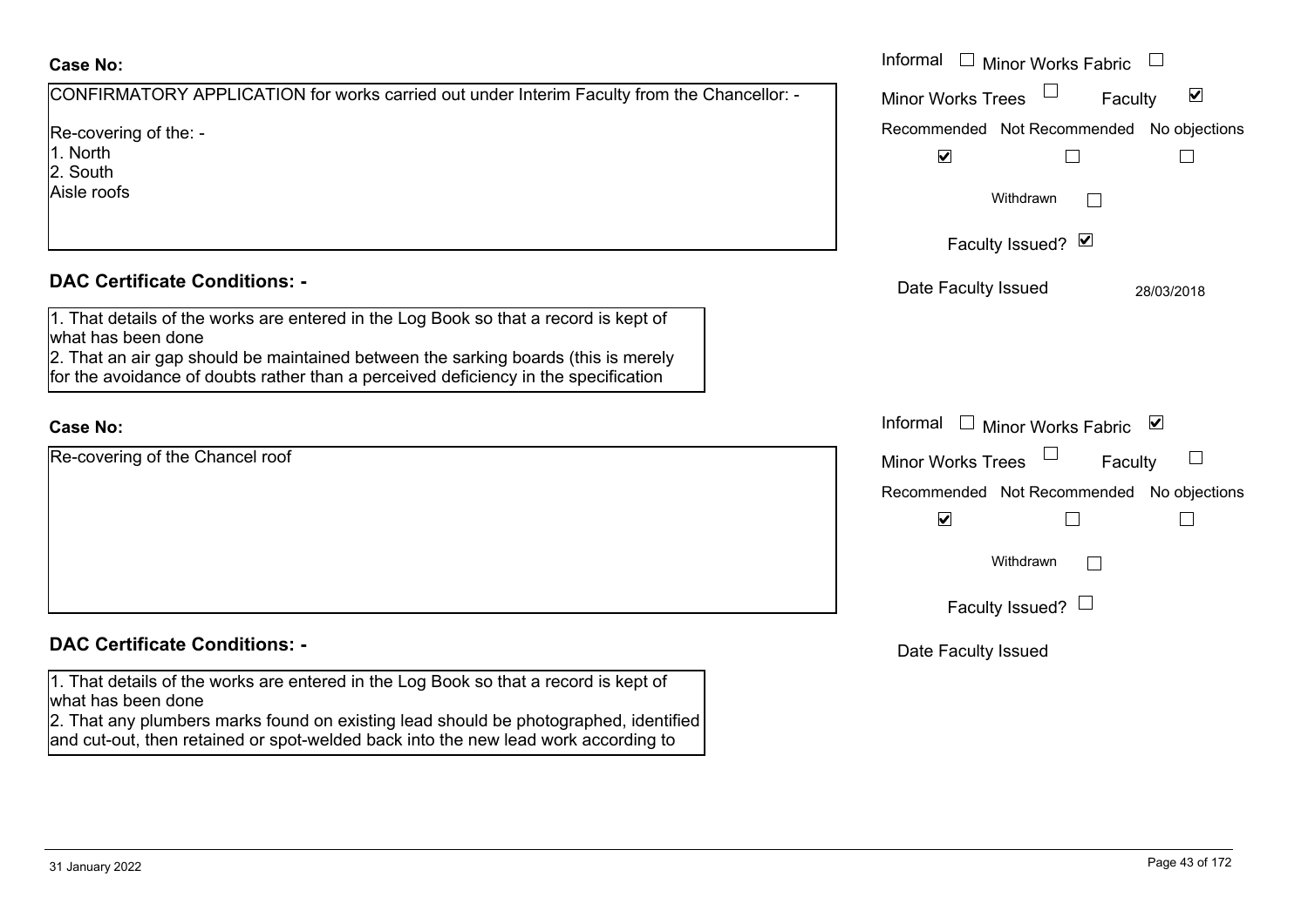**Case No:**

CONFIRMATORY APPLICATION for works carried out under Interim Faculty from the Chancellor: -

Re-covering of the: -
1. North
2. South
Aisle roofs

Informal ☐ Minor Works Fabric ☐
Minor Works Trees ☐ Faculty ☑
Recommended ☑ Not Recommended ☐ No objections ☐
Withdrawn ☐
Faculty Issued? ☑
Date Faculty Issued 28/03/2018

**DAC Certificate Conditions: -**

1. That details of the works are entered in the Log Book so that a record is kept of what has been done
2. That an air gap should be maintained between the sarking boards (this is merely for the avoidance of doubts rather than a perceived deficiency in the specification

**Case No:**

Re-covering of the Chancel roof

Informal ☐ Minor Works Fabric ☑
Minor Works Trees ☐ Faculty ☐
Recommended ☑ Not Recommended ☐ No objections ☐
Withdrawn ☐
Faculty Issued? ☐
Date Faculty Issued

**DAC Certificate Conditions: -**

1. That details of the works are entered in the Log Book so that a record is kept of what has been done
2. That any plumbers marks found on existing lead should be photographed, identified and cut-out, then retained or spot-welded back into the new lead work according to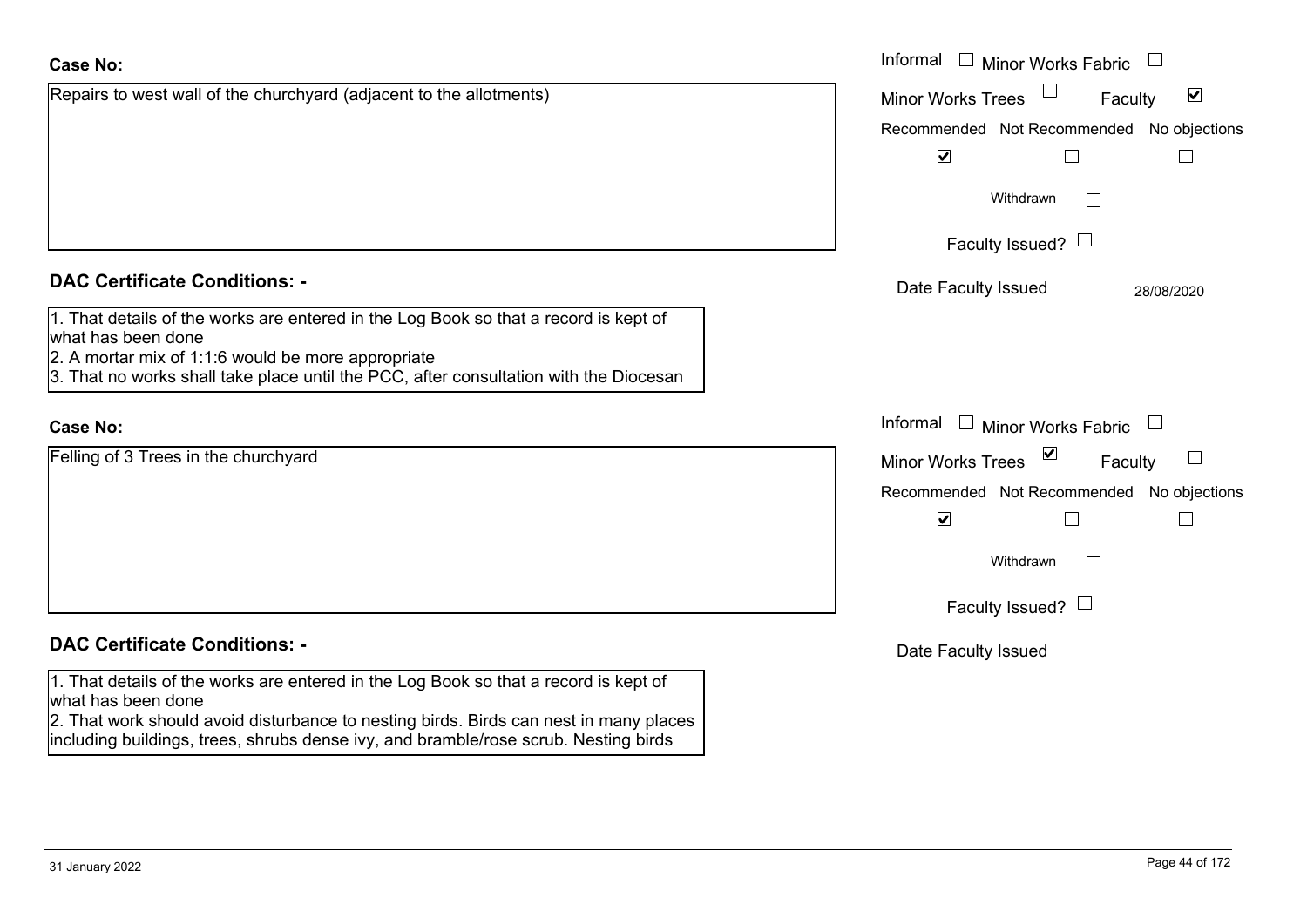**Case No:**

Repairs to west wall of the churchyard (adjacent to the allotments)

Informal ☐ Minor Works Fabric ☐

Minor Works Trees ☐ Faculty ☑

| Recommended | Not Recommended | No objections |
|---|---|---|
| ☑ | ☐ | ☐ |

Withdrawn ☐

Faculty Issued? ☐

Date Faculty Issued 28/08/2020

**DAC Certificate Conditions: -**

1. That details of the works are entered in the Log Book so that a record is kept of what has been done
2. A mortar mix of 1:1:6 would be more appropriate
3. That no works shall take place until the PCC, after consultation with the Diocesan

**Case No:**

Felling of 3 Trees in the churchyard

Informal ☐ Minor Works Fabric ☐

Minor Works Trees ☑ Faculty ☐

| Recommended | Not Recommended | No objections |
|---|---|---|
| ☑ | ☐ | ☐ |

Withdrawn ☐

Faculty Issued? ☐

Date Faculty Issued

**DAC Certificate Conditions: -**

1. That details of the works are entered in the Log Book so that a record is kept of what has been done
2. That work should avoid disturbance to nesting birds. Birds can nest in many places including buildings, trees, shrubs dense ivy, and bramble/rose scrub. Nesting birds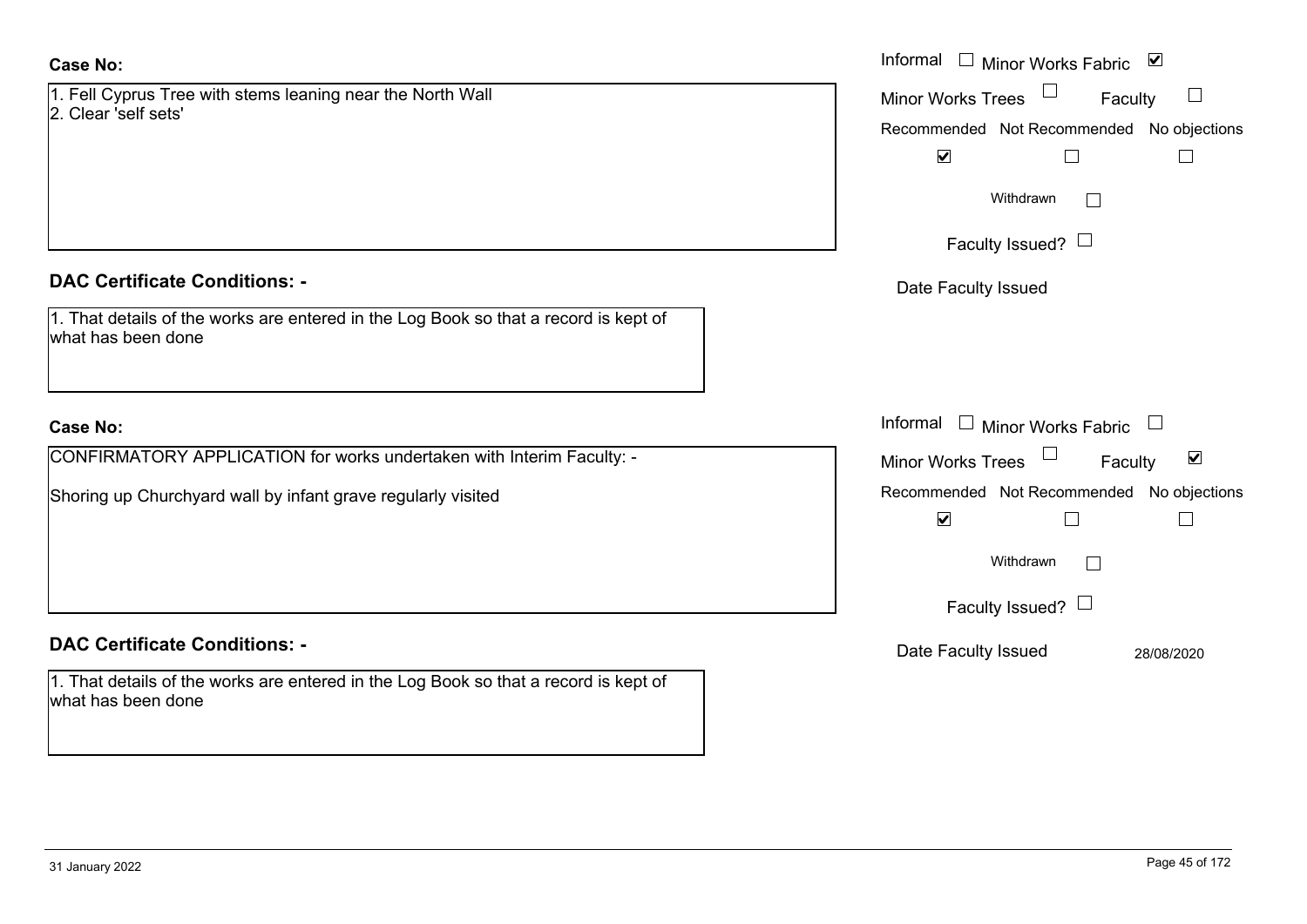**Case No:**

1. Fell Cyprus Tree with stems leaning near the North Wall
2. Clear 'self sets'

Informal ☐ Minor Works Fabric ☑

Minor Works Trees ☐ Faculty ☐

Recommended ☑ Not Recommended ☐ No objections ☐

Withdrawn ☐

Faculty Issued? ☐

Date Faculty Issued

**DAC Certificate Conditions: -**

1. That details of the works are entered in the Log Book so that a record is kept of what has been done

**Case No:**

CONFIRMATORY APPLICATION for works undertaken with Interim Faculty: -

Shoring up Churchyard wall by infant grave regularly visited

Informal ☐ Minor Works Fabric ☐

Minor Works Trees ☐ Faculty ☑

Recommended ☑ Not Recommended ☐ No objections ☐

Withdrawn ☐

Faculty Issued? ☐

Date Faculty Issued 28/08/2020

**DAC Certificate Conditions: -**

1. That details of the works are entered in the Log Book so that a record is kept of what has been done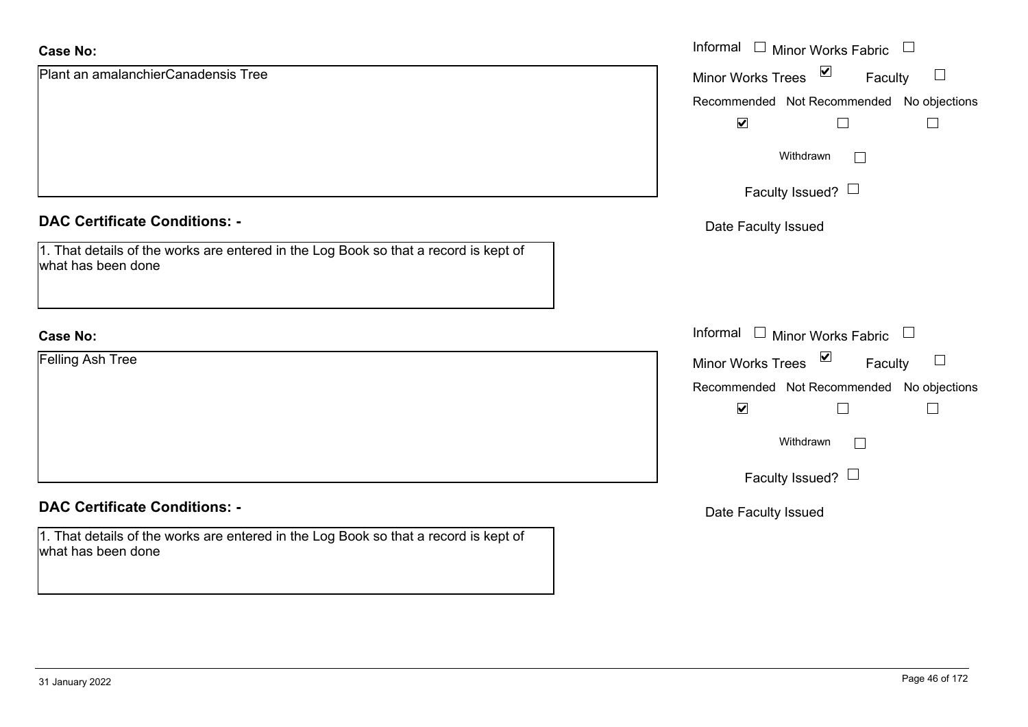**Case No:**

Plant an amalanchierCanadensis Tree

Informal ☐ Minor Works Fabric ☐

Minor Works Trees ☑ Faculty ☐

Recommended ☑ Not Recommended ☐ No objections ☐

Withdrawn ☐

Faculty Issued? ☐

Date Faculty Issued

**DAC Certificate Conditions: -**

1. That details of the works are entered in the Log Book so that a record is kept of what has been done

**Case No:**

Felling Ash Tree

Informal ☐ Minor Works Fabric ☐

Minor Works Trees ☑ Faculty ☐

Recommended ☑ Not Recommended ☐ No objections ☐

Withdrawn ☐

Faculty Issued? ☐

Date Faculty Issued

**DAC Certificate Conditions: -**

1. That details of the works are entered in the Log Book so that a record is kept of what has been done

31 January 2022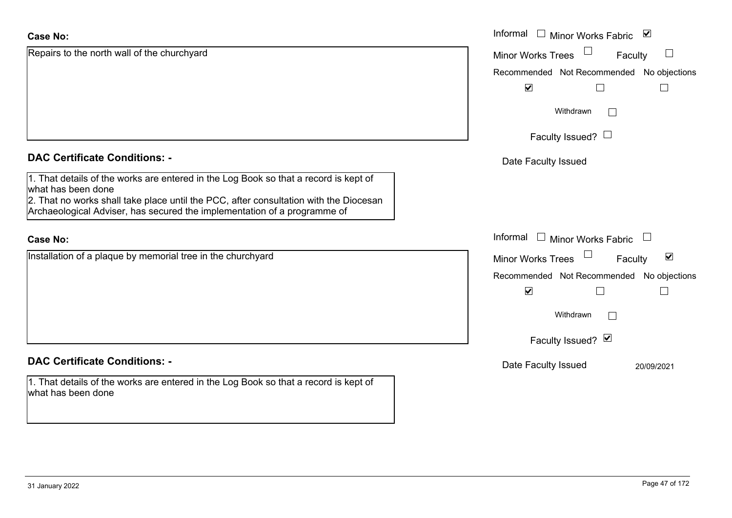**Case No:**

Repairs to the north wall of the churchyard

Informal ☐ Minor Works Fabric ☑

Minor Works Trees ☐ Faculty ☐

Recommended ☑ Not Recommended ☐ No objections ☐

Withdrawn ☐

Faculty Issued? ☐

Date Faculty Issued

**DAC Certificate Conditions: -**

1. That details of the works are entered in the Log Book so that a record is kept of what has been done
2. That no works shall take place until the PCC, after consultation with the Diocesan Archaeological Adviser, has secured the implementation of a programme of

**Case No:**

Installation of a plaque by memorial tree in the churchyard

Informal ☐ Minor Works Fabric ☐

Minor Works Trees ☐ Faculty ☑

Recommended ☑ Not Recommended ☐ No objections ☐

Withdrawn ☐

Faculty Issued? ☑

Date Faculty Issued 20/09/2021

**DAC Certificate Conditions: -**

1. That details of the works are entered in the Log Book so that a record is kept of what has been done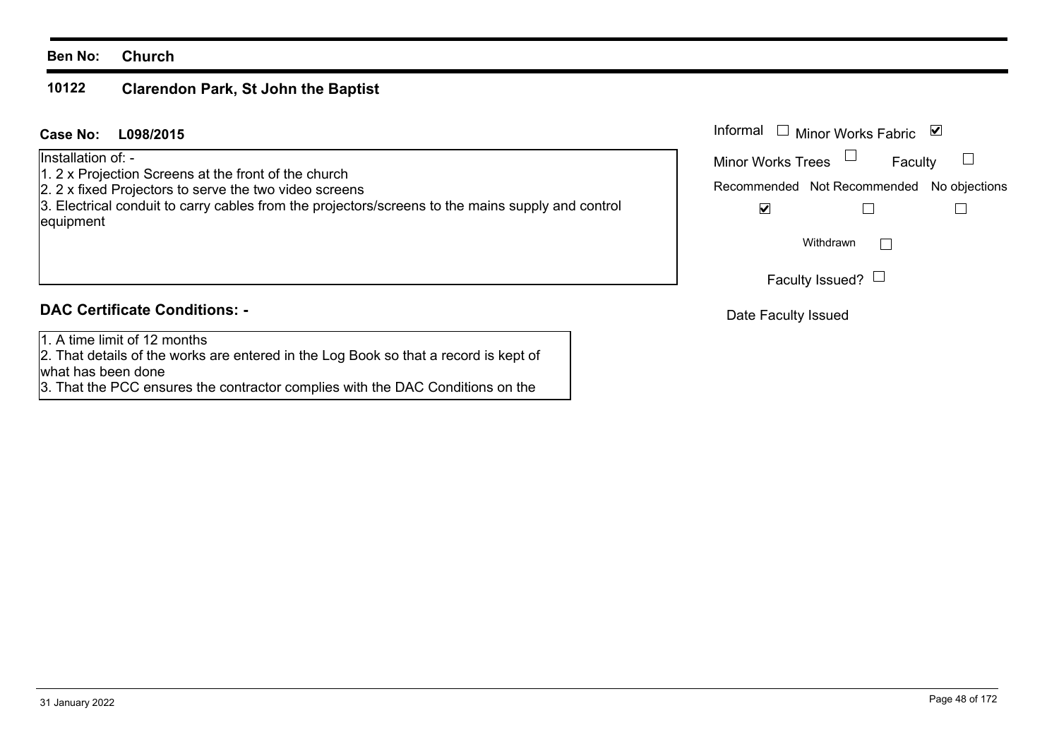**Ben No: Church**

## 10122 Clarendon Park, St John the Baptist

**Case No: L098/2015**

Installation of: -
1. 2 x Projection Screens at the front of the church
2. 2 x fixed Projectors to serve the two video screens
3. Electrical conduit to carry cables from the projectors/screens to the mains supply and control equipment

| Informal ☐ | Minor Works Fabric ☑ | |
|---|---|---|
| Minor Works Trees ☐ | Faculty ☐ | |
| Recommended | Not Recommended | No objections |
| ☑ | ☐ | ☐ |

Withdrawn ☐

Faculty Issued? ☐

Date Faculty Issued

### DAC Certificate Conditions: -

1. A time limit of 12 months
2. That details of the works are entered in the Log Book so that a record is kept of what has been done
3. That the PCC ensures the contractor complies with the DAC Conditions on the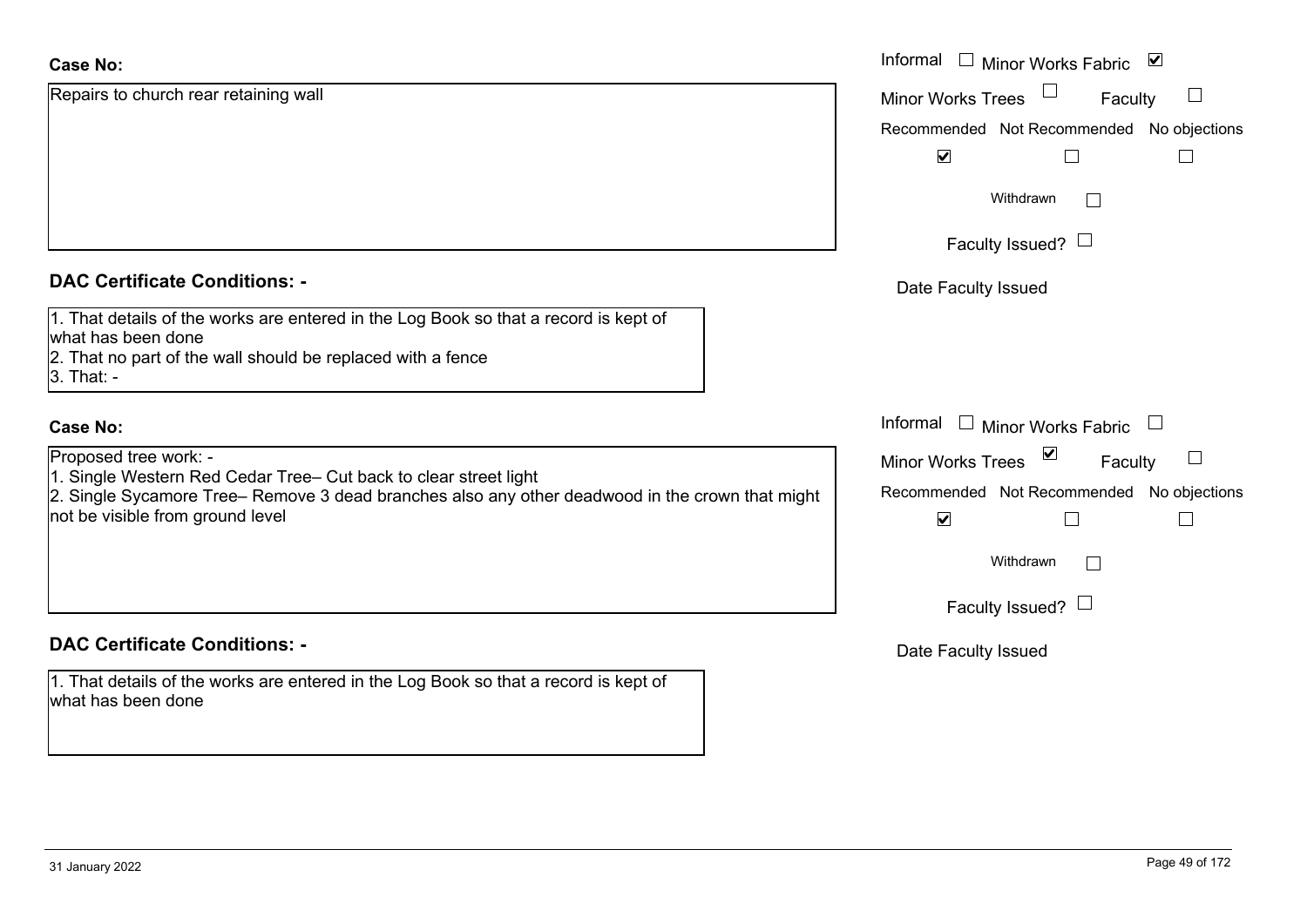**Case No:**

Repairs to church rear retaining wall

Informal ☐ Minor Works Fabric ☑

Minor Works Trees ☐ Faculty ☐

Recommended ☑ Not Recommended ☐ No objections ☐

Withdrawn ☐

Faculty Issued? ☐

Date Faculty Issued

**DAC Certificate Conditions: -**

1. That details of the works are entered in the Log Book so that a record is kept of what has been done
2. That no part of the wall should be replaced with a fence
3. That: -

**Case No:**

Proposed tree work: -
1. Single Western Red Cedar Tree– Cut back to clear street light
2. Single Sycamore Tree– Remove 3 dead branches also any other deadwood in the crown that might not be visible from ground level

Informal ☐ Minor Works Fabric ☐

Minor Works Trees ☑ Faculty ☐

Recommended ☑ Not Recommended ☐ No objections ☐

Withdrawn ☐

Faculty Issued? ☐

Date Faculty Issued

**DAC Certificate Conditions: -**

1. That details of the works are entered in the Log Book so that a record is kept of what has been done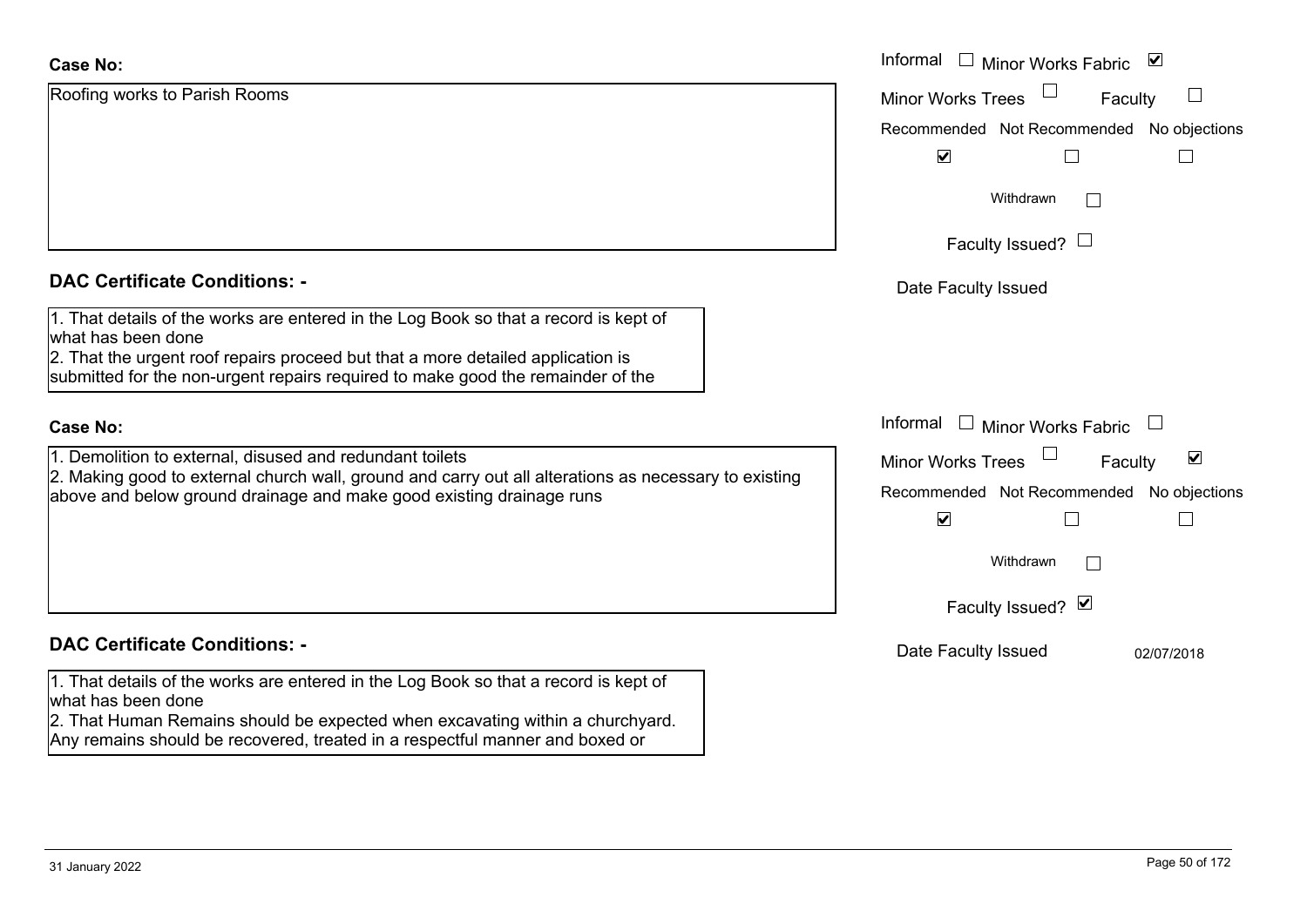**Case No:**

Roofing works to Parish Rooms

Informal ☐ Minor Works Fabric ☑

Minor Works Trees ☐ Faculty ☐

Recommended ☑ Not Recommended ☐ No objections ☐

Withdrawn ☐

Faculty Issued? ☐

Date Faculty Issued

**DAC Certificate Conditions: -**

1. That details of the works are entered in the Log Book so that a record is kept of what has been done
2. That the urgent roof repairs proceed but that a more detailed application is submitted for the non-urgent repairs required to make good the remainder of the

**Case No:**

1. Demolition to external, disused and redundant toilets
2. Making good to external church wall, ground and carry out all alterations as necessary to existing above and below ground drainage and make good existing drainage runs

Informal ☐ Minor Works Fabric ☐

Minor Works Trees ☐ Faculty ☑

Recommended ☑ Not Recommended ☐ No objections ☐

Withdrawn ☐

Faculty Issued? ☑

Date Faculty Issued 02/07/2018

**DAC Certificate Conditions: -**

1. That details of the works are entered in the Log Book so that a record is kept of what has been done
2. That Human Remains should be expected when excavating within a churchyard. Any remains should be recovered, treated in a respectful manner and boxed or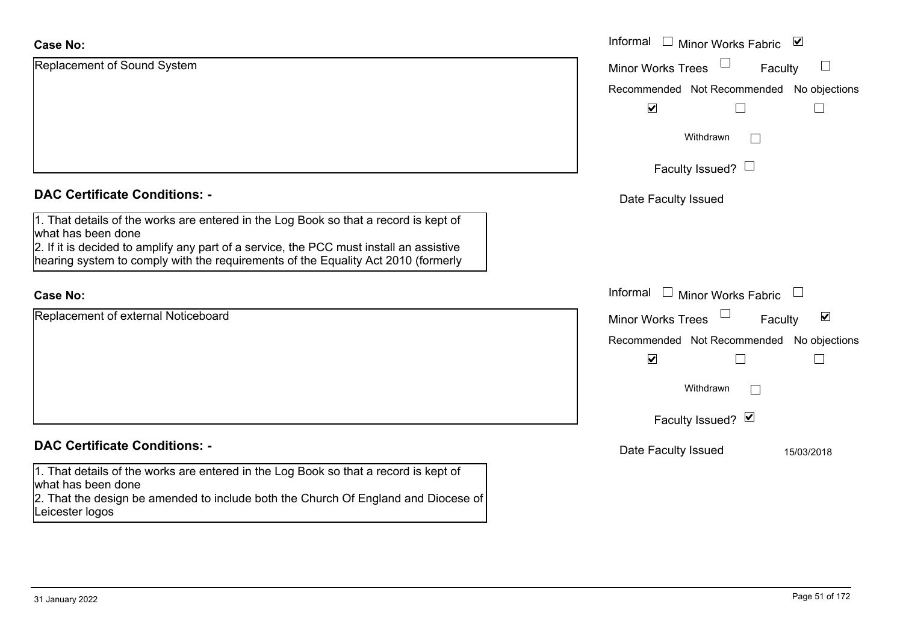**Case No:**

Replacement of Sound System

Informal ☐ Minor Works Fabric ☑

Minor Works Trees ☐ Faculty ☐

Recommended ☑ Not Recommended ☐ No objections ☐

Withdrawn ☐

Faculty Issued? ☐

Date Faculty Issued

**DAC Certificate Conditions: -**

1. That details of the works are entered in the Log Book so that a record is kept of what has been done
2. If it is decided to amplify any part of a service, the PCC must install an assistive hearing system to comply with the requirements of the Equality Act 2010 (formerly

**Case No:**

Replacement of external Noticeboard

Informal ☐ Minor Works Fabric ☐

Minor Works Trees ☐ Faculty ☑

Recommended ☑ Not Recommended ☐ No objections ☐

Withdrawn ☐

Faculty Issued? ☑

Date Faculty Issued 15/03/2018

**DAC Certificate Conditions: -**

1. That details of the works are entered in the Log Book so that a record is kept of what has been done
2. That the design be amended to include both the Church Of England and Diocese of Leicester logos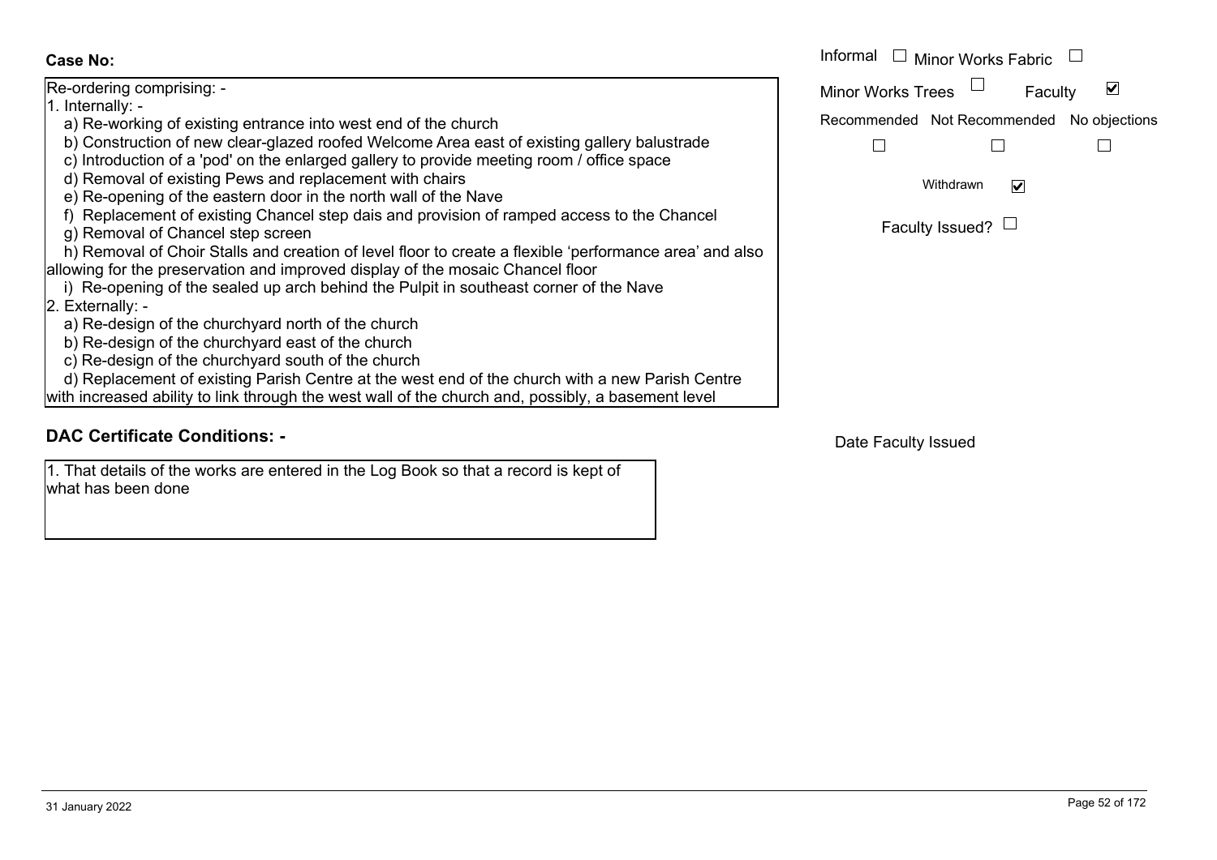**Case No:**

Re-ordering comprising: -

1. Internally: -
   - a) Re-working of existing entrance into west end of the church
   - b) Construction of new clear-glazed roofed Welcome Area east of existing gallery balustrade
   - c) Introduction of a 'pod' on the enlarged gallery to provide meeting room / office space
   - d) Removal of existing Pews and replacement with chairs
   - e) Re-opening of the eastern door in the north wall of the Nave
   - f) Replacement of existing Chancel step dais and provision of ramped access to the Chancel
   - g) Removal of Chancel step screen
   - h) Removal of Choir Stalls and creation of level floor to create a flexible 'performance area' and also allowing for the preservation and improved display of the mosaic Chancel floor
   - i) Re-opening of the sealed up arch behind the Pulpit in southeast corner of the Nave
2. Externally: -
   - a) Re-design of the churchyard north of the church
   - b) Re-design of the churchyard east of the church
   - c) Re-design of the churchyard south of the church
   - d) Replacement of existing Parish Centre at the west end of the church with a new Parish Centre with increased ability to link through the west wall of the church and, possibly, a basement level

Informal ☐ Minor Works Fabric ☐

Minor Works Trees ☐ Faculty ☑

Recommended ☐ Not Recommended ☐ No objections ☐

Withdrawn ☑

Faculty Issued? ☐

## DAC Certificate Conditions: -

1. That details of the works are entered in the Log Book so that a record is kept of what has been done

Date Faculty Issued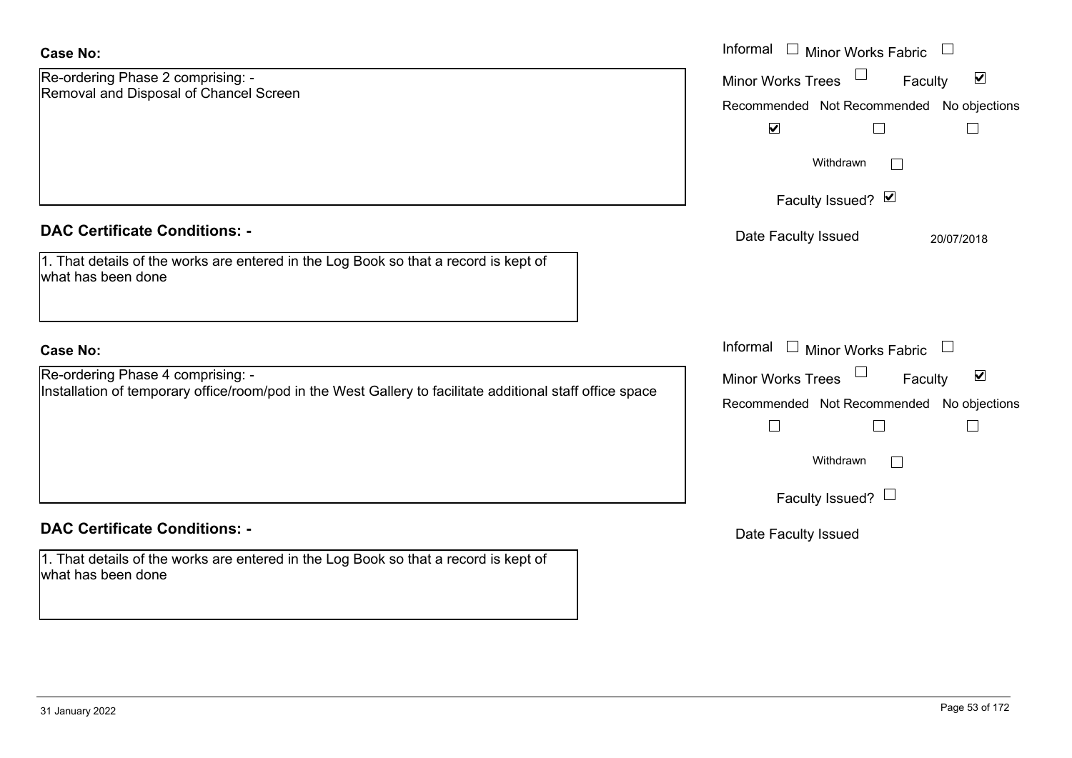**Case No:**

Re-ordering Phase 2 comprising: -
Removal and Disposal of Chancel Screen

Informal ☐ Minor Works Fabric ☐
Minor Works Trees ☐ Faculty ☑

| Recommended | Not Recommended | No objections |
| --- | --- | --- |
| ☑ | ☐ | ☐ |

Withdrawn ☐

Faculty Issued? ☑

Date Faculty Issued 20/07/2018

**DAC Certificate Conditions: -**

1. That details of the works are entered in the Log Book so that a record is kept of what has been done

**Case No:**

Re-ordering Phase 4 comprising: -
Installation of temporary office/room/pod in the West Gallery to facilitate additional staff office space

Informal ☐ Minor Works Fabric ☐
Minor Works Trees ☐ Faculty ☑

| Recommended | Not Recommended | No objections |
| --- | --- | --- |
| ☐ | ☐ | ☐ |

Withdrawn ☐

Faculty Issued? ☐

Date Faculty Issued

**DAC Certificate Conditions: -**

1. That details of the works are entered in the Log Book so that a record is kept of what has been done

31 January 2022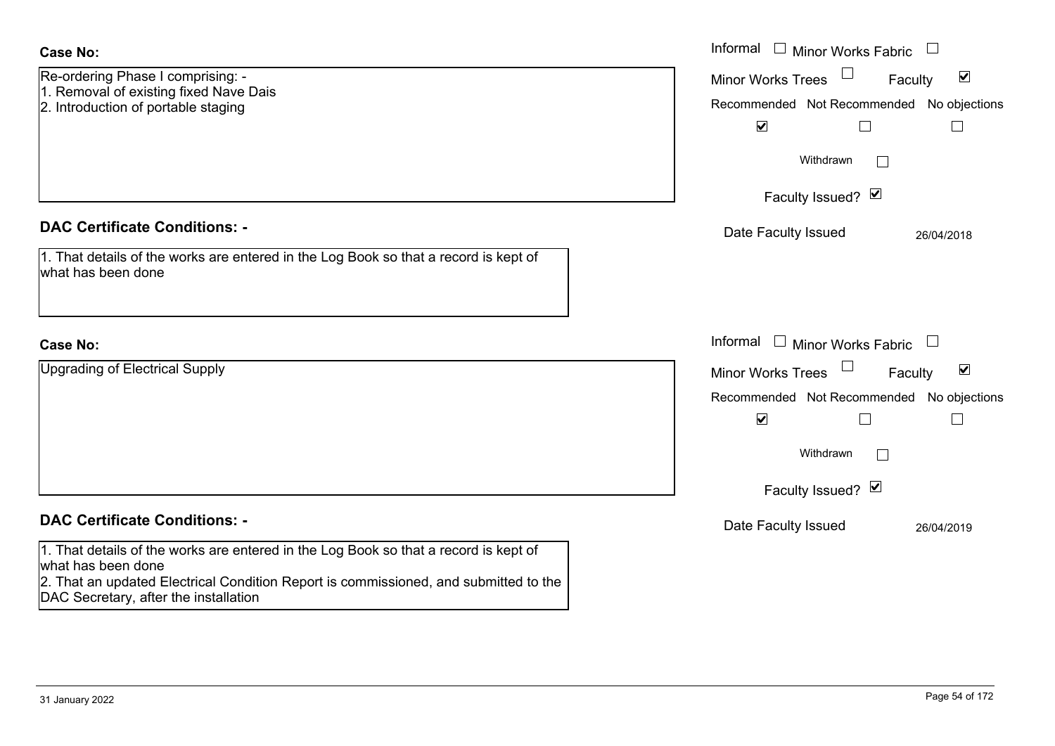**Case No:**

Re-ordering Phase I comprising: -
1. Removal of existing fixed Nave Dais
2. Introduction of portable staging

Informal ☐ Minor Works Fabric ☐
Minor Works Trees ☐ Faculty ☑

| Recommended | Not Recommended | No objections |
|---|---|---|
| ☑ | ☐ | ☐ |

Withdrawn ☐

Faculty Issued? ☑

Date Faculty Issued 26/04/2018

**DAC Certificate Conditions: -**

1. That details of the works are entered in the Log Book so that a record is kept of what has been done

**Case No:**

Upgrading of Electrical Supply

Informal ☐ Minor Works Fabric ☐
Minor Works Trees ☐ Faculty ☑

| Recommended | Not Recommended | No objections |
|---|---|---|
| ☑ | ☐ | ☐ |

Withdrawn ☐

Faculty Issued? ☑

Date Faculty Issued 26/04/2019

**DAC Certificate Conditions: -**

1. That details of the works are entered in the Log Book so that a record is kept of what has been done
2. That an updated Electrical Condition Report is commissioned, and submitted to the DAC Secretary, after the installation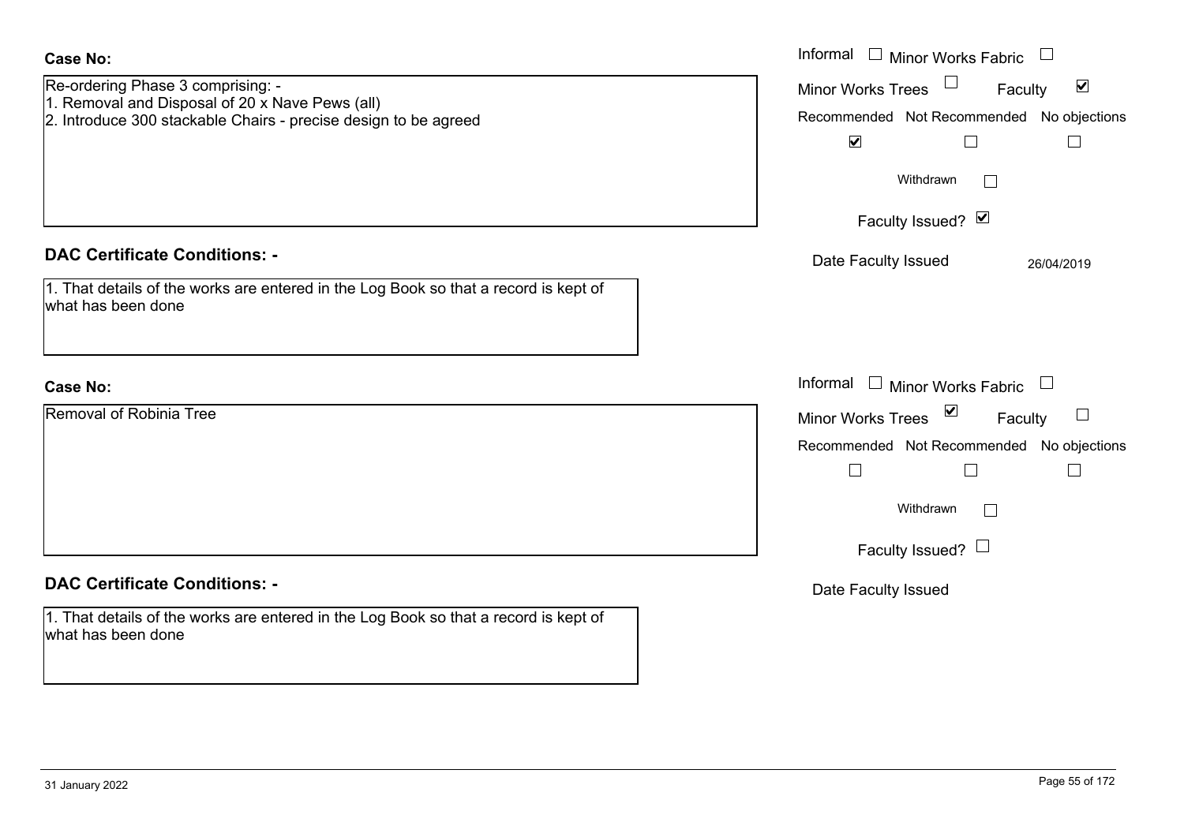**Case No:**

Re-ordering Phase 3 comprising: -
1. Removal and Disposal of 20 x Nave Pews (all)
2. Introduce 300 stackable Chairs - precise design to be agreed

Informal ☐ Minor Works Fabric ☐
Minor Works Trees ☐ Faculty ☑

Recommended ☑ Not Recommended ☐ No objections ☐

Withdrawn ☐

Faculty Issued? ☑

Date Faculty Issued 26/04/2019

**DAC Certificate Conditions: -**

1. That details of the works are entered in the Log Book so that a record is kept of what has been done

**Case No:**

Removal of Robinia Tree

Informal ☐ Minor Works Fabric ☐
Minor Works Trees ☑ Faculty ☐

Recommended ☐ Not Recommended ☐ No objections ☐

Withdrawn ☐

Faculty Issued? ☐

Date Faculty Issued

**DAC Certificate Conditions: -**

1. That details of the works are entered in the Log Book so that a record is kept of what has been done

31 January 2022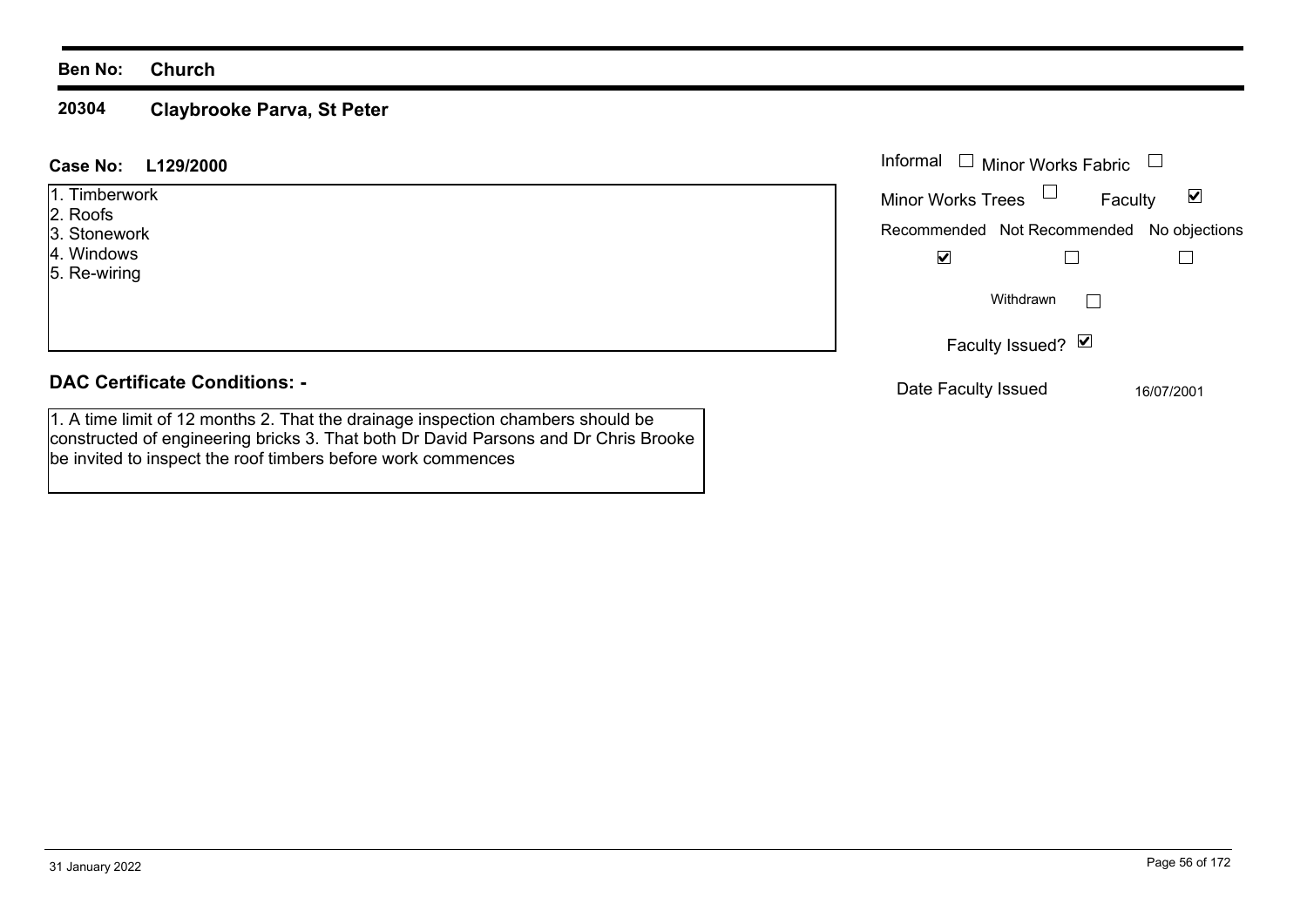**Ben No:** **Church**

## 20304 Claybrooke Parva, St Peter

**Case No:** **L129/2000**

1. Timberwork
2. Roofs
3. Stonework
4. Windows
5. Re-wiring

| | | | |
|---|---|---|---|
| Informal ☐ | Minor Works Fabric ☐ | | |
| Minor Works Trees ☐ | Faculty ☑ | | |
| Recommended ☑ | Not Recommended ☐ | No objections ☐ | |
| Withdrawn ☐ | | | |
| Faculty Issued? ☑ | | | |
| Date Faculty Issued | 16/07/2001 | | |

### DAC Certificate Conditions: -

1. A time limit of 12 months 2. That the drainage inspection chambers should be constructed of engineering bricks 3. That both Dr David Parsons and Dr Chris Brooke be invited to inspect the roof timbers before work commences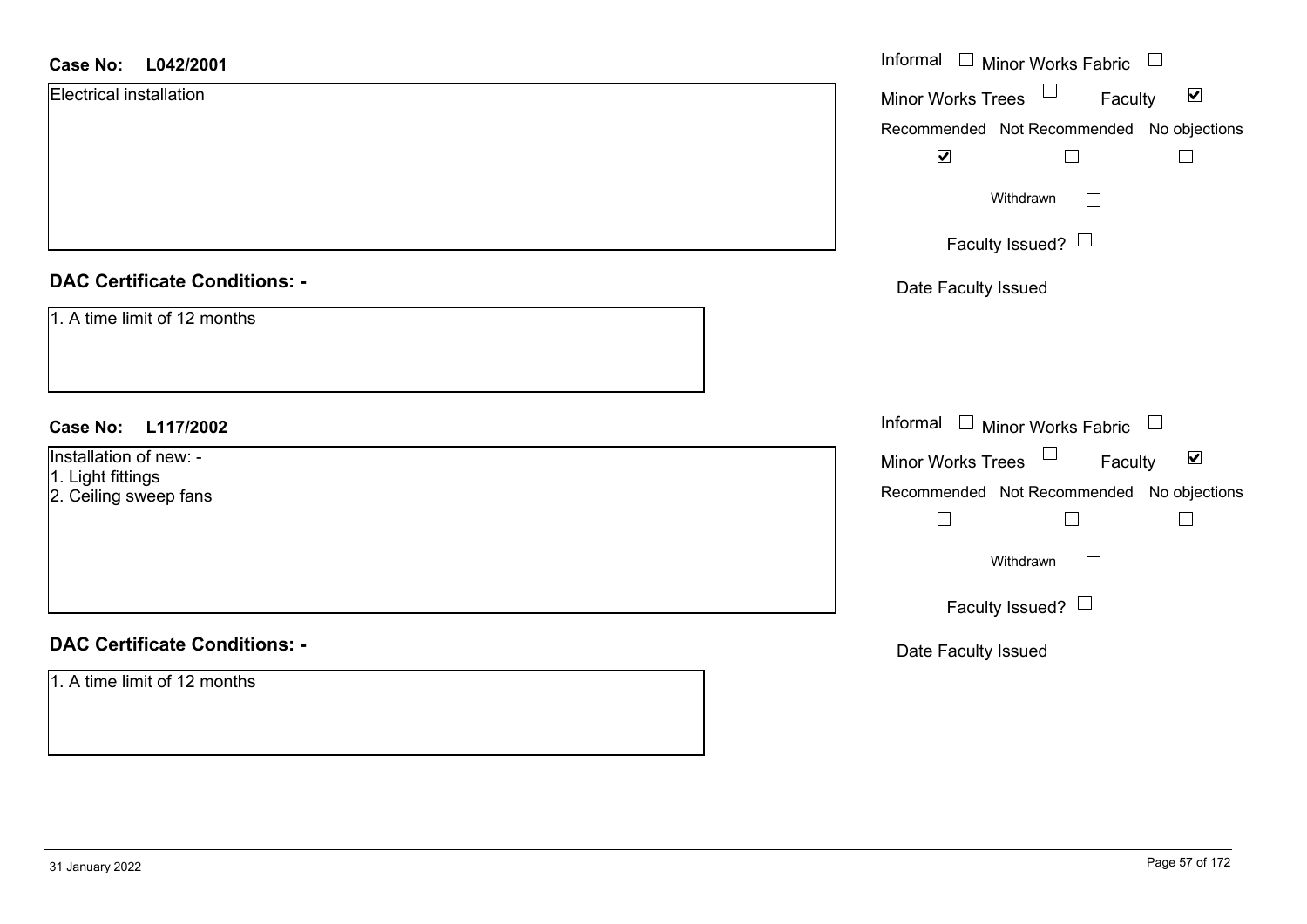**Case No: L042/2001**

Electrical installation

Informal ☐ Minor Works Fabric ☐
Minor Works Trees ☐ Faculty ☑

| Recommended | Not Recommended | No objections |
|---|---|---|
| ☑ | ☐ | ☐ |

Withdrawn ☐

Faculty Issued? ☐

Date Faculty Issued

**DAC Certificate Conditions: -**

1. A time limit of 12 months

**Case No: L117/2002**

Installation of new: -
1. Light fittings
2. Ceiling sweep fans

Informal ☐ Minor Works Fabric ☐
Minor Works Trees ☐ Faculty ☑

| Recommended | Not Recommended | No objections |
|---|---|---|
| ☐ | ☐ | ☐ |

Withdrawn ☐

Faculty Issued? ☐

Date Faculty Issued

**DAC Certificate Conditions: -**

1. A time limit of 12 months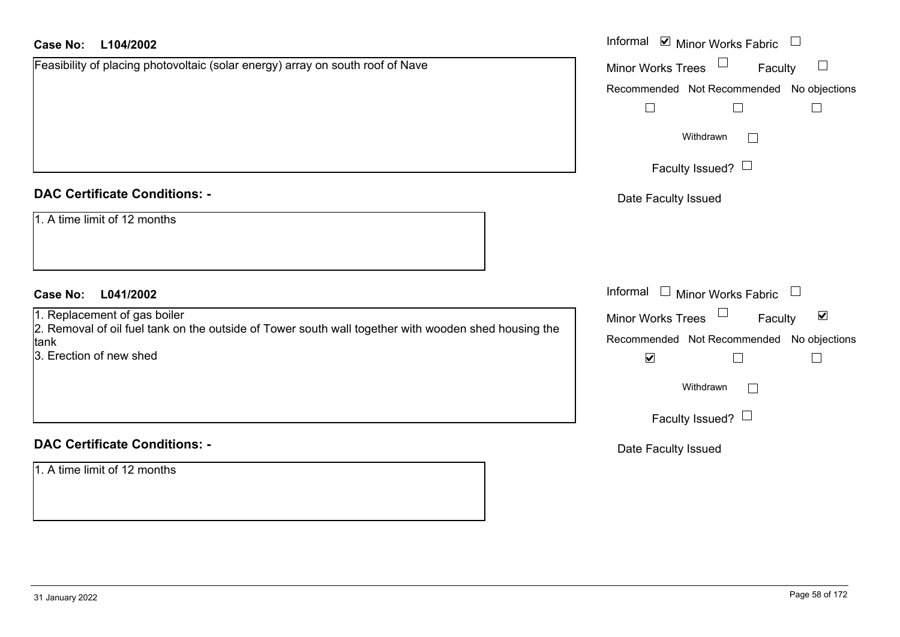**Case No: L104/2002**

Feasibility of placing photovoltaic (solar energy) array on south roof of Nave

Informal ☑ Minor Works Fabric ☐

Minor Works Trees ☐ Faculty ☐

Recommended ☐ Not Recommended ☐ No objections ☐

Withdrawn ☐

Faculty Issued? ☐

Date Faculty Issued

**DAC Certificate Conditions: -**

1. A time limit of 12 months

**Case No: L041/2002**

1. Replacement of gas boiler
2. Removal of oil fuel tank on the outside of Tower south wall together with wooden shed housing the tank
3. Erection of new shed

Informal ☐ Minor Works Fabric ☐

Minor Works Trees ☐ Faculty ☑

Recommended ☑ Not Recommended ☐ No objections ☐

Withdrawn ☐

Faculty Issued? ☐

Date Faculty Issued

**DAC Certificate Conditions: -**

1. A time limit of 12 months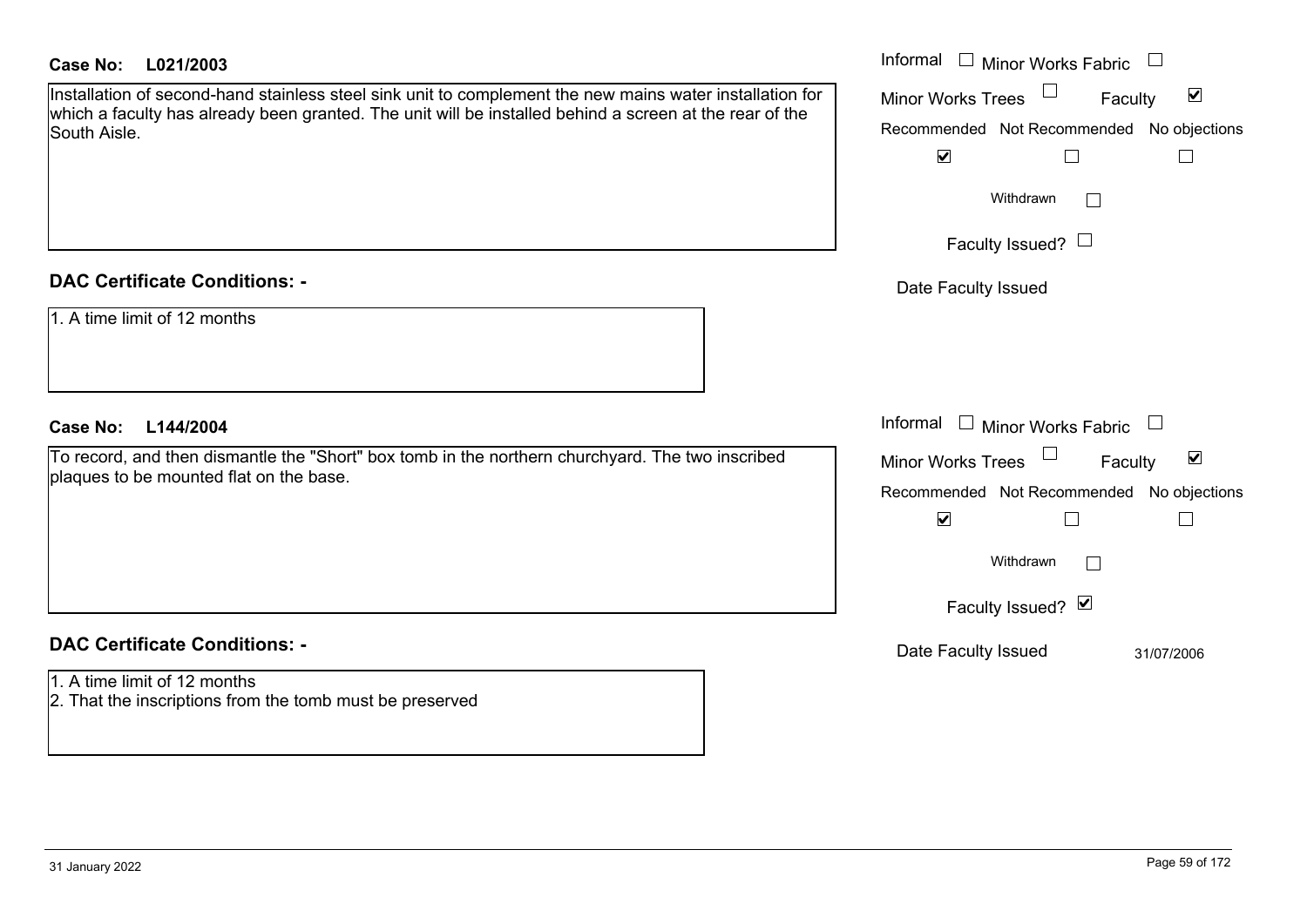**Case No: L021/2003**

Installation of second-hand stainless steel sink unit to complement the new mains water installation for which a faculty has already been granted. The unit will be installed behind a screen at the rear of the South Aisle.

Informal ☐ Minor Works Fabric ☐
Minor Works Trees ☐ Faculty ☑
Recommended ☑ Not Recommended ☐ No objections ☐
Withdrawn ☐
Faculty Issued? ☐
Date Faculty Issued

## DAC Certificate Conditions: -

1. A time limit of 12 months

**Case No: L144/2004**

To record, and then dismantle the "Short" box tomb in the northern churchyard. The two inscribed plaques to be mounted flat on the base.

Informal ☐ Minor Works Fabric ☐
Minor Works Trees ☐ Faculty ☑
Recommended ☑ Not Recommended ☐ No objections ☐
Withdrawn ☐
Faculty Issued? ☑
Date Faculty Issued 31/07/2006

## DAC Certificate Conditions: -

1. A time limit of 12 months
2. That the inscriptions from the tomb must be preserved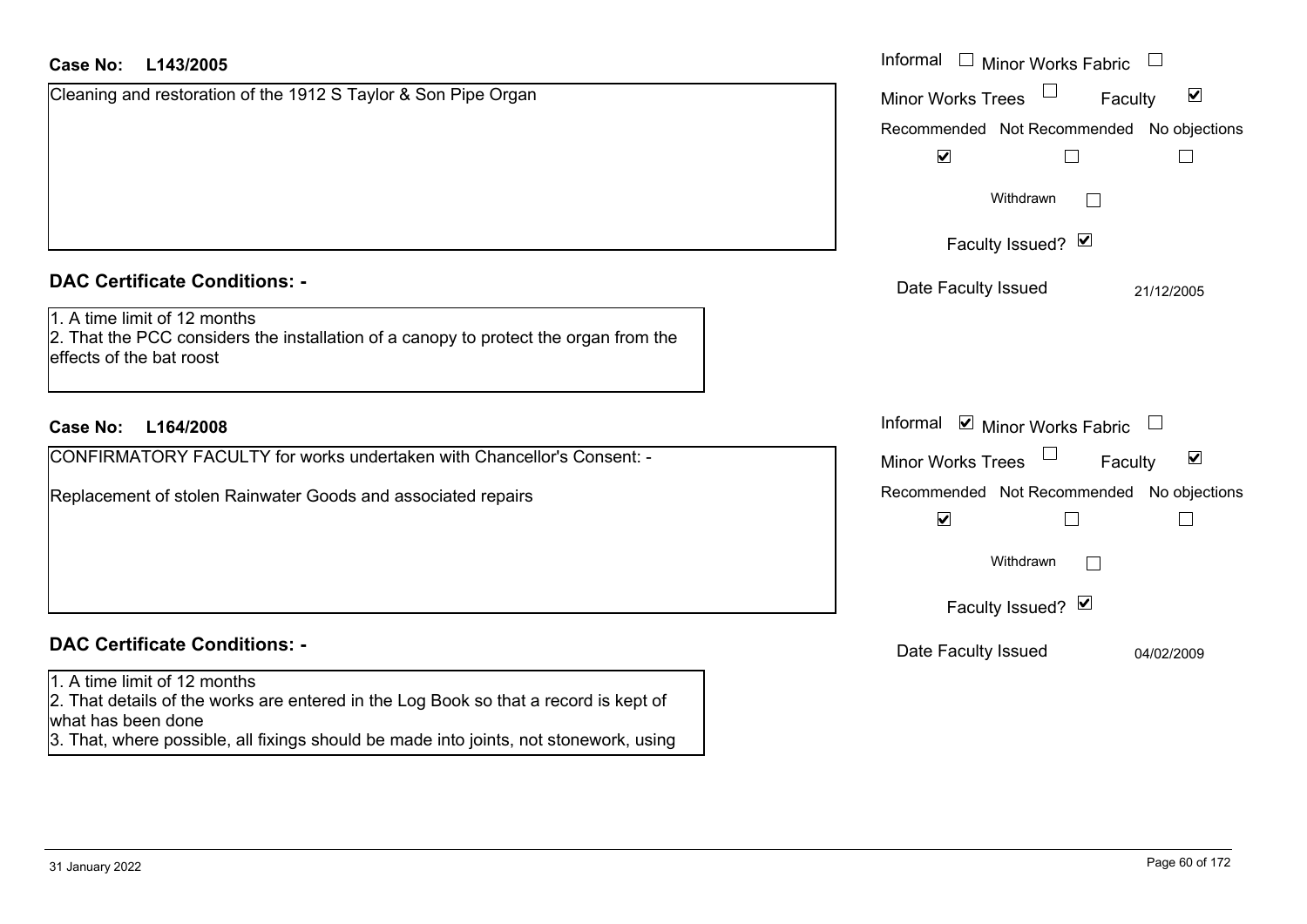**Case No: L143/2005**

Cleaning and restoration of the 1912 S Taylor & Son Pipe Organ

Informal ☐ Minor Works Fabric ☐
Minor Works Trees ☐ Faculty ☑

| Recommended | Not Recommended | No objections |
|---|---|---|
| ☑ | ☐ | ☐ |

Withdrawn ☐

Faculty Issued? ☑

Date Faculty Issued 21/12/2005

**DAC Certificate Conditions: -**

1. A time limit of 12 months
2. That the PCC considers the installation of a canopy to protect the organ from the effects of the bat roost

**Case No: L164/2008**

CONFIRMATORY FACULTY for works undertaken with Chancellor's Consent: -

Replacement of stolen Rainwater Goods and associated repairs

Informal ☑ Minor Works Fabric ☐
Minor Works Trees ☐ Faculty ☑

| Recommended | Not Recommended | No objections |
|---|---|---|
| ☑ | ☐ | ☐ |

Withdrawn ☐

Faculty Issued? ☑

Date Faculty Issued 04/02/2009

**DAC Certificate Conditions: -**

1. A time limit of 12 months
2. That details of the works are entered in the Log Book so that a record is kept of what has been done
3. That, where possible, all fixings should be made into joints, not stonework, using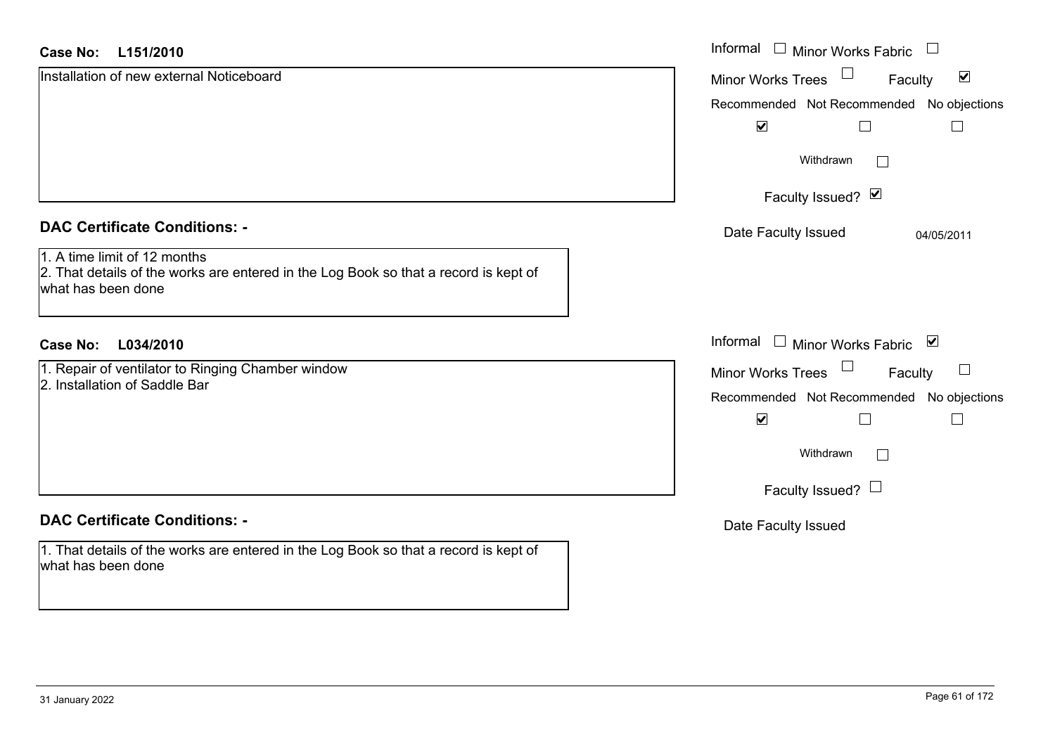**Case No:** **L151/2010**

Installation of new external Noticeboard

- Informal ☐
- Minor Works Fabric ☐
- Minor Works Trees ☐
- Faculty ☑

| Recommended | Not Recommended | No objections |
|---|---|---|
| ☑ | ☐ | ☐ |

Withdrawn ☐

Faculty Issued? ☑

Date Faculty Issued: 04/05/2011

## DAC Certificate Conditions: -

1. A time limit of 12 months
2. That details of the works are entered in the Log Book so that a record is kept of what has been done

**Case No:** **L034/2010**

1. Repair of ventilator to Ringing Chamber window
2. Installation of Saddle Bar

- Informal ☐
- Minor Works Fabric ☑
- Minor Works Trees ☐
- Faculty ☐

| Recommended | Not Recommended | No objections |
|---|---|---|
| ☑ | ☐ | ☐ |

Withdrawn ☐

Faculty Issued? ☐

Date Faculty Issued:

## DAC Certificate Conditions: -

1. That details of the works are entered in the Log Book so that a record is kept of what has been done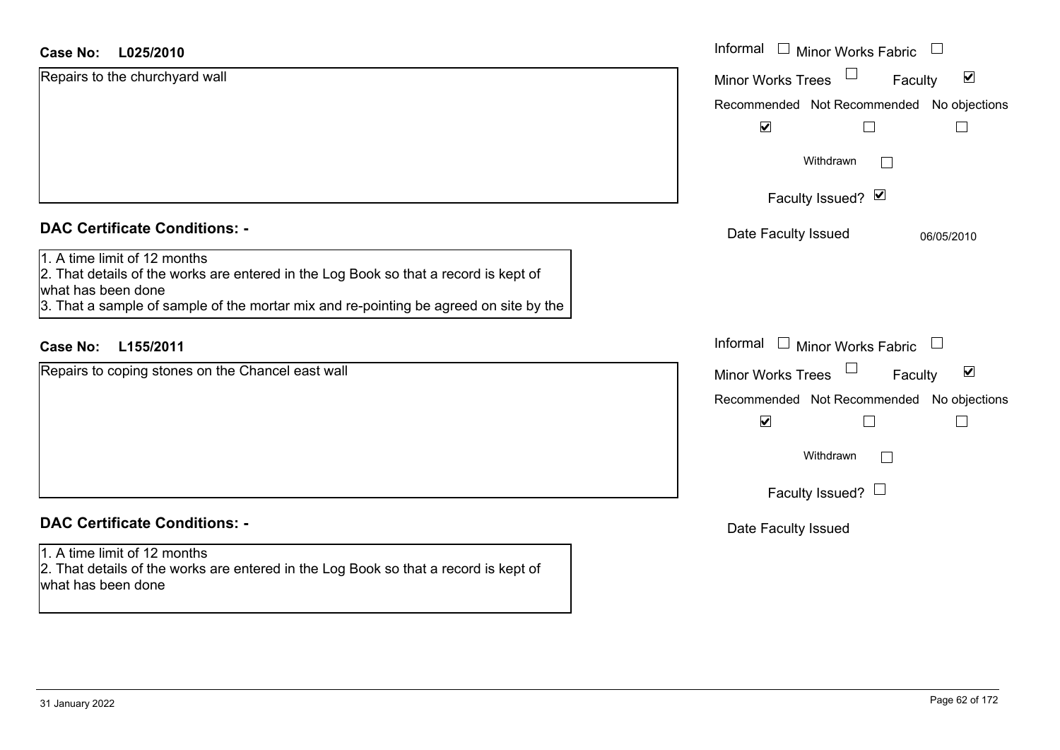**Case No: L025/2010**

Repairs to the churchyard wall

Informal ☐ Minor Works Fabric ☐
Minor Works Trees ☐ Faculty ☑

| Recommended | Not Recommended | No objections |
|---|---|---|
| ☑ | ☐ | ☐ |

Withdrawn ☐

Faculty Issued? ☑

Date Faculty Issued 06/05/2010

**DAC Certificate Conditions: -**

1. A time limit of 12 months
2. That details of the works are entered in the Log Book so that a record is kept of what has been done
3. That a sample of sample of the mortar mix and re-pointing be agreed on site by the

**Case No: L155/2011**

Repairs to coping stones on the Chancel east wall

Informal ☐ Minor Works Fabric ☐
Minor Works Trees ☐ Faculty ☑

| Recommended | Not Recommended | No objections |
|---|---|---|
| ☑ | ☐ | ☐ |

Withdrawn ☐

Faculty Issued? ☐

Date Faculty Issued

**DAC Certificate Conditions: -**

1. A time limit of 12 months
2. That details of the works are entered in the Log Book so that a record is kept of what has been done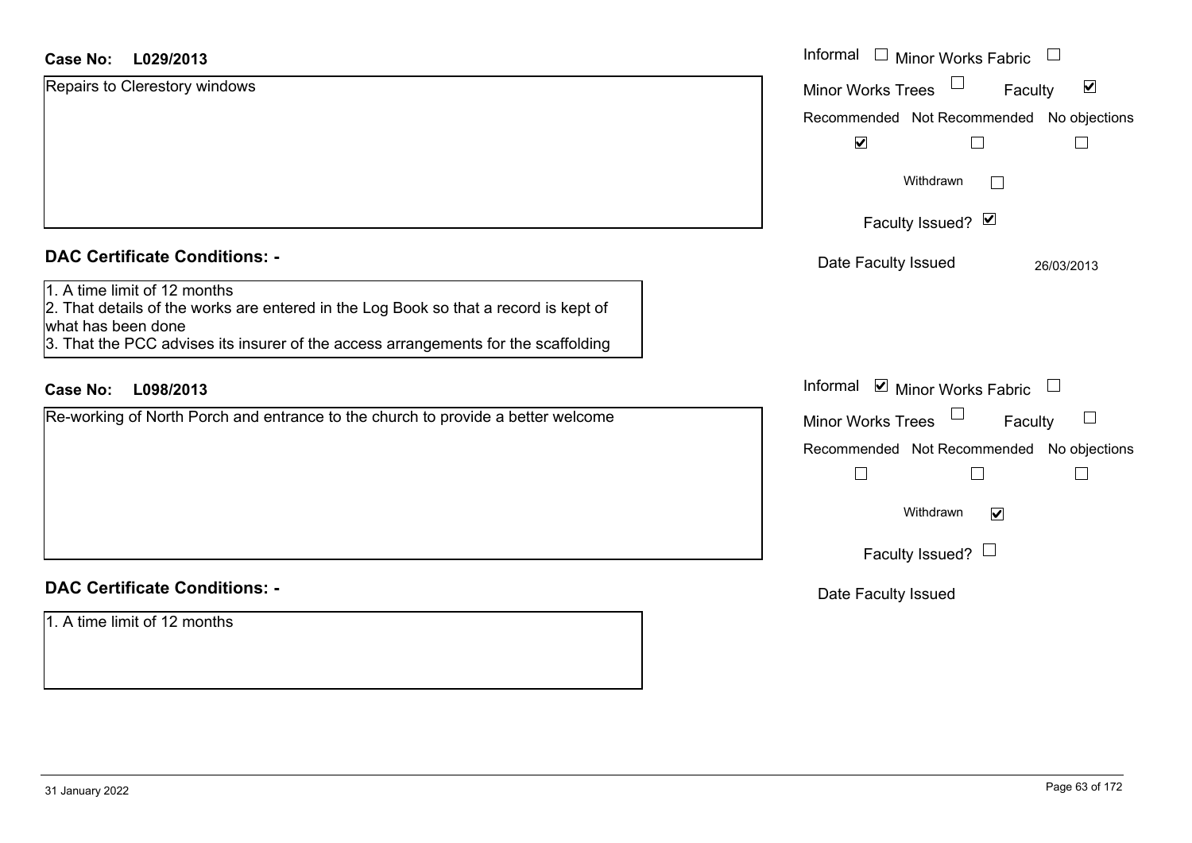**Case No:** L029/2013

Repairs to Clerestory windows

Informal ☐ Minor Works Fabric ☐
Minor Works Trees ☐ Faculty ☑
Recommended ☑ Not Recommended ☐ No objections ☐
Withdrawn ☐
Faculty Issued? ☑
Date Faculty Issued 26/03/2013

## DAC Certificate Conditions: -

1. A time limit of 12 months
2. That details of the works are entered in the Log Book so that a record is kept of what has been done
3. That the PCC advises its insurer of the access arrangements for the scaffolding

**Case No:** L098/2013

Re-working of North Porch and entrance to the church to provide a better welcome

Informal ☑ Minor Works Fabric ☐
Minor Works Trees ☐ Faculty ☐
Recommended ☐ Not Recommended ☐ No objections ☐
Withdrawn ☑
Faculty Issued? ☐
Date Faculty Issued

## DAC Certificate Conditions: -

1. A time limit of 12 months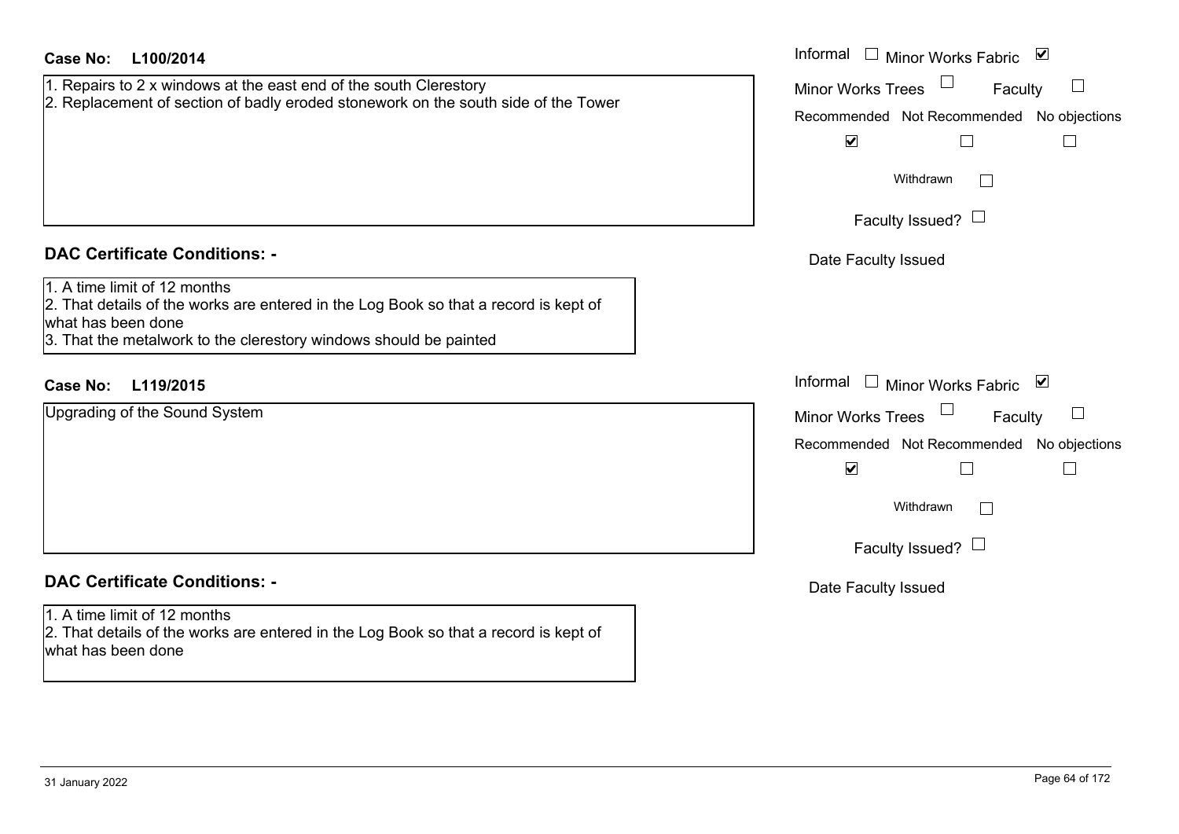**Case No: L100/2014**

1. Repairs to 2 x windows at the east end of the south Clerestory
2. Replacement of section of badly eroded stonework on the south side of the Tower

Informal ☐ Minor Works Fabric ☑
Minor Works Trees ☐ Faculty ☐

| Recommended | Not Recommended | No objections |
|---|---|---|
| ☑ | ☐ | ☐ |

Withdrawn ☐

Faculty Issued? ☐

Date Faculty Issued

**DAC Certificate Conditions: -**

1. A time limit of 12 months
2. That details of the works are entered in the Log Book so that a record is kept of what has been done
3. That the metalwork to the clerestory windows should be painted

**Case No: L119/2015**

Upgrading of the Sound System

Informal ☐ Minor Works Fabric ☑
Minor Works Trees ☐ Faculty ☐

| Recommended | Not Recommended | No objections |
|---|---|---|
| ☑ | ☐ | ☐ |

Withdrawn ☐

Faculty Issued? ☐

Date Faculty Issued

**DAC Certificate Conditions: -**

1. A time limit of 12 months
2. That details of the works are entered in the Log Book so that a record is kept of what has been done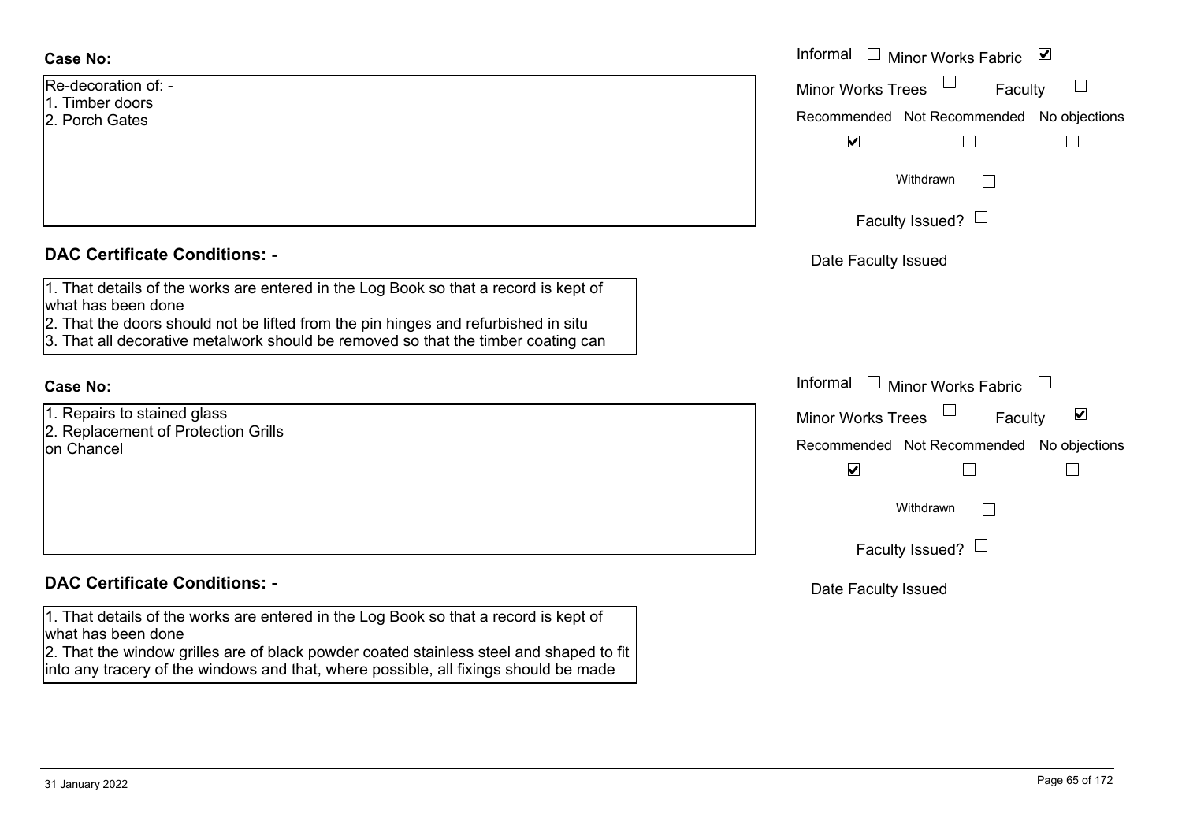**Case No:**

Re-decoration of: -
1. Timber doors
2. Porch Gates

Informal ☐ Minor Works Fabric ☑

Minor Works Trees ☐ Faculty ☐

| Recommended | Not Recommended | No objections |
|---|---|---|
| ☑ | ☐ | ☐ |

Withdrawn ☐

Faculty Issued? ☐

Date Faculty Issued

**DAC Certificate Conditions: -**

1. That details of the works are entered in the Log Book so that a record is kept of what has been done
2. That the doors should not be lifted from the pin hinges and refurbished in situ
3. That all decorative metalwork should be removed so that the timber coating can

**Case No:**

1. Repairs to stained glass
2. Replacement of Protection Grills on Chancel

Informal ☐ Minor Works Fabric ☐

Minor Works Trees ☐ Faculty ☑

| Recommended | Not Recommended | No objections |
|---|---|---|
| ☑ | ☐ | ☐ |

Withdrawn ☐

Faculty Issued? ☐

Date Faculty Issued

**DAC Certificate Conditions: -**

1. That details of the works are entered in the Log Book so that a record is kept of what has been done
2. That the window grilles are of black powder coated stainless steel and shaped to fit into any tracery of the windows and that, where possible, all fixings should be made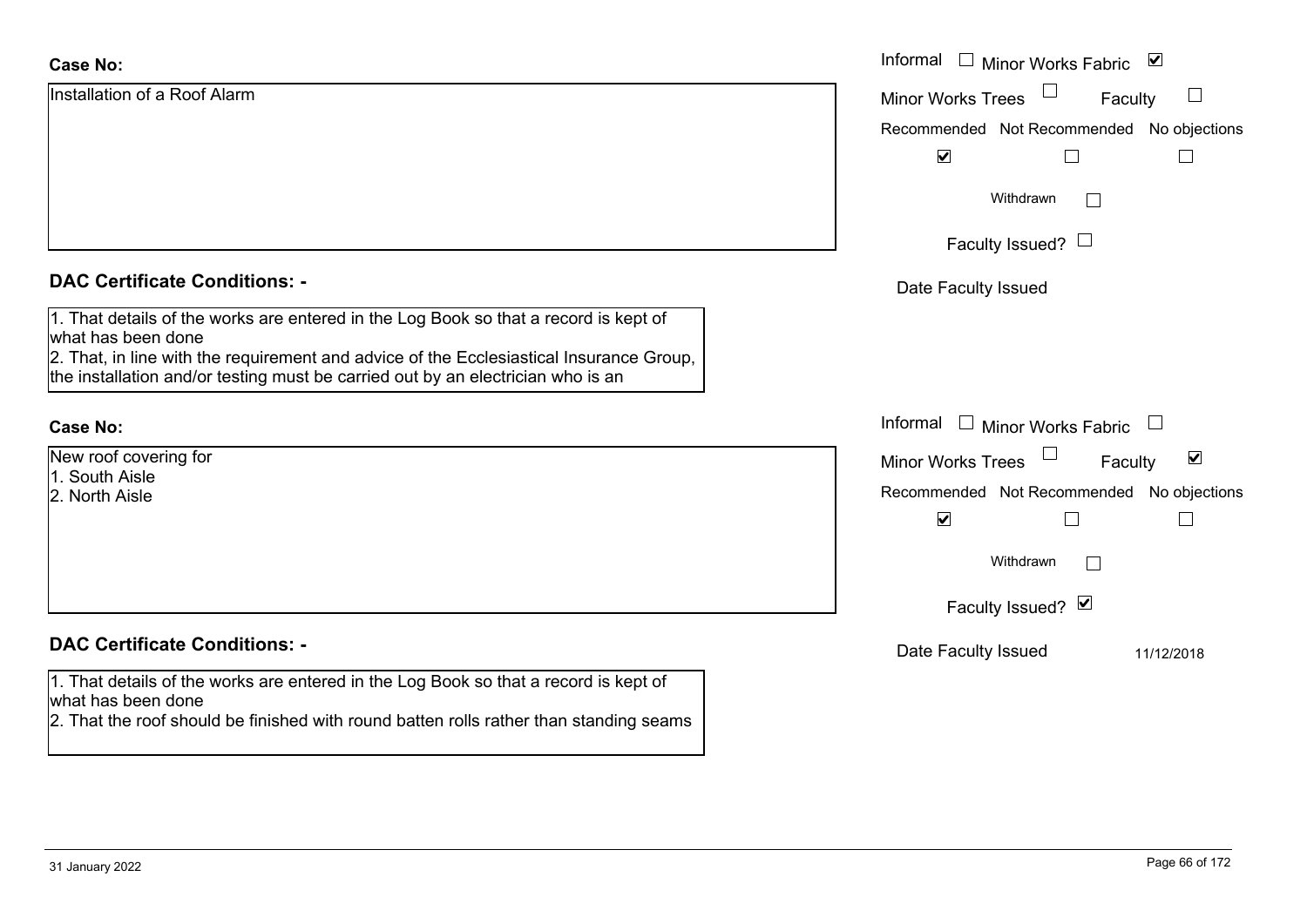**Case No:**

Installation of a Roof Alarm

Informal ☐ Minor Works Fabric ☑

Minor Works Trees ☐ Faculty ☐

Recommended ☑ Not Recommended ☐ No objections ☐

Withdrawn ☐

Faculty Issued? ☐

Date Faculty Issued

**DAC Certificate Conditions: -**

1. That details of the works are entered in the Log Book so that a record is kept of what has been done
2. That, in line with the requirement and advice of the Ecclesiastical Insurance Group, the installation and/or testing must be carried out by an electrician who is an

**Case No:**

New roof covering for
1. South Aisle
2. North Aisle

Informal ☐ Minor Works Fabric ☐

Minor Works Trees ☐ Faculty ☑

Recommended ☑ Not Recommended ☐ No objections ☐

Withdrawn ☐

Faculty Issued? ☑

Date Faculty Issued 11/12/2018

**DAC Certificate Conditions: -**

1. That details of the works are entered in the Log Book so that a record is kept of what has been done
2. That the roof should be finished with round batten rolls rather than standing seams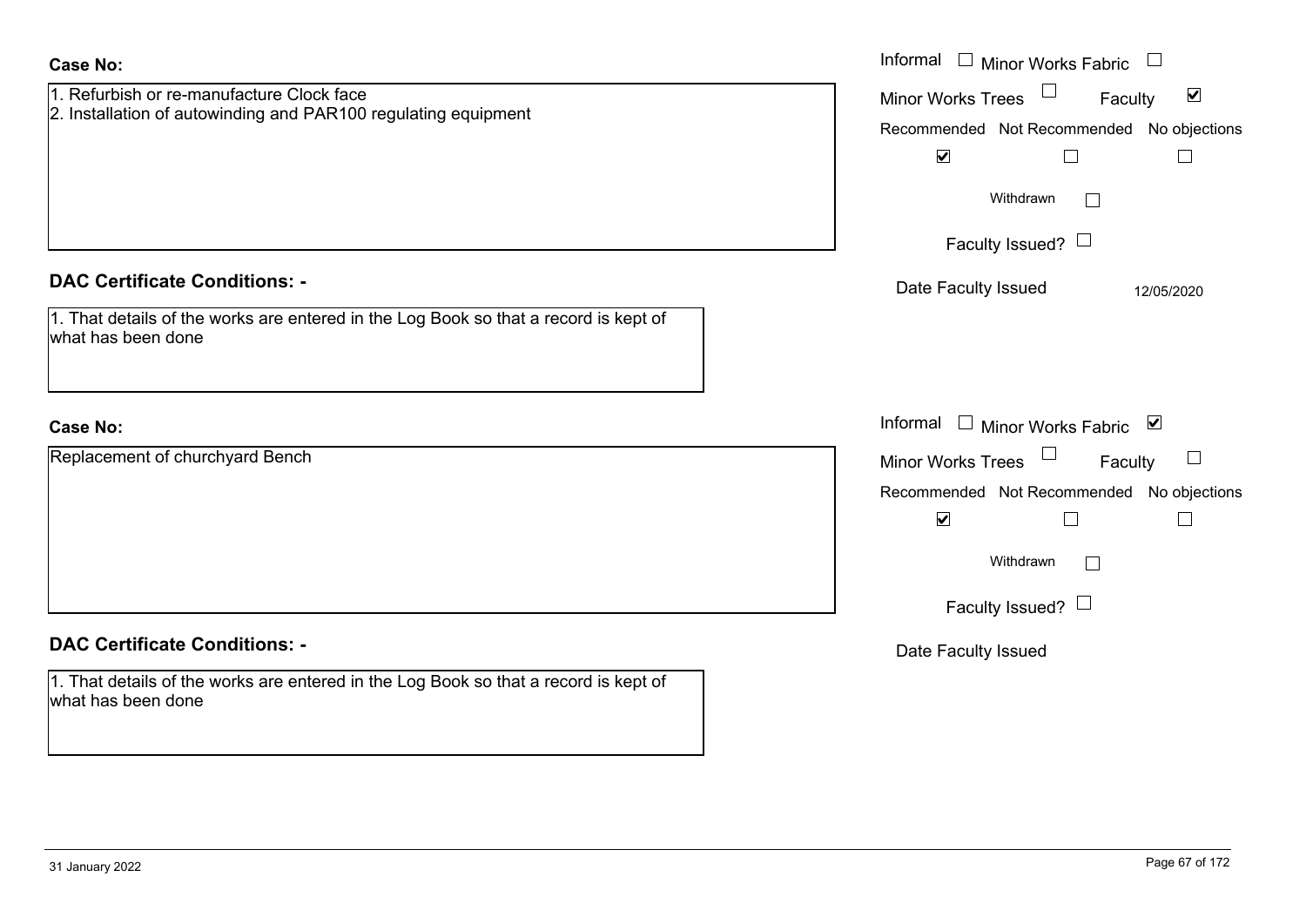**Case No:**

1. Refurbish or re-manufacture Clock face
2. Installation of autowinding and PAR100 regulating equipment

Informal ☐ Minor Works Fabric ☐
Minor Works Trees ☐ Faculty ☑

| Recommended | Not Recommended | No objections |
|---|---|---|
| ☑ | ☐ | ☐ |

Withdrawn ☐

Faculty Issued? ☐

Date Faculty Issued 12/05/2020

**DAC Certificate Conditions: -**

1. That details of the works are entered in the Log Book so that a record is kept of what has been done

**Case No:**

Replacement of churchyard Bench

Informal ☐ Minor Works Fabric ☑
Minor Works Trees ☐ Faculty ☐

| Recommended | Not Recommended | No objections |
|---|---|---|
| ☑ | ☐ | ☐ |

Withdrawn ☐

Faculty Issued? ☐

Date Faculty Issued

**DAC Certificate Conditions: -**

1. That details of the works are entered in the Log Book so that a record is kept of what has been done

31 January 2022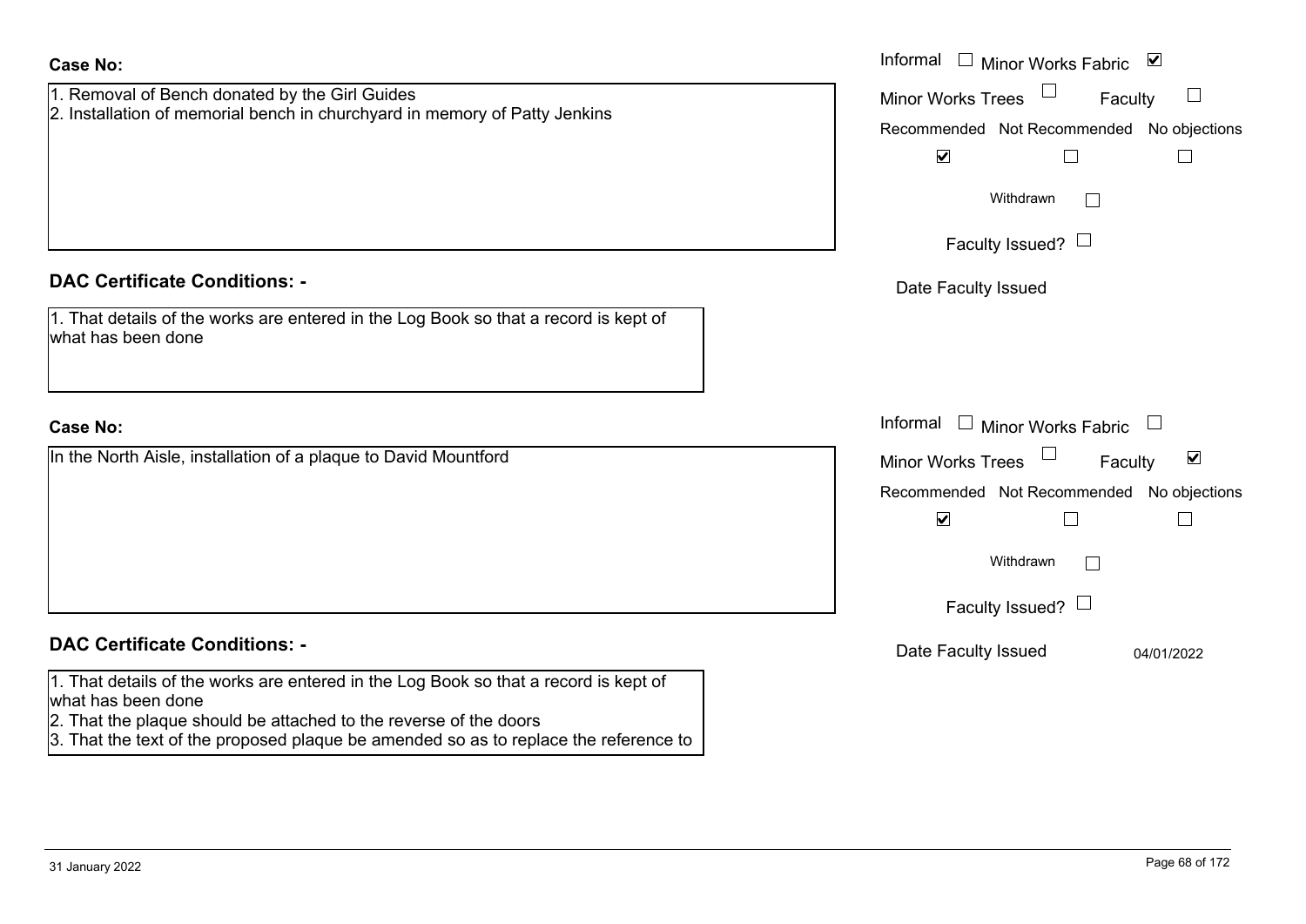**Case No:**

1. Removal of Bench donated by the Girl Guides
2. Installation of memorial bench in churchyard in memory of Patty Jenkins

Informal ☐ Minor Works Fabric ☑
Minor Works Trees ☐ Faculty ☐

| Recommended | Not Recommended | No objections |
|---|---|---|
| ☑ | ☐ | ☐ |

Withdrawn ☐

Faculty Issued? ☐

Date Faculty Issued

**DAC Certificate Conditions: -**

1. That details of the works are entered in the Log Book so that a record is kept of what has been done

**Case No:**

In the North Aisle, installation of a plaque to David Mountford

Informal ☐ Minor Works Fabric ☐
Minor Works Trees ☐ Faculty ☑

| Recommended | Not Recommended | No objections |
|---|---|---|
| ☑ | ☐ | ☐ |

Withdrawn ☐

Faculty Issued? ☐

Date Faculty Issued 04/01/2022

**DAC Certificate Conditions: -**

1. That details of the works are entered in the Log Book so that a record is kept of what has been done
2. That the plaque should be attached to the reverse of the doors
3. That the text of the proposed plaque be amended so as to replace the reference to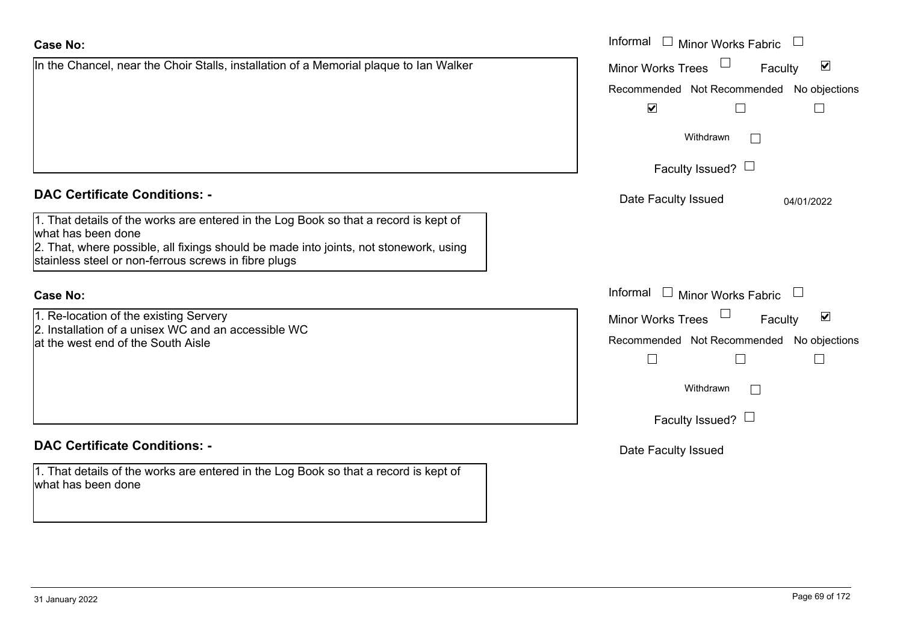**Case No:**

In the Chancel, near the Choir Stalls, installation of a Memorial plaque to Ian Walker

Informal ☐ Minor Works Fabric ☐
Minor Works Trees ☐ Faculty ☑

| Recommended | Not Recommended | No objections |
|---|---|---|
| ☑ | ☐ | ☐ |

Withdrawn ☐

Faculty Issued? ☐

Date Faculty Issued 04/01/2022

**DAC Certificate Conditions: -**

1. That details of the works are entered in the Log Book so that a record is kept of what has been done
2. That, where possible, all fixings should be made into joints, not stonework, using stainless steel or non-ferrous screws in fibre plugs

**Case No:**

1. Re-location of the existing Servery
2. Installation of a unisex WC and an accessible WC
at the west end of the South Aisle

Informal ☐ Minor Works Fabric ☐
Minor Works Trees ☐ Faculty ☑

| Recommended | Not Recommended | No objections |
|---|---|---|
| ☐ | ☐ | ☐ |

Withdrawn ☐

Faculty Issued? ☐

Date Faculty Issued

**DAC Certificate Conditions: -**

1. That details of the works are entered in the Log Book so that a record is kept of what has been done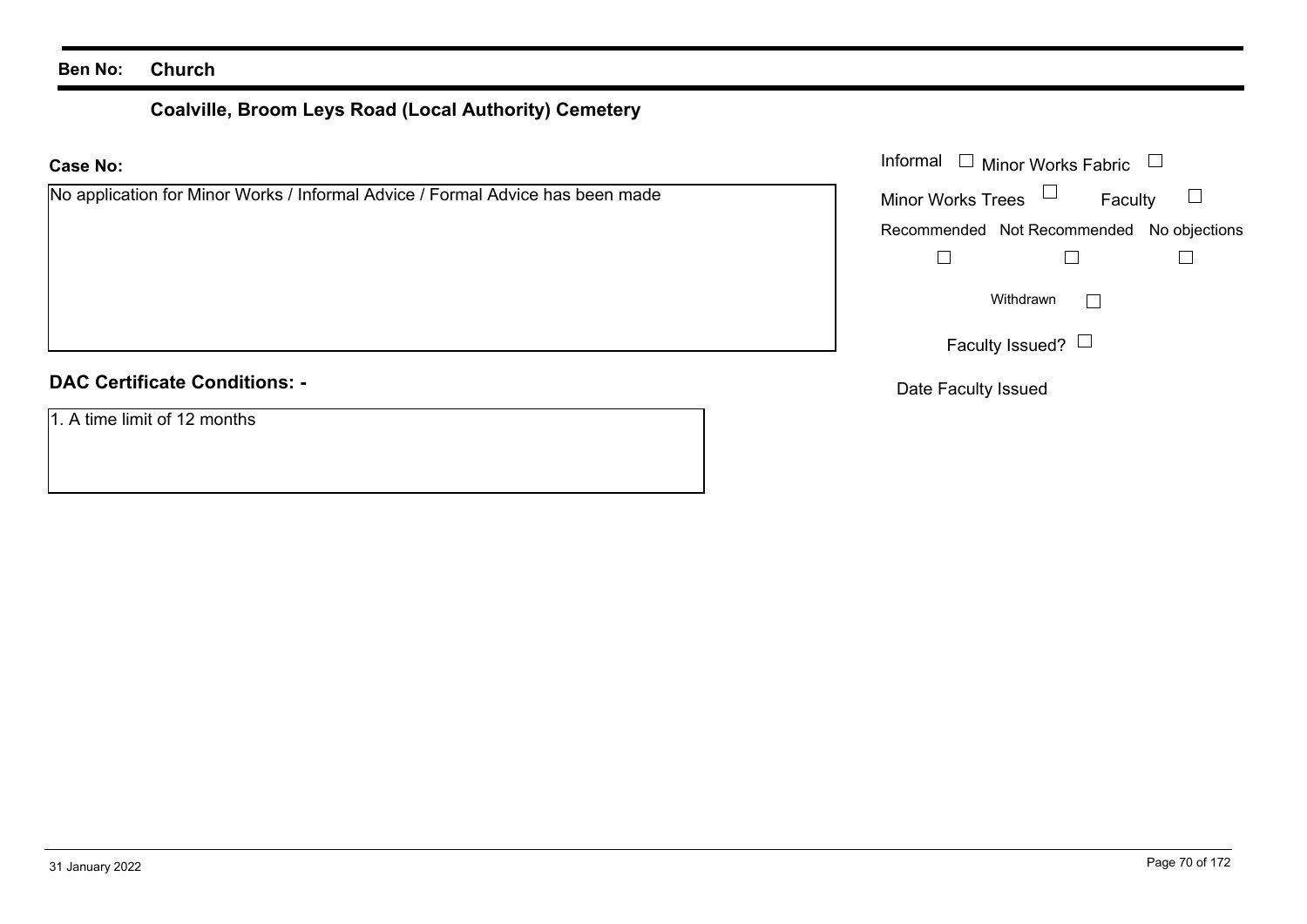**Ben No:** **Church**

**Coalville, Broom Leys Road (Local Authority) Cemetery**

**Case No:**

No application for Minor Works / Informal Advice / Formal Advice has been made

Informal ☐ Minor Works Fabric ☐

Minor Works Trees ☐ Faculty ☐

Recommended ☐ Not Recommended ☐ No objections ☐

Withdrawn ☐

Faculty Issued? ☐

Date Faculty Issued

**DAC Certificate Conditions: -**

1. A time limit of 12 months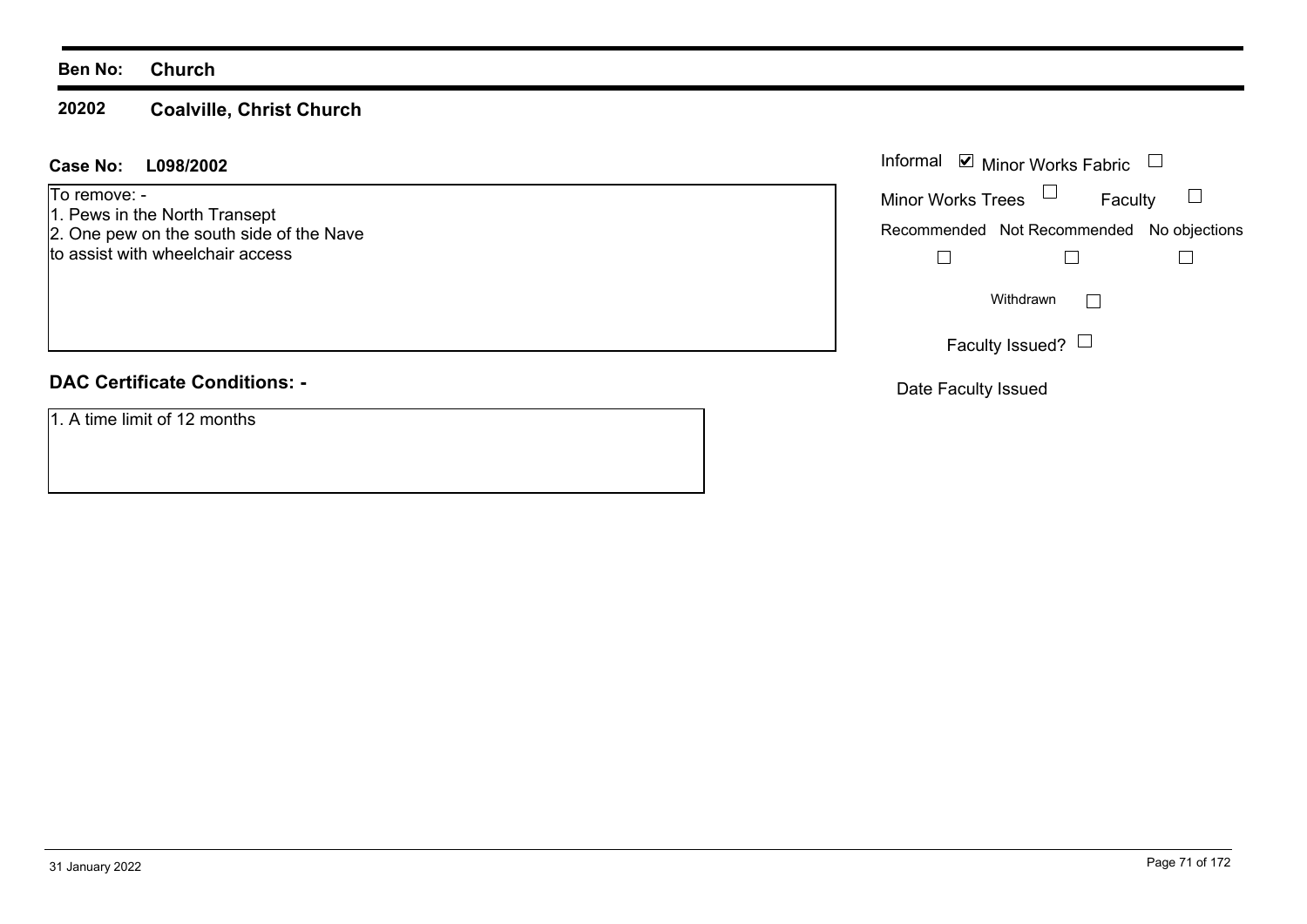**Ben No:** **Church**

**20202** **Coalville, Christ Church**

**Case No:** **L098/2002**

To remove: -
1. Pews in the North Transept
2. One pew on the south side of the Nave
to assist with wheelchair access

Informal ☑ Minor Works Fabric ☐

Minor Works Trees ☐ Faculty ☐

Recommended ☐ Not Recommended ☐ No objections ☐

Withdrawn ☐

Faculty Issued? ☐

Date Faculty Issued

**DAC Certificate Conditions: -**

1. A time limit of 12 months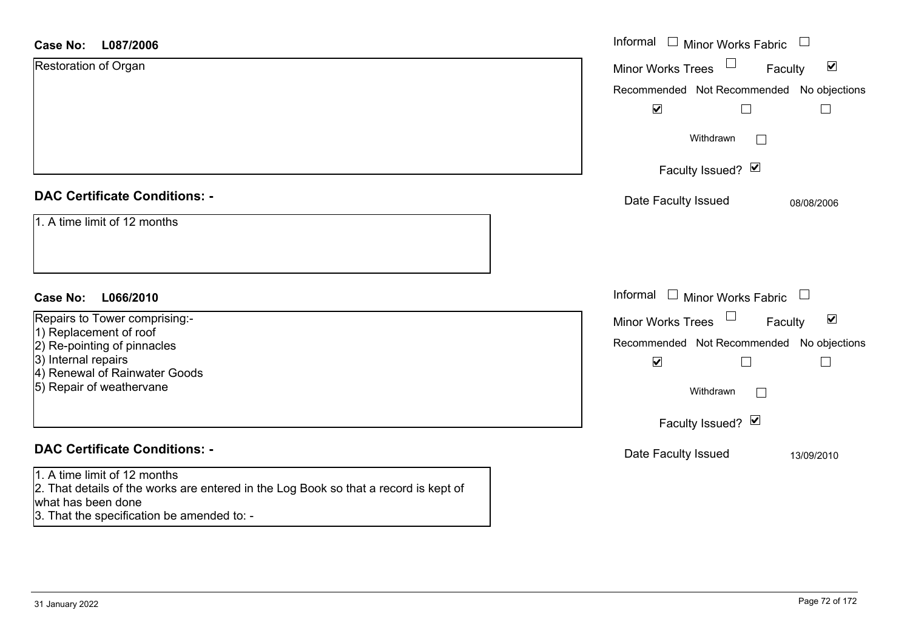**Case No: L087/2006**

Restoration of Organ

Informal ☐ Minor Works Fabric ☐
Minor Works Trees ☐ Faculty ☑

| Recommended | Not Recommended | No objections |
|---|---|---|
| ☑ | ☐ | ☐ |

Withdrawn ☐

Faculty Issued? ☑

Date Faculty Issued 08/08/2006

## DAC Certificate Conditions: -

1. A time limit of 12 months

**Case No: L066/2010**

Repairs to Tower comprising:-
1) Replacement of roof
2) Re-pointing of pinnacles
3) Internal repairs
4) Renewal of Rainwater Goods
5) Repair of weathervane

Informal ☐ Minor Works Fabric ☐
Minor Works Trees ☐ Faculty ☑

| Recommended | Not Recommended | No objections |
|---|---|---|
| ☑ | ☐ | ☐ |

Withdrawn ☐

Faculty Issued? ☑

Date Faculty Issued 13/09/2010

## DAC Certificate Conditions: -

1. A time limit of 12 months
2. That details of the works are entered in the Log Book so that a record is kept of what has been done
3. That the specification be amended to: -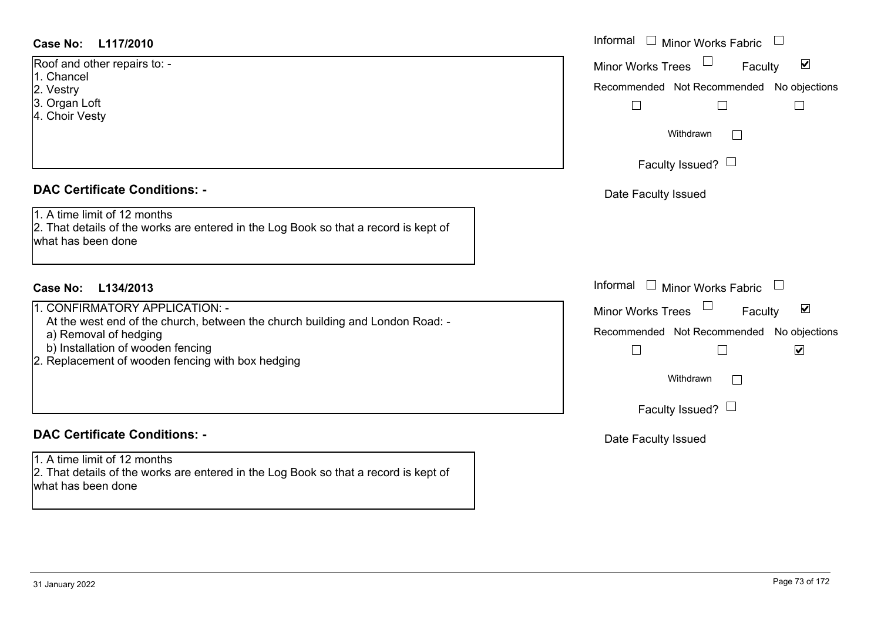**Case No: L117/2010**

Roof and other repairs to: -
1. Chancel
2. Vestry
3. Organ Loft
4. Choir Vesty

Informal ☐ Minor Works Fabric ☐
Minor Works Trees ☐ Faculty ☑
Recommended ☐ Not Recommended ☐ No objections ☐
Withdrawn ☐
Faculty Issued? ☐
Date Faculty Issued

**DAC Certificate Conditions: -**

1. A time limit of 12 months
2. That details of the works are entered in the Log Book so that a record is kept of what has been done

**Case No: L134/2013**

1. CONFIRMATORY APPLICATION: -
   At the west end of the church, between the church building and London Road: -
   a) Removal of hedging
   b) Installation of wooden fencing
2. Replacement of wooden fencing with box hedging

Informal ☐ Minor Works Fabric ☐
Minor Works Trees ☐ Faculty ☑
Recommended ☐ Not Recommended ☐ No objections ☑
Withdrawn ☐
Faculty Issued? ☐
Date Faculty Issued

**DAC Certificate Conditions: -**

1. A time limit of 12 months
2. That details of the works are entered in the Log Book so that a record is kept of what has been done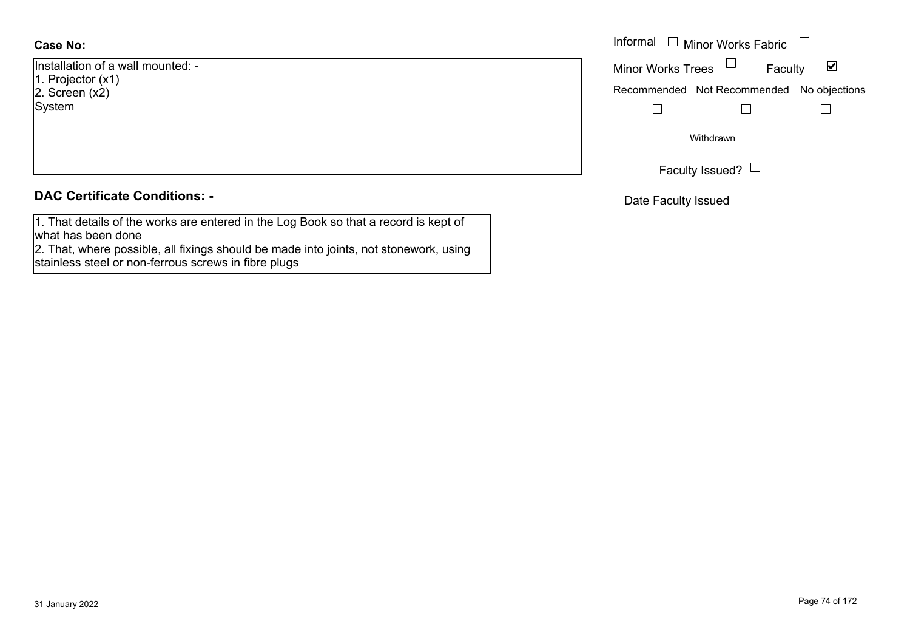**Case No:**

Installation of a wall mounted: -
1. Projector (x1)
2. Screen (x2)
System

Informal ☐ Minor Works Fabric ☐

Minor Works Trees ☐ Faculty ☑

Recommended ☐ Not Recommended ☐ No objections ☐

Withdrawn ☐

Faculty Issued? ☐

Date Faculty Issued

## DAC Certificate Conditions: -

1. That details of the works are entered in the Log Book so that a record is kept of what has been done
2. That, where possible, all fixings should be made into joints, not stonework, using stainless steel or non-ferrous screws in fibre plugs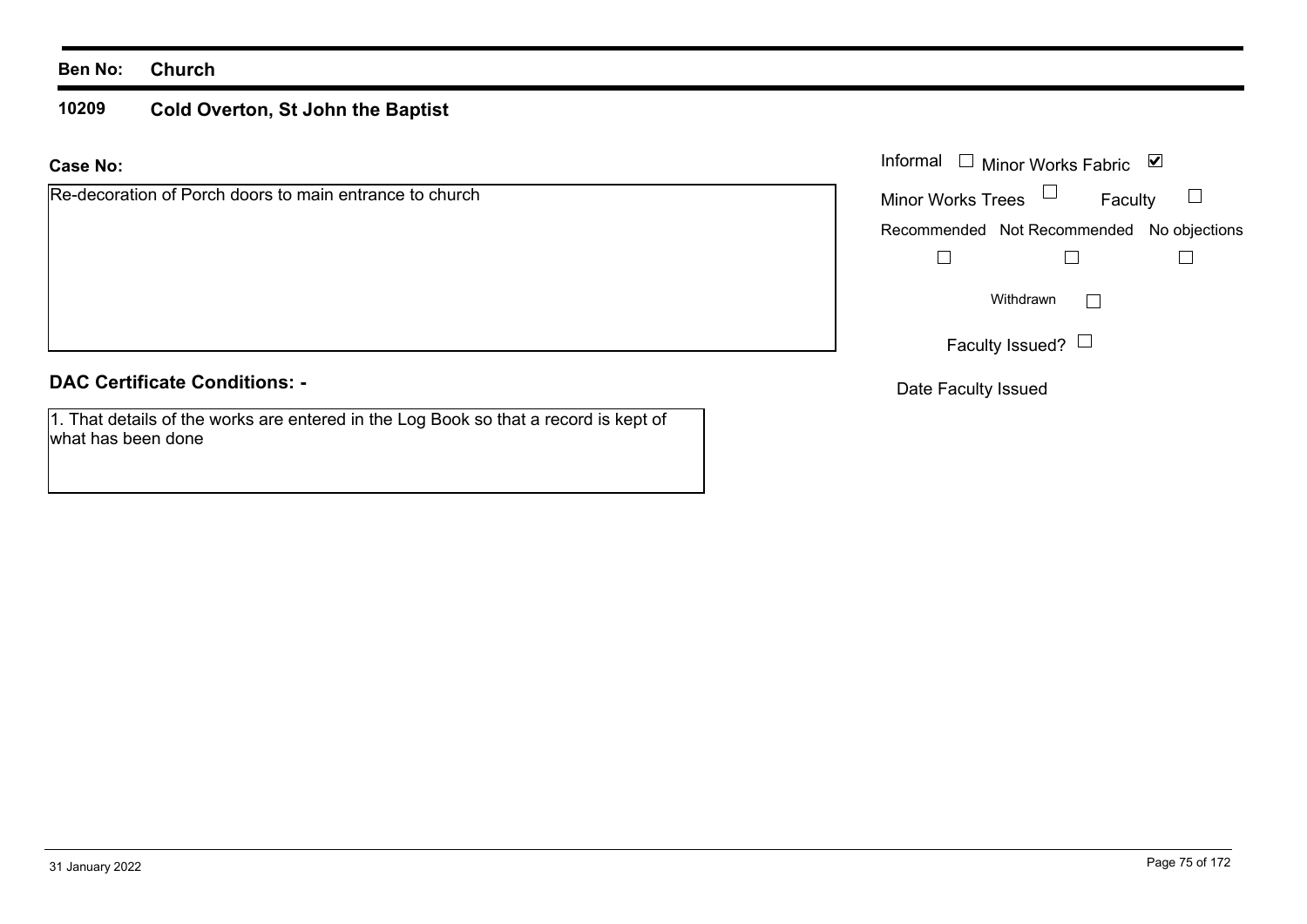**Ben No:** **Church**

## 10209 Cold Overton, St John the Baptist

**Case No:**

Re-decoration of Porch doors to main entrance to church

Informal ☐ Minor Works Fabric ☑

Minor Works Trees ☐ Faculty ☐

| Recommended | Not Recommended | No objections |
|---|---|---|
| ☐ | ☐ | ☐ |

Withdrawn ☐

Faculty Issued? ☐

Date Faculty Issued

### DAC Certificate Conditions: -

1. That details of the works are entered in the Log Book so that a record is kept of what has been done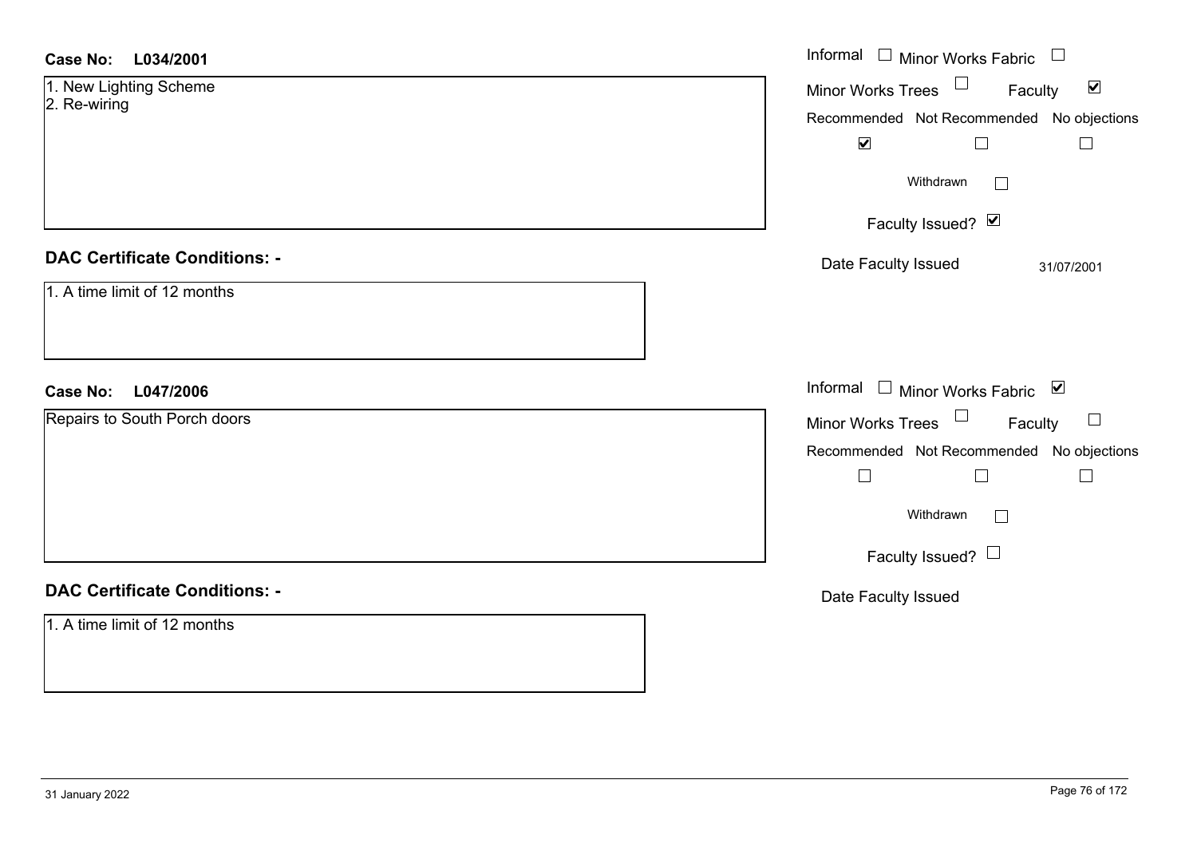**Case No: L034/2001**

1. New Lighting Scheme
2. Re-wiring

Informal ☐ Minor Works Fabric ☐
Minor Works Trees ☐ Faculty ☑

| Recommended | Not Recommended | No objections |
|---|---|---|
| ☑ | ☐ | ☐ |

Withdrawn ☐

Faculty Issued? ☑

Date Faculty Issued 31/07/2001

**DAC Certificate Conditions: -**

1. A time limit of 12 months

**Case No: L047/2006**

Repairs to South Porch doors

Informal ☐ Minor Works Fabric ☑
Minor Works Trees ☐ Faculty ☐

| Recommended | Not Recommended | No objections |
|---|---|---|
| ☐ | ☐ | ☐ |

Withdrawn ☐

Faculty Issued? ☐

Date Faculty Issued

**DAC Certificate Conditions: -**

1. A time limit of 12 months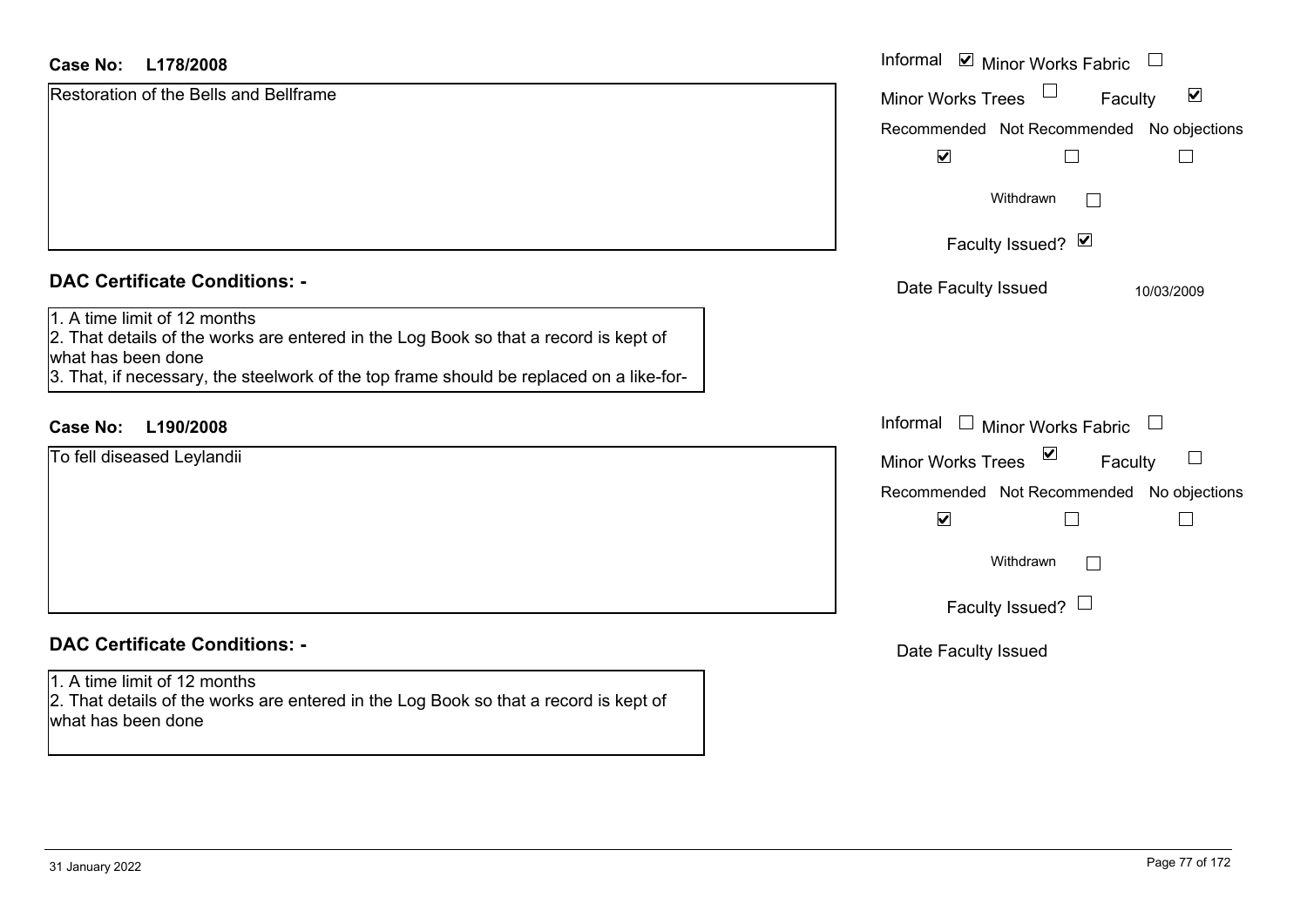**Case No: L178/2008**

Restoration of the Bells and Bellframe

Informal ☑ Minor Works Fabric ☐
Minor Works Trees ☐ Faculty ☑
Recommended ☑ Not Recommended ☐ No objections ☐
Withdrawn ☐
Faculty Issued? ☑
Date Faculty Issued 10/03/2009

**DAC Certificate Conditions: -**

1. A time limit of 12 months
2. That details of the works are entered in the Log Book so that a record is kept of what has been done
3. That, if necessary, the steelwork of the top frame should be replaced on a like-for-

**Case No: L190/2008**

To fell diseased Leylandii

Informal ☐ Minor Works Fabric ☐
Minor Works Trees ☑ Faculty ☐
Recommended ☑ Not Recommended ☐ No objections ☐
Withdrawn ☐
Faculty Issued? ☐
Date Faculty Issued

**DAC Certificate Conditions: -**

1. A time limit of 12 months
2. That details of the works are entered in the Log Book so that a record is kept of what has been done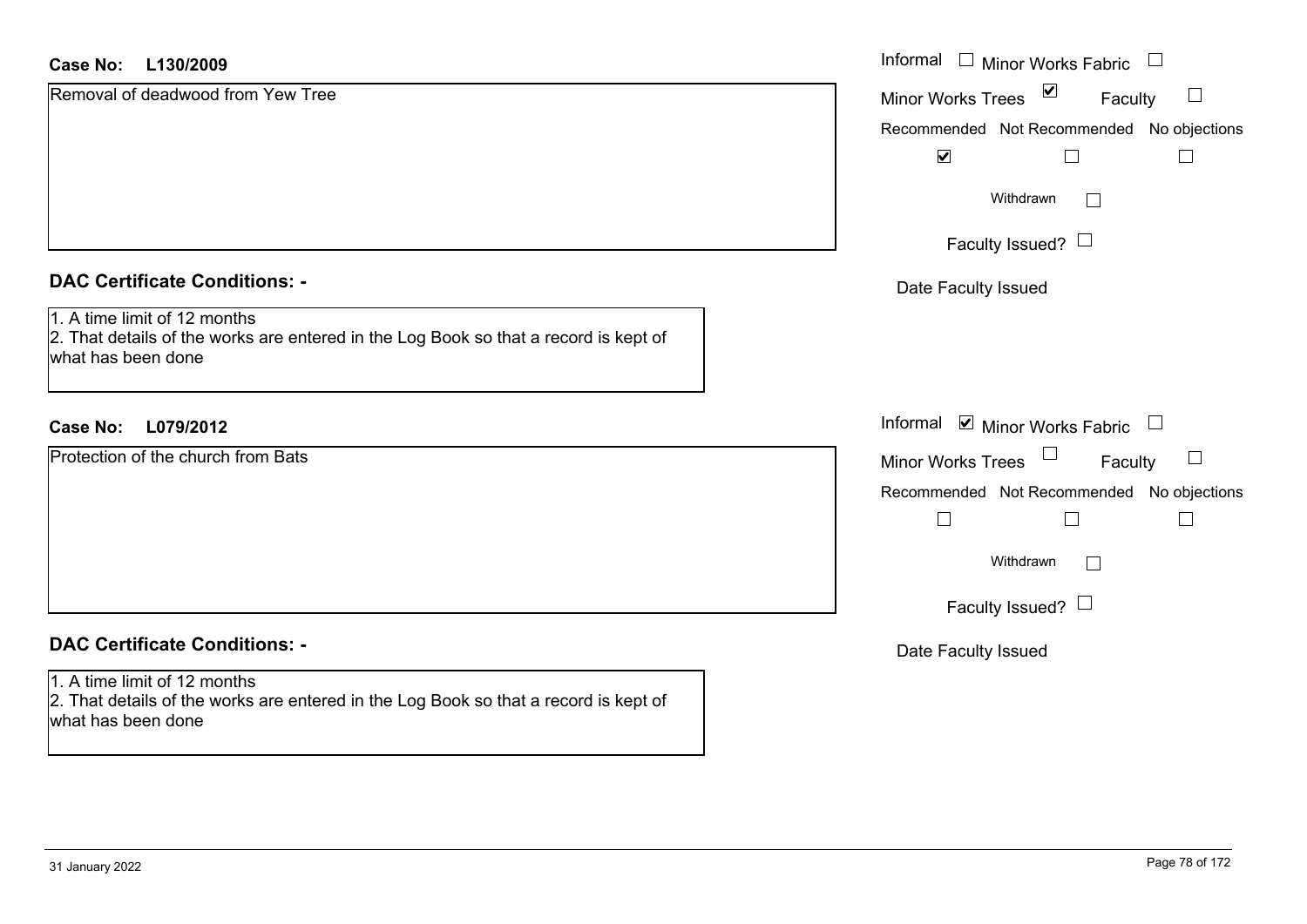**Case No: L130/2009**

Removal of deadwood from Yew Tree

Informal ☐ Minor Works Fabric ☐

Minor Works Trees ☑ Faculty ☐

Recommended ☑ Not Recommended ☐ No objections ☐

Withdrawn ☐

Faculty Issued? ☐

Date Faculty Issued

**DAC Certificate Conditions: -**

1. A time limit of 12 months
2. That details of the works are entered in the Log Book so that a record is kept of what has been done

**Case No: L079/2012**

Protection of the church from Bats

Informal ☑ Minor Works Fabric ☐

Minor Works Trees ☐ Faculty ☐

Recommended ☐ Not Recommended ☐ No objections ☐

Withdrawn ☐

Faculty Issued? ☐

Date Faculty Issued

**DAC Certificate Conditions: -**

1. A time limit of 12 months
2. That details of the works are entered in the Log Book so that a record is kept of what has been done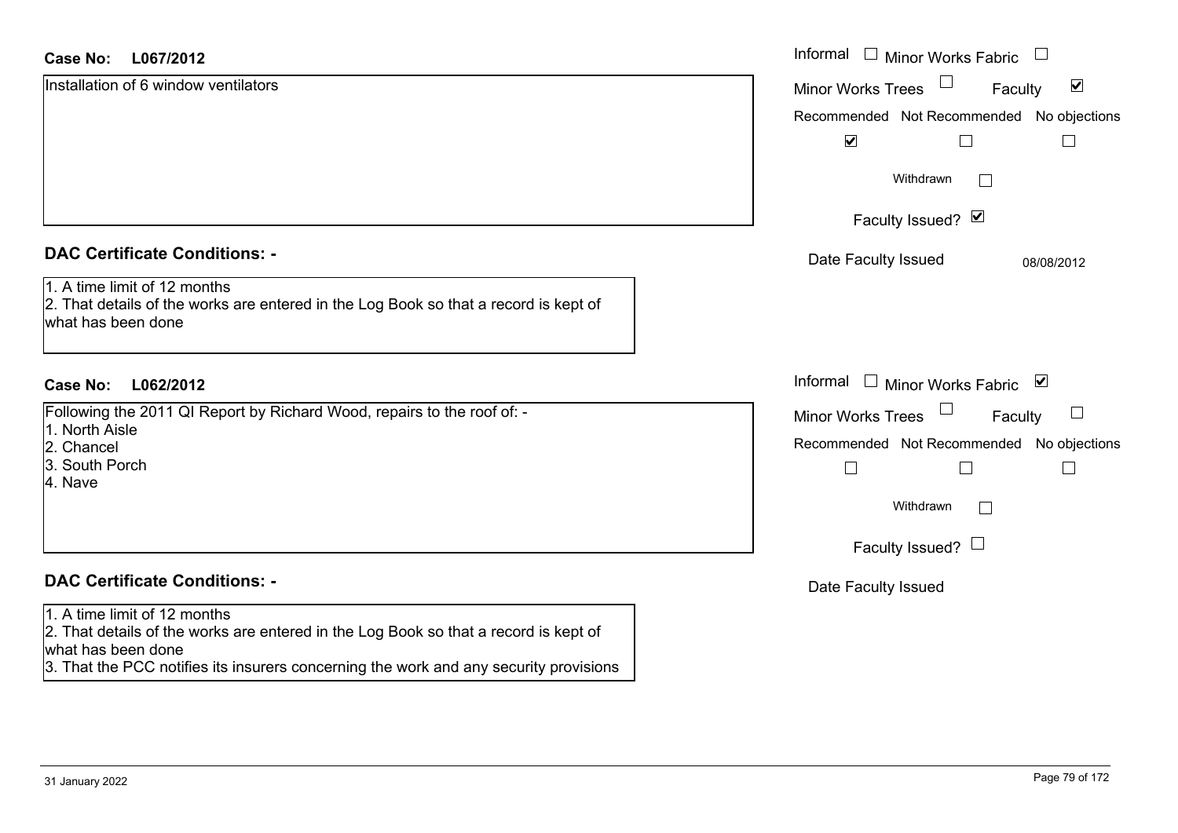**Case No: L067/2012**

Installation of 6 window ventilators

Informal ☐ Minor Works Fabric ☐
Minor Works Trees ☐ Faculty ☑

Recommended ☑ Not Recommended ☐ No objections ☐

Withdrawn ☐

Faculty Issued? ☑

Date Faculty Issued 08/08/2012

**DAC Certificate Conditions: -**

1. A time limit of 12 months
2. That details of the works are entered in the Log Book so that a record is kept of what has been done

**Case No: L062/2012**

Following the 2011 QI Report by Richard Wood, repairs to the roof of: -
1. North Aisle
2. Chancel
3. South Porch
4. Nave

Informal ☐ Minor Works Fabric ☑
Minor Works Trees ☐ Faculty ☐

Recommended ☐ Not Recommended ☐ No objections ☐

Withdrawn ☐

Faculty Issued? ☐

Date Faculty Issued

**DAC Certificate Conditions: -**

1. A time limit of 12 months
2. That details of the works are entered in the Log Book so that a record is kept of what has been done
3. That the PCC notifies its insurers concerning the work and any security provisions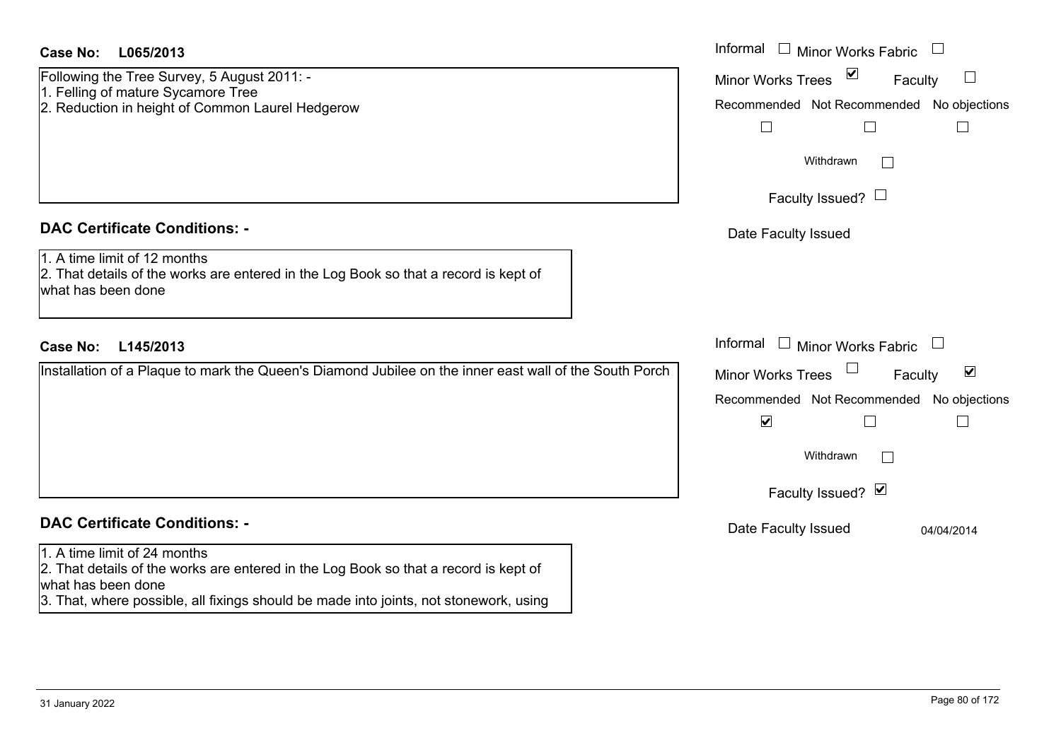**Case No: L065/2013**

Following the Tree Survey, 5 August 2011: -
1. Felling of mature Sycamore Tree
2. Reduction in height of Common Laurel Hedgerow

Informal ☐ Minor Works Fabric ☐

Minor Works Trees ☑ Faculty ☐

Recommended ☐ Not Recommended ☐ No objections ☐

Withdrawn ☐

Faculty Issued? ☐

Date Faculty Issued

## DAC Certificate Conditions: -

1. A time limit of 12 months
2. That details of the works are entered in the Log Book so that a record is kept of what has been done

**Case No: L145/2013**

Installation of a Plaque to mark the Queen's Diamond Jubilee on the inner east wall of the South Porch

Informal ☐ Minor Works Fabric ☐

Minor Works Trees ☐ Faculty ☑

Recommended ☑ Not Recommended ☐ No objections ☐

Withdrawn ☐

Faculty Issued? ☑

Date Faculty Issued 04/04/2014

## DAC Certificate Conditions: -

1. A time limit of 24 months
2. That details of the works are entered in the Log Book so that a record is kept of what has been done
3. That, where possible, all fixings should be made into joints, not stonework, using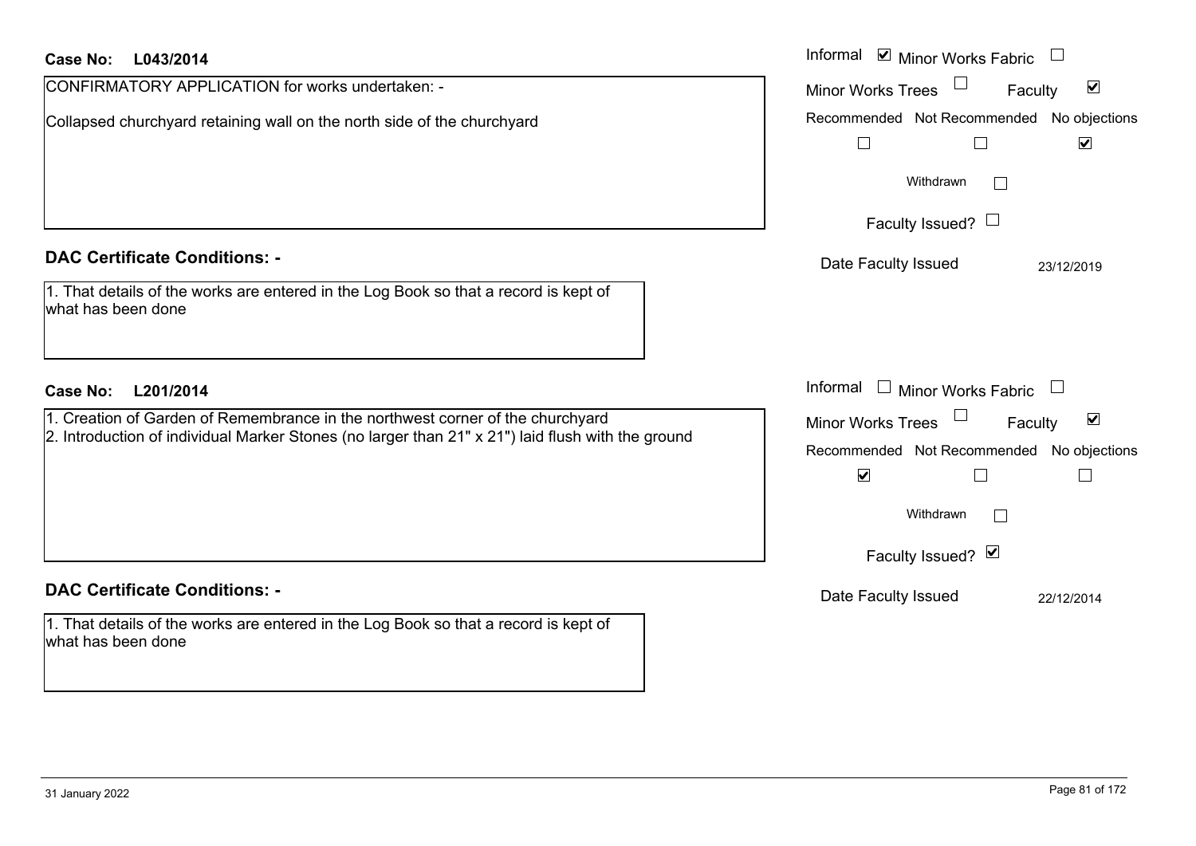**Case No: L043/2014**

CONFIRMATORY APPLICATION for works undertaken: -

Collapsed churchyard retaining wall on the north side of the churchyard

Informal ☑ Minor Works Fabric ☐

Minor Works Trees ☐ Faculty ☑

| Recommended | Not Recommended | No objections |
|---|---|---|
| ☐ | ☐ | ☑ |

Withdrawn ☐

Faculty Issued? ☐

Date Faculty Issued 23/12/2019

**DAC Certificate Conditions: -**

1. That details of the works are entered in the Log Book so that a record is kept of what has been done

**Case No: L201/2014**

1. Creation of Garden of Remembrance in the northwest corner of the churchyard
2. Introduction of individual Marker Stones (no larger than 21" x 21") laid flush with the ground

Informal ☐ Minor Works Fabric ☐

Minor Works Trees ☐ Faculty ☑

| Recommended | Not Recommended | No objections |
|---|---|---|
| ☑ | ☐ | ☐ |

Withdrawn ☐

Faculty Issued? ☑

Date Faculty Issued 22/12/2014

**DAC Certificate Conditions: -**

1. That details of the works are entered in the Log Book so that a record is kept of what has been done

31 January 2022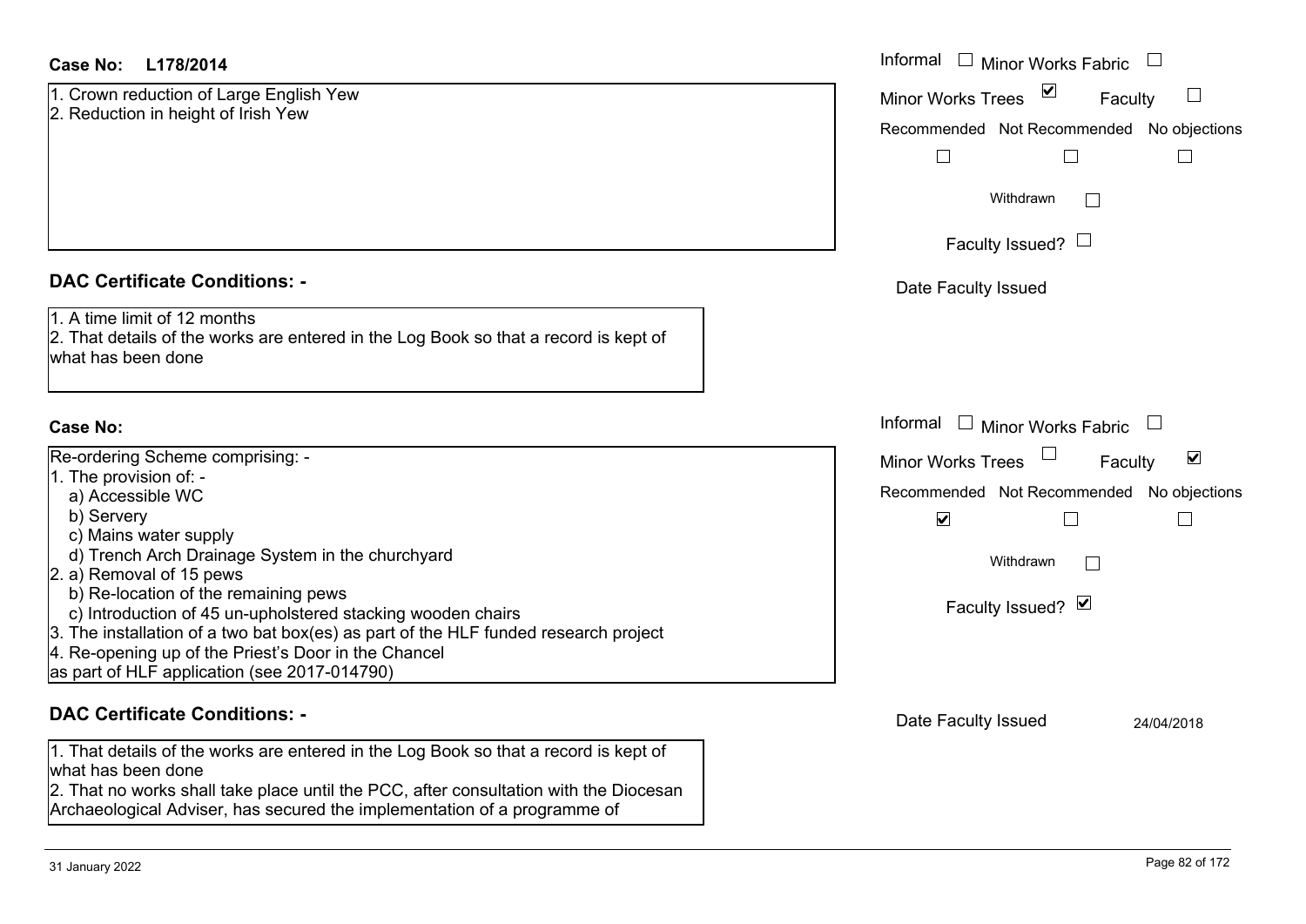**Case No: L178/2014**

1. Crown reduction of Large English Yew
2. Reduction in height of Irish Yew

Informal ☐ Minor Works Fabric ☐
Minor Works Trees ☑ Faculty ☐
Recommended ☐ Not Recommended ☐ No objections ☐
Withdrawn ☐
Faculty Issued? ☐
Date Faculty Issued

## DAC Certificate Conditions: -

1. A time limit of 12 months
2. That details of the works are entered in the Log Book so that a record is kept of what has been done

**Case No:**

Re-ordering Scheme comprising: -

1. The provision of: -
   a) Accessible WC
   b) Servery
   c) Mains water supply
   d) Trench Arch Drainage System in the churchyard
2. a) Removal of 15 pews
   b) Re-location of the remaining pews
   c) Introduction of 45 un-upholstered stacking wooden chairs
3. The installation of a two bat box(es) as part of the HLF funded research project
4. Re-opening up of the Priest's Door in the Chancel

as part of HLF application (see 2017-014790)

Informal ☐ Minor Works Fabric ☐
Minor Works Trees ☐ Faculty ☑
Recommended ☑ Not Recommended ☐ No objections ☐
Withdrawn ☐
Faculty Issued? ☑
Date Faculty Issued 24/04/2018

## DAC Certificate Conditions: -

1. That details of the works are entered in the Log Book so that a record is kept of what has been done
2. That no works shall take place until the PCC, after consultation with the Diocesan Archaeological Adviser, has secured the implementation of a programme of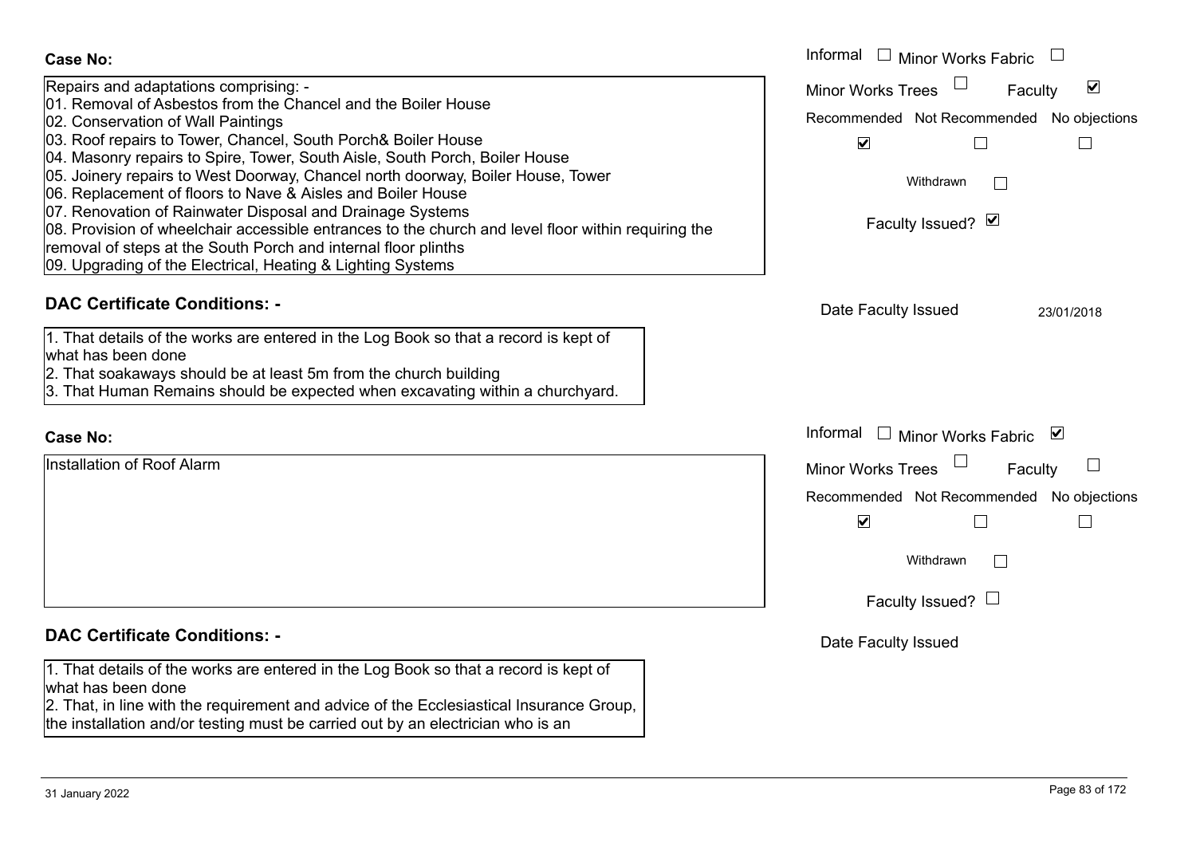**Case No:**

Informal ☐ Minor Works Fabric ☐

Minor Works Trees ☐ Faculty ☑

Recommended ☑ Not Recommended ☐ No objections ☐

Withdrawn ☐

Faculty Issued? ☑

Date Faculty Issued 23/01/2018

Repairs and adaptations comprising: -
01. Removal of Asbestos from the Chancel and the Boiler House
02. Conservation of Wall Paintings
03. Roof repairs to Tower, Chancel, South Porch& Boiler House
04. Masonry repairs to Spire, Tower, South Aisle, South Porch, Boiler House
05. Joinery repairs to West Doorway, Chancel north doorway, Boiler House, Tower
06. Replacement of floors to Nave & Aisles and Boiler House
07. Renovation of Rainwater Disposal and Drainage Systems
08. Provision of wheelchair accessible entrances to the church and level floor within requiring the removal of steps at the South Porch and internal floor plinths
09. Upgrading of the Electrical, Heating & Lighting Systems

**DAC Certificate Conditions: -**

1. That details of the works are entered in the Log Book so that a record is kept of what has been done
2. That soakaways should be at least 5m from the church building
3. That Human Remains should be expected when excavating within a churchyard.

**Case No:**

Informal ☐ Minor Works Fabric ☑

Minor Works Trees ☐ Faculty ☐

Recommended ☑ Not Recommended ☐ No objections ☐

Withdrawn ☐

Faculty Issued? ☐

Date Faculty Issued

Installation of Roof Alarm

**DAC Certificate Conditions: -**

1. That details of the works are entered in the Log Book so that a record is kept of what has been done
2. That, in line with the requirement and advice of the Ecclesiastical Insurance Group, the installation and/or testing must be carried out by an electrician who is an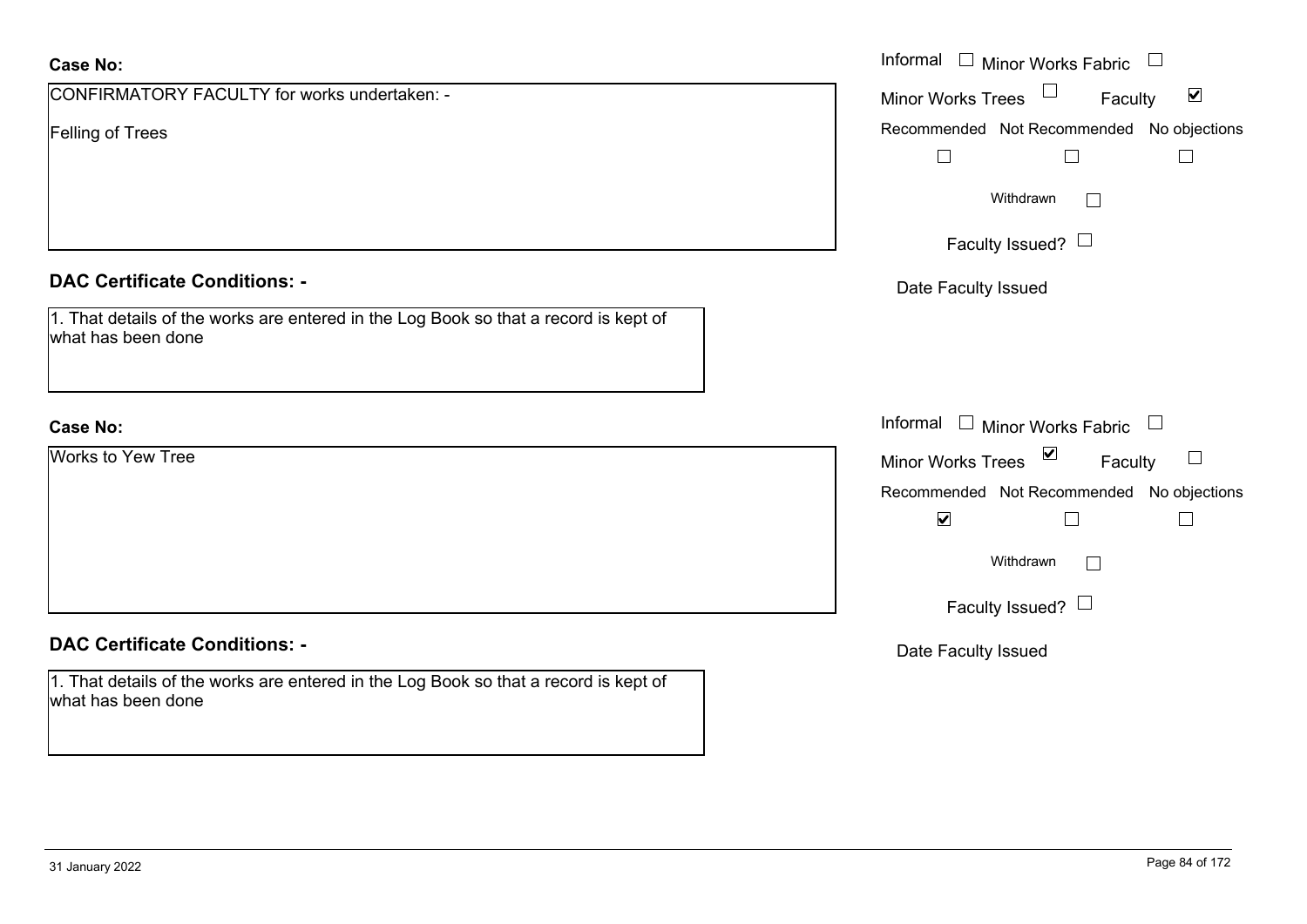**Case No:**

CONFIRMATORY FACULTY for works undertaken: -

Felling of Trees

Informal ☐ Minor Works Fabric ☐

Minor Works Trees ☐ Faculty ☑

Recommended ☐ Not Recommended ☐ No objections ☐

Withdrawn ☐

Faculty Issued? ☐

Date Faculty Issued

**DAC Certificate Conditions: -**

1. That details of the works are entered in the Log Book so that a record is kept of what has been done

**Case No:**

Works to Yew Tree

Informal ☐ Minor Works Fabric ☐

Minor Works Trees ☑ Faculty ☐

Recommended ☑ Not Recommended ☐ No objections ☐

Withdrawn ☐

Faculty Issued? ☐

Date Faculty Issued

**DAC Certificate Conditions: -**

1. That details of the works are entered in the Log Book so that a record is kept of what has been done

31 January 2022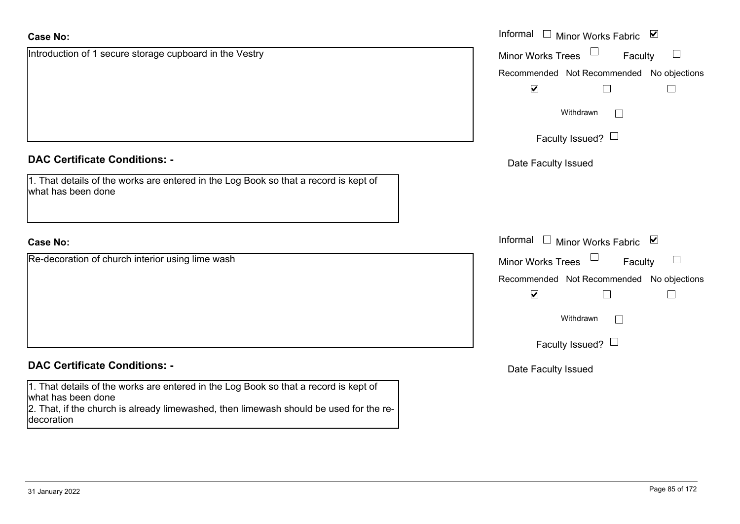**Case No:**

Introduction of 1 secure storage cupboard in the Vestry

Informal ☐ Minor Works Fabric ☑

Minor Works Trees ☐ Faculty ☐

Recommended ☑ Not Recommended ☐ No objections ☐

Withdrawn ☐

Faculty Issued? ☐

Date Faculty Issued

**DAC Certificate Conditions: -**

1. That details of the works are entered in the Log Book so that a record is kept of what has been done

**Case No:**

Re-decoration of church interior using lime wash

Informal ☐ Minor Works Fabric ☑

Minor Works Trees ☐ Faculty ☐

Recommended ☑ Not Recommended ☐ No objections ☐

Withdrawn ☐

Faculty Issued? ☐

Date Faculty Issued

**DAC Certificate Conditions: -**

1. That details of the works are entered in the Log Book so that a record is kept of what has been done
2. That, if the church is already limewashed, then limewash should be used for the re-decoration

31 January 2022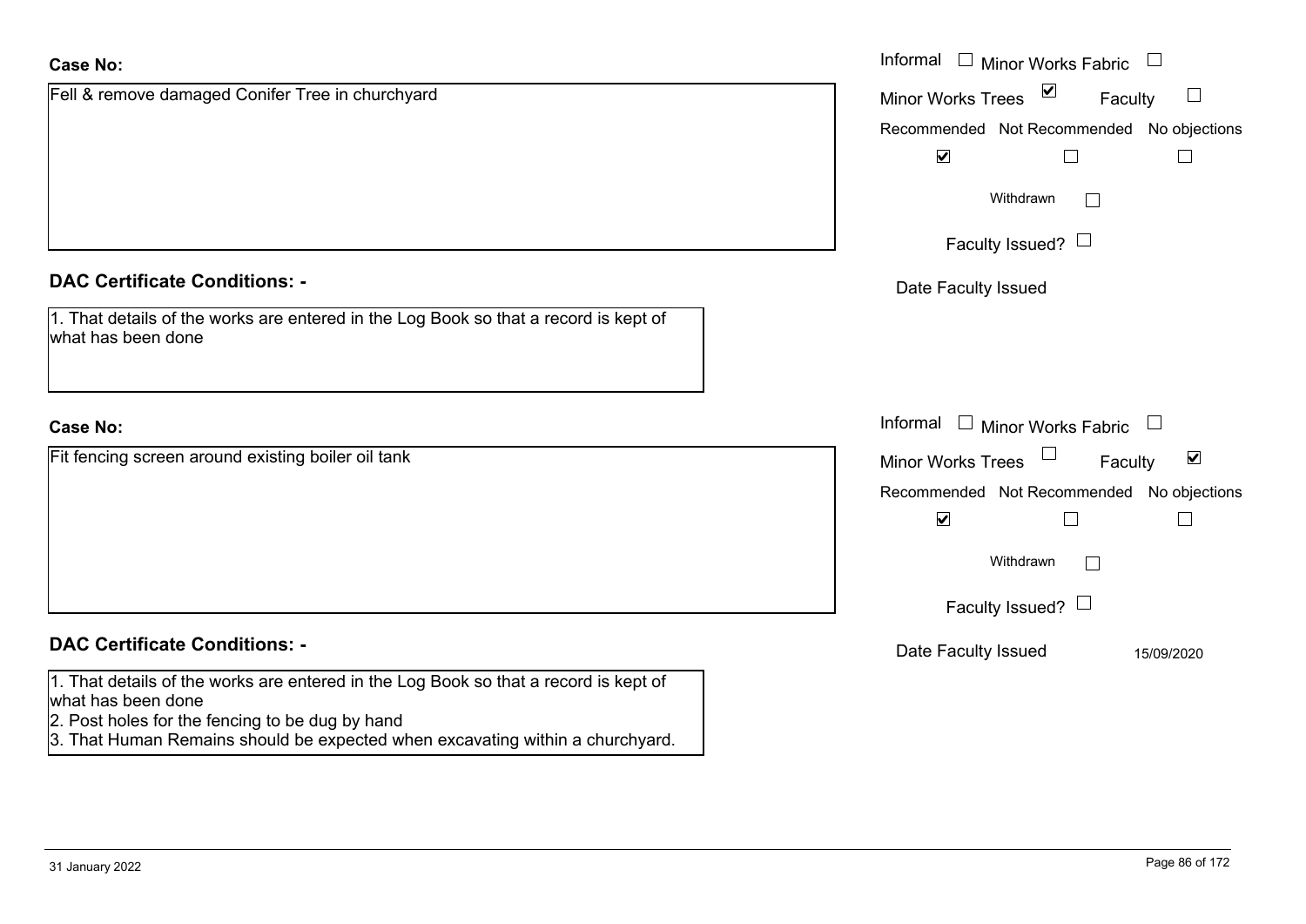**Case No:**

Fell & remove damaged Conifer Tree in churchyard

Informal ☐ Minor Works Fabric ☐

Minor Works Trees ☑ Faculty ☐

Recommended ☑ Not Recommended ☐ No objections ☐

Withdrawn ☐

Faculty Issued? ☐

Date Faculty Issued

**DAC Certificate Conditions: -**

1. That details of the works are entered in the Log Book so that a record is kept of what has been done

**Case No:**

Fit fencing screen around existing boiler oil tank

Informal ☐ Minor Works Fabric ☐

Minor Works Trees ☐ Faculty ☑

Recommended ☑ Not Recommended ☐ No objections ☐

Withdrawn ☐

Faculty Issued? ☐

Date Faculty Issued 15/09/2020

**DAC Certificate Conditions: -**

1. That details of the works are entered in the Log Book so that a record is kept of what has been done
2. Post holes for the fencing to be dug by hand
3. That Human Remains should be expected when excavating within a churchyard.

31 January 2022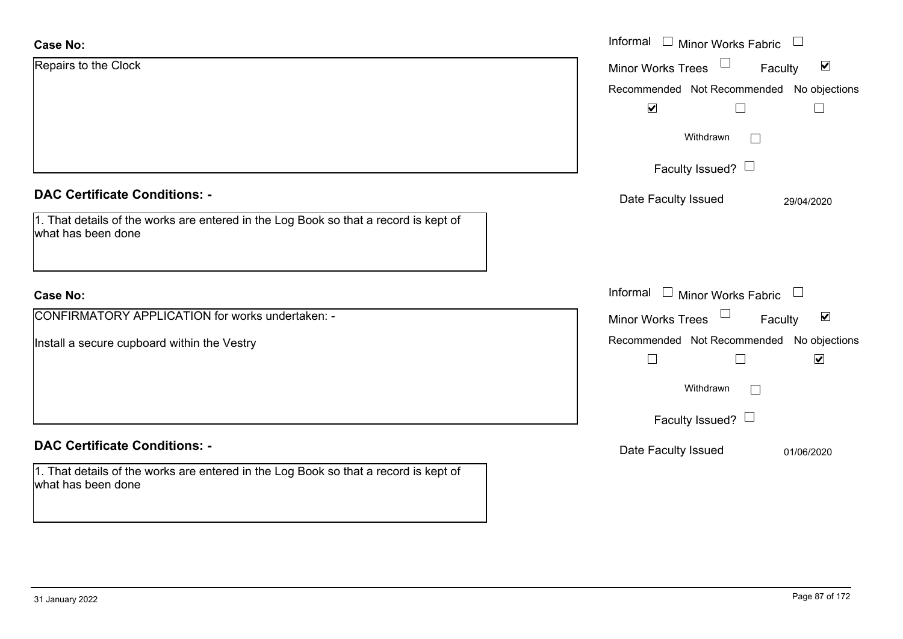**Case No:**

Repairs to the Clock

Informal ☐ Minor Works Fabric ☐
Minor Works Trees ☐ Faculty ☑

| Recommended | Not Recommended | No objections |
| --- | --- | --- |
| ☑ | ☐ | ☐ |

Withdrawn ☐

Faculty Issued? ☐

Date Faculty Issued 29/04/2020

**DAC Certificate Conditions: -**

1. That details of the works are entered in the Log Book so that a record is kept of what has been done

**Case No:**

CONFIRMATORY APPLICATION for works undertaken: -

Install a secure cupboard within the Vestry

Informal ☐ Minor Works Fabric ☐
Minor Works Trees ☐ Faculty ☑

| Recommended | Not Recommended | No objections |
| --- | --- | --- |
| ☐ | ☐ | ☑ |

Withdrawn ☐

Faculty Issued? ☐

Date Faculty Issued 01/06/2020

**DAC Certificate Conditions: -**

1. That details of the works are entered in the Log Book so that a record is kept of what has been done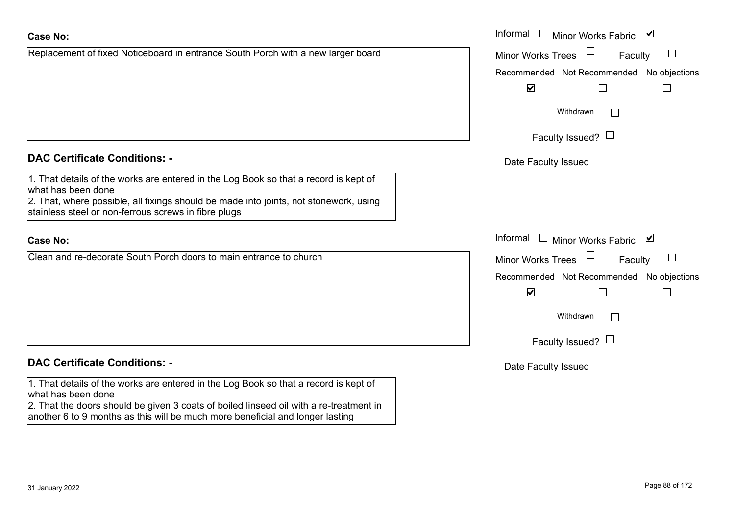**Case No:**

Replacement of fixed Noticeboard in entrance South Porch with a new larger board

Informal ☐ Minor Works Fabric ☑

Minor Works Trees ☐ Faculty ☐

Recommended ☑ Not Recommended ☐ No objections ☐

Withdrawn ☐

Faculty Issued? ☐

Date Faculty Issued

**DAC Certificate Conditions: -**

1. That details of the works are entered in the Log Book so that a record is kept of what has been done
2. That, where possible, all fixings should be made into joints, not stonework, using stainless steel or non-ferrous screws in fibre plugs

**Case No:**

Clean and re-decorate South Porch doors to main entrance to church

Informal ☐ Minor Works Fabric ☑

Minor Works Trees ☐ Faculty ☐

Recommended ☑ Not Recommended ☐ No objections ☐

Withdrawn ☐

Faculty Issued? ☐

Date Faculty Issued

**DAC Certificate Conditions: -**

1. That details of the works are entered in the Log Book so that a record is kept of what has been done
2. That the doors should be given 3 coats of boiled linseed oil with a re-treatment in another 6 to 9 months as this will be much more beneficial and longer lasting

31 January 2022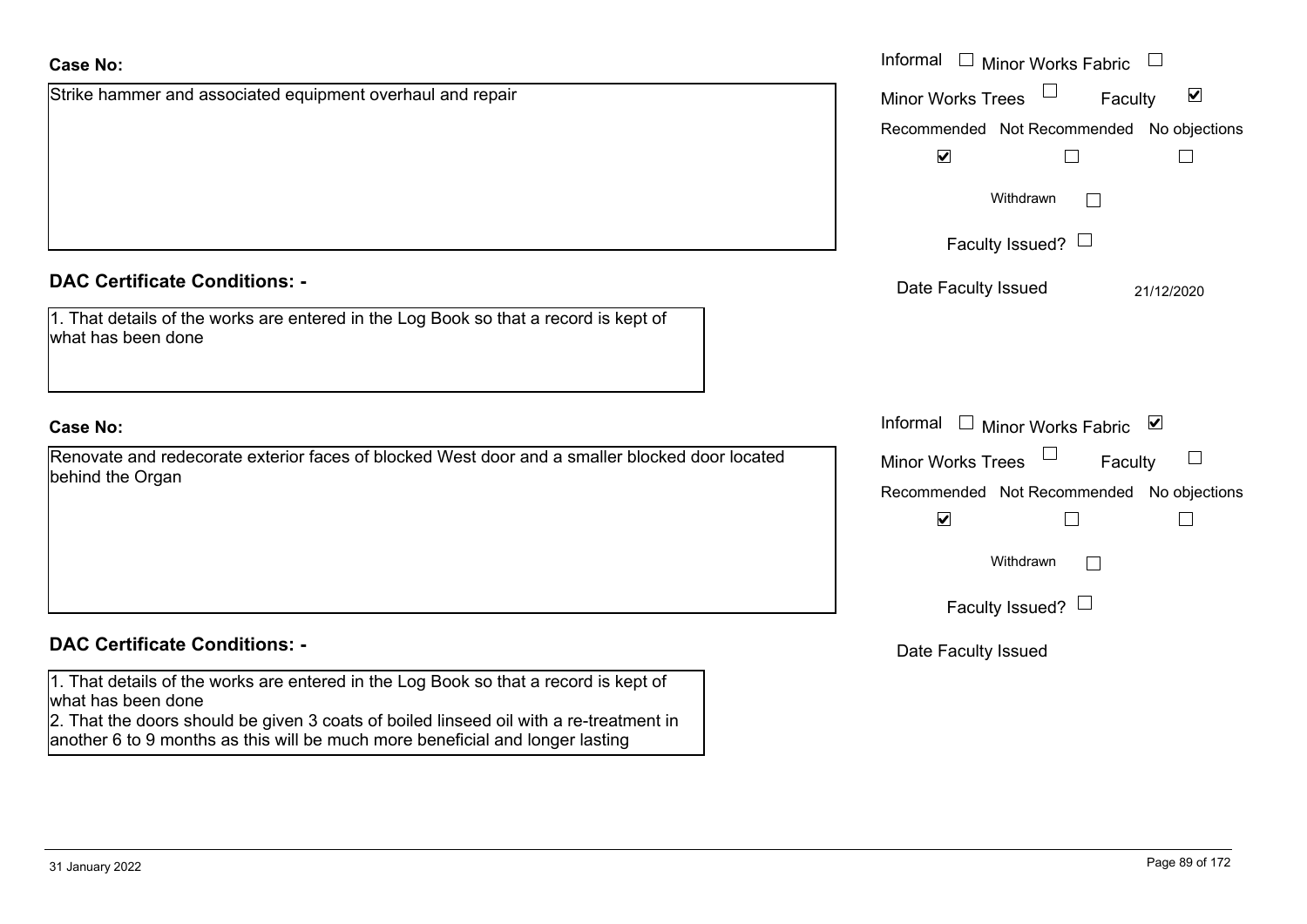**Case No:**

Strike hammer and associated equipment overhaul and repair

Informal ☐ Minor Works Fabric ☐
Minor Works Trees ☐ Faculty ☑

| Recommended | Not Recommended | No objections |
|---|---|---|
| ☑ | ☐ | ☐ |

Withdrawn ☐

Faculty Issued? ☐

Date Faculty Issued 21/12/2020

**DAC Certificate Conditions: -**

1. That details of the works are entered in the Log Book so that a record is kept of what has been done

**Case No:**

Renovate and redecorate exterior faces of blocked West door and a smaller blocked door located behind the Organ

Informal ☐ Minor Works Fabric ☑
Minor Works Trees ☐ Faculty ☐

| Recommended | Not Recommended | No objections |
|---|---|---|
| ☑ | ☐ | ☐ |

Withdrawn ☐

Faculty Issued? ☐

Date Faculty Issued

**DAC Certificate Conditions: -**

1. That details of the works are entered in the Log Book so that a record is kept of what has been done
2. That the doors should be given 3 coats of boiled linseed oil with a re-treatment in another 6 to 9 months as this will be much more beneficial and longer lasting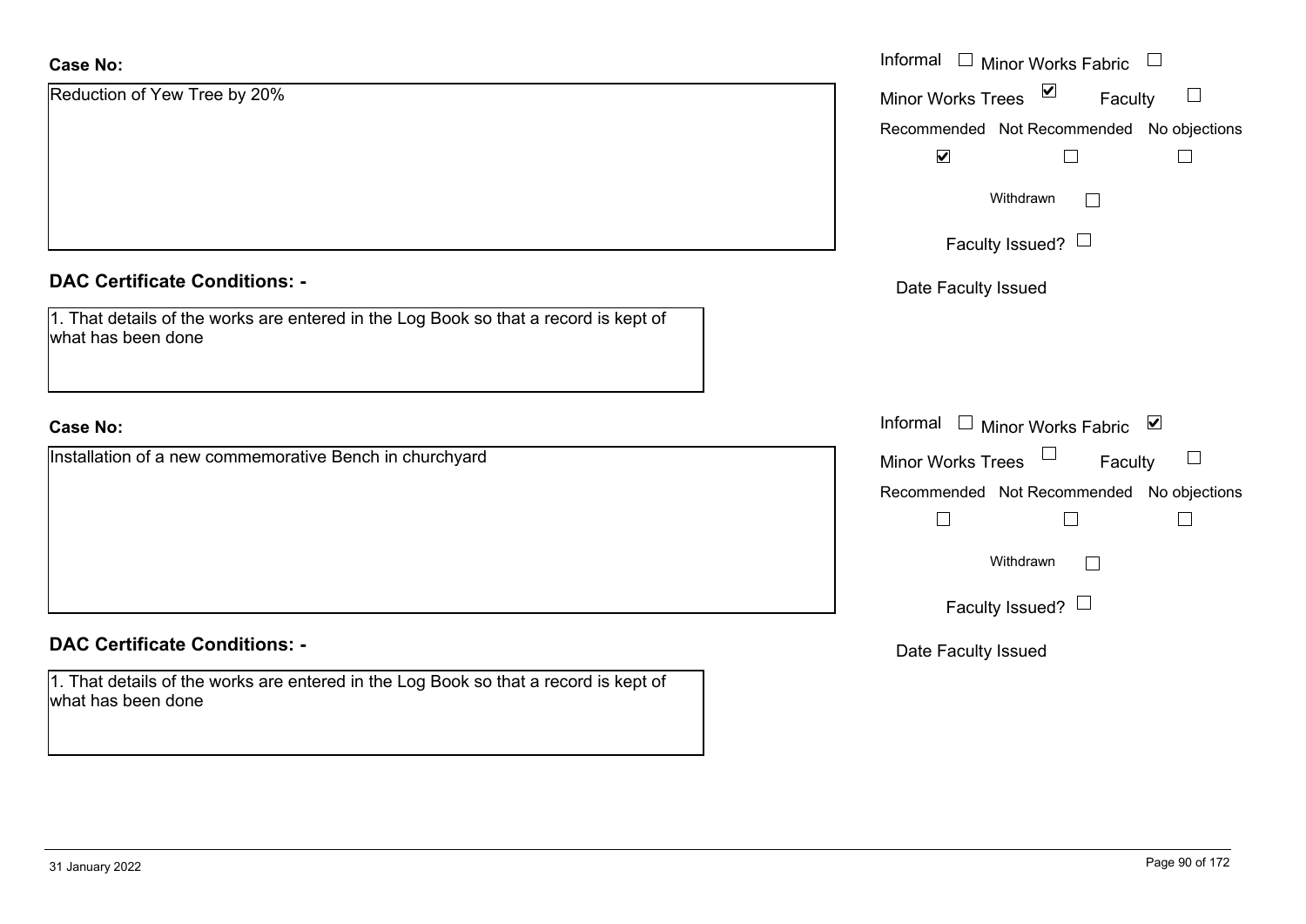**Case No:**

Reduction of Yew Tree by 20%

Informal ☐ Minor Works Fabric ☐

Minor Works Trees ☑ Faculty ☐

Recommended ☑ Not Recommended ☐ No objections ☐

Withdrawn ☐

Faculty Issued? ☐

Date Faculty Issued

**DAC Certificate Conditions: -**

1. That details of the works are entered in the Log Book so that a record is kept of what has been done

**Case No:**

Installation of a new commemorative Bench in churchyard

Informal ☐ Minor Works Fabric ☑

Minor Works Trees ☐ Faculty ☐

Recommended ☐ Not Recommended ☐ No objections ☐

Withdrawn ☐

Faculty Issued? ☐

Date Faculty Issued

**DAC Certificate Conditions: -**

1. That details of the works are entered in the Log Book so that a record is kept of what has been done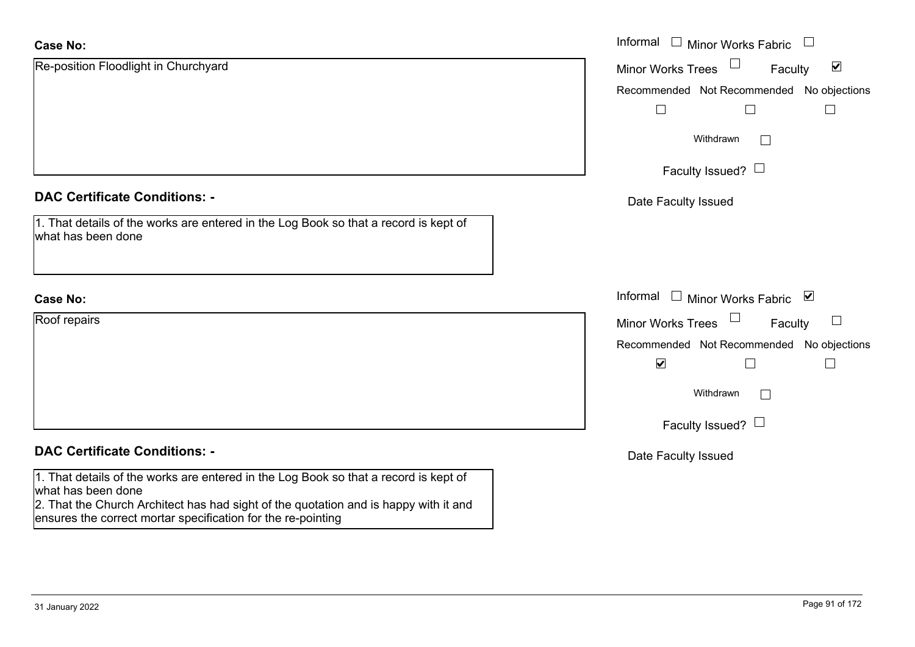**Case No:**

Re-position Floodlight in Churchyard

Informal ☐ Minor Works Fabric ☐
Minor Works Trees ☐ Faculty ☑
Recommended ☐ Not Recommended ☐ No objections ☐
Withdrawn ☐
Faculty Issued? ☐
Date Faculty Issued

**DAC Certificate Conditions: -**

1. That details of the works are entered in the Log Book so that a record is kept of what has been done

**Case No:**

Roof repairs

Informal ☐ Minor Works Fabric ☑
Minor Works Trees ☐ Faculty ☐
Recommended ☑ Not Recommended ☐ No objections ☐
Withdrawn ☐
Faculty Issued? ☐
Date Faculty Issued

**DAC Certificate Conditions: -**

1. That details of the works are entered in the Log Book so that a record is kept of what has been done
2. That the Church Architect has had sight of the quotation and is happy with it and ensures the correct mortar specification for the re-pointing

31 January 2022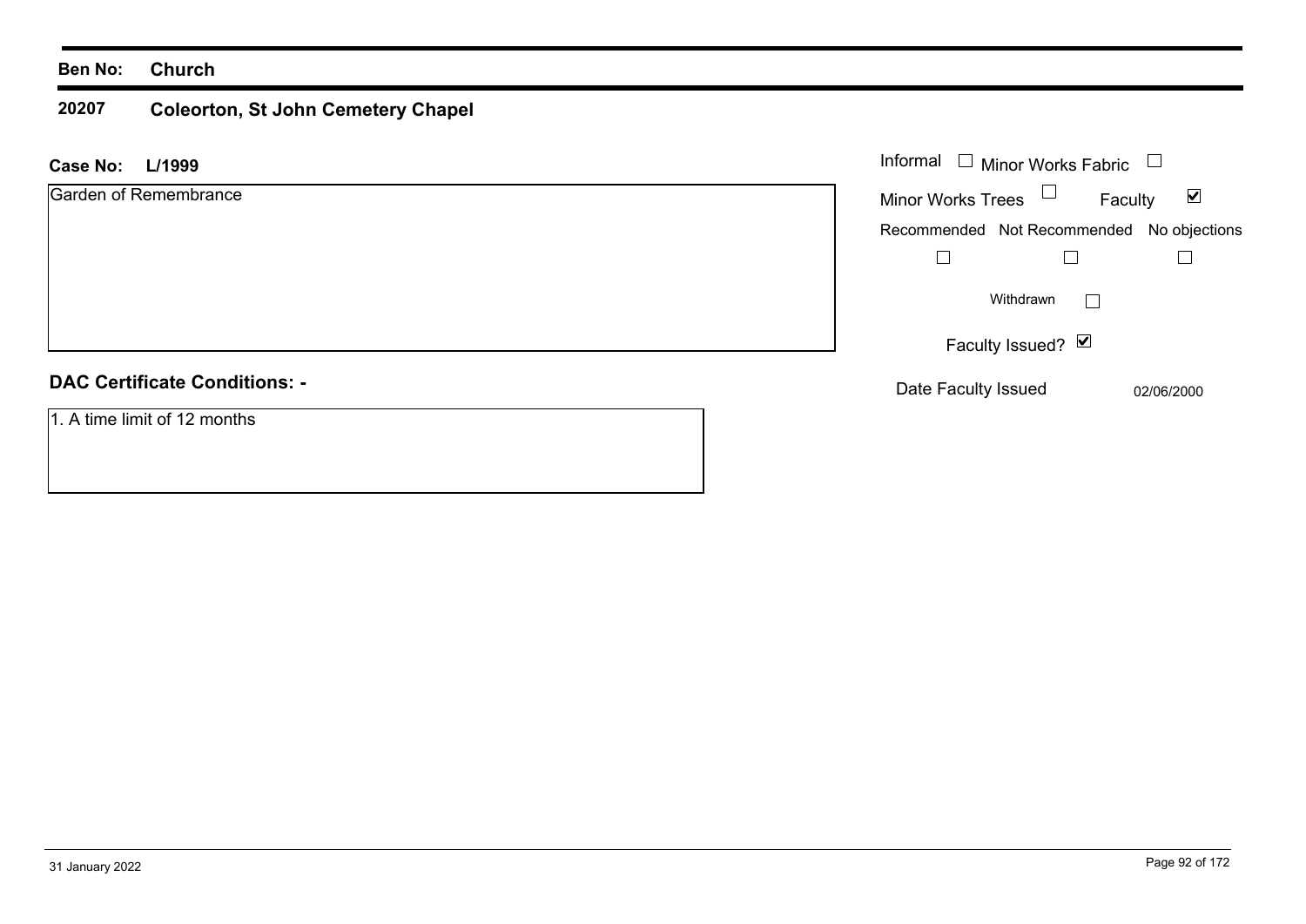**Ben No:** **Church**

**20207** **Coleorton, St John Cemetery Chapel**

**Case No:** **L/1999**

Garden of Remembrance

Informal ☐ Minor Works Fabric ☐

Minor Works Trees ☐ Faculty ☑

Recommended ☐ Not Recommended ☐ No objections ☐

Withdrawn ☐

Faculty Issued? ☑

Date Faculty Issued 02/06/2000

**DAC Certificate Conditions: -**

1. A time limit of 12 months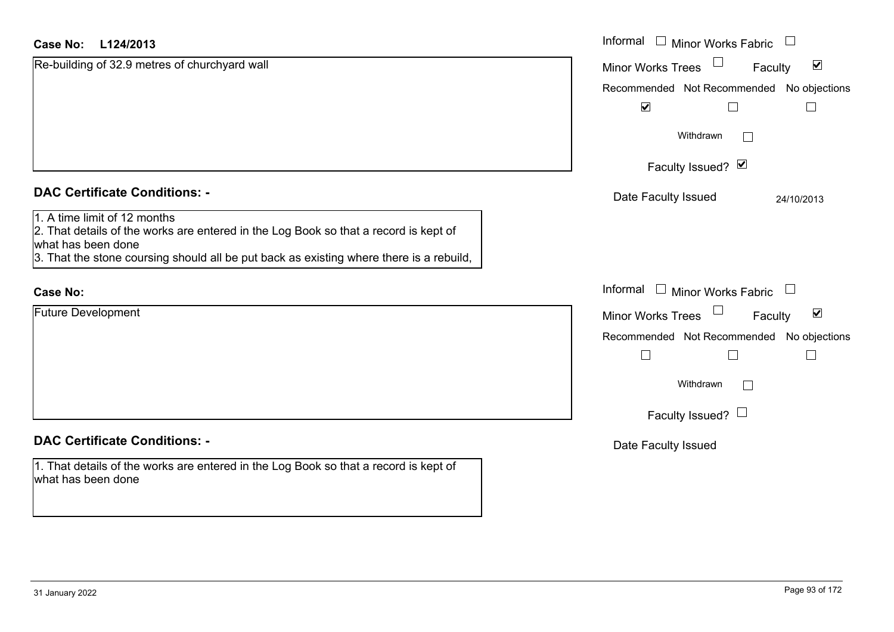**Case No:** L124/2013

Re-building of 32.9 metres of churchyard wall

Informal ☐ Minor Works Fabric ☐

Minor Works Trees ☐ Faculty ☑

Recommended ☑ Not Recommended ☐ No objections ☐

Withdrawn ☐

Faculty Issued? ☑

Date Faculty Issued 24/10/2013

## DAC Certificate Conditions: -

1. A time limit of 12 months
2. That details of the works are entered in the Log Book so that a record is kept of what has been done
3. That the stone coursing should all be put back as existing where there is a rebuild,

**Case No:**

Future Development

Informal ☐ Minor Works Fabric ☐

Minor Works Trees ☐ Faculty ☑

Recommended ☐ Not Recommended ☐ No objections ☐

Withdrawn ☐

Faculty Issued? ☐

Date Faculty Issued

## DAC Certificate Conditions: -

1. That details of the works are entered in the Log Book so that a record is kept of what has been done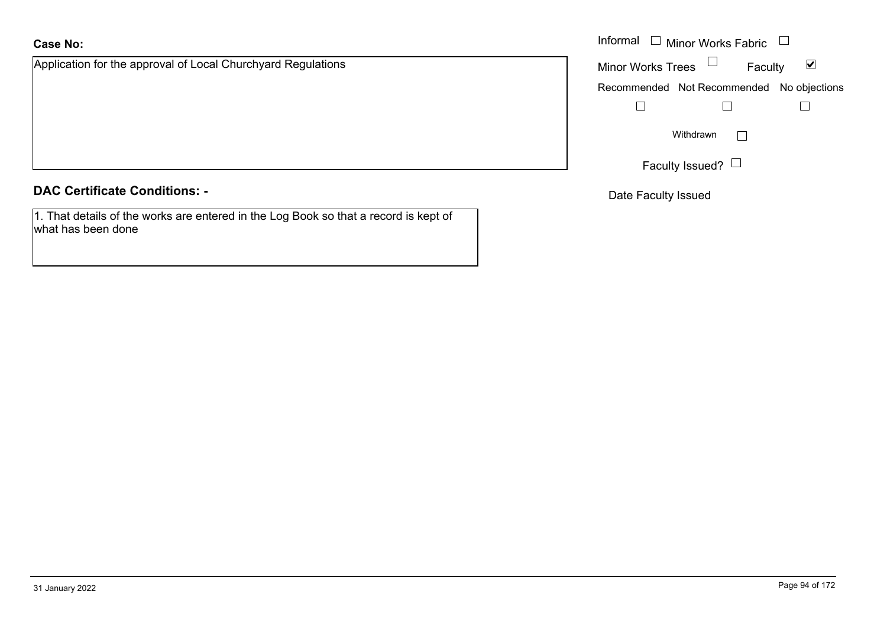**Case No:**

Application for the approval of Local Churchyard Regulations

Informal ☐ Minor Works Fabric ☐

Minor Works Trees ☐ Faculty ☑

Recommended ☐ Not Recommended ☐ No objections ☐

Withdrawn ☐

Faculty Issued? ☐

Date Faculty Issued

**DAC Certificate Conditions: -**

1. That details of the works are entered in the Log Book so that a record is kept of what has been done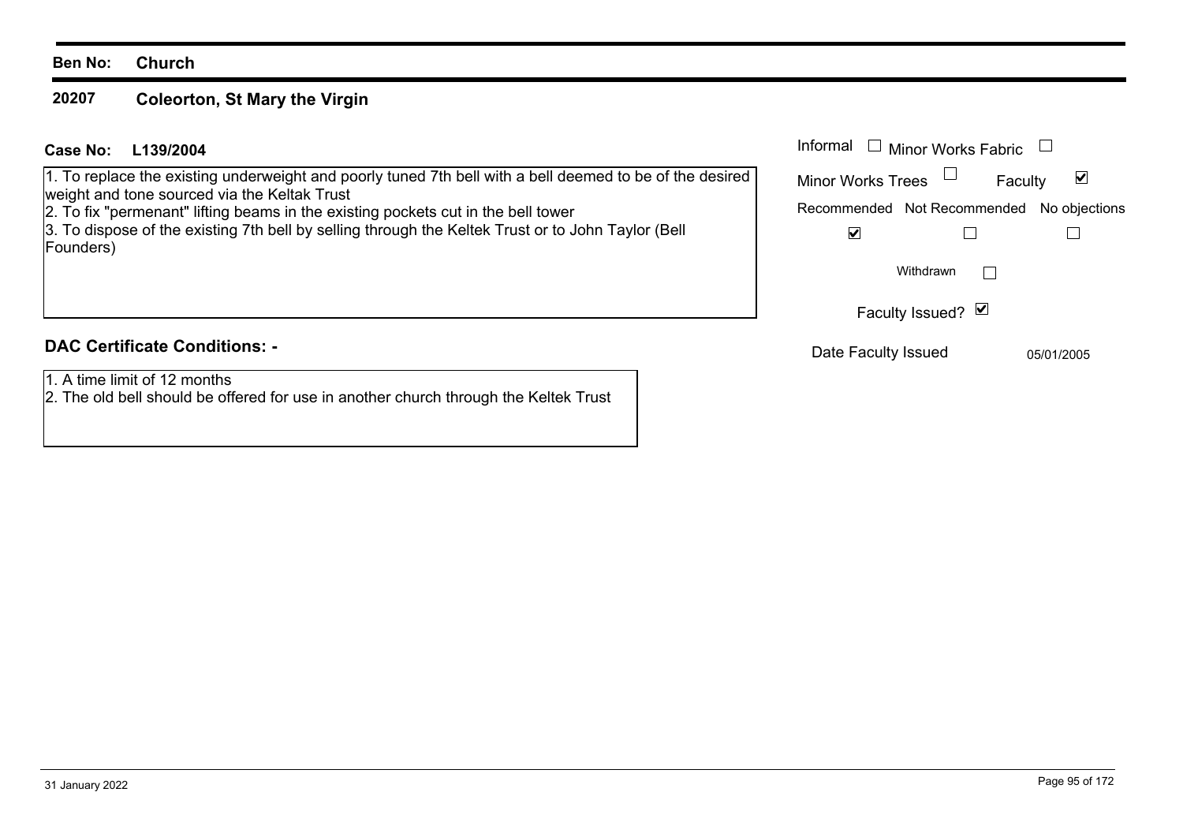**Ben No:** **Church**

**20207** **Coleorton, St Mary the Virgin**

**Case No:** **L139/2004**

1. To replace the existing underweight and poorly tuned 7th bell with a bell deemed to be of the desired weight and tone sourced via the Keltak Trust
2. To fix "permenant" lifting beams in the existing pockets cut in the bell tower
3. To dispose of the existing 7th bell by selling through the Keltek Trust or to John Taylor (Bell Founders)

Informal ☐ Minor Works Fabric ☐

Minor Works Trees ☐ Faculty ☑

| Recommended | Not Recommended | No objections |
|---|---|---|
| ☑ | ☐ | ☐ |

Withdrawn ☐

Faculty Issued? ☑

Date Faculty Issued 05/01/2005

**DAC Certificate Conditions: -**

1. A time limit of 12 months
2. The old bell should be offered for use in another church through the Keltek Trust

31 January 2022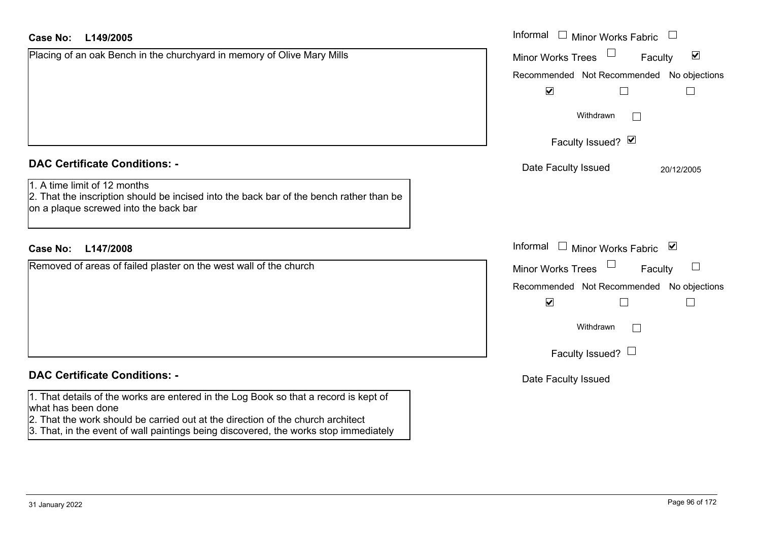**Case No: L149/2005**

Placing of an oak Bench in the churchyard in memory of Olive Mary Mills

Informal ☐ Minor Works Fabric ☐
Minor Works Trees ☐ Faculty ☑

| Recommended | Not Recommended | No objections |
|---|---|---|
| ☑ | ☐ | ☐ |

Withdrawn ☐

Faculty Issued? ☑

Date Faculty Issued 20/12/2005

**DAC Certificate Conditions: -**

1. A time limit of 12 months
2. That the inscription should be incised into the back bar of the bench rather than be on a plaque screwed into the back bar

**Case No: L147/2008**

Removed of areas of failed plaster on the west wall of the church

Informal ☐ Minor Works Fabric ☑
Minor Works Trees ☐ Faculty ☐

| Recommended | Not Recommended | No objections |
|---|---|---|
| ☑ | ☐ | ☐ |

Withdrawn ☐

Faculty Issued? ☐

Date Faculty Issued

**DAC Certificate Conditions: -**

1. That details of the works are entered in the Log Book so that a record is kept of what has been done
2. That the work should be carried out at the direction of the church architect
3. That, in the event of wall paintings being discovered, the works stop immediately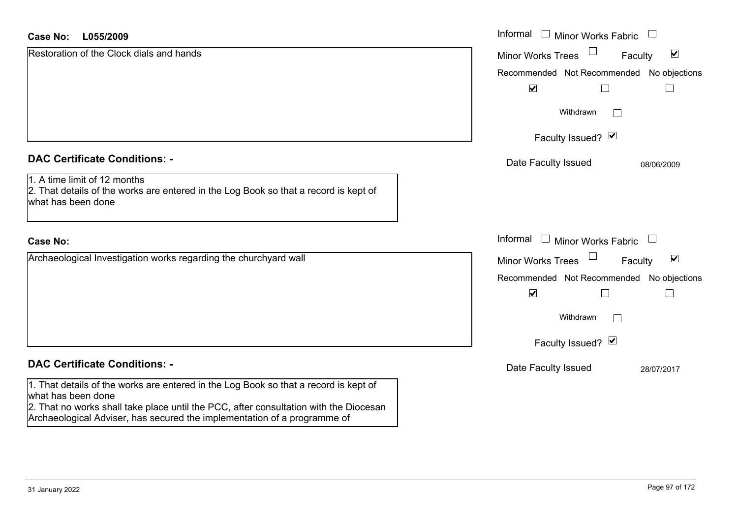**Case No:** L055/2009

Restoration of the Clock dials and hands

Informal ☐ Minor Works Fabric ☐
Minor Works Trees ☐ Faculty ☑

| Recommended | Not Recommended | No objections |
|---|---|---|
| ☑ | ☐ | ☐ |

Withdrawn ☐

Faculty Issued? ☑

Date Faculty Issued: 08/06/2009

## DAC Certificate Conditions: -

1. A time limit of 12 months
2. That details of the works are entered in the Log Book so that a record is kept of what has been done

**Case No:**

Archaeological Investigation works regarding the churchyard wall

Informal ☐ Minor Works Fabric ☐
Minor Works Trees ☐ Faculty ☑

| Recommended | Not Recommended | No objections |
|---|---|---|
| ☑ | ☐ | ☐ |

Withdrawn ☐

Faculty Issued? ☑

Date Faculty Issued: 28/07/2017

## DAC Certificate Conditions: -

1. That details of the works are entered in the Log Book so that a record is kept of what has been done
2. That no works shall take place until the PCC, after consultation with the Diocesan Archaeological Adviser, has secured the implementation of a programme of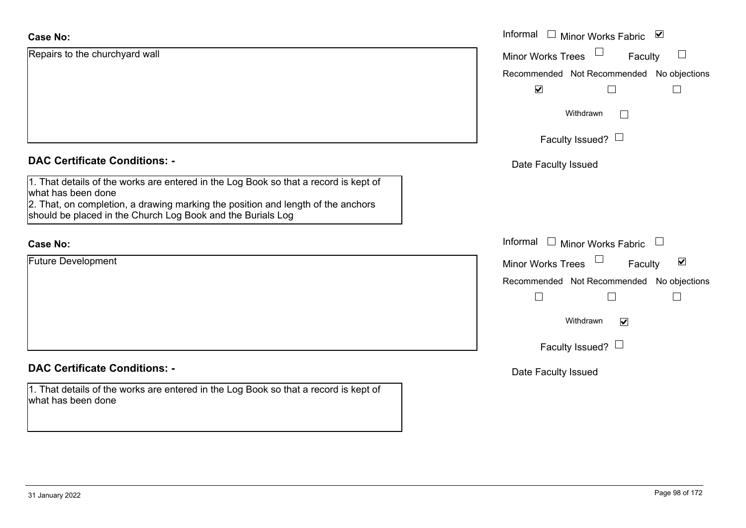**Case No:**

Repairs to the churchyard wall

Informal ☐ Minor Works Fabric ☑

Minor Works Trees ☐ Faculty ☐

Recommended ☑ Not Recommended ☐ No objections ☐

Withdrawn ☐

Faculty Issued? ☐

Date Faculty Issued

**DAC Certificate Conditions: -**

1. That details of the works are entered in the Log Book so that a record is kept of what has been done
2. That, on completion, a drawing marking the position and length of the anchors should be placed in the Church Log Book and the Burials Log

**Case No:**

Future Development

Informal ☐ Minor Works Fabric ☐

Minor Works Trees ☐ Faculty ☑

Recommended ☐ Not Recommended ☐ No objections ☐

Withdrawn ☑

Faculty Issued? ☐

Date Faculty Issued

**DAC Certificate Conditions: -**

1. That details of the works are entered in the Log Book so that a record is kept of what has been done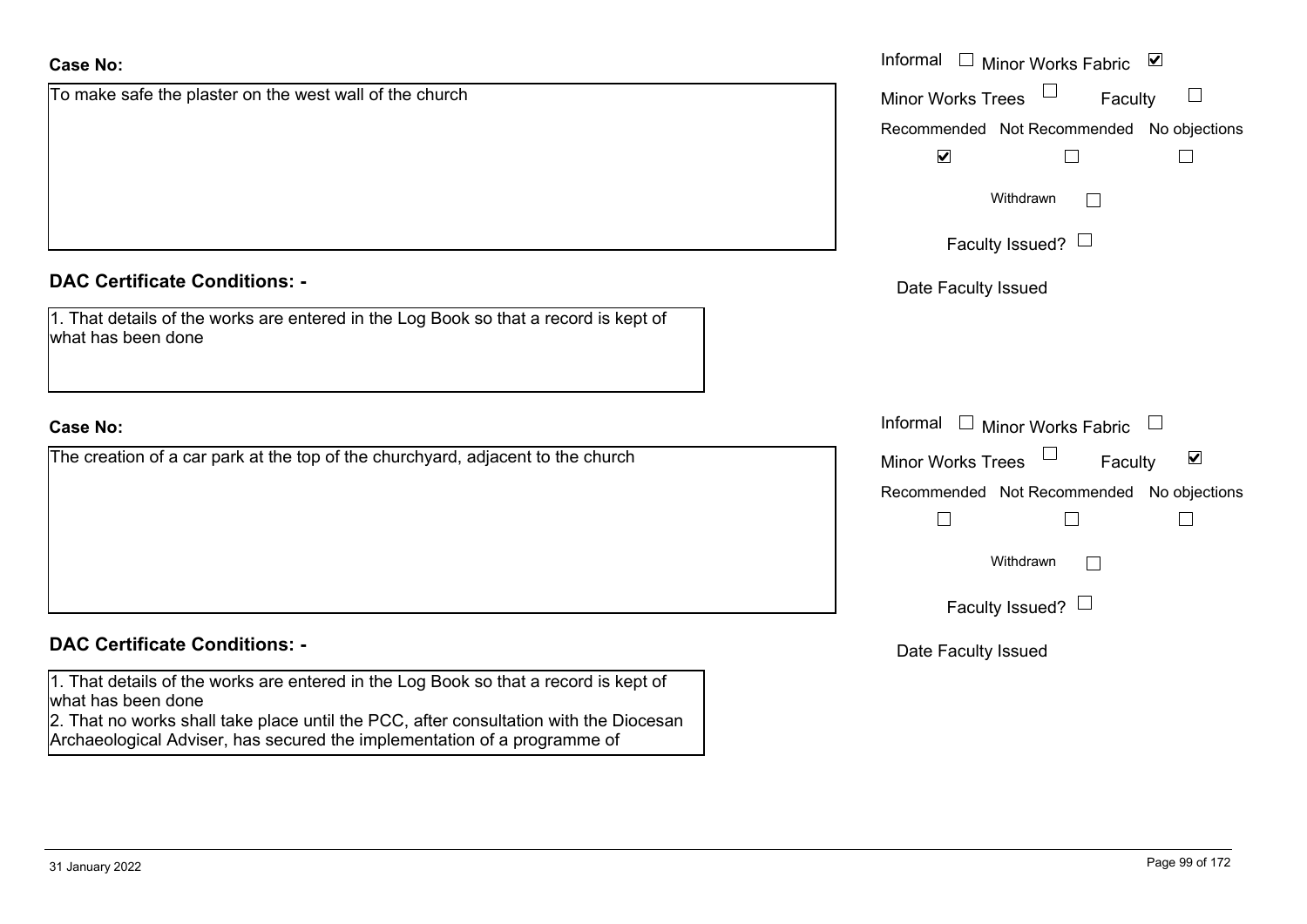**Case No:**

To make safe the plaster on the west wall of the church

Informal ☐ Minor Works Fabric ☑

Minor Works Trees ☐ Faculty ☐

Recommended ☑ Not Recommended ☐ No objections ☐

Withdrawn ☐

Faculty Issued? ☐

Date Faculty Issued

**DAC Certificate Conditions: -**

1. That details of the works are entered in the Log Book so that a record is kept of what has been done

**Case No:**

The creation of a car park at the top of the churchyard, adjacent to the church

Informal ☐ Minor Works Fabric ☐

Minor Works Trees ☐ Faculty ☑

Recommended ☐ Not Recommended ☐ No objections ☐

Withdrawn ☐

Faculty Issued? ☐

Date Faculty Issued

**DAC Certificate Conditions: -**

1. That details of the works are entered in the Log Book so that a record is kept of what has been done
2. That no works shall take place until the PCC, after consultation with the Diocesan Archaeological Adviser, has secured the implementation of a programme of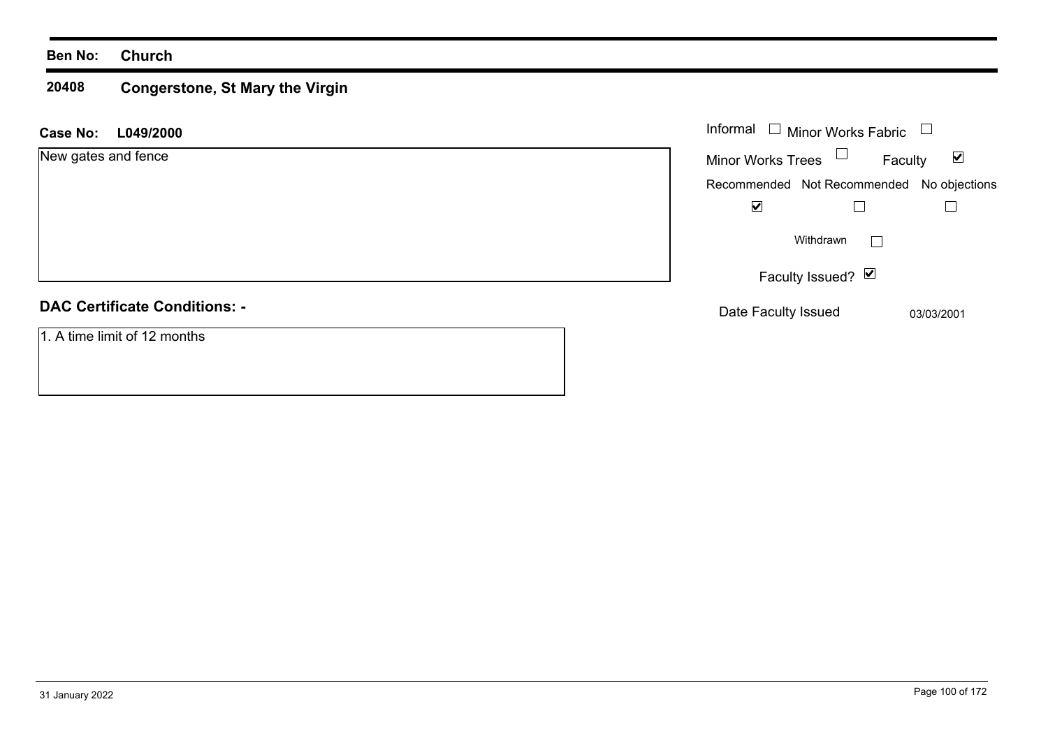**Ben No:** **Church**

## 20408 Congerstone, St Mary the Virgin

**Case No:** **L049/2000**

New gates and fence

Informal ☐ Minor Works Fabric ☐

Minor Works Trees ☐ Faculty ☑

| Recommended | Not Recommended | No objections |
|---|---|---|
| ☑ | ☐ | ☐ |

Withdrawn ☐

Faculty Issued? ☑

Date Faculty Issued 03/03/2001

### DAC Certificate Conditions: -

1. A time limit of 12 months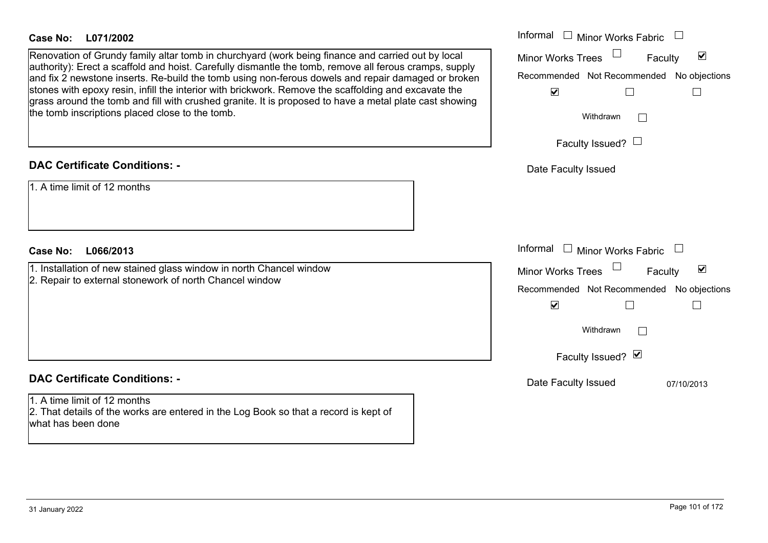**Case No: L071/2002**

Renovation of Grundy family altar tomb in churchyard (work being finance and carried out by local authority): Erect a scaffold and hoist. Carefully dismantle the tomb, remove all ferous cramps, supply and fix 2 newstone inserts. Re-build the tomb using non-ferous dowels and repair damaged or broken stones with epoxy resin, infill the interior with brickwork. Remove the scaffolding and excavate the grass around the tomb and fill with crushed granite. It is proposed to have a metal plate cast showing the tomb inscriptions placed close to the tomb.

- Informal ☐
- Minor Works Fabric ☐
- Minor Works Trees ☐
- Faculty ☑
- Recommended ☑
- Not Recommended ☐
- No objections ☐
- Withdrawn ☐
- Faculty Issued? ☐
- Date Faculty Issued:

## DAC Certificate Conditions: -

1. A time limit of 12 months

**Case No: L066/2013**

1. Installation of new stained glass window in north Chancel window
2. Repair to external stonework of north Chancel window

- Informal ☐
- Minor Works Fabric ☐
- Minor Works Trees ☐
- Faculty ☑
- Recommended ☑
- Not Recommended ☐
- No objections ☐
- Withdrawn ☐
- Faculty Issued? ☑
- Date Faculty Issued: 07/10/2013

## DAC Certificate Conditions: -

1. A time limit of 12 months
2. That details of the works are entered in the Log Book so that a record is kept of what has been done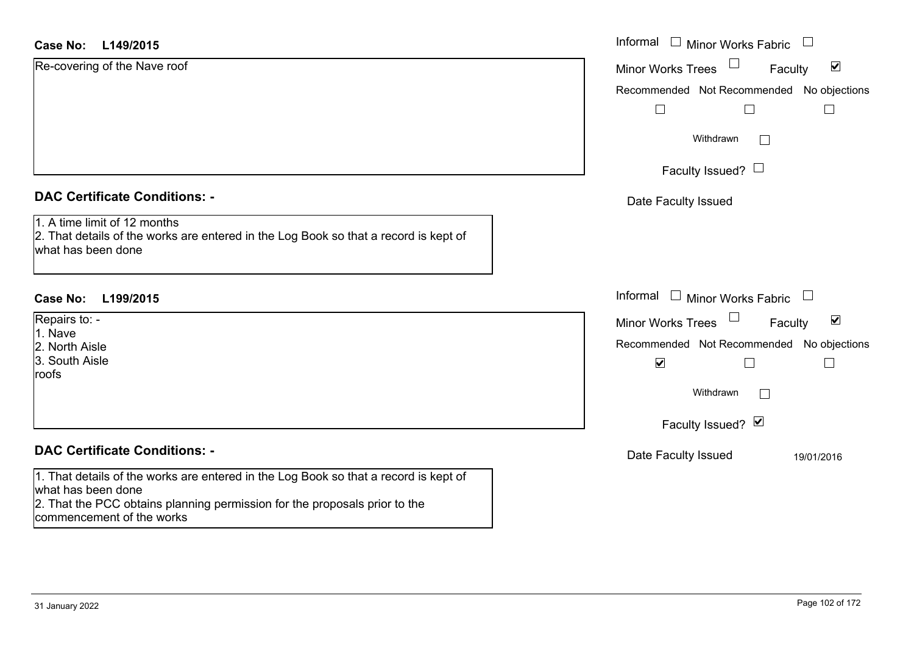**Case No: L149/2015**

Re-covering of the Nave roof

Informal ☐ Minor Works Fabric ☐

Minor Works Trees ☐ Faculty ☑

Recommended ☐ Not Recommended ☐ No objections ☐

Withdrawn ☐

Faculty Issued? ☐

Date Faculty Issued

## DAC Certificate Conditions: -

1. A time limit of 12 months
2. That details of the works are entered in the Log Book so that a record is kept of what has been done

**Case No: L199/2015**

Repairs to: -
1. Nave
2. North Aisle
3. South Aisle
roofs

Informal ☐ Minor Works Fabric ☐

Minor Works Trees ☐ Faculty ☑

Recommended ☑ Not Recommended ☐ No objections ☐

Withdrawn ☐

Faculty Issued? ☑

Date Faculty Issued 19/01/2016

## DAC Certificate Conditions: -

1. That details of the works are entered in the Log Book so that a record is kept of what has been done
2. That the PCC obtains planning permission for the proposals prior to the commencement of the works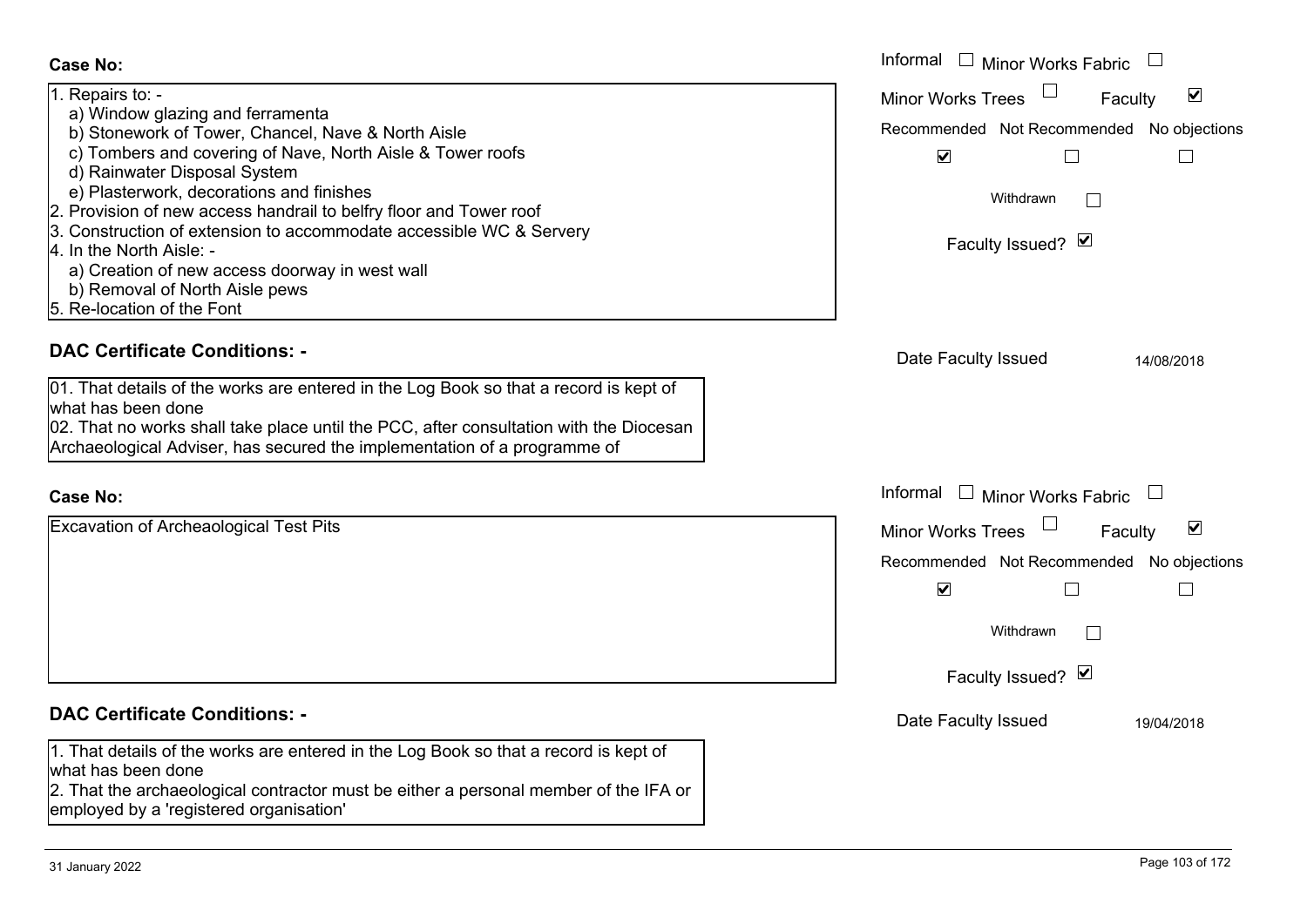**Case No:**

1. Repairs to: -
   a) Window glazing and ferramenta
   b) Stonework of Tower, Chancel, Nave & North Aisle
   c) Tombers and covering of Nave, North Aisle & Tower roofs
   d) Rainwater Disposal System
   e) Plasterwork, decorations and finishes
2. Provision of new access handrail to belfry floor and Tower roof
3. Construction of extension to accommodate accessible WC & Servery
4. In the North Aisle: -
   a) Creation of new access doorway in west wall
   b) Removal of North Aisle pews
5. Re-location of the Font

Informal ☐ Minor Works Fabric ☐
Minor Works Trees ☐ Faculty ☑
Recommended ☑ Not Recommended ☐ No objections ☐
Withdrawn ☐
Faculty Issued? ☑

**DAC Certificate Conditions: -**

01. That details of the works are entered in the Log Book so that a record is kept of what has been done
02. That no works shall take place until the PCC, after consultation with the Diocesan Archaeological Adviser, has secured the implementation of a programme of

Date Faculty Issued 14/08/2018

**Case No:**

Excavation of Archeaological Test Pits

Informal ☐ Minor Works Fabric ☐
Minor Works Trees ☐ Faculty ☑
Recommended ☑ Not Recommended ☐ No objections ☐
Withdrawn ☐
Faculty Issued? ☑

**DAC Certificate Conditions: -**

1. That details of the works are entered in the Log Book so that a record is kept of what has been done
2. That the archaeological contractor must be either a personal member of the IFA or employed by a 'registered organisation'

Date Faculty Issued 19/04/2018

31 January 2022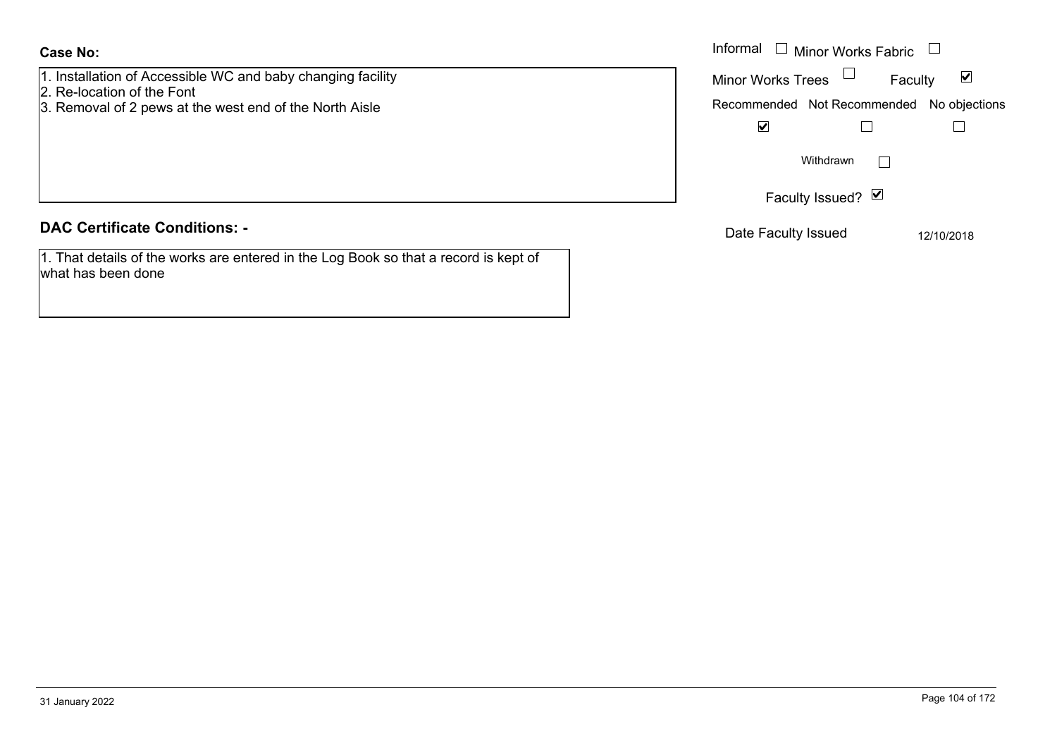**Case No:**

1. Installation of Accessible WC and baby changing facility
2. Re-location of the Font
3. Removal of 2 pews at the west end of the North Aisle

Informal ☐ Minor Works Fabric ☐

Minor Works Trees ☐ Faculty ☑

Recommended ☑ Not Recommended ☐ No objections ☐

Withdrawn ☐

Faculty Issued? ☑

Date Faculty Issued 12/10/2018

## DAC Certificate Conditions: -

1. That details of the works are entered in the Log Book so that a record is kept of what has been done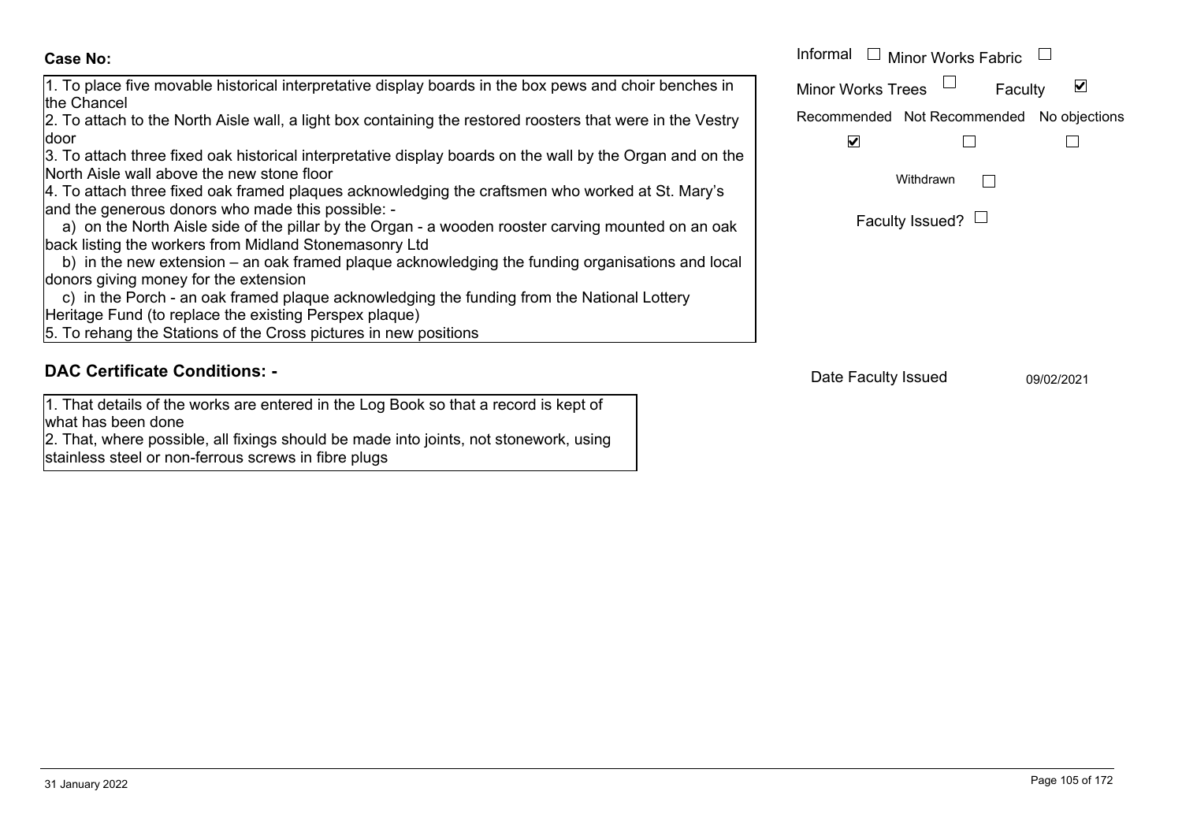**Case No:**

1. To place five movable historical interpretative display boards in the box pews and choir benches in the Chancel
2. To attach to the North Aisle wall, a light box containing the restored roosters that were in the Vestry door
3. To attach three fixed oak historical interpretative display boards on the wall by the Organ and on the North Aisle wall above the new stone floor
4. To attach three fixed oak framed plaques acknowledging the craftsmen who worked at St. Mary's and the generous donors who made this possible: -
   a) on the North Aisle side of the pillar by the Organ - a wooden rooster carving mounted on an oak back listing the workers from Midland Stonemasonry Ltd
   b) in the new extension – an oak framed plaque acknowledging the funding organisations and local donors giving money for the extension
   c) in the Porch - an oak framed plaque acknowledging the funding from the National Lottery Heritage Fund (to replace the existing Perspex plaque)
5. To rehang the Stations of the Cross pictures in new positions

Informal ☐ Minor Works Fabric ☐
Minor Works Trees ☐ Faculty ☑

Recommended ☑ Not Recommended ☐ No objections ☐

Withdrawn ☐

Faculty Issued? ☐

## DAC Certificate Conditions: -

1. That details of the works are entered in the Log Book so that a record is kept of what has been done
2. That, where possible, all fixings should be made into joints, not stonework, using stainless steel or non-ferrous screws in fibre plugs

Date Faculty Issued 09/02/2021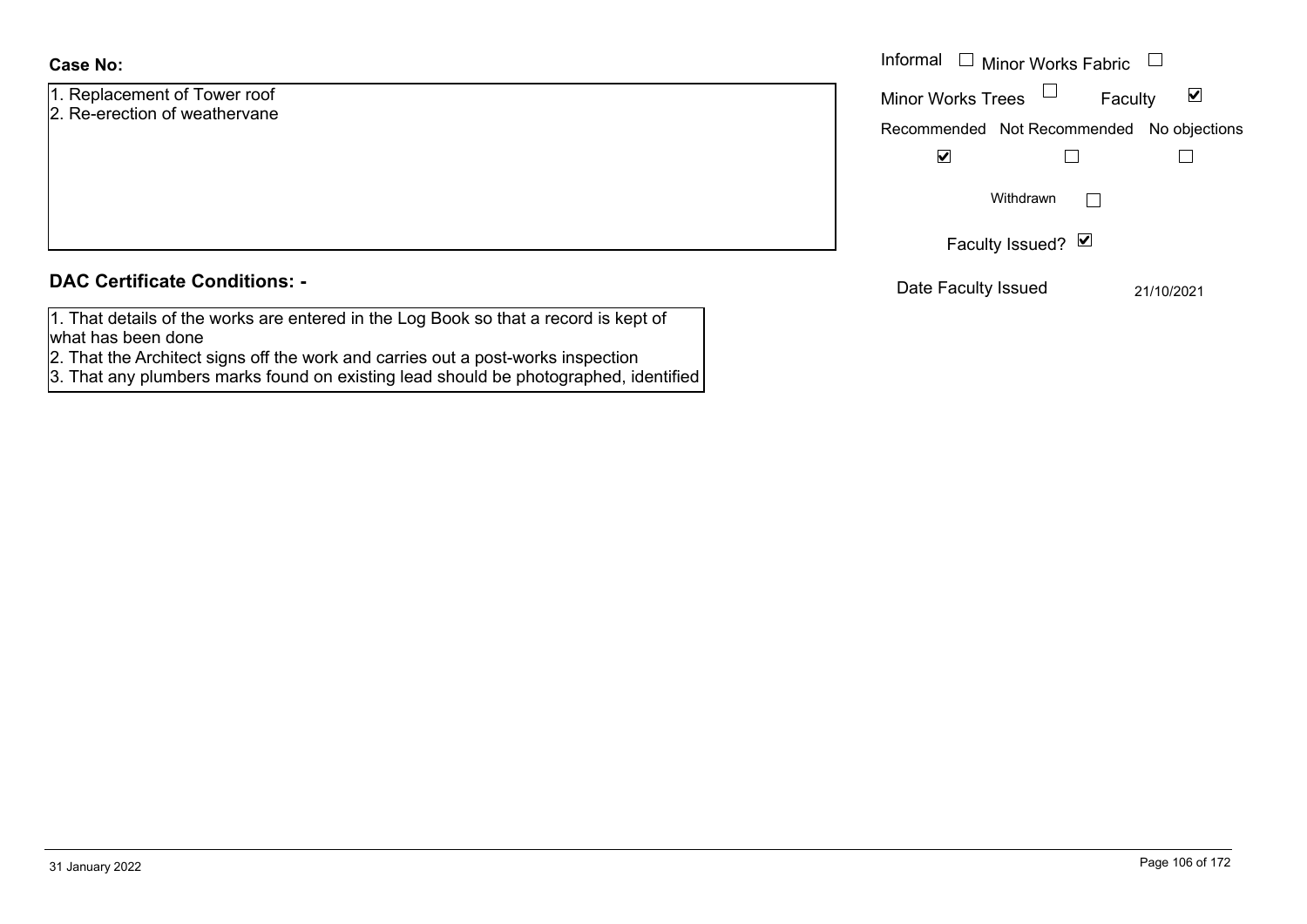**Case No:**

1. Replacement of Tower roof
2. Re-erection of weathervane

Informal ☐ Minor Works Fabric ☐

Minor Works Trees ☐ Faculty ☑

| Recommended | Not Recommended | No objections |
|---|---|---|
| ☑ | ☐ | ☐ |

Withdrawn ☐

Faculty Issued? ☑

Date Faculty Issued 21/10/2021

## DAC Certificate Conditions: -

1. That details of the works are entered in the Log Book so that a record is kept of what has been done
2. That the Architect signs off the work and carries out a post-works inspection
3. That any plumbers marks found on existing lead should be photographed, identified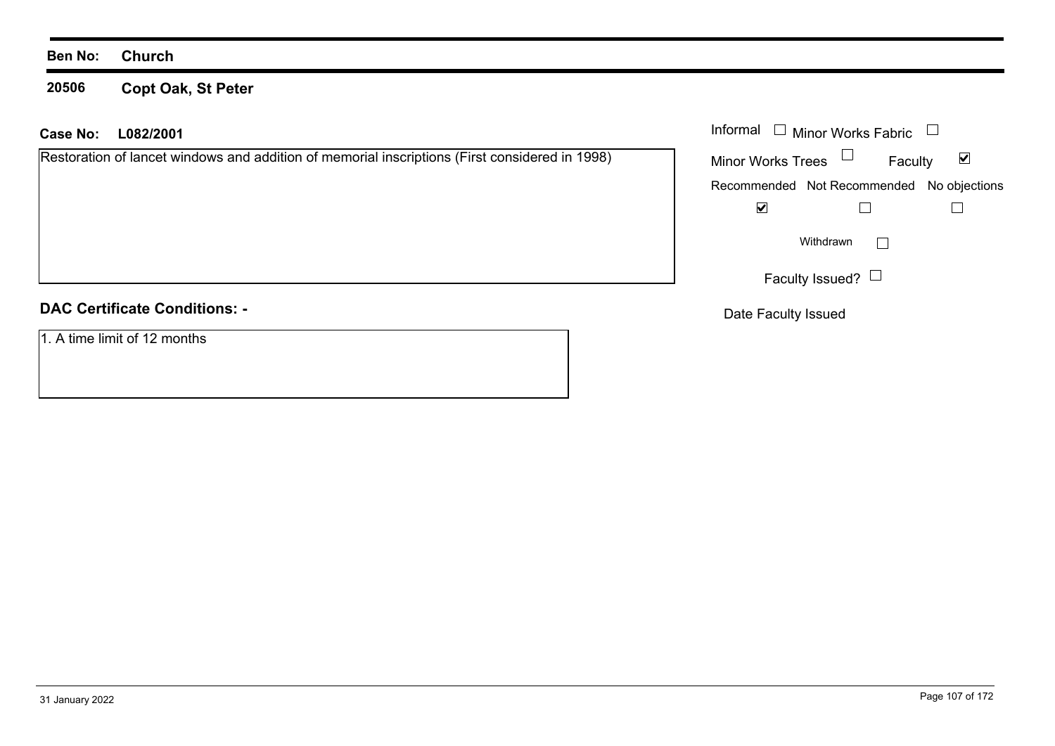**Ben No:** **Church**

**20506** **Copt Oak, St Peter**

**Case No:** **L082/2001**

Restoration of lancet windows and addition of memorial inscriptions (First considered in 1998)

Informal ☐ Minor Works Fabric ☐

Minor Works Trees ☐ Faculty ☑

| Recommended | Not Recommended | No objections |
|---|---|---|
| ☑ | ☐ | ☐ |

Withdrawn ☐

Faculty Issued? ☐

Date Faculty Issued

**DAC Certificate Conditions: -**

1. A time limit of 12 months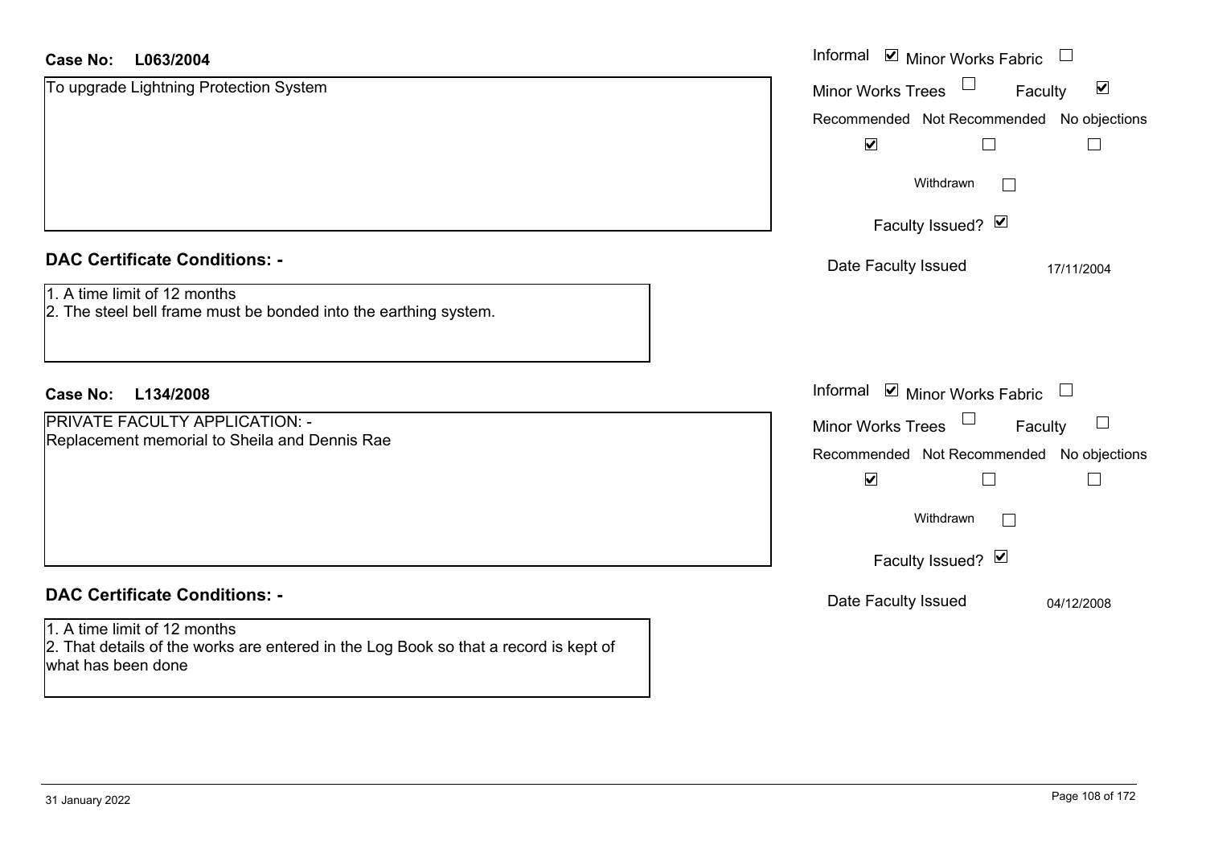**Case No: L063/2004**

To upgrade Lightning Protection System

Informal ☑ Minor Works Fabric ☐
Minor Works Trees ☐ Faculty ☑

| Recommended | Not Recommended | No objections |
|---|---|---|
| ☑ | ☐ | ☐ |

Withdrawn ☐

Faculty Issued? ☑

Date Faculty Issued 17/11/2004

## DAC Certificate Conditions: -

1. A time limit of 12 months
2. The steel bell frame must be bonded into the earthing system.

**Case No: L134/2008**

PRIVATE FACULTY APPLICATION: -
Replacement memorial to Sheila and Dennis Rae

Informal ☑ Minor Works Fabric ☐
Minor Works Trees ☐ Faculty ☐

| Recommended | Not Recommended | No objections |
|---|---|---|
| ☑ | ☐ | ☐ |

Withdrawn ☐

Faculty Issued? ☑

Date Faculty Issued 04/12/2008

## DAC Certificate Conditions: -

1. A time limit of 12 months
2. That details of the works are entered in the Log Book so that a record is kept of what has been done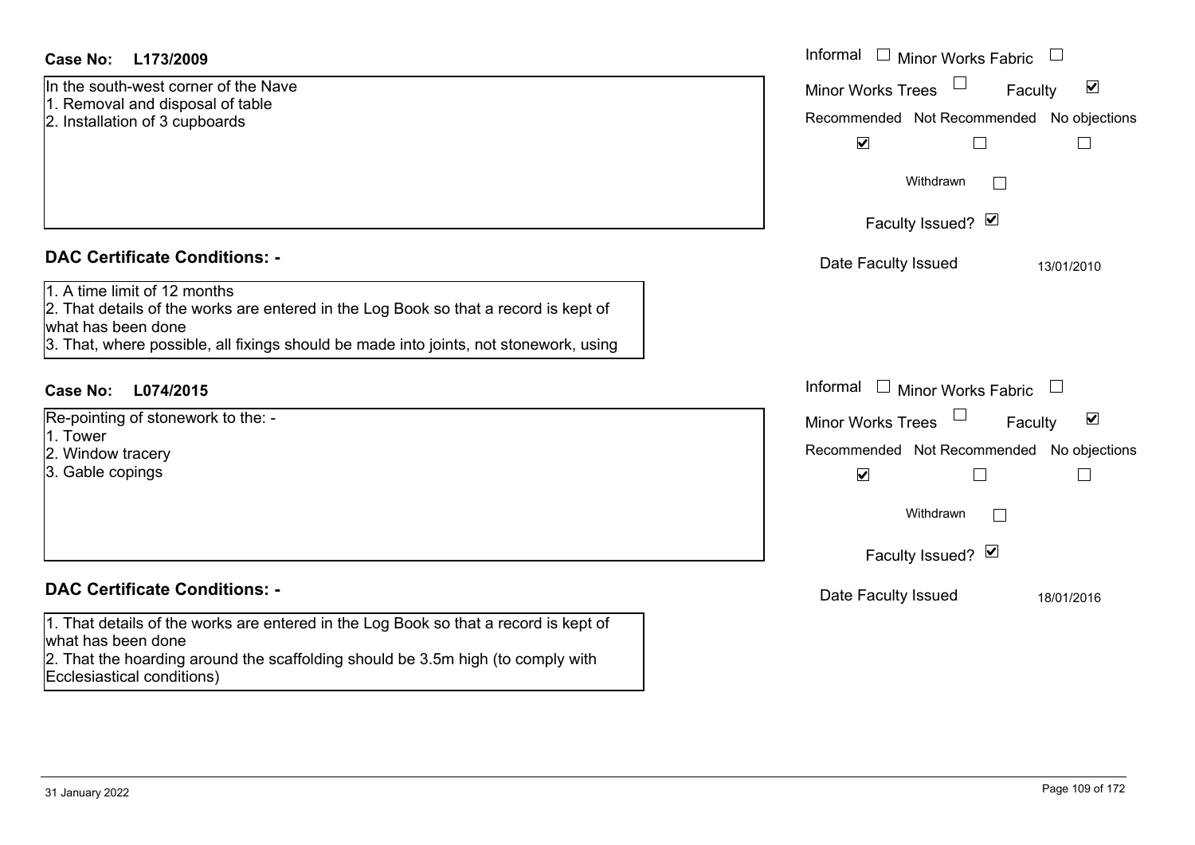**Case No: L173/2009**

In the south-west corner of the Nave
1. Removal and disposal of table
2. Installation of 3 cupboards

Informal ☐ Minor Works Fabric ☐
Minor Works Trees ☐ Faculty ☑

| Recommended | Not Recommended | No objections |
|---|---|---|
| ☑ | ☐ | ☐ |

Withdrawn ☐

Faculty Issued? ☑

Date Faculty Issued 13/01/2010

## DAC Certificate Conditions: -

1. A time limit of 12 months
2. That details of the works are entered in the Log Book so that a record is kept of what has been done
3. That, where possible, all fixings should be made into joints, not stonework, using

**Case No: L074/2015**

Re-pointing of stonework to the: -
1. Tower
2. Window tracery
3. Gable copings

Informal ☐ Minor Works Fabric ☐
Minor Works Trees ☐ Faculty ☑

| Recommended | Not Recommended | No objections |
|---|---|---|
| ☑ | ☐ | ☐ |

Withdrawn ☐

Faculty Issued? ☑

Date Faculty Issued 18/01/2016

## DAC Certificate Conditions: -

1. That details of the works are entered in the Log Book so that a record is kept of what has been done
2. That the hoarding around the scaffolding should be 3.5m high (to comply with Ecclesiastical conditions)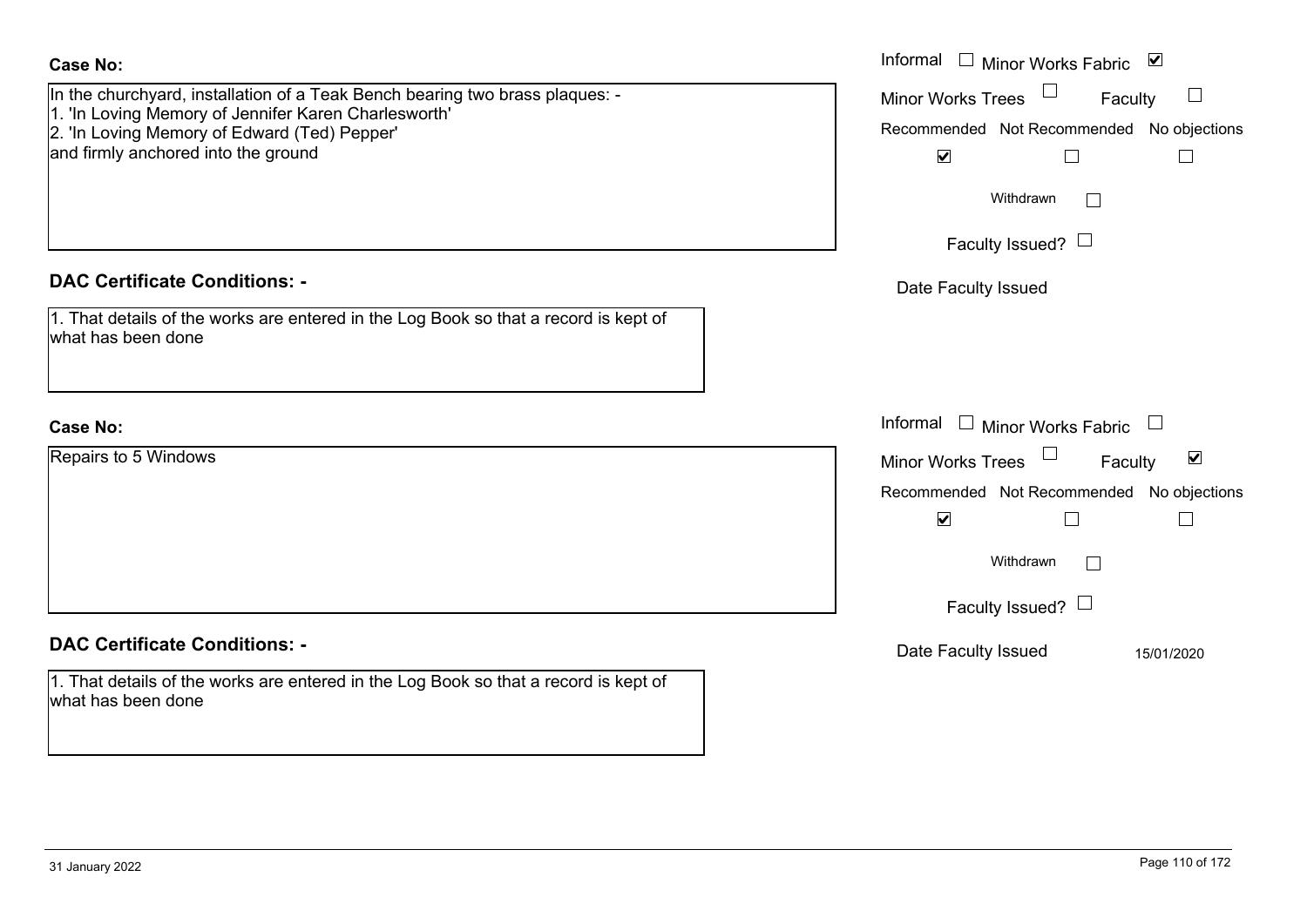**Case No:**

In the churchyard, installation of a Teak Bench bearing two brass plaques: -
1. 'In Loving Memory of Jennifer Karen Charlesworth'
2. 'In Loving Memory of Edward (Ted) Pepper'
and firmly anchored into the ground

Informal ☐ Minor Works Fabric ☑
Minor Works Trees ☐ Faculty ☐
Recommended ☑ Not Recommended ☐ No objections ☐
Withdrawn ☐
Faculty Issued? ☐
Date Faculty Issued

**DAC Certificate Conditions: -**

1. That details of the works are entered in the Log Book so that a record is kept of what has been done

**Case No:**

Repairs to 5 Windows

Informal ☐ Minor Works Fabric ☐
Minor Works Trees ☐ Faculty ☑
Recommended ☑ Not Recommended ☐ No objections ☐
Withdrawn ☐
Faculty Issued? ☐
Date Faculty Issued 15/01/2020

**DAC Certificate Conditions: -**

1. That details of the works are entered in the Log Book so that a record is kept of what has been done

31 January 2022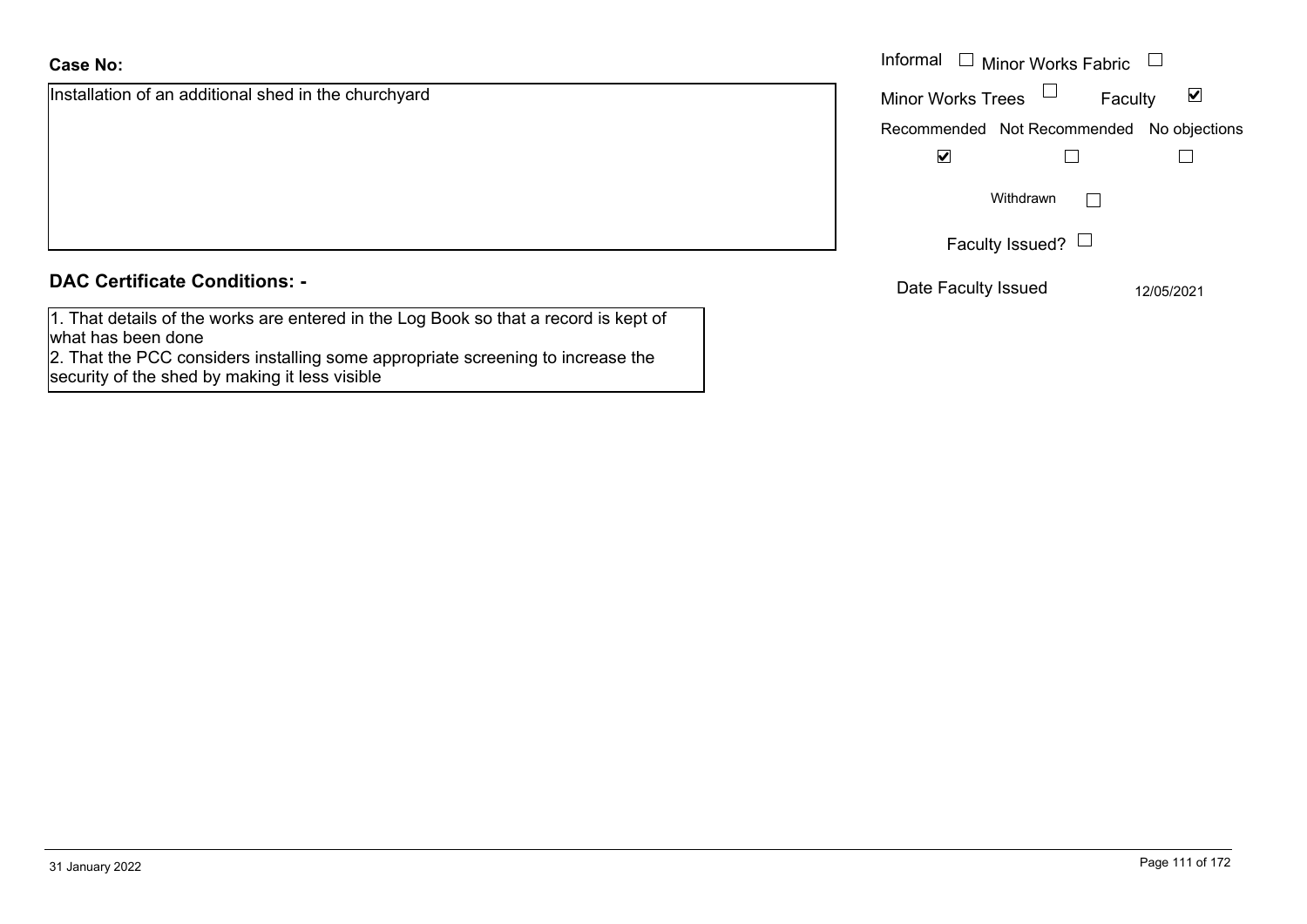**Case No:**

Installation of an additional shed in the churchyard

Informal ☐ Minor Works Fabric ☐

Minor Works Trees ☐ Faculty ☑

Recommended ☑ Not Recommended ☐ No objections ☐

Withdrawn ☐

Faculty Issued? ☐

Date Faculty Issued 12/05/2021

**DAC Certificate Conditions: -**

1. That details of the works are entered in the Log Book so that a record is kept of what has been done
2. That the PCC considers installing some appropriate screening to increase the security of the shed by making it less visible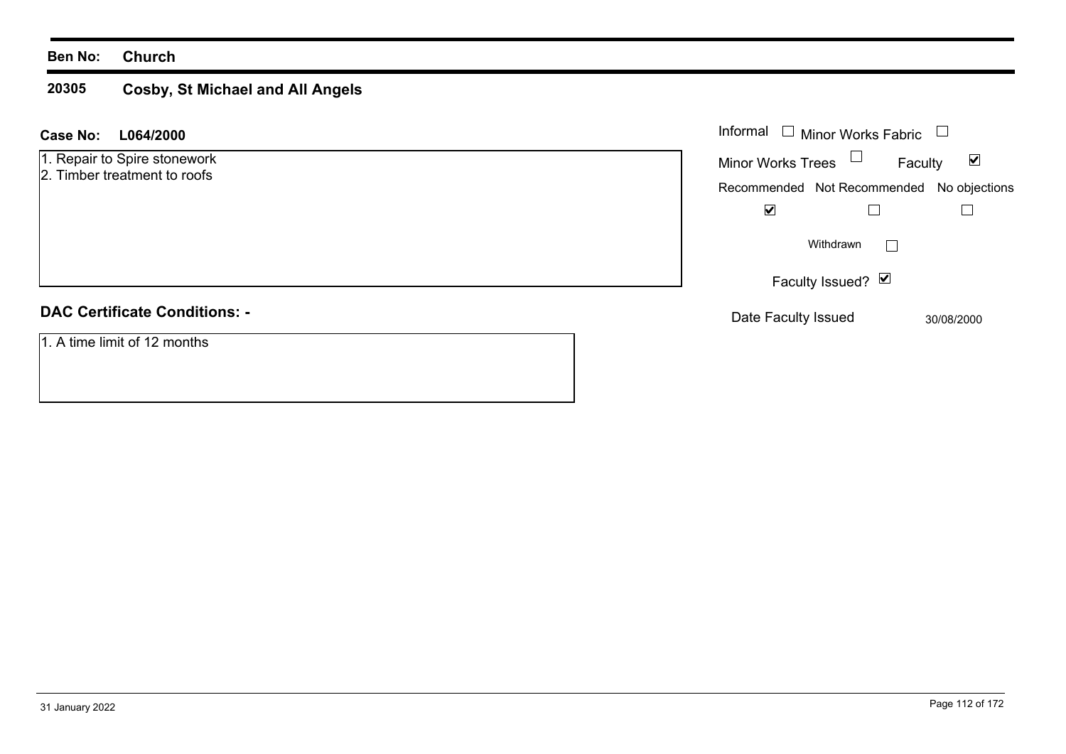**Ben No: Church**

## 20305 Cosby, St Michael and All Angels

**Case No: L064/2000**

1. Repair to Spire stonework
2. Timber treatment to roofs

Informal ☐ Minor Works Fabric ☐

Minor Works Trees ☐ Faculty ☑

| Recommended | Not Recommended | No objections |
|---|---|---|
| ☑ | ☐ | ☐ |

Withdrawn ☐

Faculty Issued? ☑

Date Faculty Issued 30/08/2000

**DAC Certificate Conditions: -**

1. A time limit of 12 months

31 January 2022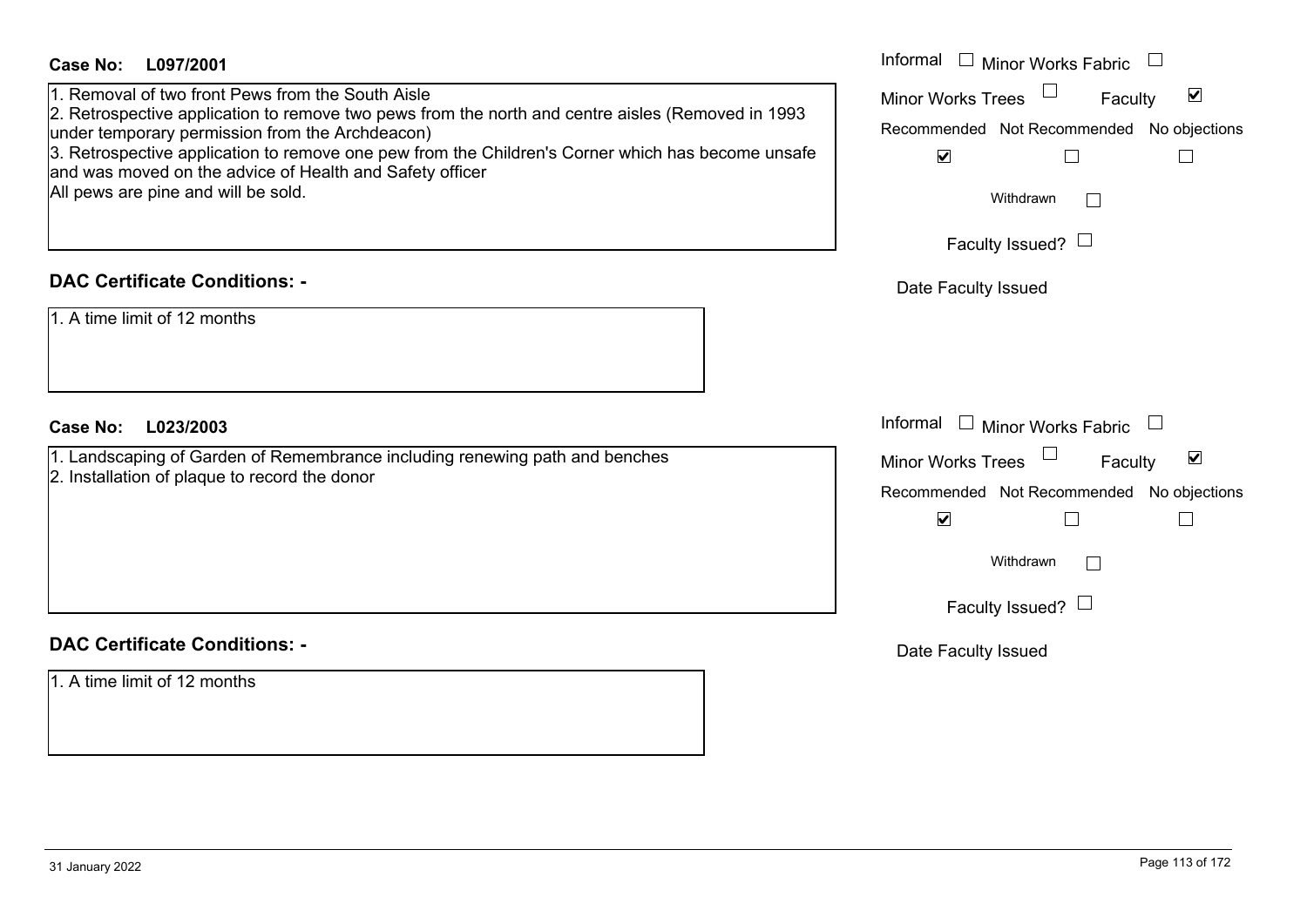**Case No: L097/2001**

1. Removal of two front Pews from the South Aisle
2. Retrospective application to remove two pews from the north and centre aisles (Removed in 1993 under temporary permission from the Archdeacon)
3. Retrospective application to remove one pew from the Children's Corner which has become unsafe and was moved on the advice of Health and Safety officer

All pews are pine and will be sold.

| | |
|---|---|
| Informal | ☐ |
| Minor Works Fabric | ☐ |
| Minor Works Trees | ☐ |
| Faculty | ☑ |
| Recommended | ☑ |
| Not Recommended | ☐ |
| No objections | ☐ |
| Withdrawn | ☐ |
| Faculty Issued? | ☐ |
| Date Faculty Issued | |

## DAC Certificate Conditions: -

1. A time limit of 12 months

**Case No: L023/2003**

1. Landscaping of Garden of Remembrance including renewing path and benches
2. Installation of plaque to record the donor

| | |
|---|---|
| Informal | ☐ |
| Minor Works Fabric | ☐ |
| Minor Works Trees | ☐ |
| Faculty | ☑ |
| Recommended | ☑ |
| Not Recommended | ☐ |
| No objections | ☐ |
| Withdrawn | ☐ |
| Faculty Issued? | ☐ |
| Date Faculty Issued | |

## DAC Certificate Conditions: -

1. A time limit of 12 months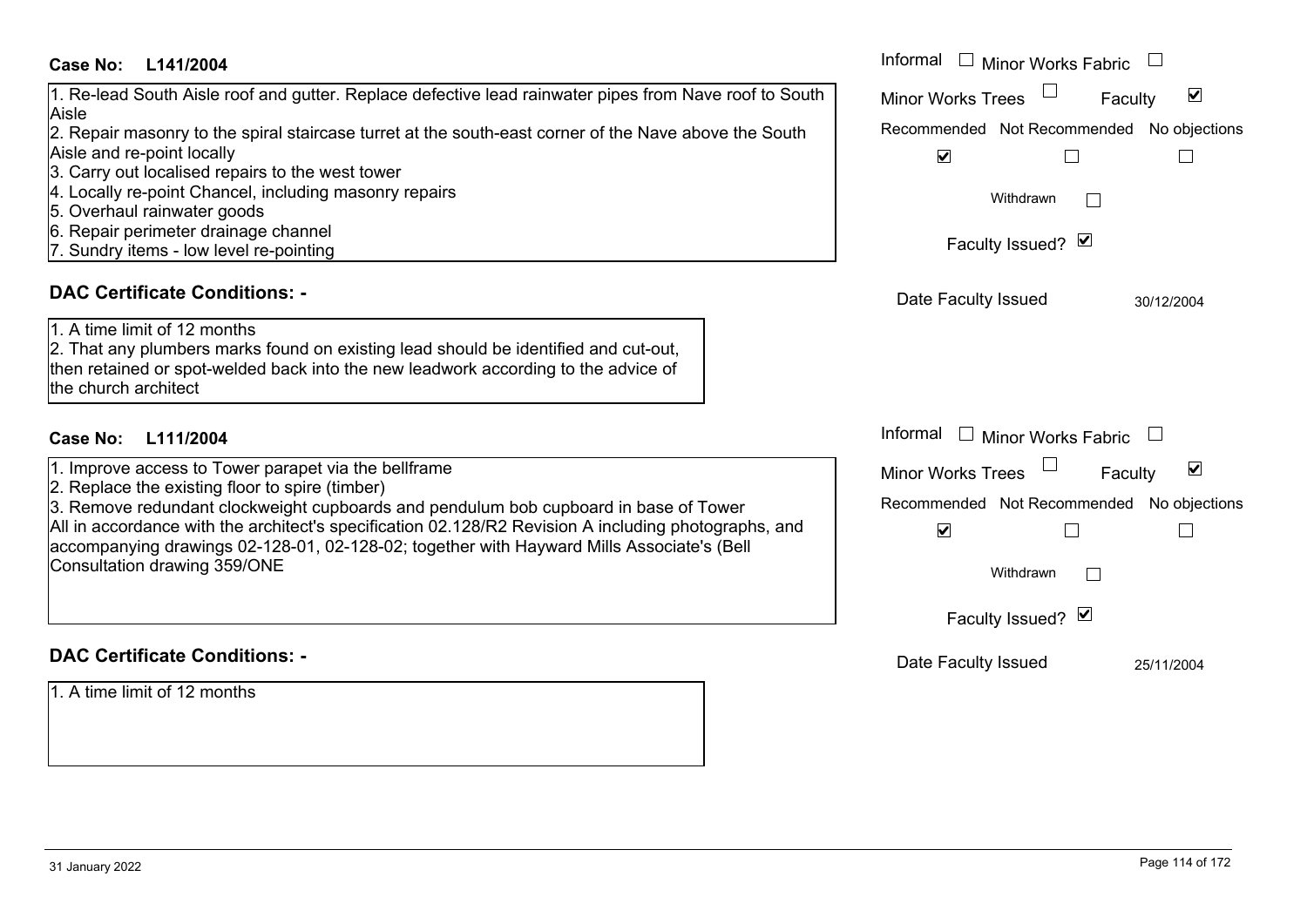**Case No: L141/2004**

1. Re-lead South Aisle roof and gutter. Replace defective lead rainwater pipes from Nave roof to South Aisle
2. Repair masonry to the spiral staircase turret at the south-east corner of the Nave above the South Aisle and re-point locally
3. Carry out localised repairs to the west tower
4. Locally re-point Chancel, including masonry repairs
5. Overhaul rainwater goods
6. Repair perimeter drainage channel
7. Sundry items - low level re-pointing

Informal ☐ Minor Works Fabric ☐
Minor Works Trees ☐ Faculty ☑

Recommended ☑ Not Recommended ☐ No objections ☐

Withdrawn ☐

Faculty Issued? ☑

Date Faculty Issued 30/12/2004

## DAC Certificate Conditions: -

1. A time limit of 12 months
2. That any plumbers marks found on existing lead should be identified and cut-out, then retained or spot-welded back into the new leadwork according to the advice of the church architect

**Case No: L111/2004**

1. Improve access to Tower parapet via the bellframe
2. Replace the existing floor to spire (timber)
3. Remove redundant clockweight cupboards and pendulum bob cupboard in base of Tower

All in accordance with the architect's specification 02.128/R2 Revision A including photographs, and accompanying drawings 02-128-01, 02-128-02; together with Hayward Mills Associate's (Bell Consultation drawing 359/ONE

Informal ☐ Minor Works Fabric ☐
Minor Works Trees ☐ Faculty ☑

Recommended ☑ Not Recommended ☐ No objections ☐

Withdrawn ☐

Faculty Issued? ☑

Date Faculty Issued 25/11/2004

## DAC Certificate Conditions: -

1. A time limit of 12 months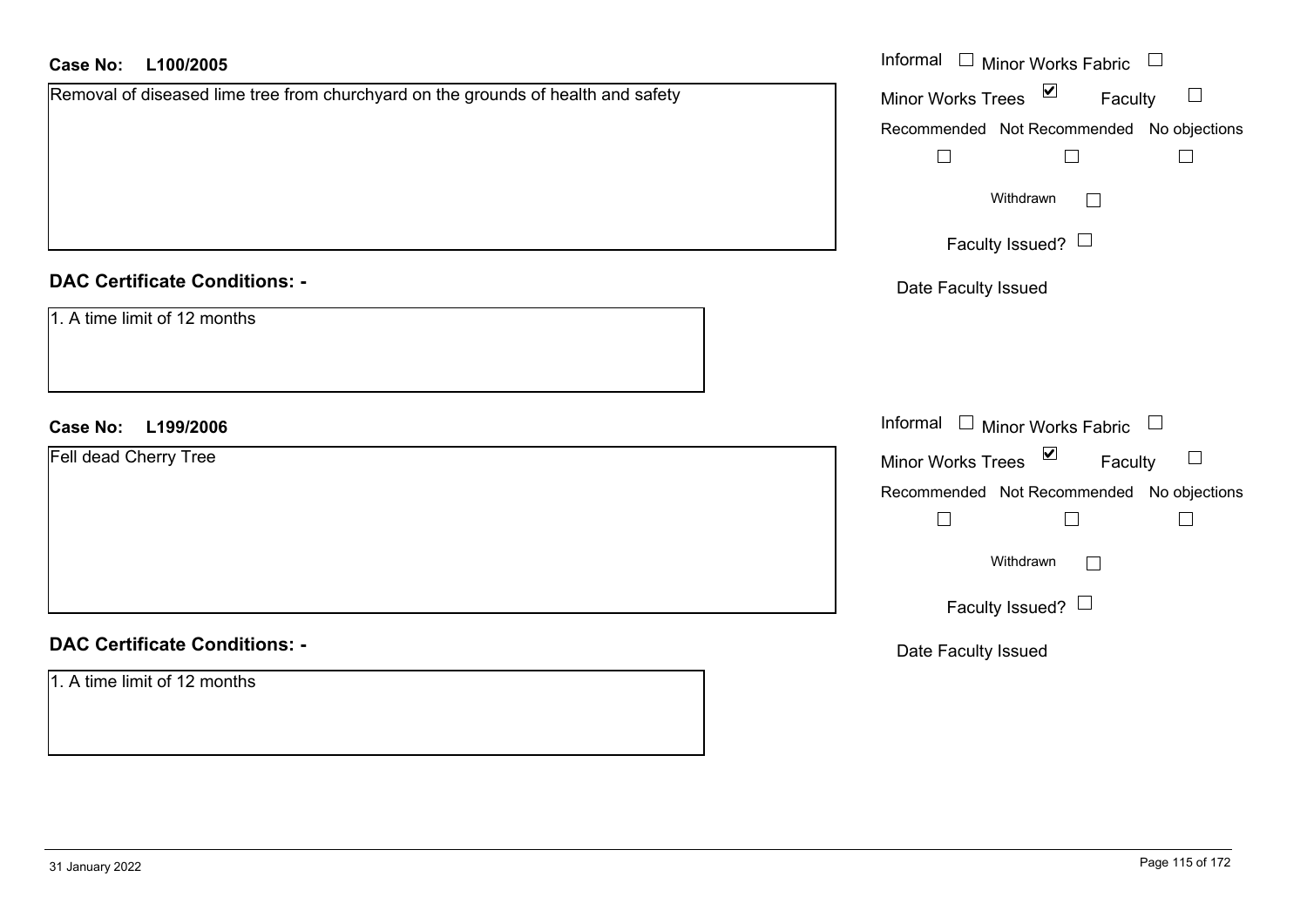**Case No:** **L100/2005**

Removal of diseased lime tree from churchyard on the grounds of health and safety

Informal ☐ Minor Works Fabric ☐

Minor Works Trees ☑ Faculty ☐

Recommended ☐ Not Recommended ☐ No objections ☐

Withdrawn ☐

Faculty Issued? ☐

Date Faculty Issued

**DAC Certificate Conditions: -**

1. A time limit of 12 months

**Case No:** **L199/2006**

Fell dead Cherry Tree

Informal ☐ Minor Works Fabric ☐

Minor Works Trees ☑ Faculty ☐

Recommended ☐ Not Recommended ☐ No objections ☐

Withdrawn ☐

Faculty Issued? ☐

Date Faculty Issued

**DAC Certificate Conditions: -**

1. A time limit of 12 months

31 January 2022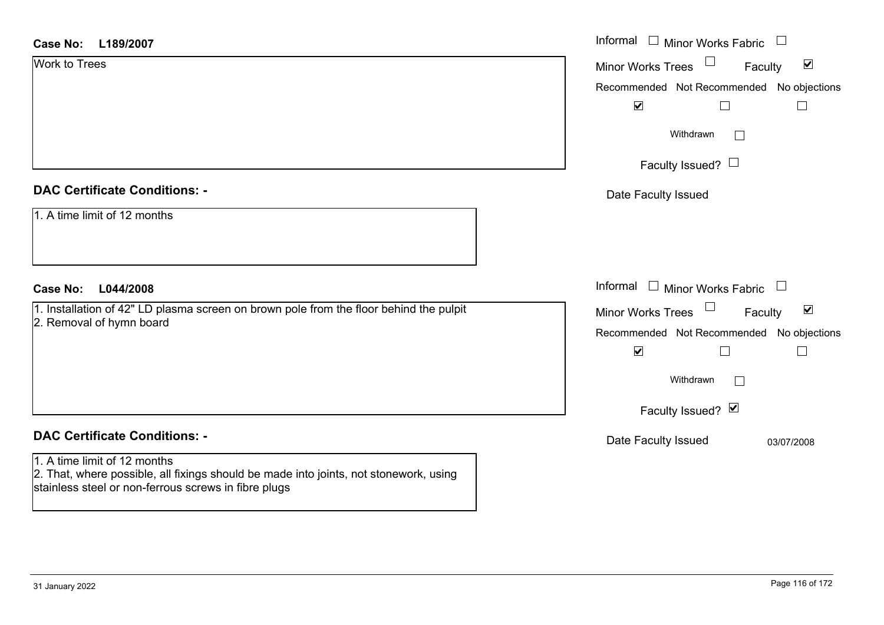**Case No:** **L189/2007**

Work to Trees

Informal ☐ Minor Works Fabric ☐
Minor Works Trees ☐ Faculty ☑

| Recommended | Not Recommended | No objections |
|---|---|---|
| ☑ | ☐ | ☐ |

Withdrawn ☐

Faculty Issued? ☐

Date Faculty Issued

## DAC Certificate Conditions: -

1. A time limit of 12 months

**Case No:** **L044/2008**

1. Installation of 42" LD plasma screen on brown pole from the floor behind the pulpit
2. Removal of hymn board

Informal ☐ Minor Works Fabric ☐
Minor Works Trees ☐ Faculty ☑

| Recommended | Not Recommended | No objections |
|---|---|---|
| ☑ | ☐ | ☐ |

Withdrawn ☐

Faculty Issued? ☑

Date Faculty Issued 03/07/2008

## DAC Certificate Conditions: -

1. A time limit of 12 months
2. That, where possible, all fixings should be made into joints, not stonework, using stainless steel or non-ferrous screws in fibre plugs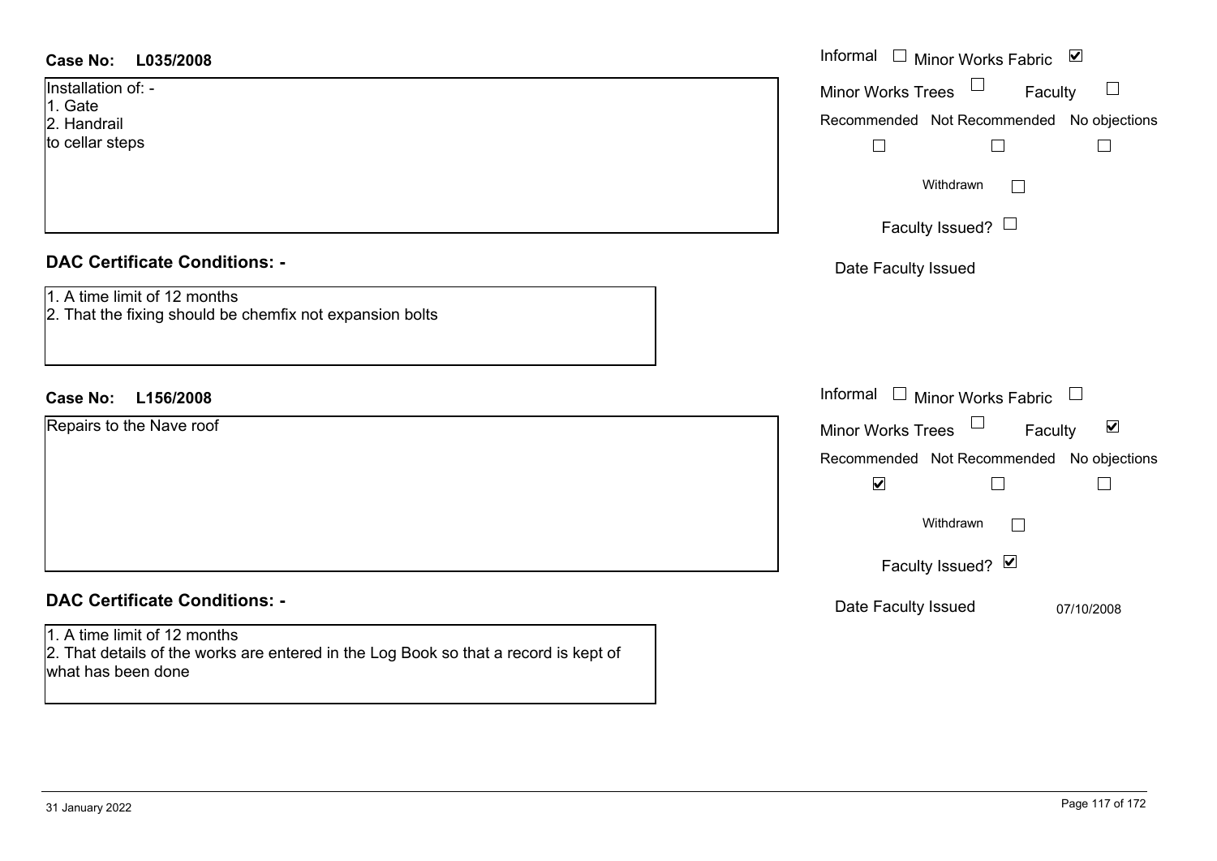**Case No:** **L035/2008**

Installation of: -
1. Gate
2. Handrail
to cellar steps

Informal ☐ Minor Works Fabric ☑
Minor Works Trees ☐ Faculty ☐
Recommended ☐ Not Recommended ☐ No objections ☐
Withdrawn ☐
Faculty Issued? ☐
Date Faculty Issued

## DAC Certificate Conditions: -

1. A time limit of 12 months
2. That the fixing should be chemfix not expansion bolts

**Case No:** **L156/2008**

Repairs to the Nave roof

Informal ☐ Minor Works Fabric ☐
Minor Works Trees ☐ Faculty ☑
Recommended ☑ Not Recommended ☐ No objections ☐
Withdrawn ☐
Faculty Issued? ☑
Date Faculty Issued 07/10/2008

## DAC Certificate Conditions: -

1. A time limit of 12 months
2. That details of the works are entered in the Log Book so that a record is kept of what has been done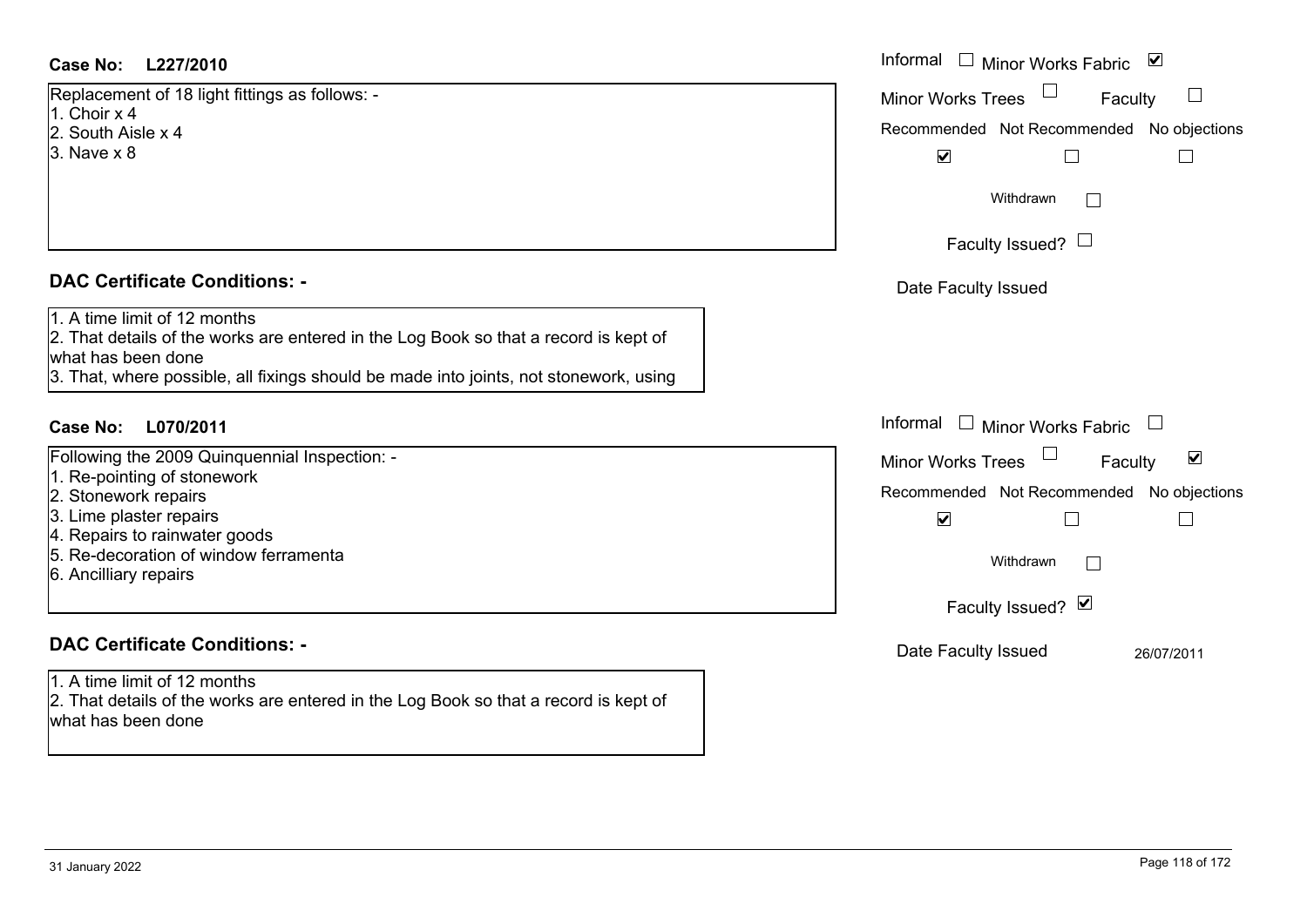**Case No: L227/2010**

Informal ☐ Minor Works Fabric ☑
Minor Works Trees ☐ Faculty ☐
Recommended ☑ Not Recommended ☐ No objections ☐
Withdrawn ☐
Faculty Issued? ☐
Date Faculty Issued

Replacement of 18 light fittings as follows: -
1. Choir x 4
2. South Aisle x 4
3. Nave x 8

## DAC Certificate Conditions: -

1. A time limit of 12 months
2. That details of the works are entered in the Log Book so that a record is kept of what has been done
3. That, where possible, all fixings should be made into joints, not stonework, using

**Case No: L070/2011**

Informal ☐ Minor Works Fabric ☐
Minor Works Trees ☐ Faculty ☑
Recommended ☑ Not Recommended ☐ No objections ☐
Withdrawn ☐
Faculty Issued? ☑
Date Faculty Issued 26/07/2011

Following the 2009 Quinquennial Inspection: -
1. Re-pointing of stonework
2. Stonework repairs
3. Lime plaster repairs
4. Repairs to rainwater goods
5. Re-decoration of window ferramenta
6. Ancilliary repairs

## DAC Certificate Conditions: -

1. A time limit of 12 months
2. That details of the works are entered in the Log Book so that a record is kept of what has been done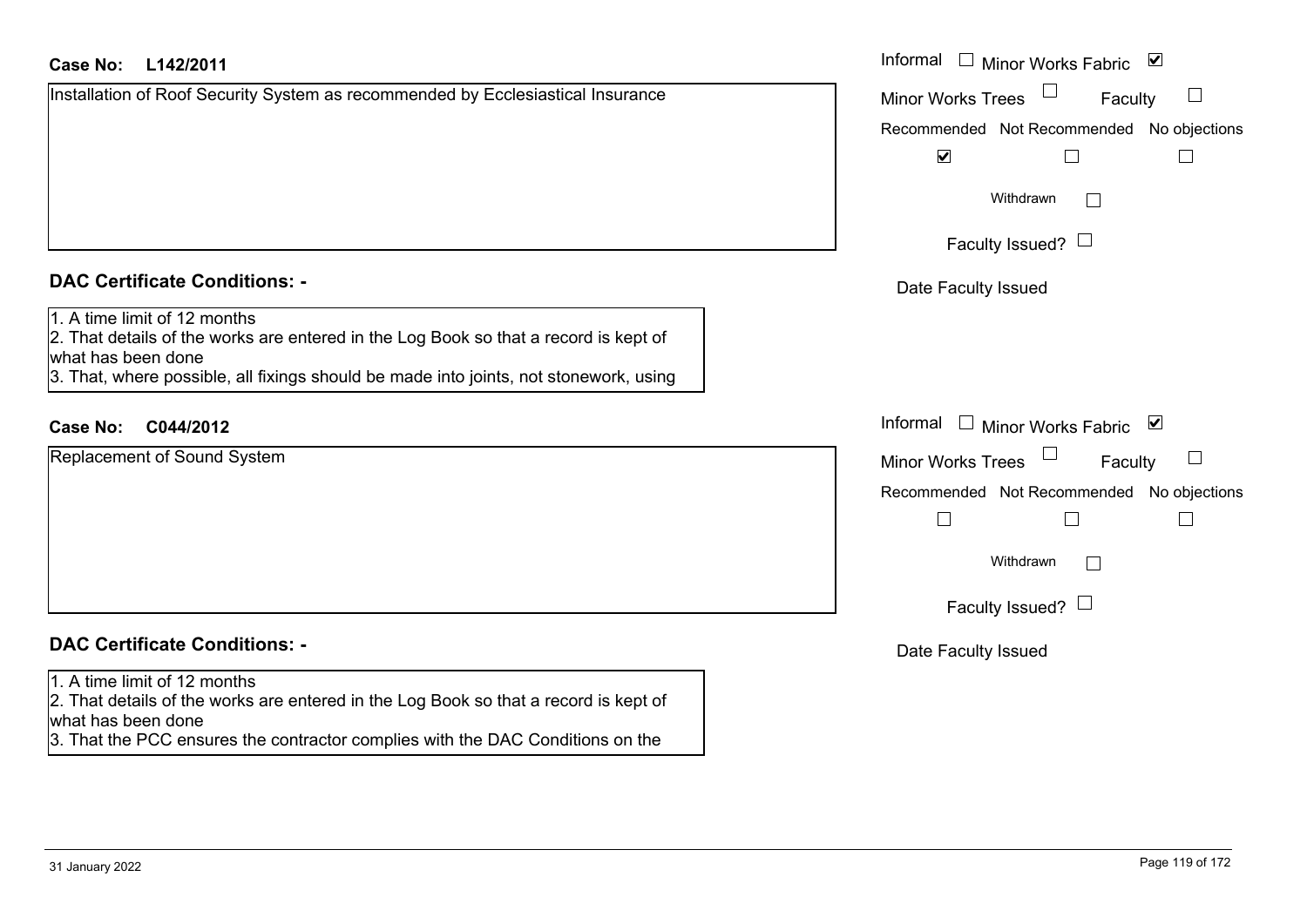**Case No:** **L142/2011**

Installation of Roof Security System as recommended by Ecclesiastical Insurance

Informal ☐ Minor Works Fabric ☑

Minor Works Trees ☐ Faculty ☐

Recommended ☑ Not Recommended ☐ No objections ☐

Withdrawn ☐

Faculty Issued? ☐

Date Faculty Issued

## DAC Certificate Conditions: -

1. A time limit of 12 months
2. That details of the works are entered in the Log Book so that a record is kept of what has been done
3. That, where possible, all fixings should be made into joints, not stonework, using

**Case No:** **C044/2012**

Replacement of Sound System

Informal ☐ Minor Works Fabric ☑

Minor Works Trees ☐ Faculty ☐

Recommended ☐ Not Recommended ☐ No objections ☐

Withdrawn ☐

Faculty Issued? ☐

Date Faculty Issued

## DAC Certificate Conditions: -

1. A time limit of 12 months
2. That details of the works are entered in the Log Book so that a record is kept of what has been done
3. That the PCC ensures the contractor complies with the DAC Conditions on the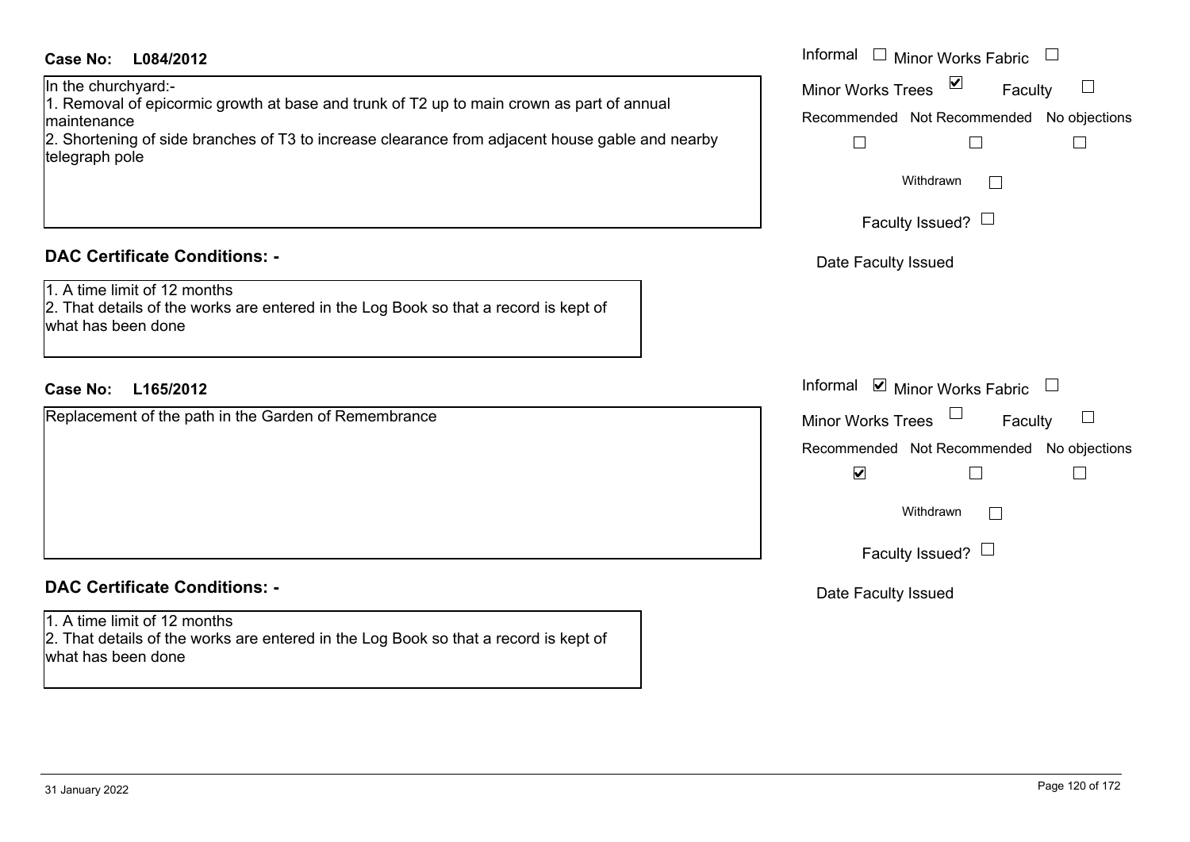**Case No: L084/2012**

In the churchyard:-
1. Removal of epicormic growth at base and trunk of T2 up to main crown as part of annual maintenance
2. Shortening of side branches of T3 to increase clearance from adjacent house gable and nearby telegraph pole

- Informal ☐
- Minor Works Fabric ☐
- Minor Works Trees ☑
- Faculty ☐
- Recommended ☐
- Not Recommended ☐
- No objections ☐
- Withdrawn ☐
- Faculty Issued? ☐
- Date Faculty Issued

## DAC Certificate Conditions: -

1. A time limit of 12 months
2. That details of the works are entered in the Log Book so that a record is kept of what has been done

**Case No: L165/2012**

Replacement of the path in the Garden of Remembrance

- Informal ☑
- Minor Works Fabric ☐
- Minor Works Trees ☐
- Faculty ☐
- Recommended ☑
- Not Recommended ☐
- No objections ☐
- Withdrawn ☐
- Faculty Issued? ☐
- Date Faculty Issued

## DAC Certificate Conditions: -

1. A time limit of 12 months
2. That details of the works are entered in the Log Book so that a record is kept of what has been done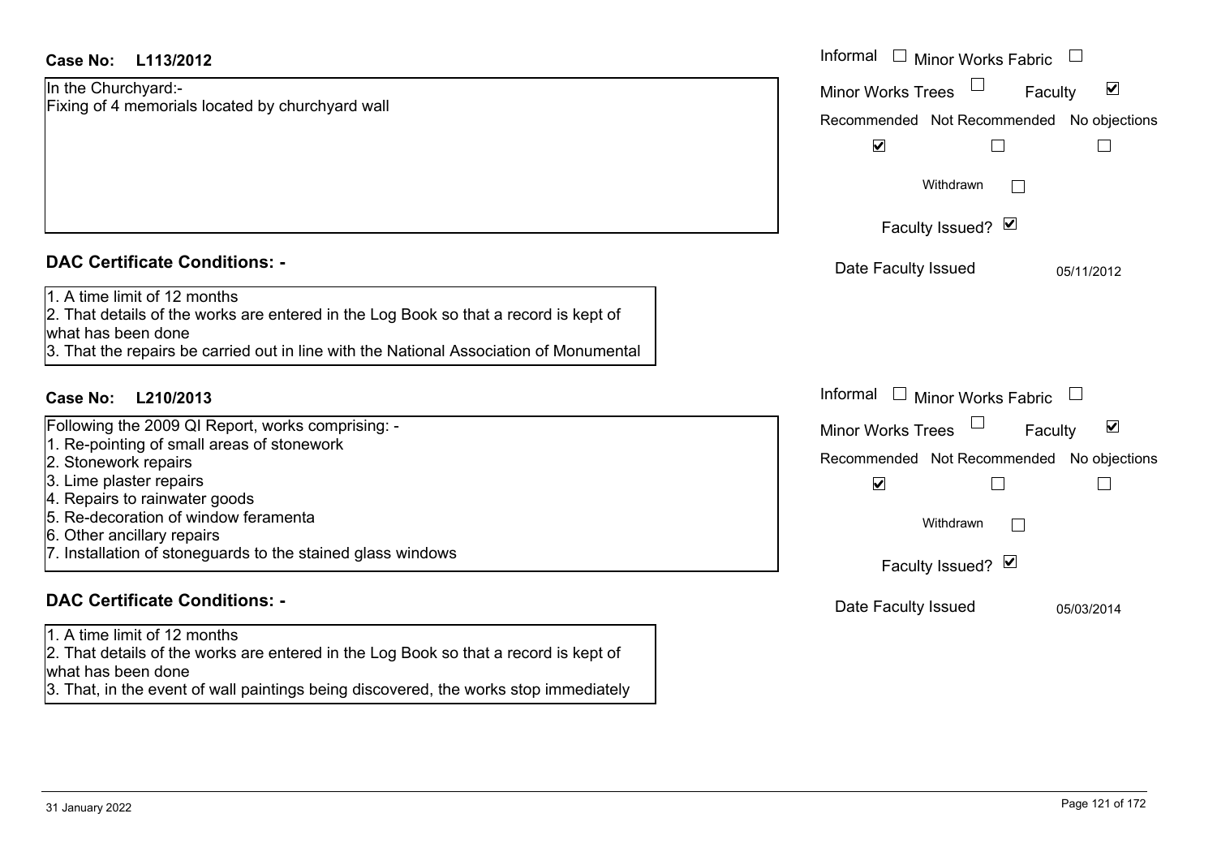**Case No: L113/2012**

In the Churchyard:-
Fixing of 4 memorials located by churchyard wall

Informal ☐ Minor Works Fabric ☐
Minor Works Trees ☐ Faculty ☑

| Recommended | Not Recommended | No objections |
| --- | --- | --- |
| ☑ | ☐ | ☐ |

Withdrawn ☐

Faculty Issued? ☑

Date Faculty Issued 05/11/2012

## DAC Certificate Conditions: -

1. A time limit of 12 months
2. That details of the works are entered in the Log Book so that a record is kept of what has been done
3. That the repairs be carried out in line with the National Association of Monumental

**Case No: L210/2013**

Following the 2009 QI Report, works comprising: -
1. Re-pointing of small areas of stonework
2. Stonework repairs
3. Lime plaster repairs
4. Repairs to rainwater goods
5. Re-decoration of window feramenta
6. Other ancillary repairs
7. Installation of stoneguards to the stained glass windows

Informal ☐ Minor Works Fabric ☐
Minor Works Trees ☐ Faculty ☑

| Recommended | Not Recommended | No objections |
| --- | --- | --- |
| ☑ | ☐ | ☐ |

Withdrawn ☐

Faculty Issued? ☑

Date Faculty Issued 05/03/2014

## DAC Certificate Conditions: -

1. A time limit of 12 months
2. That details of the works are entered in the Log Book so that a record is kept of what has been done
3. That, in the event of wall paintings being discovered, the works stop immediately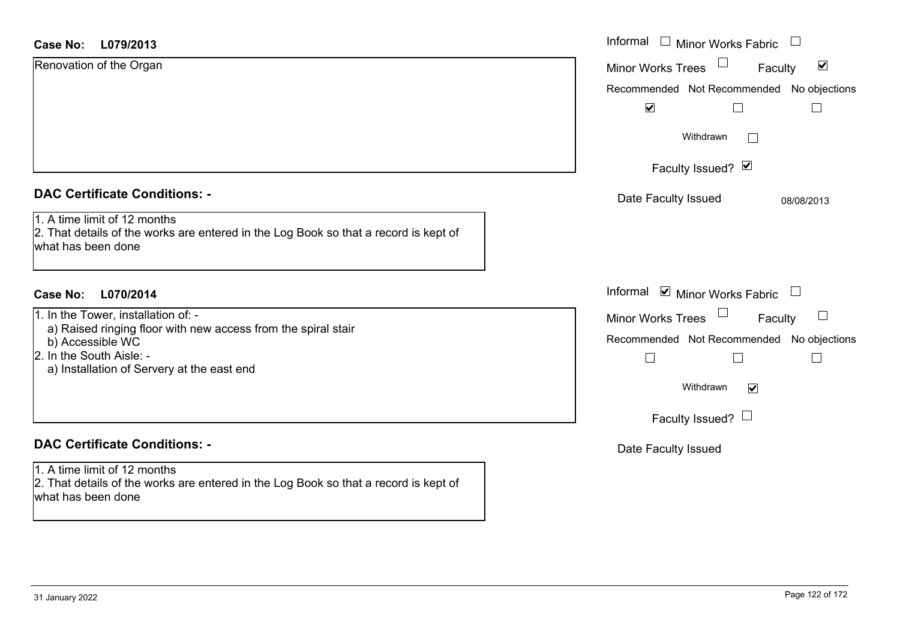**Case No: L079/2013**

Renovation of the Organ

Informal ☐ Minor Works Fabric ☐
Minor Works Trees ☐ Faculty ☑

| Recommended | Not Recommended | No objections |
|---|---|---|
| ☑ | ☐ | ☐ |

Withdrawn ☐

Faculty Issued? ☑

Date Faculty Issued: 08/08/2013

## DAC Certificate Conditions: -

1. A time limit of 12 months
2. That details of the works are entered in the Log Book so that a record is kept of what has been done

**Case No: L070/2014**

1. In the Tower, installation of: -
   a) Raised ringing floor with new access from the spiral stair
   b) Accessible WC
2. In the South Aisle: -
   a) Installation of Servery at the east end

Informal ☑ Minor Works Fabric ☐
Minor Works Trees ☐ Faculty ☐

| Recommended | Not Recommended | No objections |
|---|---|---|
| ☐ | ☐ | ☐ |

Withdrawn ☑

Faculty Issued? ☐

Date Faculty Issued

## DAC Certificate Conditions: -

1. A time limit of 12 months
2. That details of the works are entered in the Log Book so that a record is kept of what has been done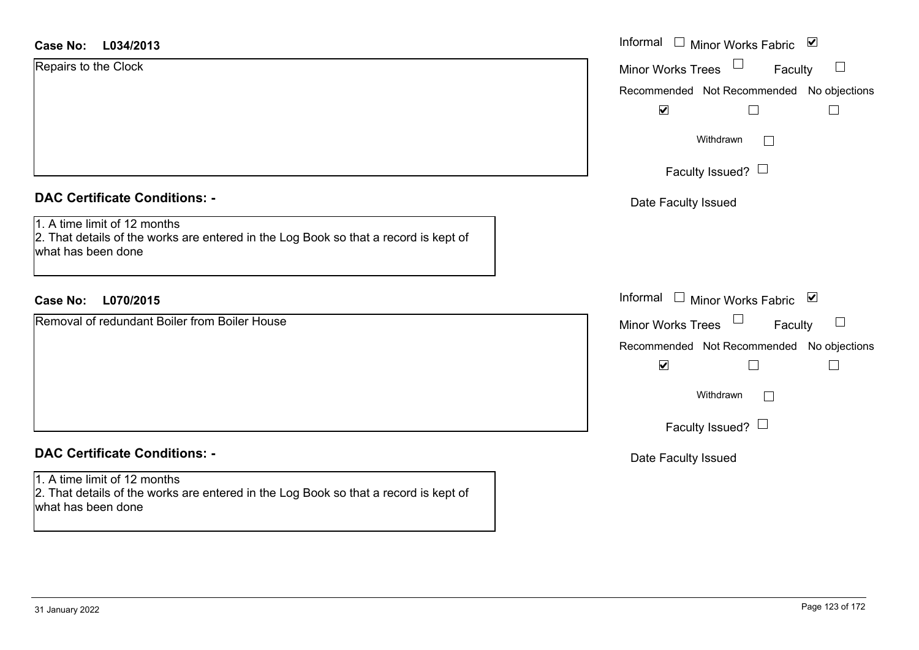**Case No:** **L034/2013**

Repairs to the Clock

Informal ☐ Minor Works Fabric ☑

Minor Works Trees ☐ Faculty ☐

Recommended ☑ Not Recommended ☐ No objections ☐

Withdrawn ☐

Faculty Issued? ☐

Date Faculty Issued

## DAC Certificate Conditions: -

1. A time limit of 12 months
2. That details of the works are entered in the Log Book so that a record is kept of what has been done

**Case No:** **L070/2015**

Removal of redundant Boiler from Boiler House

Informal ☐ Minor Works Fabric ☑

Minor Works Trees ☐ Faculty ☐

Recommended ☑ Not Recommended ☐ No objections ☐

Withdrawn ☐

Faculty Issued? ☐

Date Faculty Issued

## DAC Certificate Conditions: -

1. A time limit of 12 months
2. That details of the works are entered in the Log Book so that a record is kept of what has been done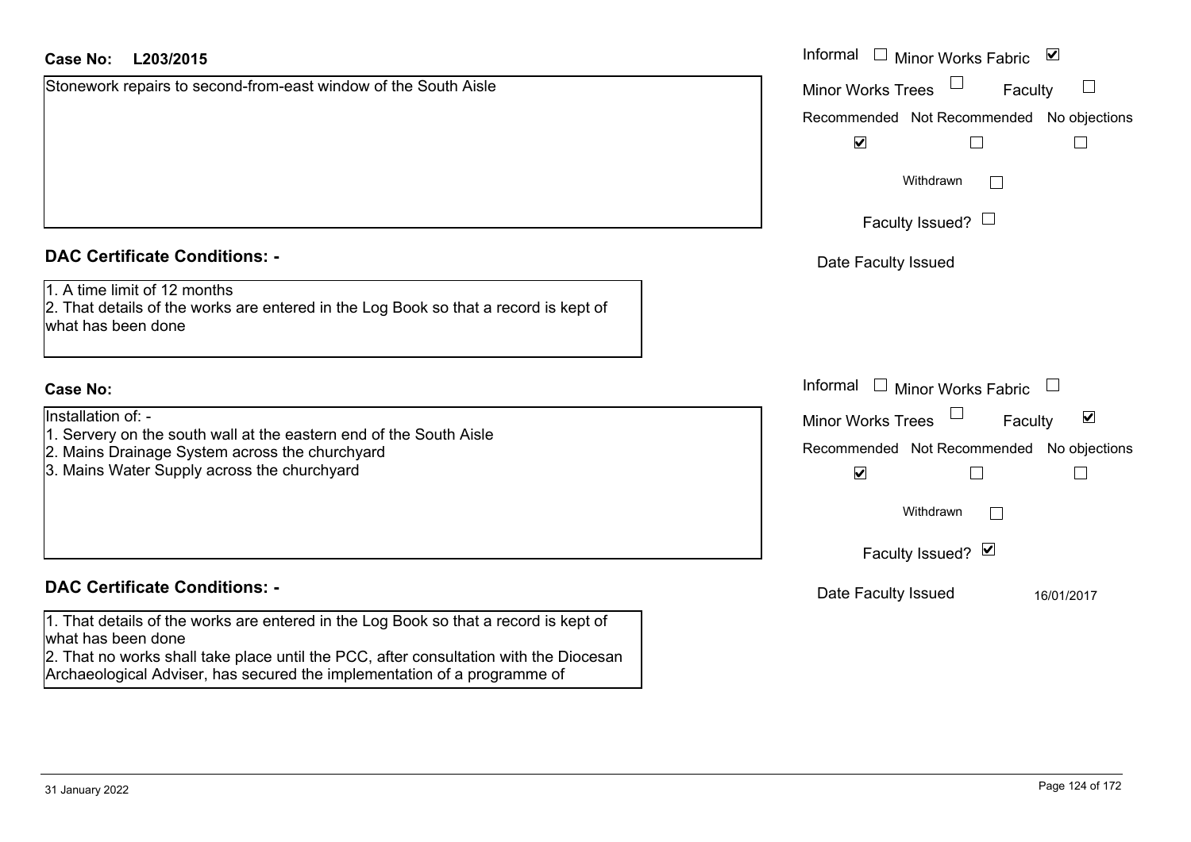**Case No:** **L203/2015**

Stonework repairs to second-from-east window of the South Aisle

Informal ☐ Minor Works Fabric ☑

Minor Works Trees ☐ Faculty ☐

Recommended ☑ Not Recommended ☐ No objections ☐

Withdrawn ☐

Faculty Issued? ☐

Date Faculty Issued

## DAC Certificate Conditions: -

1. A time limit of 12 months
2. That details of the works are entered in the Log Book so that a record is kept of what has been done

**Case No:**

Installation of: -

1. Servery on the south wall at the eastern end of the South Aisle
2. Mains Drainage System across the churchyard
3. Mains Water Supply across the churchyard

Informal ☐ Minor Works Fabric ☐

Minor Works Trees ☐ Faculty ☑

Recommended ☑ Not Recommended ☐ No objections ☐

Withdrawn ☐

Faculty Issued? ☑

Date Faculty Issued 16/01/2017

## DAC Certificate Conditions: -

1. That details of the works are entered in the Log Book so that a record is kept of what has been done
2. That no works shall take place until the PCC, after consultation with the Diocesan Archaeological Adviser, has secured the implementation of a programme of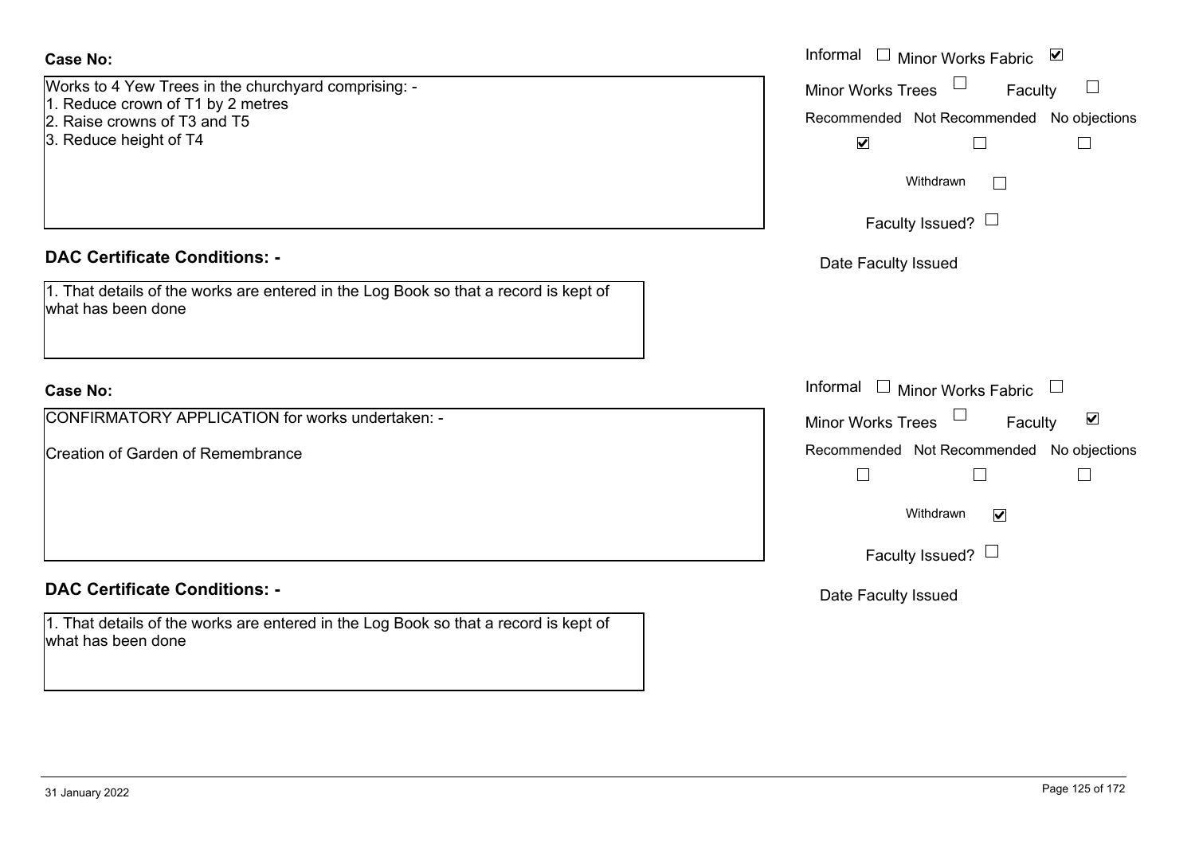**Case No:**

Works to 4 Yew Trees in the churchyard comprising: -
1. Reduce crown of T1 by 2 metres
2. Raise crowns of T3 and T5
3. Reduce height of T4

Informal ☐ Minor Works Fabric ☑
Minor Works Trees ☐ Faculty ☐
Recommended ☑ Not Recommended ☐ No objections ☐
Withdrawn ☐
Faculty Issued? ☐
Date Faculty Issued

**DAC Certificate Conditions: -**

1. That details of the works are entered in the Log Book so that a record is kept of what has been done

**Case No:**

CONFIRMATORY APPLICATION for works undertaken: -

Creation of Garden of Remembrance

Informal ☐ Minor Works Fabric ☐
Minor Works Trees ☐ Faculty ☑
Recommended ☐ Not Recommended ☐ No objections ☐
Withdrawn ☑
Faculty Issued? ☐
Date Faculty Issued

**DAC Certificate Conditions: -**

1. That details of the works are entered in the Log Book so that a record is kept of what has been done

31 January 2022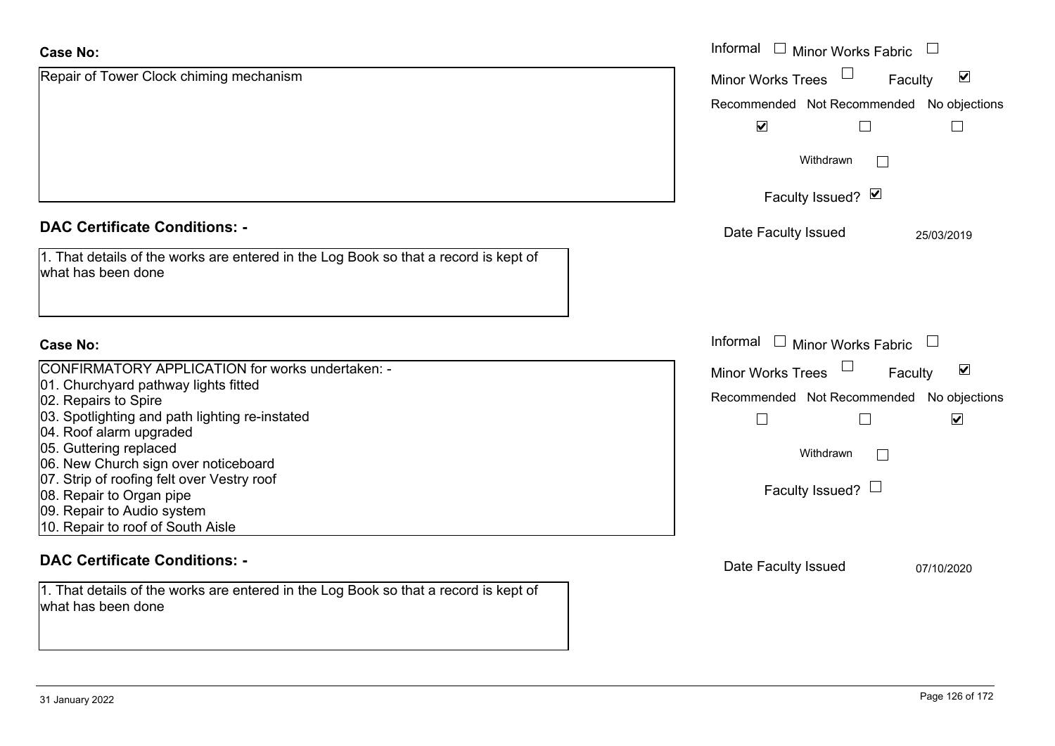**Case No:**

Repair of Tower Clock chiming mechanism

Informal ☐ Minor Works Fabric ☐
Minor Works Trees ☐ Faculty ☑

| Recommended | Not Recommended | No objections |
| --- | --- | --- |
| ☑ | ☐ | ☐ |

Withdrawn ☐

Faculty Issued? ☑

Date Faculty Issued 25/03/2019

## DAC Certificate Conditions: -

1. That details of the works are entered in the Log Book so that a record is kept of what has been done

**Case No:**

CONFIRMATORY APPLICATION for works undertaken: -
01. Churchyard pathway lights fitted
02. Repairs to Spire
03. Spotlighting and path lighting re-instated
04. Roof alarm upgraded
05. Guttering replaced
06. New Church sign over noticeboard
07. Strip of roofing felt over Vestry roof
08. Repair to Organ pipe
09. Repair to Audio system
10. Repair to roof of South Aisle

Informal ☐ Minor Works Fabric ☐
Minor Works Trees ☐ Faculty ☑

| Recommended | Not Recommended | No objections |
| --- | --- | --- |
| ☐ | ☐ | ☑ |

Withdrawn ☐

Faculty Issued? ☐

Date Faculty Issued 07/10/2020

## DAC Certificate Conditions: -

1. That details of the works are entered in the Log Book so that a record is kept of what has been done

31 January 2022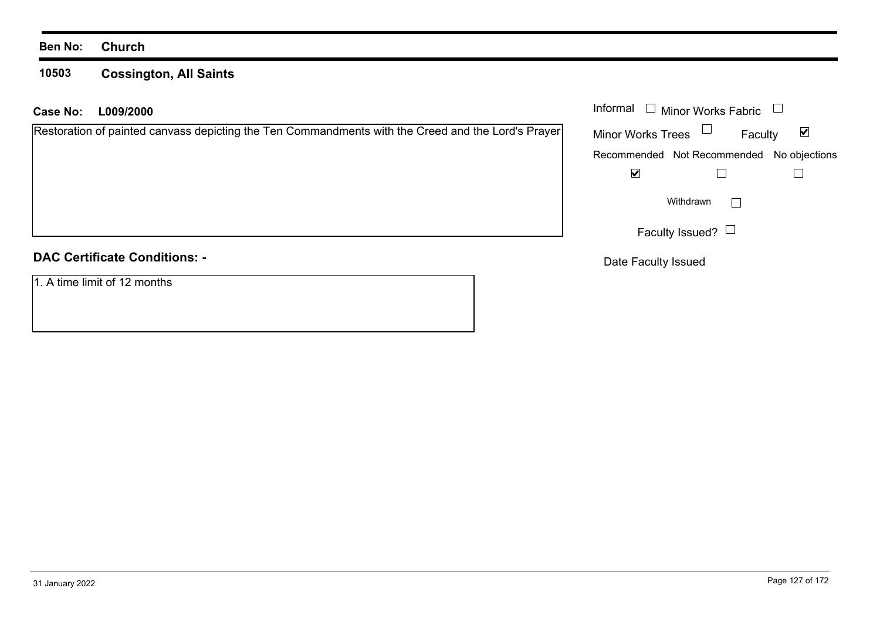**Ben No:** **Church**

**10503** **Cossington, All Saints**

**Case No:** **L009/2000**

Restoration of painted canvass depicting the Ten Commandments with the Creed and the Lord's Prayer

Informal ☐ Minor Works Fabric ☐

Minor Works Trees ☐ Faculty ☑

| Recommended | Not Recommended | No objections |
|---|---|---|
| ☑ | ☐ | ☐ |

Withdrawn ☐

Faculty Issued? ☐

Date Faculty Issued

## DAC Certificate Conditions: -

1. A time limit of 12 months

31 January 2022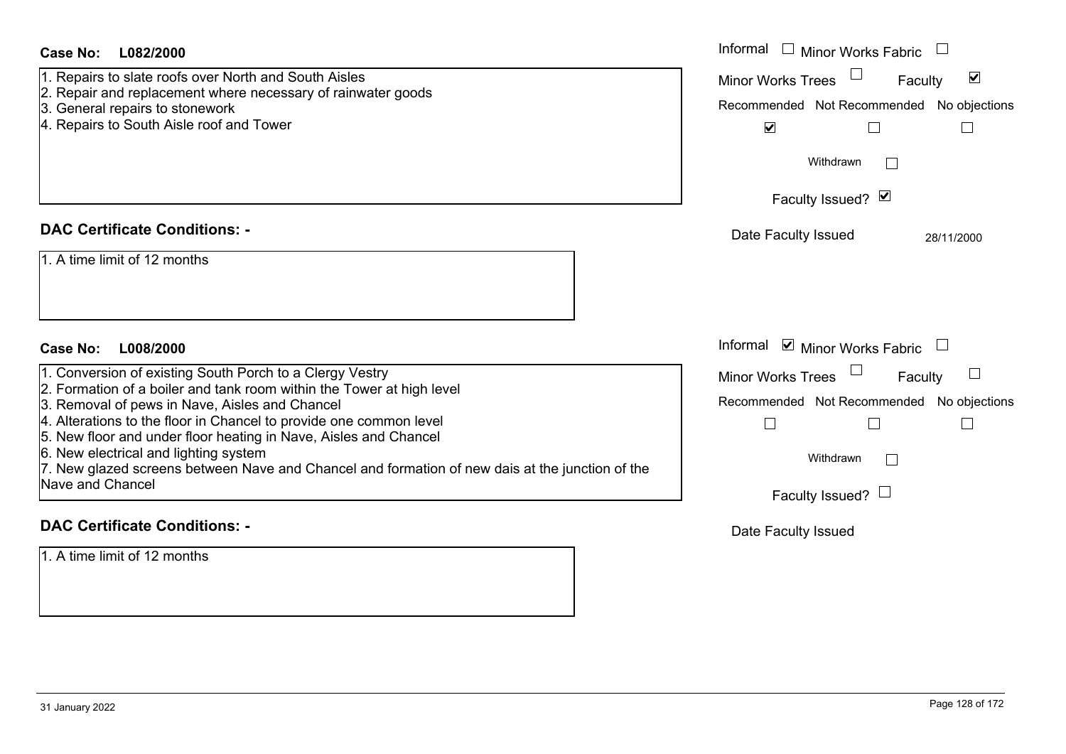**Case No: L082/2000**

1. Repairs to slate roofs over North and South Aisles
2. Repair and replacement where necessary of rainwater goods
3. General repairs to stonework
4. Repairs to South Aisle roof and Tower

Informal ☐ Minor Works Fabric ☐
Minor Works Trees ☐ Faculty ☑
Recommended ☑ Not Recommended ☐ No objections ☐
Withdrawn ☐
Faculty Issued? ☑
Date Faculty Issued 28/11/2000

**DAC Certificate Conditions: -**

1. A time limit of 12 months

**Case No: L008/2000**

1. Conversion of existing South Porch to a Clergy Vestry
2. Formation of a boiler and tank room within the Tower at high level
3. Removal of pews in Nave, Aisles and Chancel
4. Alterations to the floor in Chancel to provide one common level
5. New floor and under floor heating in Nave, Aisles and Chancel
6. New electrical and lighting system
7. New glazed screens between Nave and Chancel and formation of new dais at the junction of the Nave and Chancel

Informal ☑ Minor Works Fabric ☐
Minor Works Trees ☐ Faculty ☐
Recommended ☐ Not Recommended ☐ No objections ☐
Withdrawn ☐
Faculty Issued? ☐
Date Faculty Issued

**DAC Certificate Conditions: -**

1. A time limit of 12 months

31 January 2022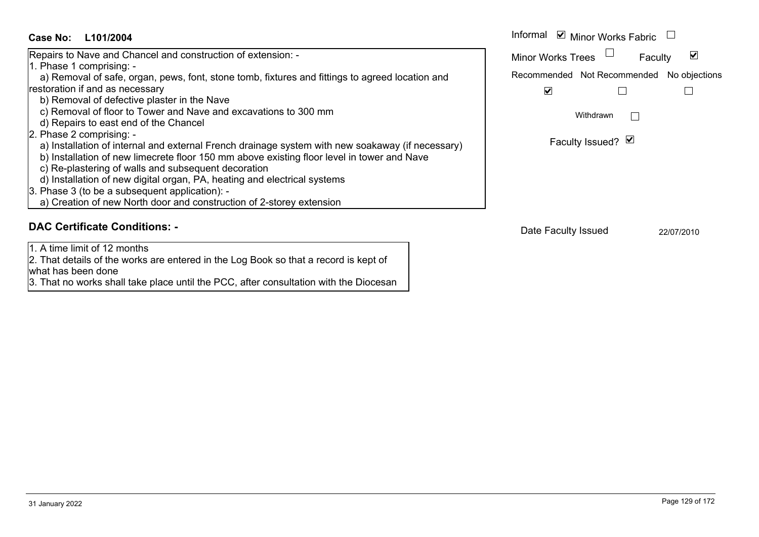**Case No: L101/2004**

Repairs to Nave and Chancel and construction of extension: -

1. Phase 1 comprising: -
   a) Removal of safe, organ, pews, font, stone tomb, fixtures and fittings to agreed location and restoration if and as necessary
   b) Removal of defective plaster in the Nave
   c) Removal of floor to Tower and Nave and excavations to 300 mm
   d) Repairs to east end of the Chancel
2. Phase 2 comprising: -
   a) Installation of internal and external French drainage system with new soakaway (if necessary)
   b) Installation of new limecrete floor 150 mm above existing floor level in tower and Nave
   c) Re-plastering of walls and subsequent decoration
   d) Installation of new digital organ, PA, heating and electrical systems
3. Phase 3 (to be a subsequent application): -
   a) Creation of new North door and construction of 2-storey extension

Informal ☑ Minor Works Fabric ☐

Minor Works Trees ☐ Faculty ☑

Recommended ☑ Not Recommended ☐ No objections ☐

Withdrawn ☐

Faculty Issued? ☑

## DAC Certificate Conditions: -

1. A time limit of 12 months
2. That details of the works are entered in the Log Book so that a record is kept of what has been done
3. That no works shall take place until the PCC, after consultation with the Diocesan

Date Faculty Issued 22/07/2010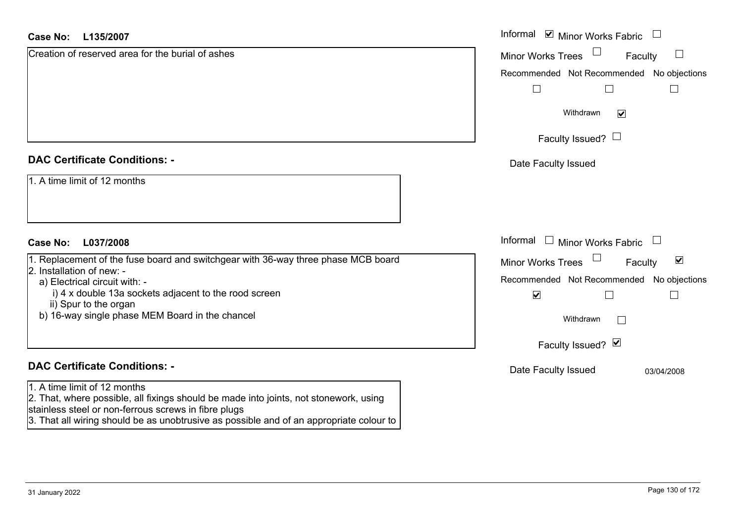**Case No: L135/2007**

Creation of reserved area for the burial of ashes

Informal ☑ Minor Works Fabric ☐
Minor Works Trees ☐ Faculty ☐

| Recommended | Not Recommended | No objections |
|---|---|---|
| ☐ | ☐ | ☐ |

Withdrawn ☑

Faculty Issued? ☐

Date Faculty Issued

## DAC Certificate Conditions: -

1. A time limit of 12 months

**Case No: L037/2008**

1. Replacement of the fuse board and switchgear with 36-way three phase MCB board
2. Installation of new: -
   a) Electrical circuit with: -
      i) 4 x double 13a sockets adjacent to the rood screen
      ii) Spur to the organ
   b) 16-way single phase MEM Board in the chancel

Informal ☐ Minor Works Fabric ☐
Minor Works Trees ☐ Faculty ☑

| Recommended | Not Recommended | No objections |
|---|---|---|
| ☑ | ☐ | ☐ |

Withdrawn ☐

Faculty Issued? ☑

Date Faculty Issued 03/04/2008

## DAC Certificate Conditions: -

1. A time limit of 12 months
2. That, where possible, all fixings should be made into joints, not stonework, using stainless steel or non-ferrous screws in fibre plugs
3. That all wiring should be as unobtrusive as possible and of an appropriate colour to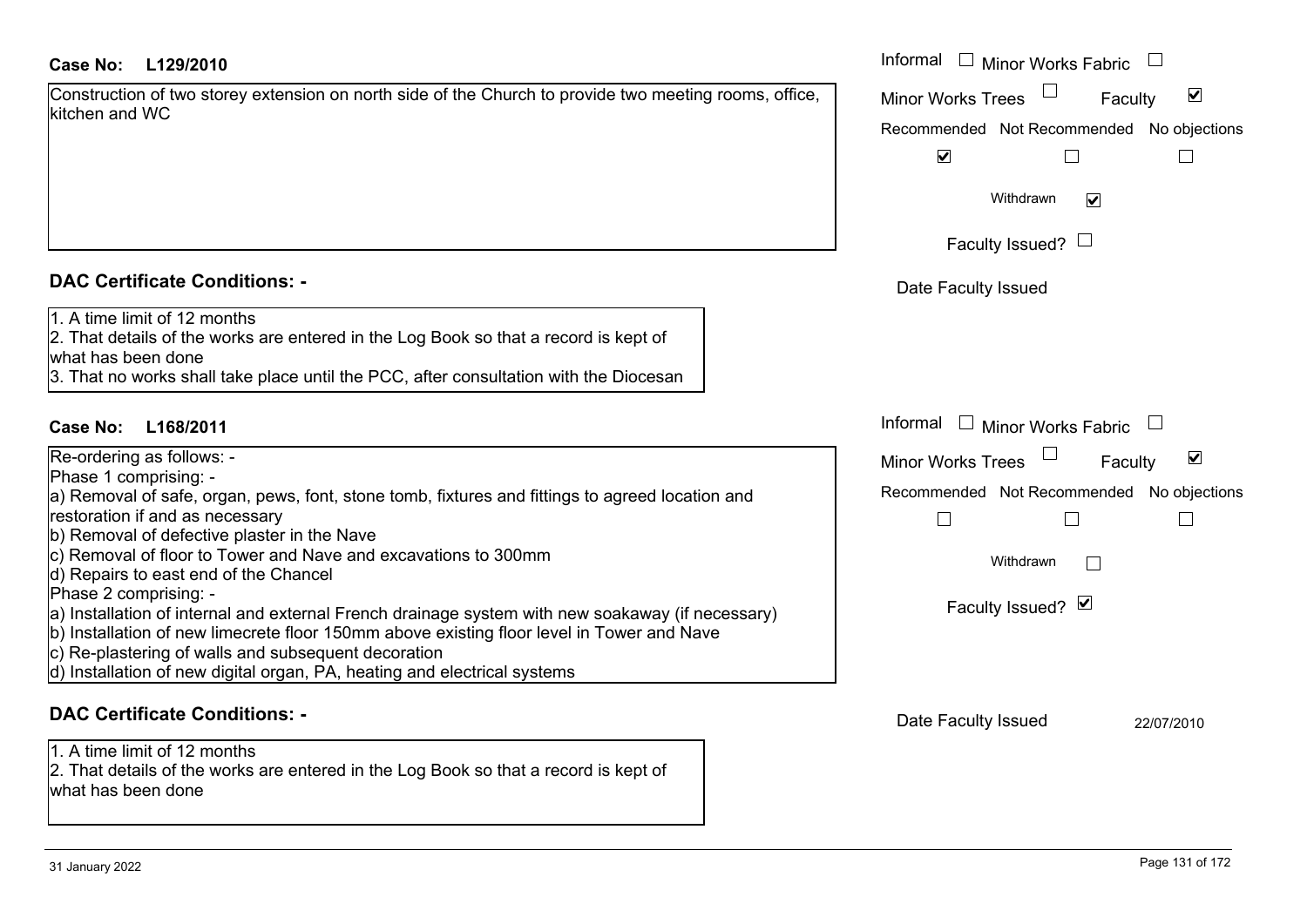**Case No: L129/2010**

Construction of two storey extension on north side of the Church to provide two meeting rooms, office, kitchen and WC

Informal ☐ Minor Works Fabric ☐
Minor Works Trees ☐ Faculty ☑

| Recommended | Not Recommended | No objections |
|---|---|---|
| ☑ | ☐ | ☐ |

Withdrawn ☑

Faculty Issued? ☐

Date Faculty Issued

## DAC Certificate Conditions: -

1. A time limit of 12 months
2. That details of the works are entered in the Log Book so that a record is kept of what has been done
3. That no works shall take place until the PCC, after consultation with the Diocesan

**Case No: L168/2011**

Re-ordering as follows: -
Phase 1 comprising: -
a) Removal of safe, organ, pews, font, stone tomb, fixtures and fittings to agreed location and restoration if and as necessary
b) Removal of defective plaster in the Nave
c) Removal of floor to Tower and Nave and excavations to 300mm
d) Repairs to east end of the Chancel
Phase 2 comprising: -
a) Installation of internal and external French drainage system with new soakaway (if necessary)
b) Installation of new limecrete floor 150mm above existing floor level in Tower and Nave
c) Re-plastering of walls and subsequent decoration
d) Installation of new digital organ, PA, heating and electrical systems

Informal ☐ Minor Works Fabric ☐
Minor Works Trees ☐ Faculty ☑

| Recommended | Not Recommended | No objections |
|---|---|---|
| ☐ | ☐ | ☐ |

Withdrawn ☐

Faculty Issued? ☑

Date Faculty Issued 22/07/2010

## DAC Certificate Conditions: -

1. A time limit of 12 months
2. That details of the works are entered in the Log Book so that a record is kept of what has been done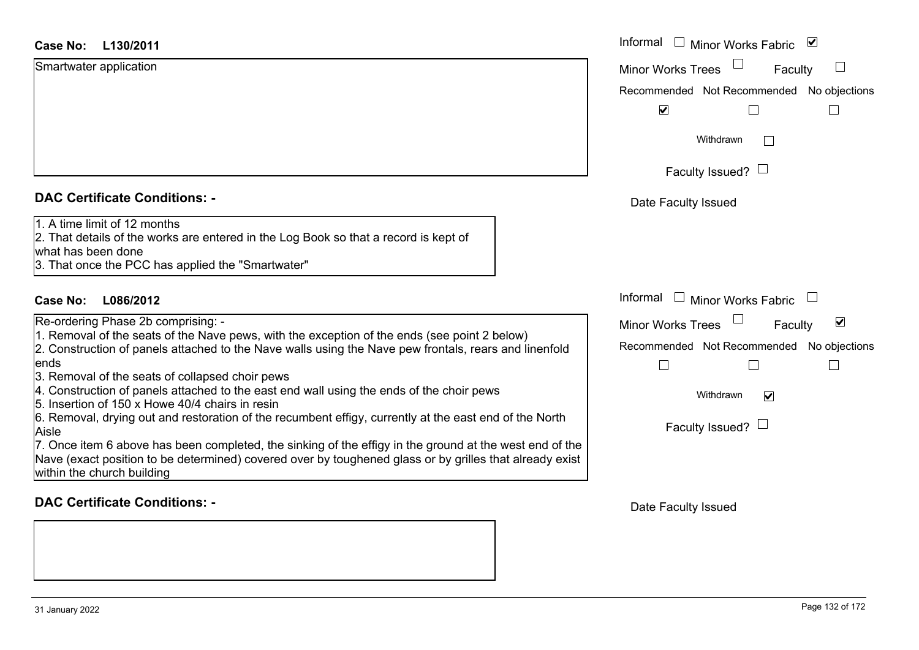**Case No: L130/2011**

Informal ☐ Minor Works Fabric ☑

Minor Works Trees ☐ Faculty ☐

Recommended ☑ Not Recommended ☐ No objections ☐

Withdrawn ☐

Faculty Issued? ☐

Date Faculty Issued

Smartwater application

## DAC Certificate Conditions: -

1. A time limit of 12 months
2. That details of the works are entered in the Log Book so that a record is kept of what has been done
3. That once the PCC has applied the "Smartwater"

**Case No: L086/2012**

Informal ☐ Minor Works Fabric ☐

Minor Works Trees ☐ Faculty ☑

Recommended ☐ Not Recommended ☐ No objections ☐

Withdrawn ☑

Faculty Issued? ☐

Date Faculty Issued

Re-ordering Phase 2b comprising: -

1. Removal of the seats of the Nave pews, with the exception of the ends (see point 2 below)
2. Construction of panels attached to the Nave walls using the Nave pew frontals, rears and linenfold ends
3. Removal of the seats of collapsed choir pews
4. Construction of panels attached to the east end wall using the ends of the choir pews
5. Insertion of 150 x Howe 40/4 chairs in resin
6. Removal, drying out and restoration of the recumbent effigy, currently at the east end of the North Aisle
7. Once item 6 above has been completed, the sinking of the effigy in the ground at the west end of the Nave (exact position to be determined) covered over by toughened glass or by grilles that already exist within the church building

## DAC Certificate Conditions: -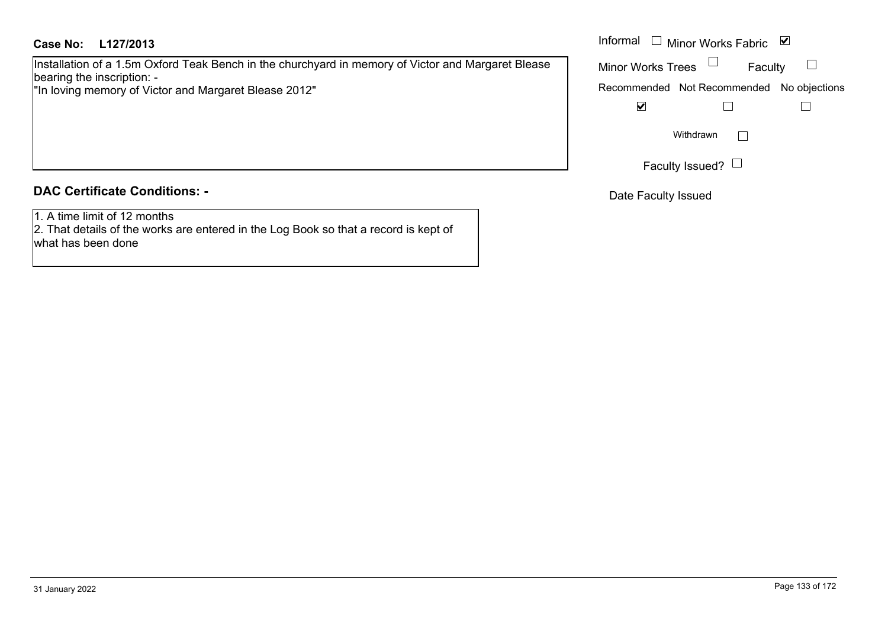**Case No: L127/2013**

Installation of a 1.5m Oxford Teak Bench in the churchyard in memory of Victor and Margaret Blease bearing the inscription: -
"In loving memory of Victor and Margaret Blease 2012"

Informal ☐ Minor Works Fabric ☑

Minor Works Trees ☐ Faculty ☐

| Recommended | Not Recommended | No objections |
|---|---|---|
| ☑ | ☐ | ☐ |

Withdrawn ☐

Faculty Issued? ☐

Date Faculty Issued

## DAC Certificate Conditions: -

1. A time limit of 12 months
2. That details of the works are entered in the Log Book so that a record is kept of what has been done

31 January 2022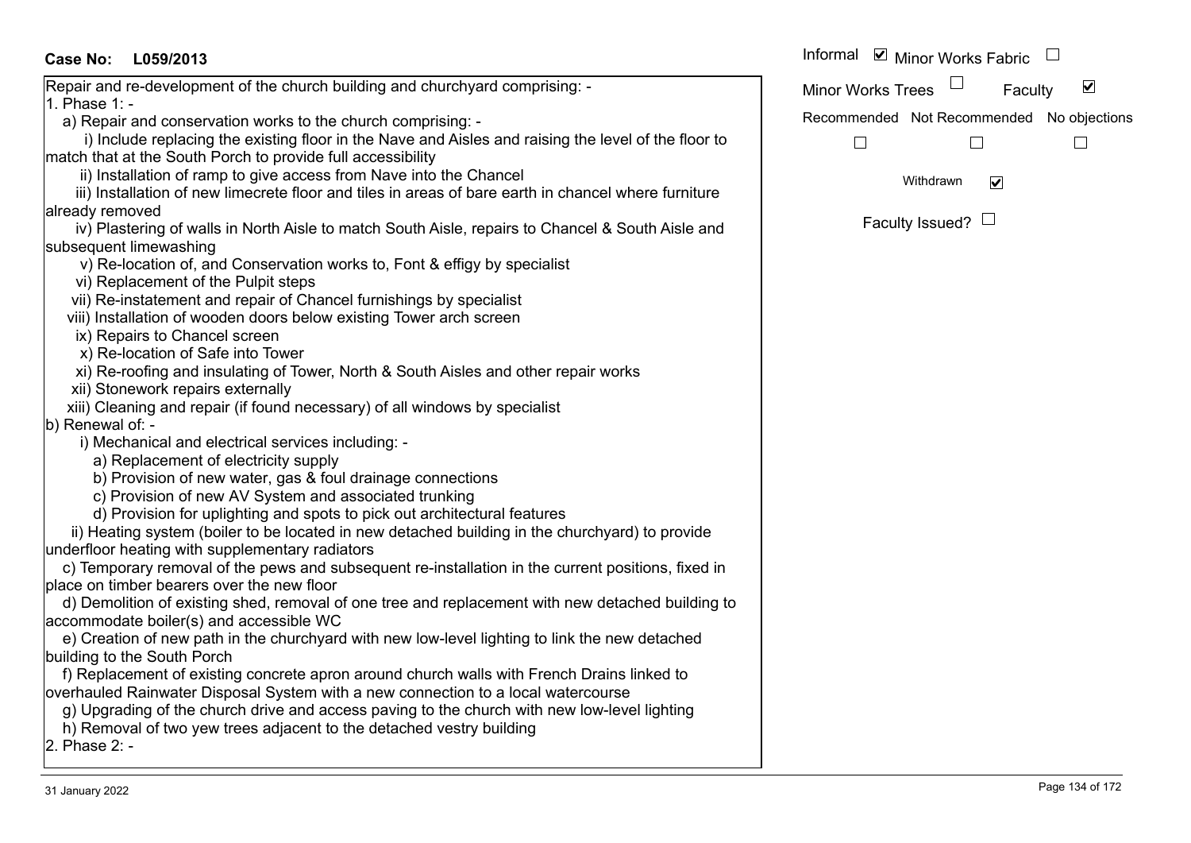**Case No: L059/2013**

Informal ☑ Minor Works Fabric ☐

Minor Works Trees ☐ Faculty ☑

Recommended ☐ Not Recommended ☐ No objections ☐

Withdrawn ☑

Faculty Issued? ☐

Repair and re-development of the church building and churchyard comprising: -

1. Phase 1: -
   a) Repair and conservation works to the church comprising: -
      i) Include replacing the existing floor in the Nave and Aisles and raising the level of the floor to match that at the South Porch to provide full accessibility
      ii) Installation of ramp to give access from Nave into the Chancel
      iii) Installation of new limecrete floor and tiles in areas of bare earth in chancel where furniture already removed
      iv) Plastering of walls in North Aisle to match South Aisle, repairs to Chancel & South Aisle and subsequent limewashing
      v) Re-location of, and Conservation works to, Font & effigy by specialist
      vi) Replacement of the Pulpit steps
      vii) Re-instatement and repair of Chancel furnishings by specialist
      viii) Installation of wooden doors below existing Tower arch screen
      ix) Repairs to Chancel screen
      x) Re-location of Safe into Tower
      xi) Re-roofing and insulating of Tower, North & South Aisles and other repair works
      xii) Stonework repairs externally
      xiii) Cleaning and repair (if found necessary) of all windows by specialist

   b) Renewal of: -
      i) Mechanical and electrical services including: -
         a) Replacement of electricity supply
         b) Provision of new water, gas & foul drainage connections
         c) Provision of new AV System and associated trunking
         d) Provision for uplighting and spots to pick out architectural features
      ii) Heating system (boiler to be located in new detached building in the churchyard) to provide underfloor heating with supplementary radiators

   c) Temporary removal of the pews and subsequent re-installation in the current positions, fixed in place on timber bearers over the new floor
   d) Demolition of existing shed, removal of one tree and replacement with new detached building to accommodate boiler(s) and accessible WC
   e) Creation of new path in the churchyard with new low-level lighting to link the new detached building to the South Porch
   f) Replacement of existing concrete apron around church walls with French Drains linked to overhauled Rainwater Disposal System with a new connection to a local watercourse
   g) Upgrading of the church drive and access paving to the church with new low-level lighting
   h) Removal of two yew trees adjacent to the detached vestry building

2. Phase 2: -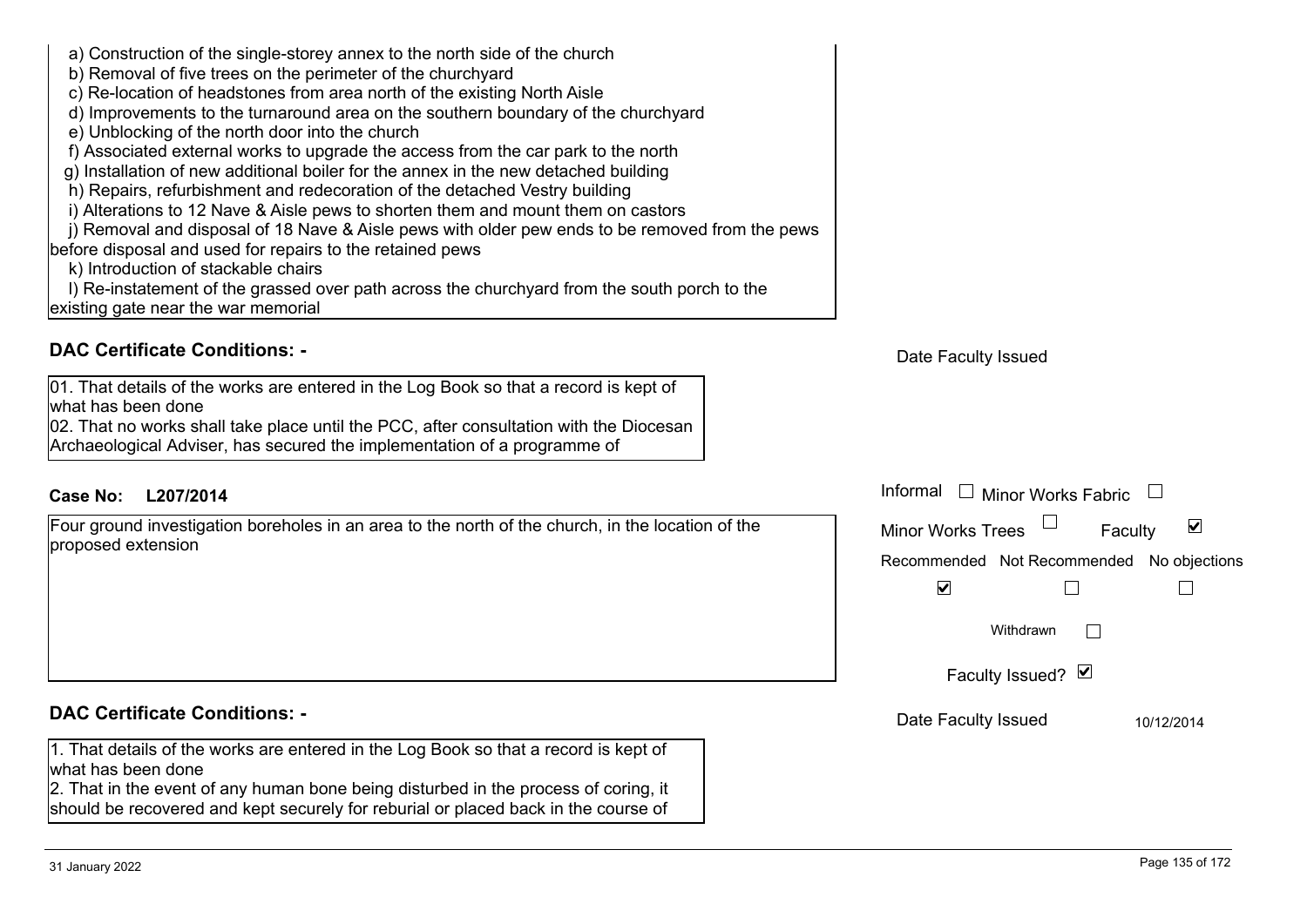a) Construction of the single-storey annex to the north side of the church
b) Removal of five trees on the perimeter of the churchyard
c) Re-location of headstones from area north of the existing North Aisle
d) Improvements to the turnaround area on the southern boundary of the churchyard
e) Unblocking of the north door into the church
f) Associated external works to upgrade the access from the car park to the north
g) Installation of new additional boiler for the annex in the new detached building
h) Repairs, refurbishment and redecoration of the detached Vestry building
i) Alterations to 12 Nave & Aisle pews to shorten them and mount them on castors
j) Removal and disposal of 18 Nave & Aisle pews with older pew ends to be removed from the pews before disposal and used for repairs to the retained pews
k) Introduction of stackable chairs
l) Re-instatement of the grassed over path across the churchyard from the south porch to the existing gate near the war memorial

## DAC Certificate Conditions: -

01. That details of the works are entered in the Log Book so that a record is kept of what has been done
02. That no works shall take place until the PCC, after consultation with the Diocesan Archaeological Adviser, has secured the implementation of a programme of

Date Faculty Issued

**Case No: L207/2014**

Four ground investigation boreholes in an area to the north of the church, in the location of the proposed extension

Informal ☐ Minor Works Fabric ☐
Minor Works Trees ☐ Faculty ☑
Recommended ☑ Not Recommended ☐ No objections ☐
Withdrawn ☐
Faculty Issued? ☑

## DAC Certificate Conditions: -

1. That details of the works are entered in the Log Book so that a record is kept of what has been done
2. That in the event of any human bone being disturbed in the process of coring, it should be recovered and kept securely for reburial or placed back in the course of

Date Faculty Issued 10/12/2014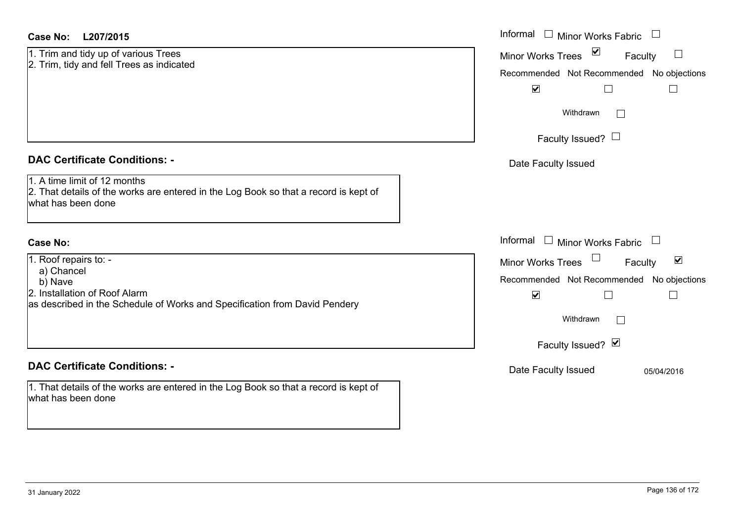**Case No: L207/2015**

1. Trim and tidy up of various Trees
2. Trim, tidy and fell Trees as indicated

Informal ☐ Minor Works Fabric ☐

Minor Works Trees ☑ Faculty ☐

Recommended ☑ Not Recommended ☐ No objections ☐

Withdrawn ☐

Faculty Issued? ☐

Date Faculty Issued

**DAC Certificate Conditions: -**

1. A time limit of 12 months
2. That details of the works are entered in the Log Book so that a record is kept of what has been done

**Case No:**

1. Roof repairs to: -
   a) Chancel
   b) Nave
2. Installation of Roof Alarm

as described in the Schedule of Works and Specification from David Pendery

Informal ☐ Minor Works Fabric ☐

Minor Works Trees ☐ Faculty ☑

Recommended ☑ Not Recommended ☐ No objections ☐

Withdrawn ☐

Faculty Issued? ☑

Date Faculty Issued 05/04/2016

**DAC Certificate Conditions: -**

1. That details of the works are entered in the Log Book so that a record is kept of what has been done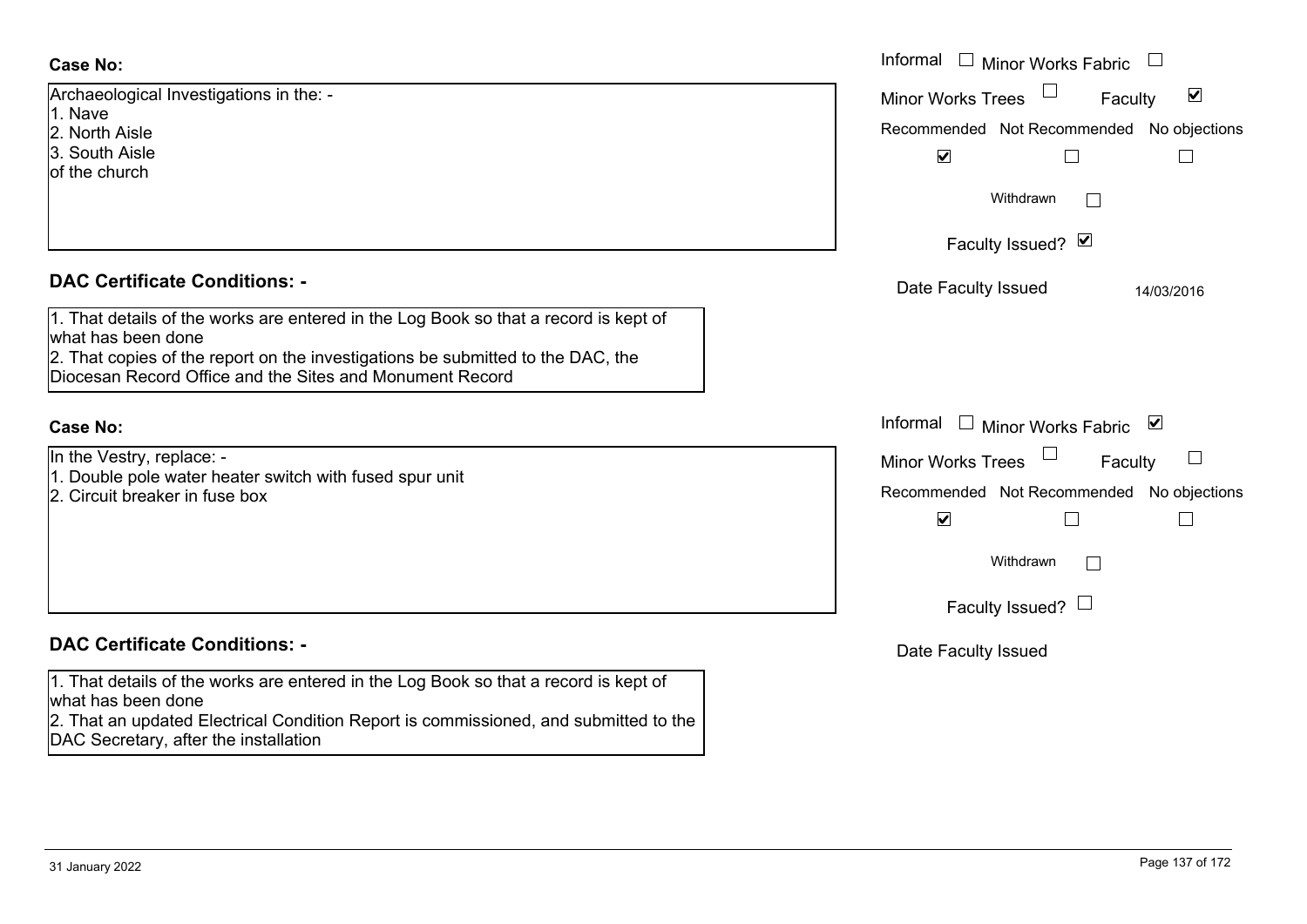**Case No:**

Archaeological Investigations in the: -
1. Nave
2. North Aisle
3. South Aisle
of the church

Informal ☐ Minor Works Fabric ☐
Minor Works Trees ☐ Faculty ☑
Recommended ☑ Not Recommended ☐ No objections ☐
Withdrawn ☐
Faculty Issued? ☑
Date Faculty Issued 14/03/2016

**DAC Certificate Conditions: -**

1. That details of the works are entered in the Log Book so that a record is kept of what has been done
2. That copies of the report on the investigations be submitted to the DAC, the Diocesan Record Office and the Sites and Monument Record

**Case No:**

In the Vestry, replace: -
1. Double pole water heater switch with fused spur unit
2. Circuit breaker in fuse box

Informal ☐ Minor Works Fabric ☑
Minor Works Trees ☐ Faculty ☐
Recommended ☑ Not Recommended ☐ No objections ☐
Withdrawn ☐
Faculty Issued? ☐
Date Faculty Issued

**DAC Certificate Conditions: -**

1. That details of the works are entered in the Log Book so that a record is kept of what has been done
2. That an updated Electrical Condition Report is commissioned, and submitted to the DAC Secretary, after the installation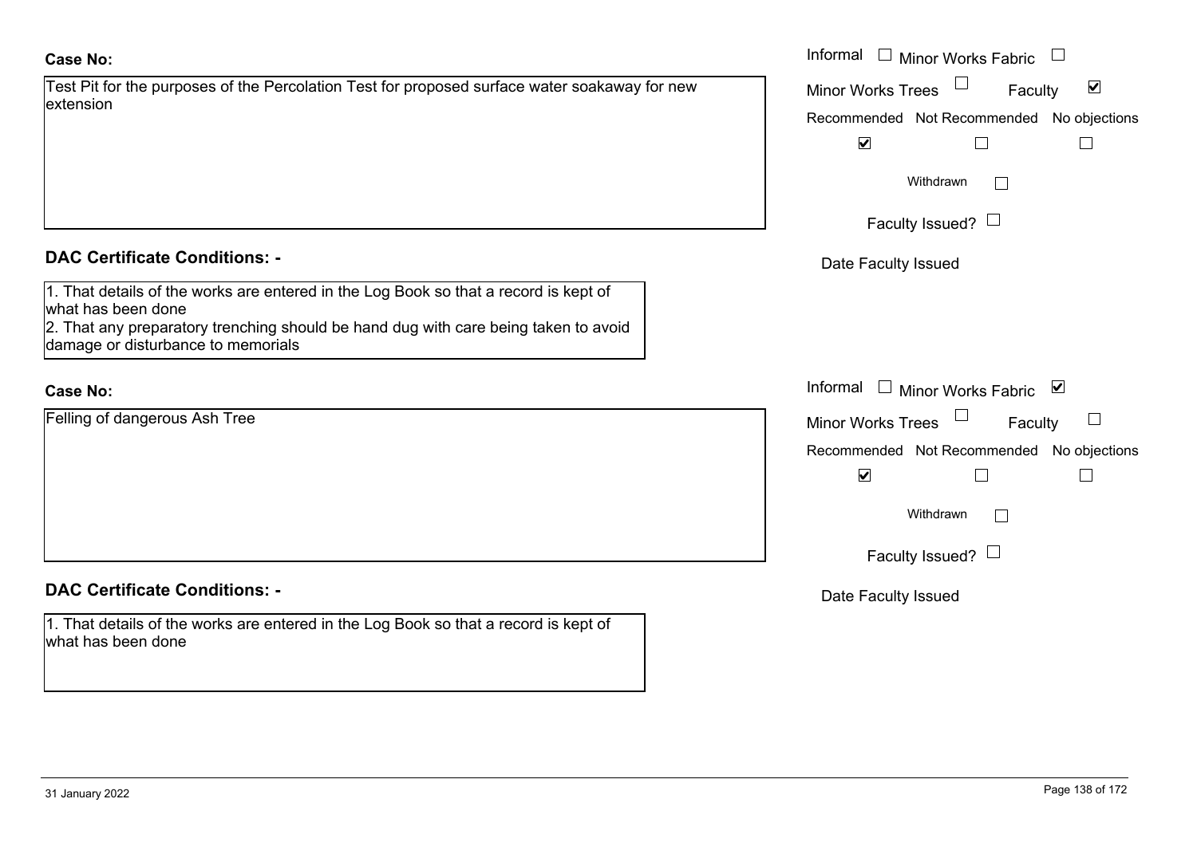**Case No:**

Test Pit for the purposes of the Percolation Test for proposed surface water soakaway for new extension

Informal ☐ Minor Works Fabric ☐
Minor Works Trees ☐ Faculty ☑
Recommended ☑ Not Recommended ☐ No objections ☐
Withdrawn ☐
Faculty Issued? ☐
Date Faculty Issued

**DAC Certificate Conditions: -**

1. That details of the works are entered in the Log Book so that a record is kept of what has been done
2. That any preparatory trenching should be hand dug with care being taken to avoid damage or disturbance to memorials

**Case No:**

Felling of dangerous Ash Tree

Informal ☐ Minor Works Fabric ☑
Minor Works Trees ☐ Faculty ☐
Recommended ☑ Not Recommended ☐ No objections ☐
Withdrawn ☐
Faculty Issued? ☐
Date Faculty Issued

**DAC Certificate Conditions: -**

1. That details of the works are entered in the Log Book so that a record is kept of what has been done

31 January 2022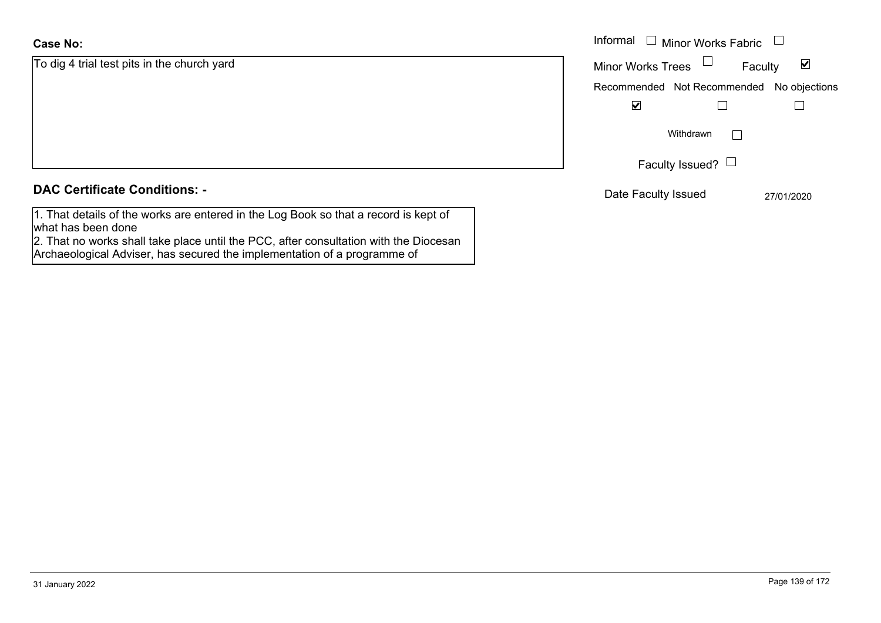**Case No:**

To dig 4 trial test pits in the church yard

Informal ☐ Minor Works Fabric ☐

Minor Works Trees ☐ Faculty ☑

| Recommended | Not Recommended | No objections |
|---|---|---|
| ☑ | ☐ | ☐ |

Withdrawn ☐

Faculty Issued? ☐

Date Faculty Issued 27/01/2020

## DAC Certificate Conditions: -

1. That details of the works are entered in the Log Book so that a record is kept of what has been done
2. That no works shall take place until the PCC, after consultation with the Diocesan Archaeological Adviser, has secured the implementation of a programme of

31 January 2022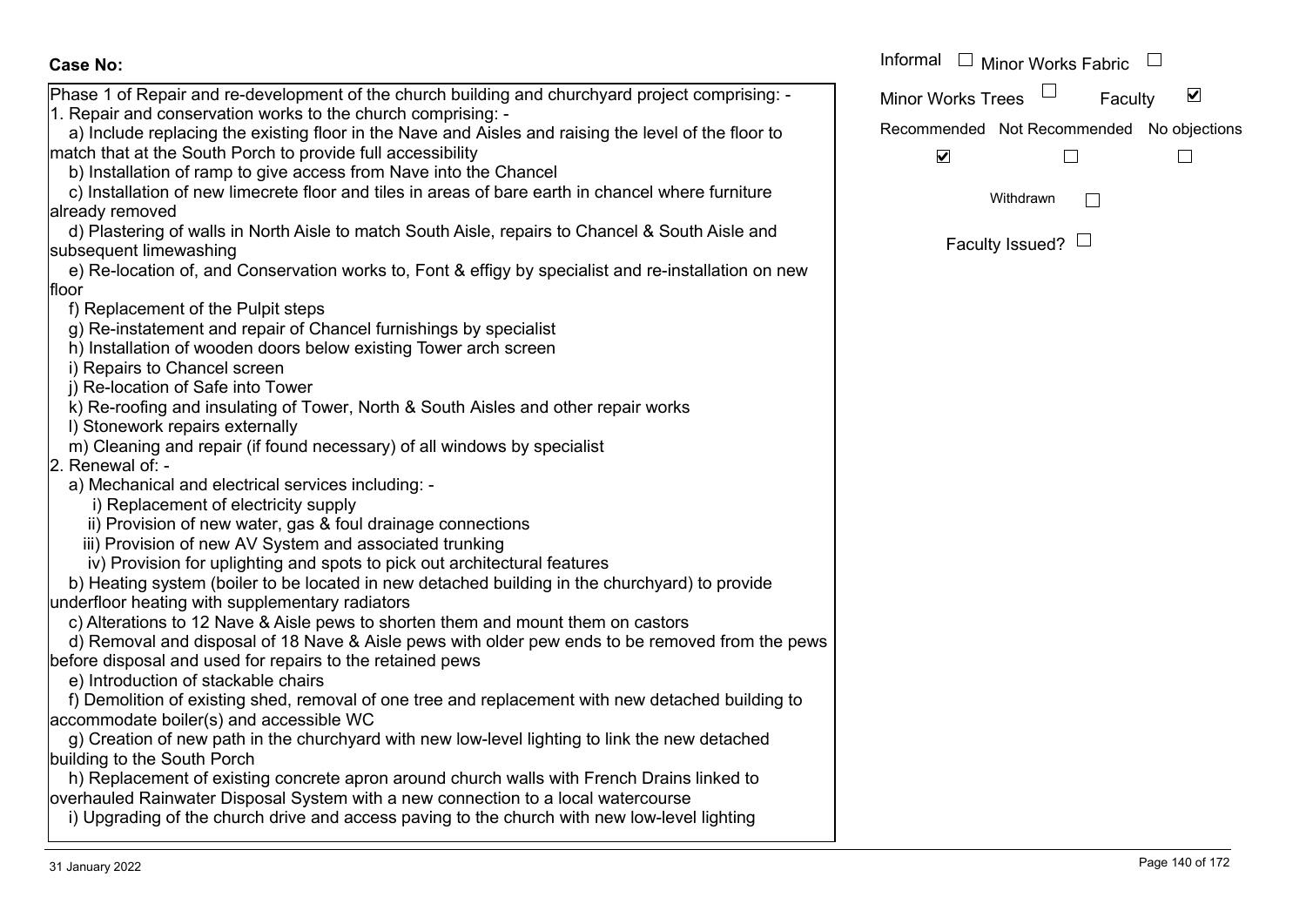**Case No:**

Phase 1 of Repair and re-development of the church building and churchyard project comprising: -

1. Repair and conservation works to the church comprising: -
   a) Include replacing the existing floor in the Nave and Aisles and raising the level of the floor to match that at the South Porch to provide full accessibility
   b) Installation of ramp to give access from Nave into the Chancel
   c) Installation of new limecrete floor and tiles in areas of bare earth in chancel where furniture already removed
   d) Plastering of walls in North Aisle to match South Aisle, repairs to Chancel & South Aisle and subsequent limewashing
   e) Re-location of, and Conservation works to, Font & effigy by specialist and re-installation on new floor
   f) Replacement of the Pulpit steps
   g) Re-instatement and repair of Chancel furnishings by specialist
   h) Installation of wooden doors below existing Tower arch screen
   i) Repairs to Chancel screen
   j) Re-location of Safe into Tower
   k) Re-roofing and insulating of Tower, North & South Aisles and other repair works
   l) Stonework repairs externally
   m) Cleaning and repair (if found necessary) of all windows by specialist
2. Renewal of: -
   a) Mechanical and electrical services including: -
      i) Replacement of electricity supply
      ii) Provision of new water, gas & foul drainage connections
      iii) Provision of new AV System and associated trunking
      iv) Provision for uplighting and spots to pick out architectural features
   b) Heating system (boiler to be located in new detached building in the churchyard) to provide underfloor heating with supplementary radiators
   c) Alterations to 12 Nave & Aisle pews to shorten them and mount them on castors
   d) Removal and disposal of 18 Nave & Aisle pews with older pew ends to be removed from the pews before disposal and used for repairs to the retained pews
   e) Introduction of stackable chairs
   f) Demolition of existing shed, removal of one tree and replacement with new detached building to accommodate boiler(s) and accessible WC
   g) Creation of new path in the churchyard with new low-level lighting to link the new detached building to the South Porch
   h) Replacement of existing concrete apron around church walls with French Drains linked to overhauled Rainwater Disposal System with a new connection to a local watercourse
   i) Upgrading of the church drive and access paving to the church with new low-level lighting

Informal ☐ Minor Works Fabric ☐

Minor Works Trees ☐ Faculty ☑

Recommended ☑ Not Recommended ☐ No objections ☐

Withdrawn ☐

Faculty Issued? ☐

31 January 2022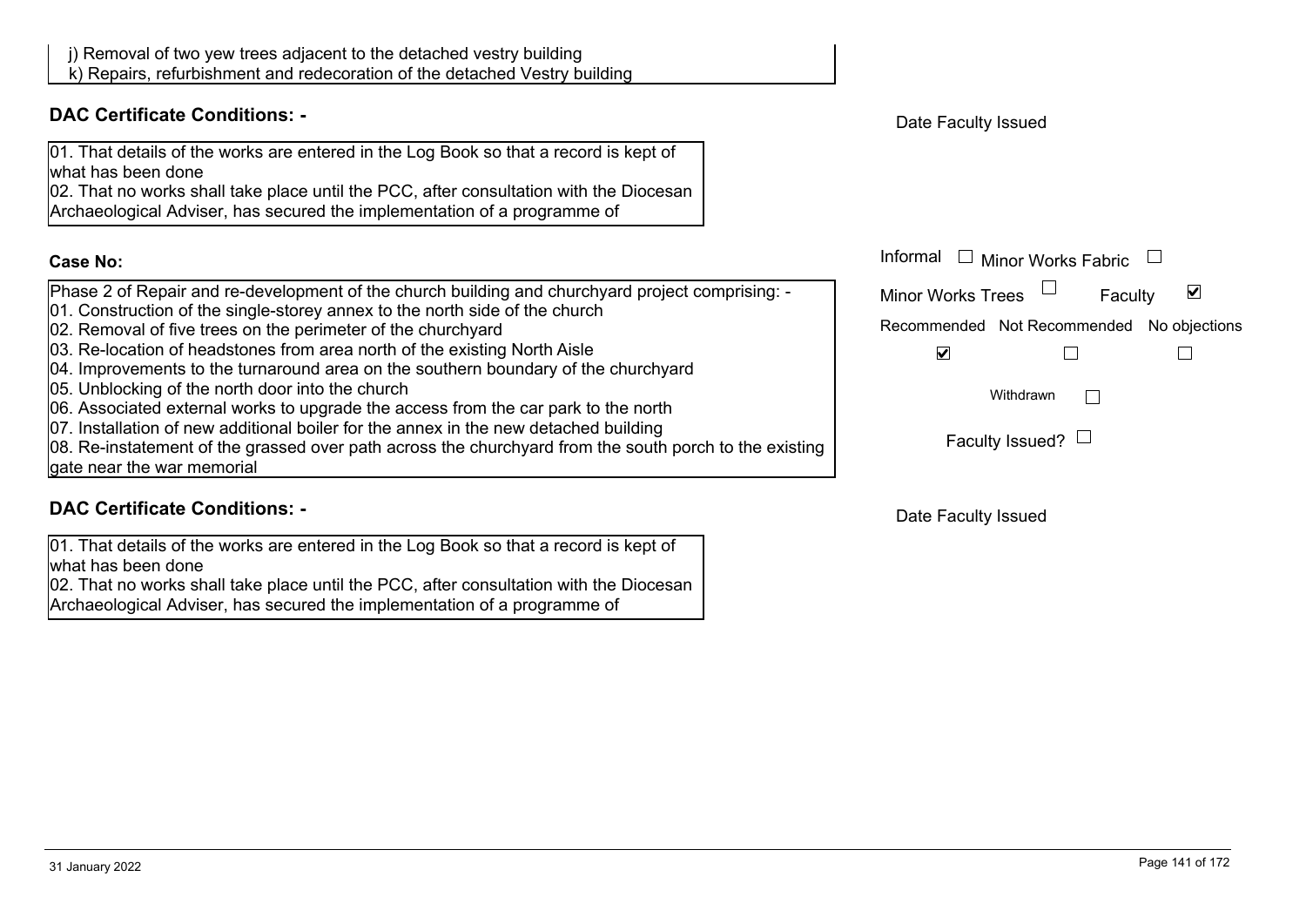j) Removal of two yew trees adjacent to the detached vestry building
k) Repairs, refurbishment and redecoration of the detached Vestry building

**DAC Certificate Conditions: -**

01. That details of the works are entered in the Log Book so that a record is kept of what has been done
02. That no works shall take place until the PCC, after consultation with the Diocesan Archaeological Adviser, has secured the implementation of a programme of

Date Faculty Issued

**Case No:**

Informal ☐ Minor Works Fabric ☐
Minor Works Trees ☐ Faculty ☑
Recommended ☑ Not Recommended ☐ No objections ☐
Withdrawn ☐
Faculty Issued? ☐

Phase 2 of Repair and re-development of the church building and churchyard project comprising: -
01. Construction of the single-storey annex to the north side of the church
02. Removal of five trees on the perimeter of the churchyard
03. Re-location of headstones from area north of the existing North Aisle
04. Improvements to the turnaround area on the southern boundary of the churchyard
05. Unblocking of the north door into the church
06. Associated external works to upgrade the access from the car park to the north
07. Installation of new additional boiler for the annex in the new detached building
08. Re-instatement of the grassed over path across the churchyard from the south porch to the existing gate near the war memorial

**DAC Certificate Conditions: -**

01. That details of the works are entered in the Log Book so that a record is kept of what has been done
02. That no works shall take place until the PCC, after consultation with the Diocesan Archaeological Adviser, has secured the implementation of a programme of

Date Faculty Issued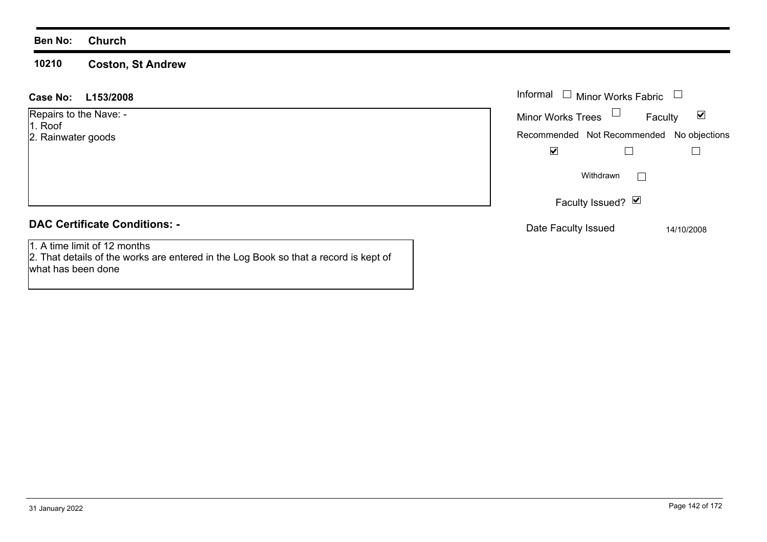**Ben No:** **Church**

## 10210 Coston, St Andrew

**Case No:** **L153/2008**

Repairs to the Nave: -
1. Roof
2. Rainwater goods

Informal ☐ Minor Works Fabric ☐
Minor Works Trees ☐ Faculty ☑

| Recommended | Not Recommended | No objections |
|---|---|---|
| ☑ | ☐ | ☐ |

Withdrawn ☐

Faculty Issued? ☑

Date Faculty Issued 14/10/2008

### DAC Certificate Conditions: -

1. A time limit of 12 months
2. That details of the works are entered in the Log Book so that a record is kept of what has been done

31 January 2022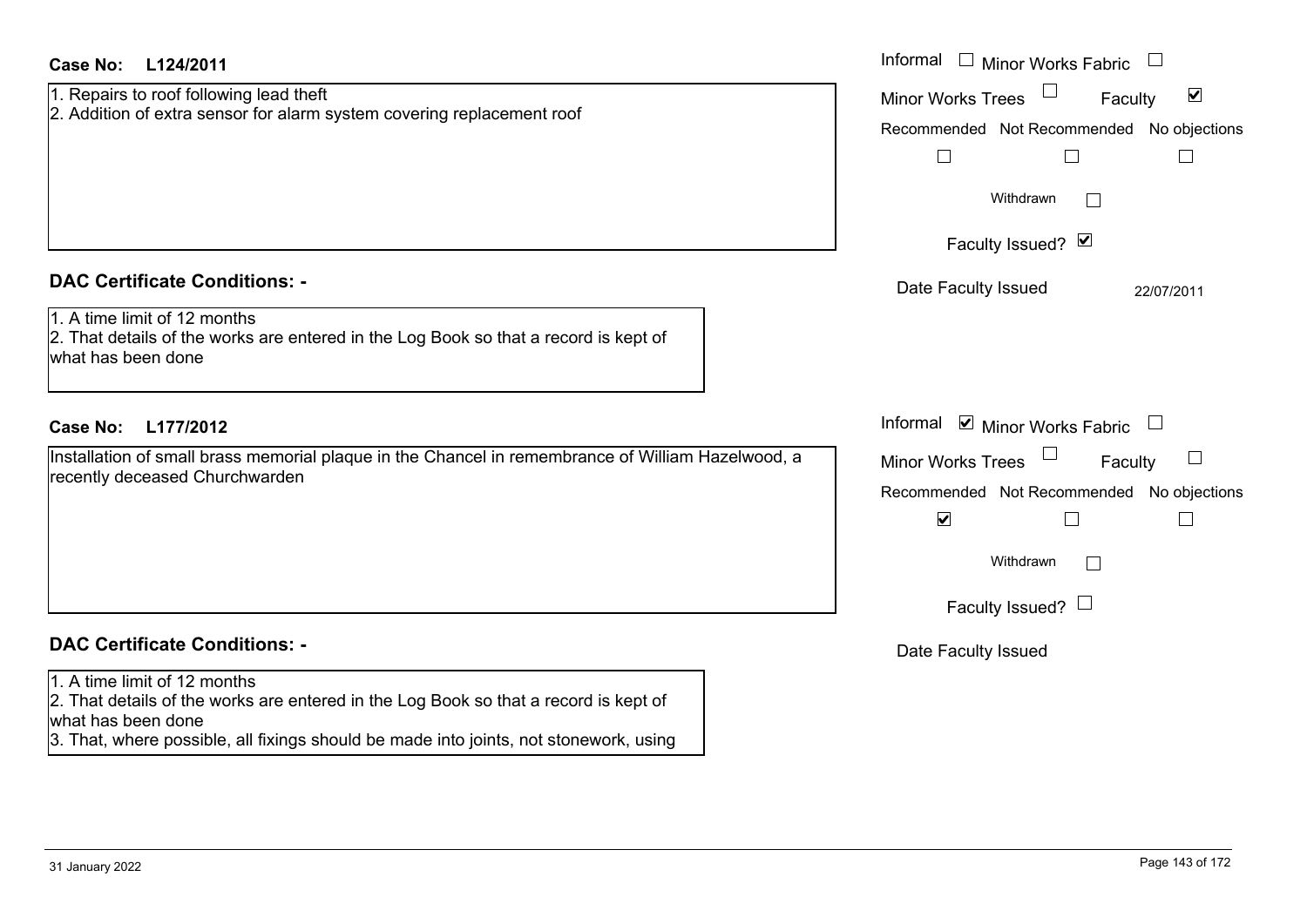**Case No: L124/2011**

1. Repairs to roof following lead theft
2. Addition of extra sensor for alarm system covering replacement roof

Informal ☐ Minor Works Fabric ☐
Minor Works Trees ☐ Faculty ☑
Recommended ☐ Not Recommended ☐ No objections ☐
Withdrawn ☐
Faculty Issued? ☑
Date Faculty Issued 22/07/2011

**DAC Certificate Conditions: -**

1. A time limit of 12 months
2. That details of the works are entered in the Log Book so that a record is kept of what has been done

**Case No: L177/2012**

Installation of small brass memorial plaque in the Chancel in remembrance of William Hazelwood, a recently deceased Churchwarden

Informal ☑ Minor Works Fabric ☐
Minor Works Trees ☐ Faculty ☐
Recommended ☑ Not Recommended ☐ No objections ☐
Withdrawn ☐
Faculty Issued? ☐
Date Faculty Issued

**DAC Certificate Conditions: -**

1. A time limit of 12 months
2. That details of the works are entered in the Log Book so that a record is kept of what has been done
3. That, where possible, all fixings should be made into joints, not stonework, using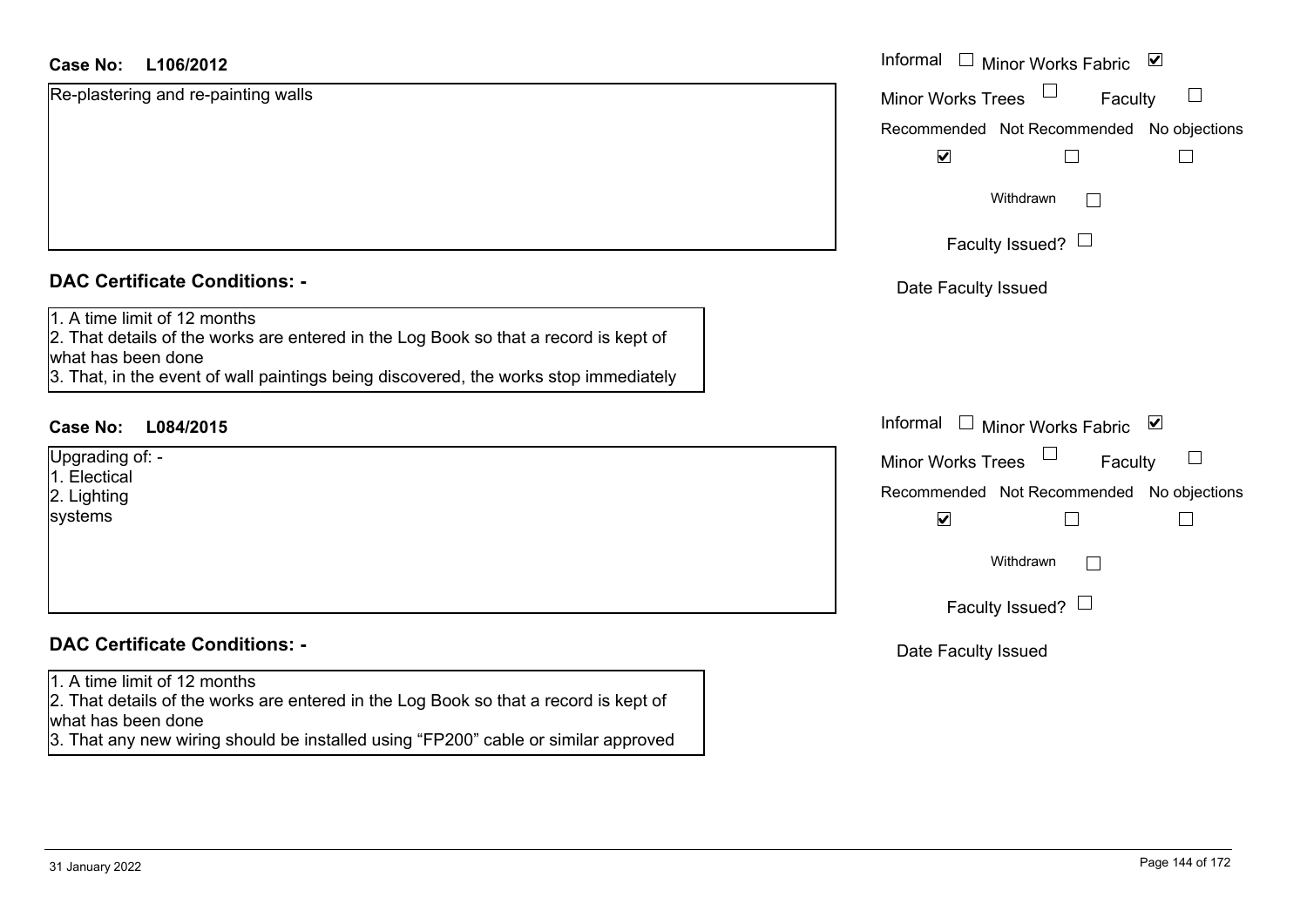**Case No: L106/2012**

Re-plastering and re-painting walls

Informal ☐ Minor Works Fabric ☑
Minor Works Trees ☐ Faculty ☐

| Recommended | Not Recommended | No objections |
| --- | --- | --- |
| ☑ | ☐ | ☐ |

Withdrawn ☐

Faculty Issued? ☐

Date Faculty Issued

## DAC Certificate Conditions: -

1. A time limit of 12 months
2. That details of the works are entered in the Log Book so that a record is kept of what has been done
3. That, in the event of wall paintings being discovered, the works stop immediately

**Case No: L084/2015**

Upgrading of: -
1. Electical
2. Lighting
systems

Informal ☐ Minor Works Fabric ☑
Minor Works Trees ☐ Faculty ☐

| Recommended | Not Recommended | No objections |
| --- | --- | --- |
| ☑ | ☐ | ☐ |

Withdrawn ☐

Faculty Issued? ☐

Date Faculty Issued

## DAC Certificate Conditions: -

1. A time limit of 12 months
2. That details of the works are entered in the Log Book so that a record is kept of what has been done
3. That any new wiring should be installed using "FP200" cable or similar approved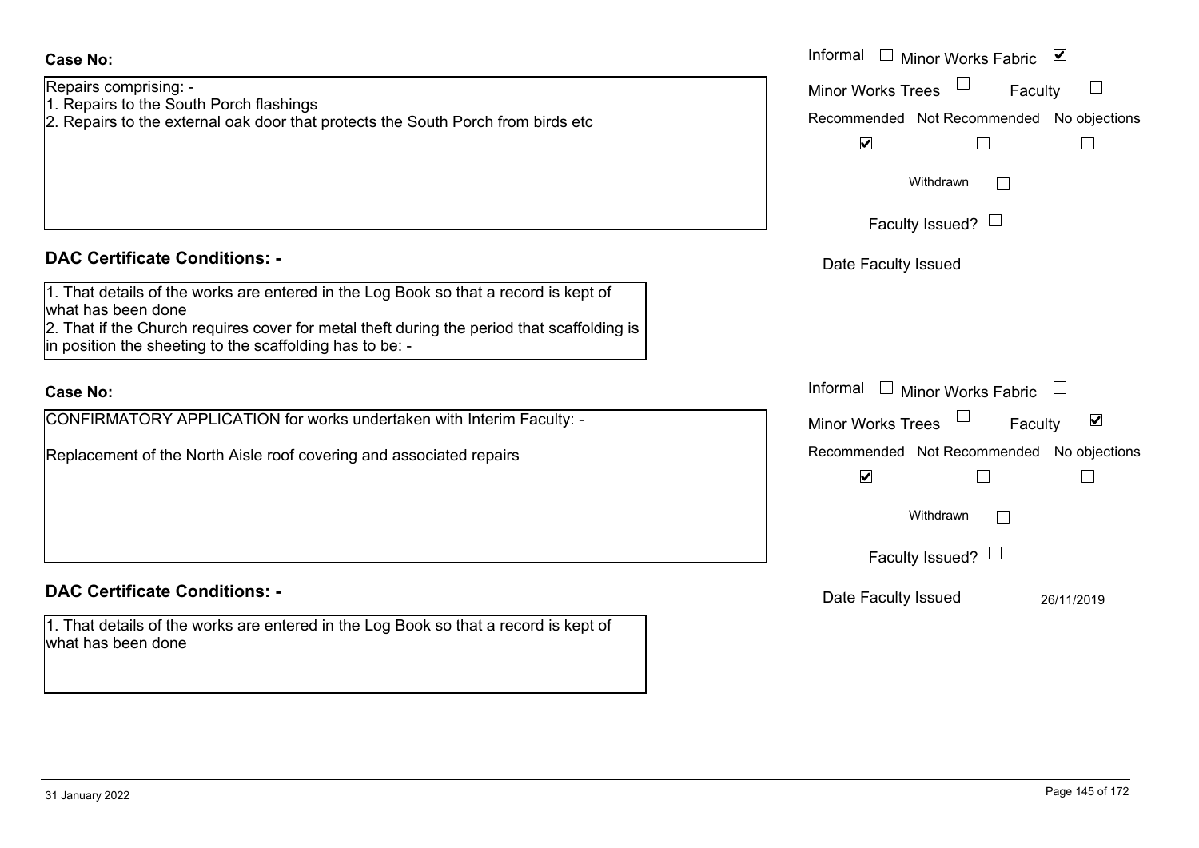**Case No:**

Repairs comprising: -
1. Repairs to the South Porch flashings
2. Repairs to the external oak door that protects the South Porch from birds etc

Informal ☐ Minor Works Fabric ☑
Minor Works Trees ☐ Faculty ☐
Recommended ☑ Not Recommended ☐ No objections ☐
Withdrawn ☐
Faculty Issued? ☐
Date Faculty Issued

**DAC Certificate Conditions: -**

1. That details of the works are entered in the Log Book so that a record is kept of what has been done
2. That if the Church requires cover for metal theft during the period that scaffolding is in position the sheeting to the scaffolding has to be: -

**Case No:**

CONFIRMATORY APPLICATION for works undertaken with Interim Faculty: -

Replacement of the North Aisle roof covering and associated repairs

Informal ☐ Minor Works Fabric ☐
Minor Works Trees ☐ Faculty ☑
Recommended ☑ Not Recommended ☐ No objections ☐
Withdrawn ☐
Faculty Issued? ☐
Date Faculty Issued 26/11/2019

**DAC Certificate Conditions: -**

1. That details of the works are entered in the Log Book so that a record is kept of what has been done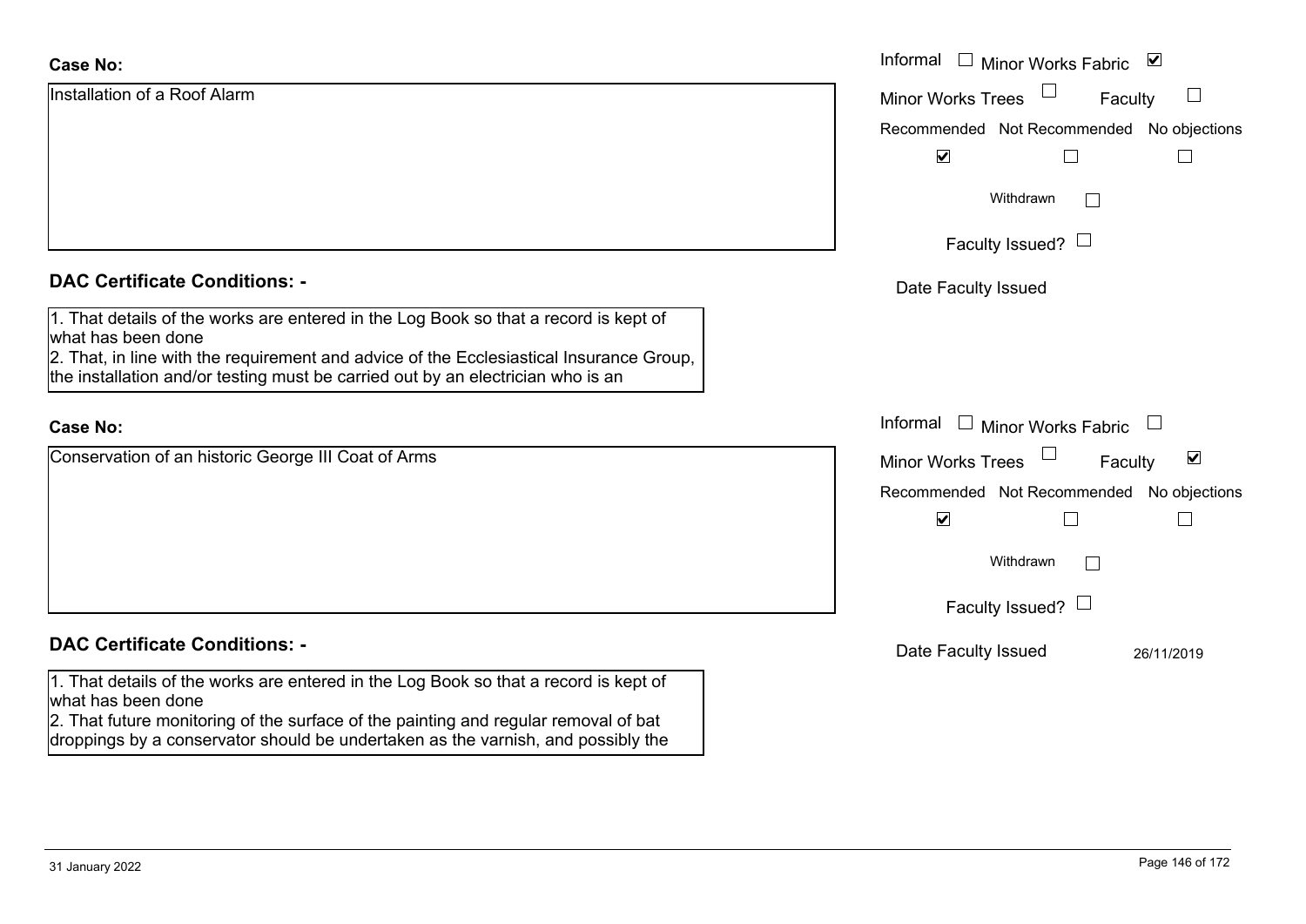**Case No:**

Installation of a Roof Alarm

Informal ☐ Minor Works Fabric ☑

Minor Works Trees ☐ Faculty ☐

Recommended ☑ Not Recommended ☐ No objections ☐

Withdrawn ☐

Faculty Issued? ☐

Date Faculty Issued

**DAC Certificate Conditions: -**

1. That details of the works are entered in the Log Book so that a record is kept of what has been done
2. That, in line with the requirement and advice of the Ecclesiastical Insurance Group, the installation and/or testing must be carried out by an electrician who is an

**Case No:**

Conservation of an historic George III Coat of Arms

Informal ☐ Minor Works Fabric ☐

Minor Works Trees ☐ Faculty ☑

Recommended ☑ Not Recommended ☐ No objections ☐

Withdrawn ☐

Faculty Issued? ☐

Date Faculty Issued 26/11/2019

**DAC Certificate Conditions: -**

1. That details of the works are entered in the Log Book so that a record is kept of what has been done
2. That future monitoring of the surface of the painting and regular removal of bat droppings by a conservator should be undertaken as the varnish, and possibly the

31 January 2022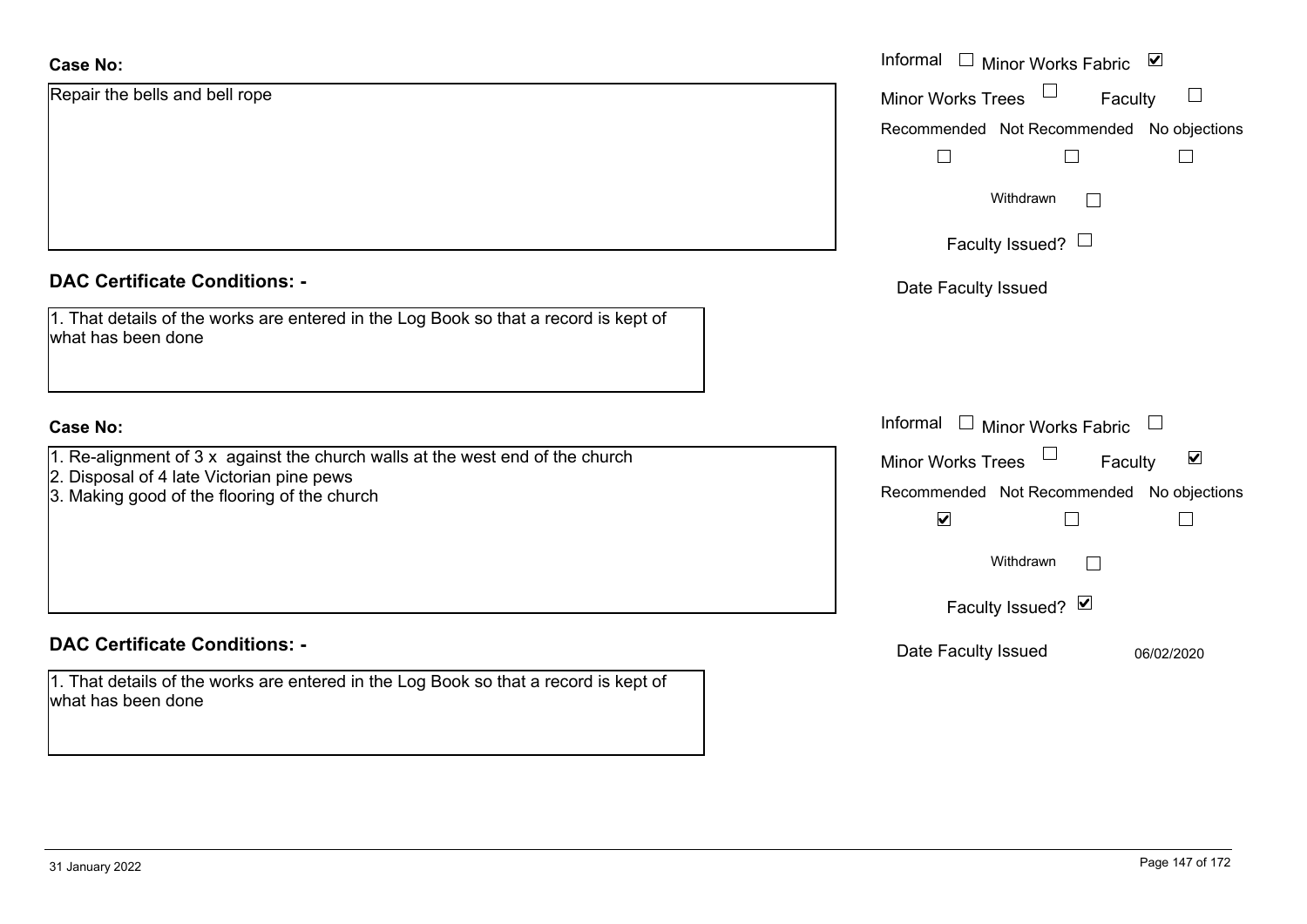**Case No:**

Repair the bells and bell rope

Informal ☐ Minor Works Fabric ☑

Minor Works Trees ☐ Faculty ☐

Recommended ☐ Not Recommended ☐ No objections ☐

Withdrawn ☐

Faculty Issued? ☐

Date Faculty Issued

**DAC Certificate Conditions: -**

1. That details of the works are entered in the Log Book so that a record is kept of what has been done

**Case No:**

1. Re-alignment of 3 x against the church walls at the west end of the church
2. Disposal of 4 late Victorian pine pews
3. Making good of the flooring of the church

Informal ☐ Minor Works Fabric ☐

Minor Works Trees ☐ Faculty ☑

Recommended ☑ Not Recommended ☐ No objections ☐

Withdrawn ☐

Faculty Issued? ☑

Date Faculty Issued 06/02/2020

**DAC Certificate Conditions: -**

1. That details of the works are entered in the Log Book so that a record is kept of what has been done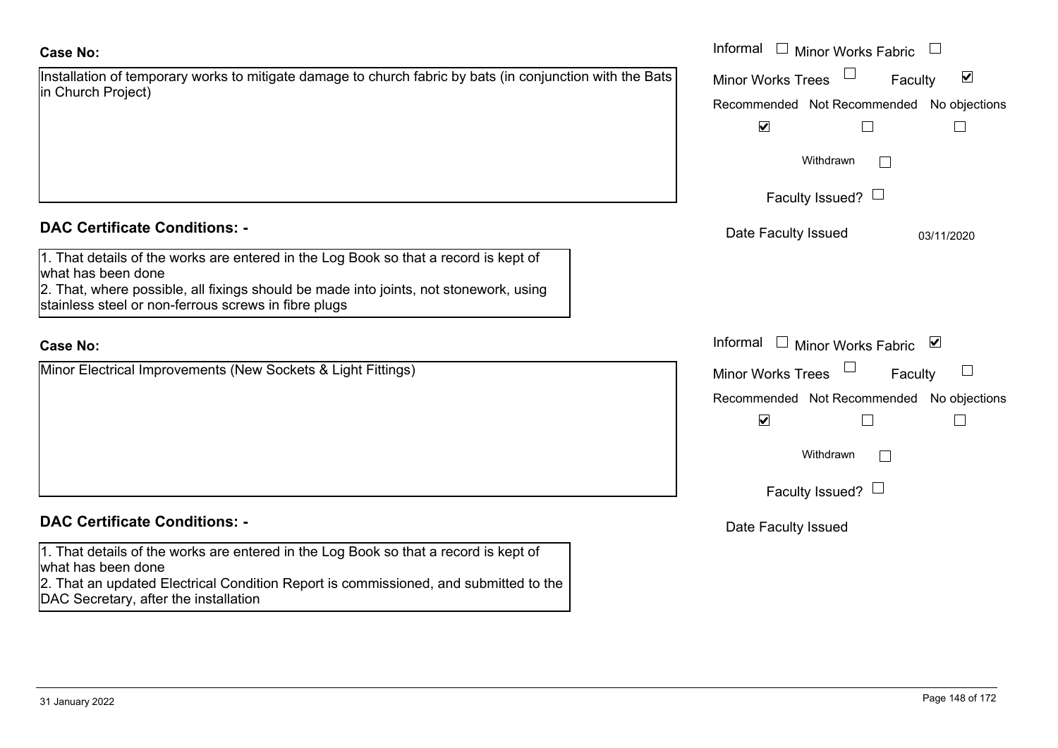**Case No:**

Installation of temporary works to mitigate damage to church fabric by bats (in conjunction with the Bats in Church Project)

Informal ☐ Minor Works Fabric ☐

Minor Works Trees ☐ Faculty ☑

Recommended ☑ Not Recommended ☐ No objections ☐

Withdrawn ☐

Faculty Issued? ☐

Date Faculty Issued 03/11/2020

**DAC Certificate Conditions: -**

1. That details of the works are entered in the Log Book so that a record is kept of what has been done
2. That, where possible, all fixings should be made into joints, not stonework, using stainless steel or non-ferrous screws in fibre plugs

**Case No:**

Minor Electrical Improvements (New Sockets & Light Fittings)

Informal ☐ Minor Works Fabric ☑

Minor Works Trees ☐ Faculty ☐

Recommended ☑ Not Recommended ☐ No objections ☐

Withdrawn ☐

Faculty Issued? ☐

Date Faculty Issued

**DAC Certificate Conditions: -**

1. That details of the works are entered in the Log Book so that a record is kept of what has been done
2. That an updated Electrical Condition Report is commissioned, and submitted to the DAC Secretary, after the installation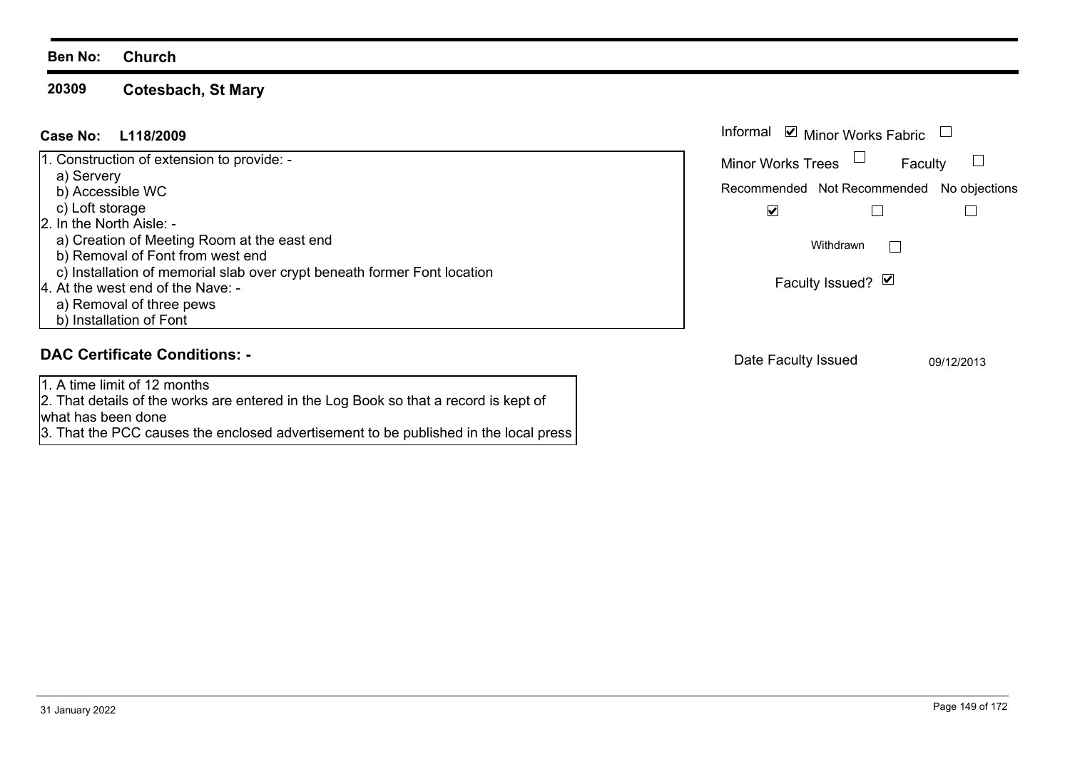**Ben No:** **Church**

## 20309 Cotesbach, St Mary

**Case No:** **L118/2009**

Informal ☑ Minor Works Fabric ☐

Minor Works Trees ☐ Faculty ☐

| Recommended | Not Recommended | No objections |
|---|---|---|
| ☑ | ☐ | ☐ |

Withdrawn ☐

Faculty Issued? ☑

1. Construction of extension to provide: -
   a) Servery
   b) Accessible WC
   c) Loft storage
2. In the North Aisle: -
   a) Creation of Meeting Room at the east end
   b) Removal of Font from west end
   c) Installation of memorial slab over crypt beneath former Font location
4. At the west end of the Nave: -
   a) Removal of three pews
   b) Installation of Font

### DAC Certificate Conditions: -

Date Faculty Issued 09/12/2013

1. A time limit of 12 months
2. That details of the works are entered in the Log Book so that a record is kept of what has been done
3. That the PCC causes the enclosed advertisement to be published in the local press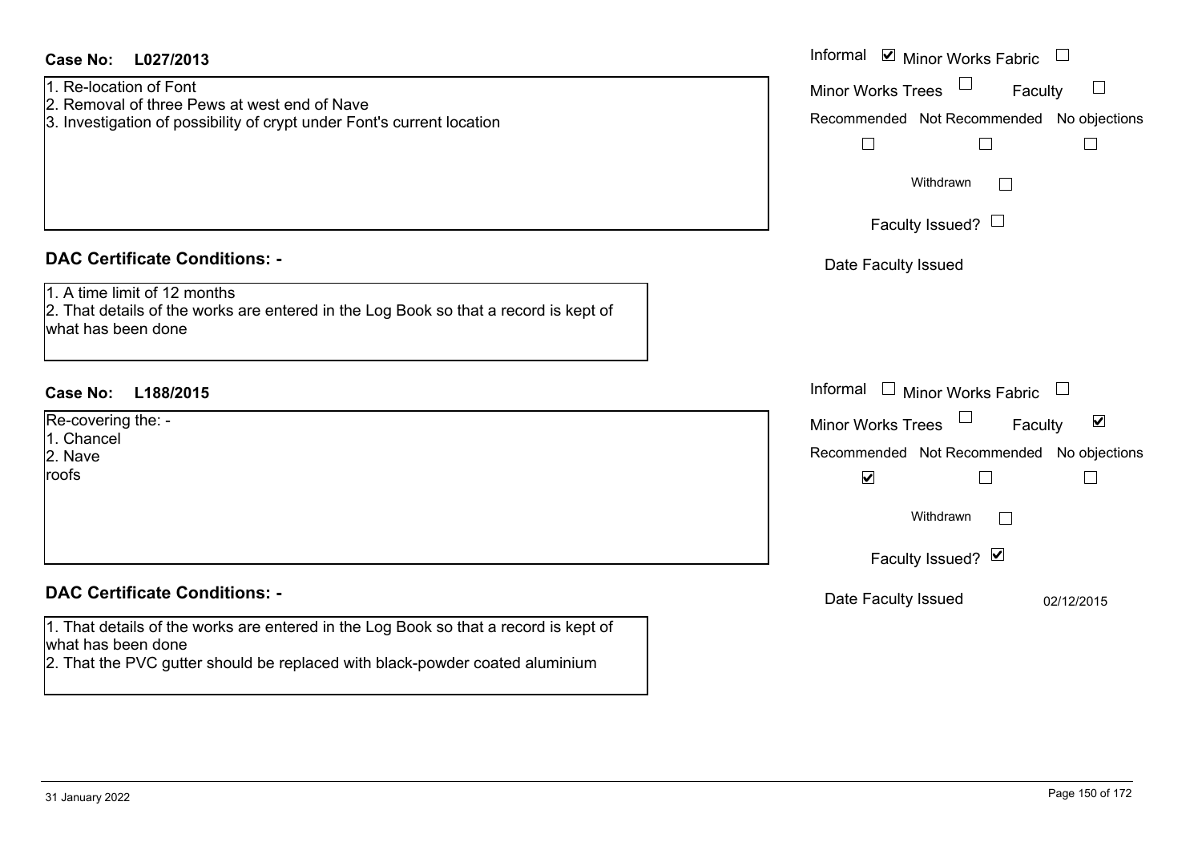**Case No: L027/2013**

1. Re-location of Font
2. Removal of three Pews at west end of Nave
3. Investigation of possibility of crypt under Font's current location

Informal ☑ Minor Works Fabric ☐
Minor Works Trees ☐ Faculty ☐
Recommended ☐ Not Recommended ☐ No objections ☐
Withdrawn ☐
Faculty Issued? ☐
Date Faculty Issued

**DAC Certificate Conditions: -**

1. A time limit of 12 months
2. That details of the works are entered in the Log Book so that a record is kept of what has been done

**Case No: L188/2015**

Re-covering the: -
1. Chancel
2. Nave
roofs

Informal ☐ Minor Works Fabric ☐
Minor Works Trees ☐ Faculty ☑
Recommended ☑ Not Recommended ☐ No objections ☐
Withdrawn ☐
Faculty Issued? ☑
Date Faculty Issued 02/12/2015

**DAC Certificate Conditions: -**

1. That details of the works are entered in the Log Book so that a record is kept of what has been done
2. That the PVC gutter should be replaced with black-powder coated aluminium

31 January 2022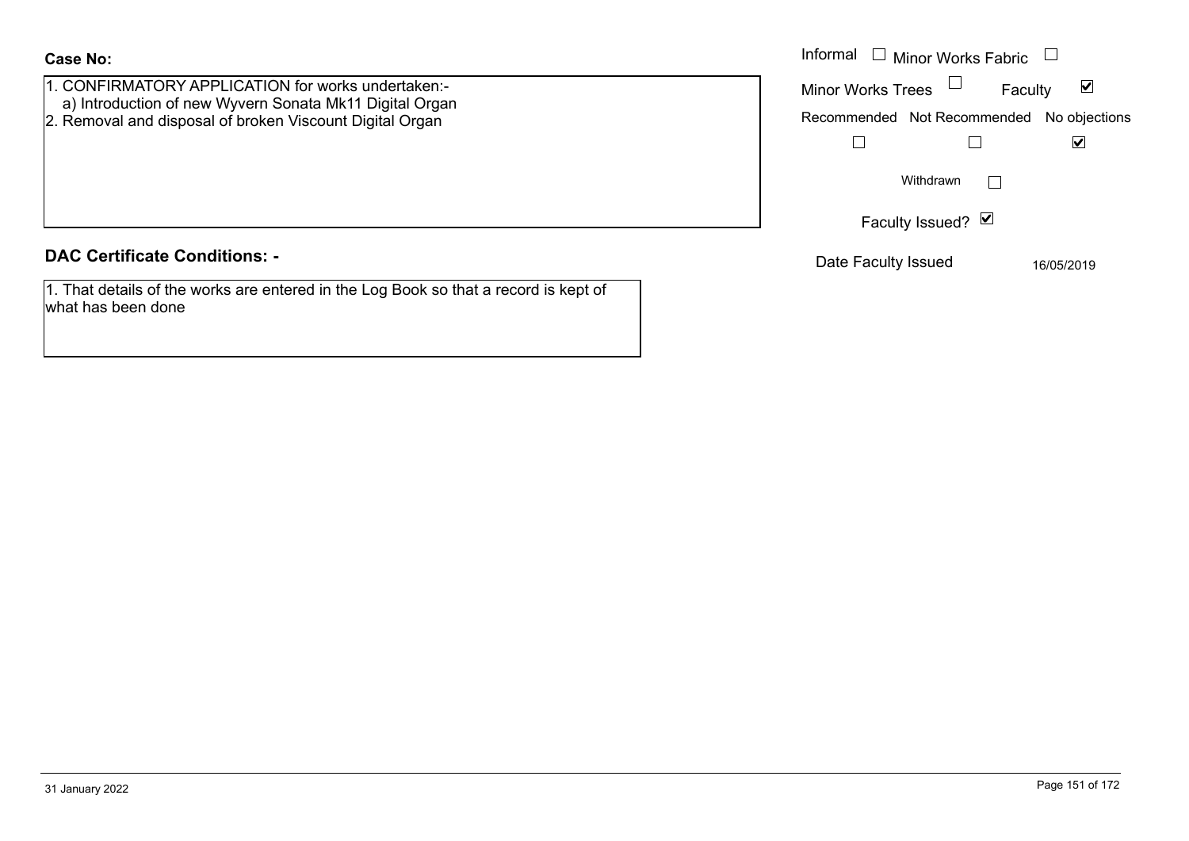**Case No:**

1. CONFIRMATORY APPLICATION for works undertaken:-
   a) Introduction of new Wyvern Sonata Mk11 Digital Organ
2. Removal and disposal of broken Viscount Digital Organ

Informal ☐ Minor Works Fabric ☐

Minor Works Trees ☐ Faculty ☑

| Recommended | Not Recommended | No objections |
|---|---|---|
| ☐ | ☐ | ☑ |

Withdrawn ☐

Faculty Issued? ☑

Date Faculty Issued 16/05/2019

## DAC Certificate Conditions: -

1. That details of the works are entered in the Log Book so that a record is kept of what has been done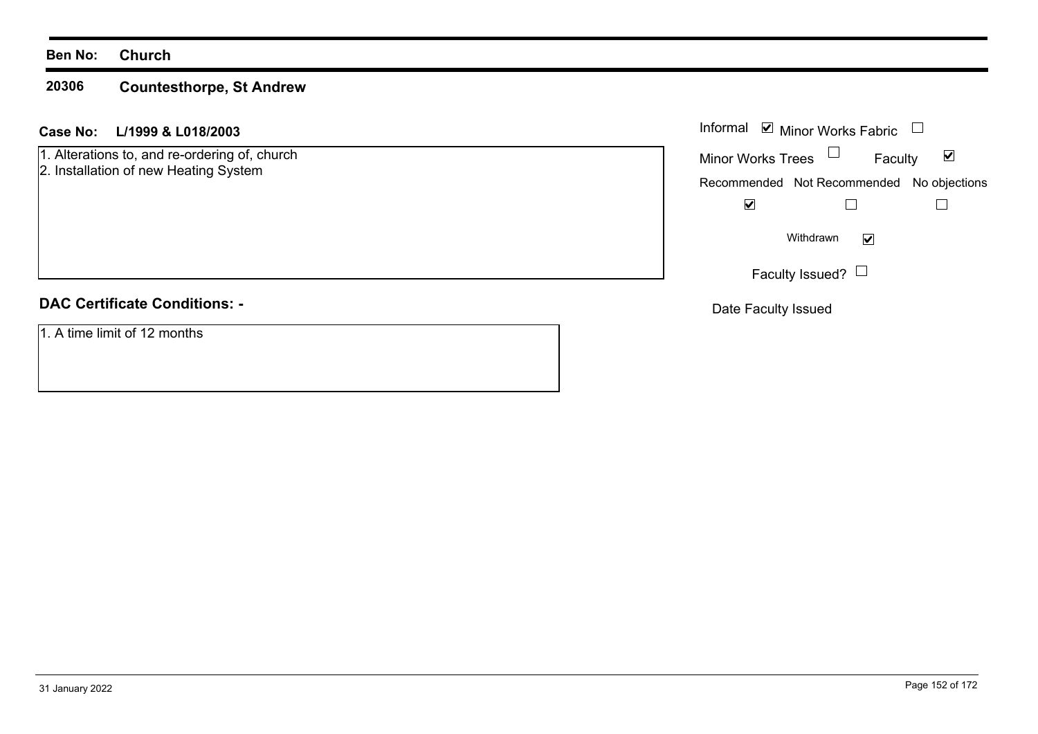**Ben No:** **Church**

**20306** **Countesthorpe, St Andrew**

**Case No:** **L/1999 & L018/2003**

1. Alterations to, and re-ordering of, church
2. Installation of new Heating System

Informal ☑ Minor Works Fabric ☐

Minor Works Trees ☐ Faculty ☑

| Recommended | Not Recommended | No objections |
|---|---|---|
| ☑ | ☐ | ☐ |

Withdrawn ☑

Faculty Issued? ☐

Date Faculty Issued

## DAC Certificate Conditions: -

1. A time limit of 12 months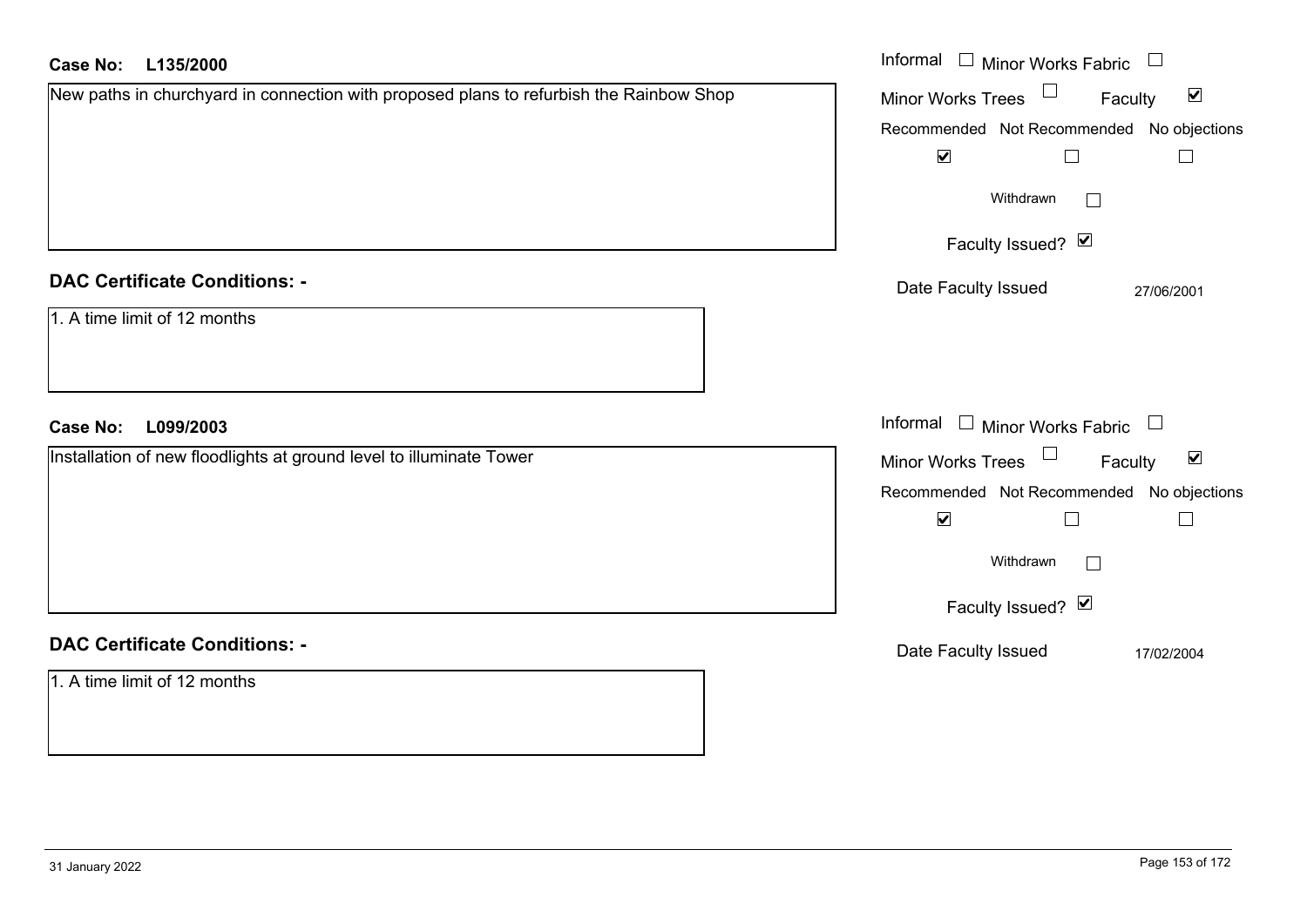**Case No: L135/2000**

New paths in churchyard in connection with proposed plans to refurbish the Rainbow Shop

Informal ☐ Minor Works Fabric ☐
Minor Works Trees ☐ Faculty ☑
Recommended ☑ Not Recommended ☐ No objections ☐
Withdrawn ☐
Faculty Issued? ☑
Date Faculty Issued 27/06/2001

**DAC Certificate Conditions: -**

1. A time limit of 12 months

**Case No: L099/2003**

Installation of new floodlights at ground level to illuminate Tower

Informal ☐ Minor Works Fabric ☐
Minor Works Trees ☐ Faculty ☑
Recommended ☑ Not Recommended ☐ No objections ☐
Withdrawn ☐
Faculty Issued? ☑
Date Faculty Issued 17/02/2004

**DAC Certificate Conditions: -**

1. A time limit of 12 months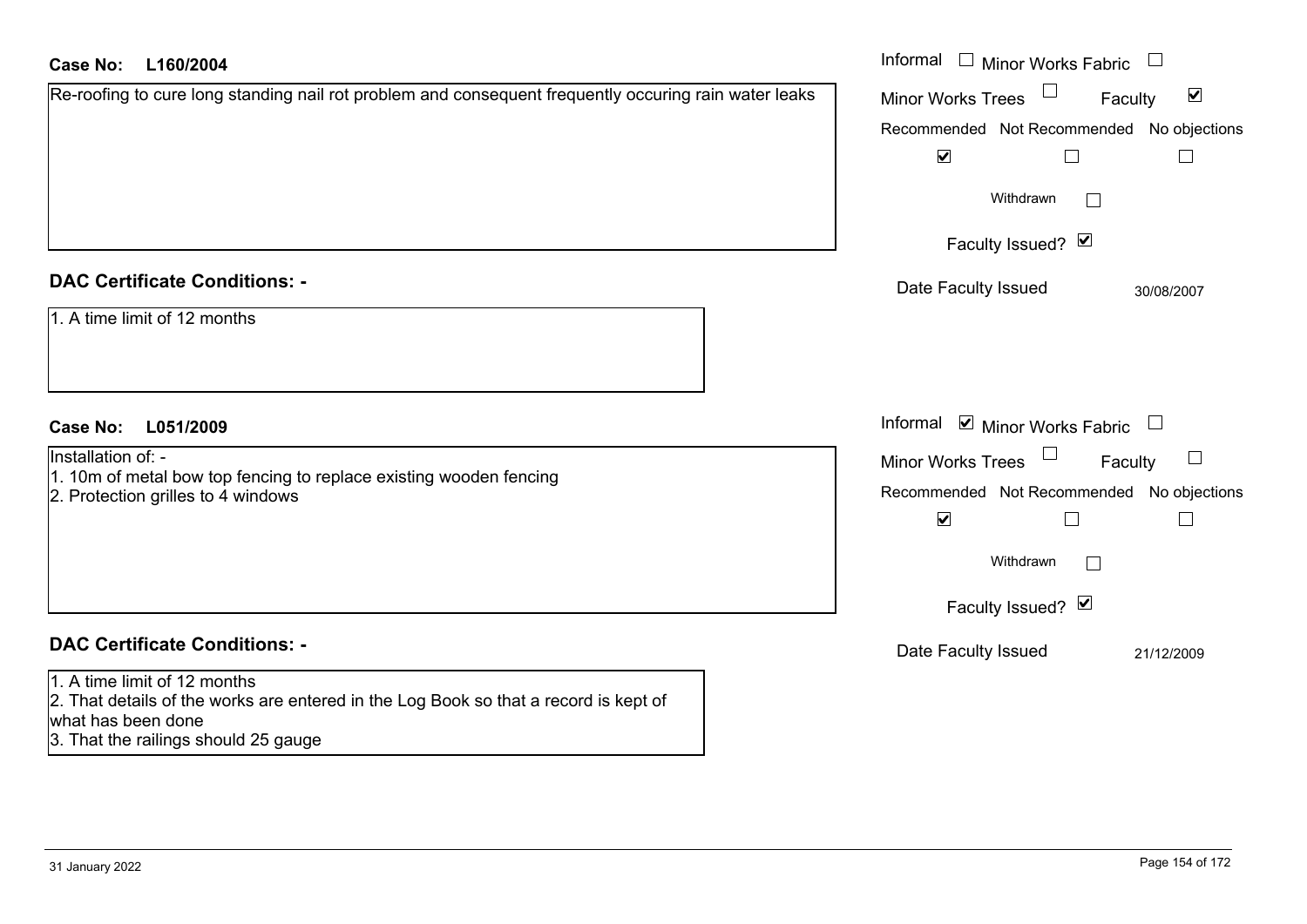**Case No: L160/2004**

Re-roofing to cure long standing nail rot problem and consequent frequently occuring rain water leaks

Informal ☐ Minor Works Fabric ☐
Minor Works Trees ☐ Faculty ☑

| Recommended | Not Recommended | No objections |
|---|---|---|
| ☑ | ☐ | ☐ |

Withdrawn ☐

Faculty Issued? ☑

Date Faculty Issued 30/08/2007

## DAC Certificate Conditions: -

1. A time limit of 12 months

**Case No: L051/2009**

Installation of: -
1. 10m of metal bow top fencing to replace existing wooden fencing
2. Protection grilles to 4 windows

Informal ☑ Minor Works Fabric ☐
Minor Works Trees ☐ Faculty ☐

| Recommended | Not Recommended | No objections |
|---|---|---|
| ☑ | ☐ | ☐ |

Withdrawn ☐

Faculty Issued? ☑

Date Faculty Issued 21/12/2009

## DAC Certificate Conditions: -

1. A time limit of 12 months
2. That details of the works are entered in the Log Book so that a record is kept of what has been done
3. That the railings should 25 gauge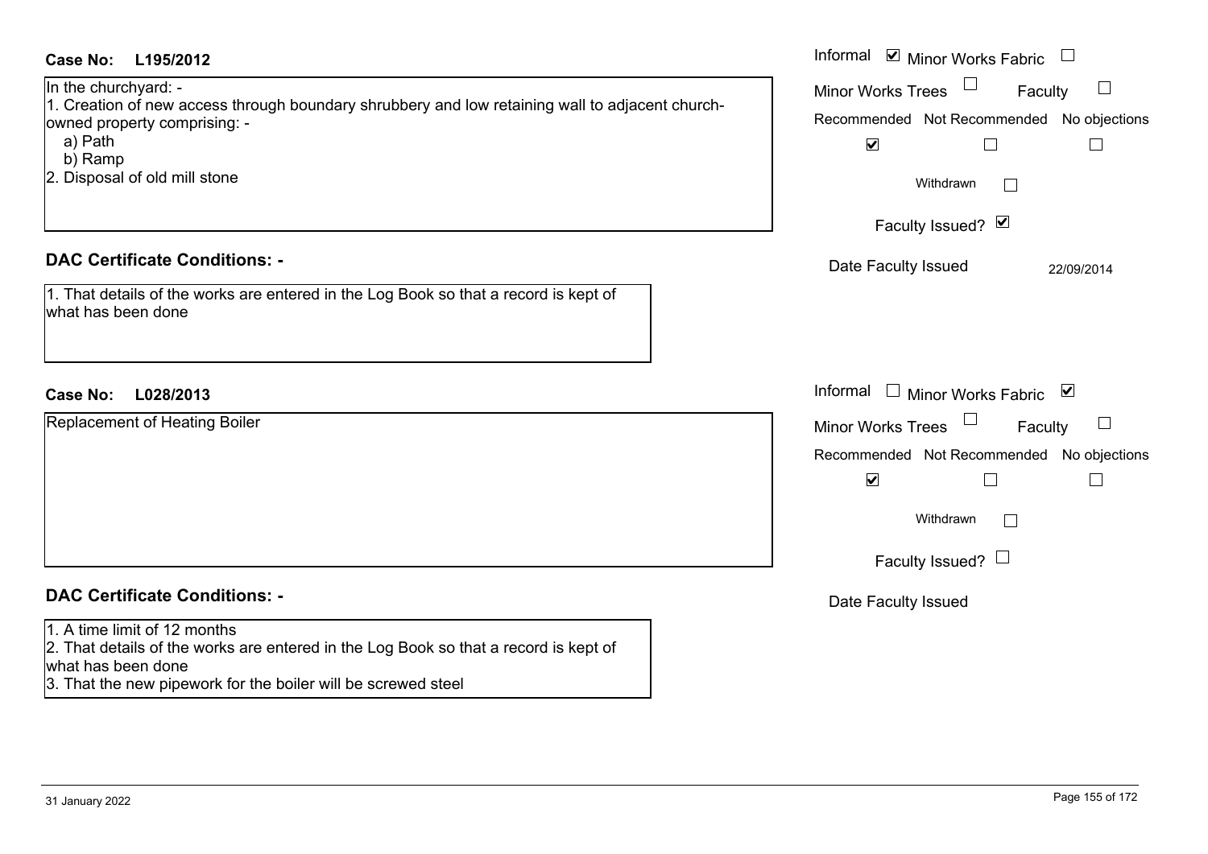**Case No: L195/2012**

In the churchyard: -
1. Creation of new access through boundary shrubbery and low retaining wall to adjacent church-owned property comprising: -
   a) Path
   b) Ramp
2. Disposal of old mill stone

Informal ☑ Minor Works Fabric ☐
Minor Works Trees ☐ Faculty ☐

| Recommended | Not Recommended | No objections |
|---|---|---|
| ☑ | ☐ | ☐ |

Withdrawn ☐

Faculty Issued? ☑

Date Faculty Issued: 22/09/2014

**DAC Certificate Conditions: -**

1. That details of the works are entered in the Log Book so that a record is kept of what has been done

**Case No: L028/2013**

Replacement of Heating Boiler

Informal ☐ Minor Works Fabric ☑
Minor Works Trees ☐ Faculty ☐

| Recommended | Not Recommended | No objections |
|---|---|---|
| ☑ | ☐ | ☐ |

Withdrawn ☐

Faculty Issued? ☐

Date Faculty Issued

**DAC Certificate Conditions: -**

1. A time limit of 12 months
2. That details of the works are entered in the Log Book so that a record is kept of what has been done
3. That the new pipework for the boiler will be screwed steel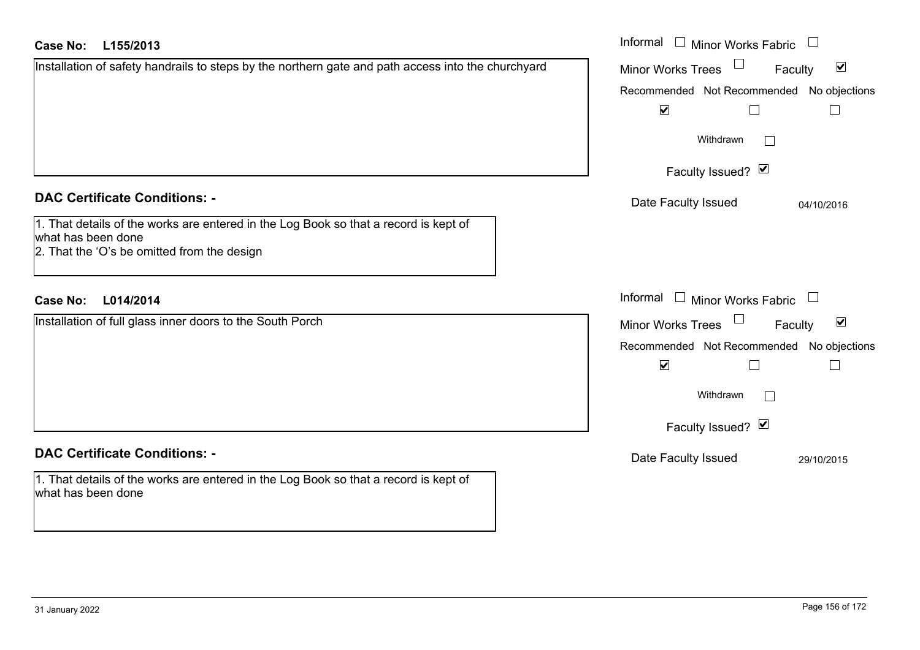**Case No: L155/2013**

Installation of safety handrails to steps by the northern gate and path access into the churchyard

Informal ☐ Minor Works Fabric ☐
Minor Works Trees ☐ Faculty ☑
Recommended ☑ Not Recommended ☐ No objections ☐
Withdrawn ☐
Faculty Issued? ☑
Date Faculty Issued: 04/10/2016

**DAC Certificate Conditions: -**

1. That details of the works are entered in the Log Book so that a record is kept of what has been done
2. That the 'O's be omitted from the design

**Case No: L014/2014**

Installation of full glass inner doors to the South Porch

Informal ☐ Minor Works Fabric ☐
Minor Works Trees ☐ Faculty ☑
Recommended ☑ Not Recommended ☐ No objections ☐
Withdrawn ☐
Faculty Issued? ☑
Date Faculty Issued: 29/10/2015

**DAC Certificate Conditions: -**

1. That details of the works are entered in the Log Book so that a record is kept of what has been done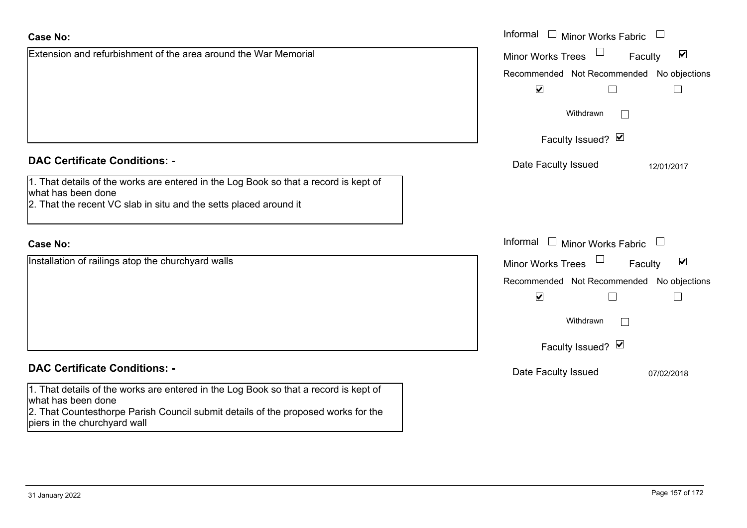**Case No:**

Extension and refurbishment of the area around the War Memorial

Informal ☐ Minor Works Fabric ☐

Minor Works Trees ☐ Faculty ☑

Recommended ☑ Not Recommended ☐ No objections ☐

Withdrawn ☐

Faculty Issued? ☑

Date Faculty Issued 12/01/2017

**DAC Certificate Conditions: -**

1. That details of the works are entered in the Log Book so that a record is kept of what has been done
2. That the recent VC slab in situ and the setts placed around it

**Case No:**

Installation of railings atop the churchyard walls

Informal ☐ Minor Works Fabric ☐

Minor Works Trees ☐ Faculty ☑

Recommended ☑ Not Recommended ☐ No objections ☐

Withdrawn ☐

Faculty Issued? ☑

Date Faculty Issued 07/02/2018

**DAC Certificate Conditions: -**

1. That details of the works are entered in the Log Book so that a record is kept of what has been done
2. That Countesthorpe Parish Council submit details of the proposed works for the piers in the churchyard wall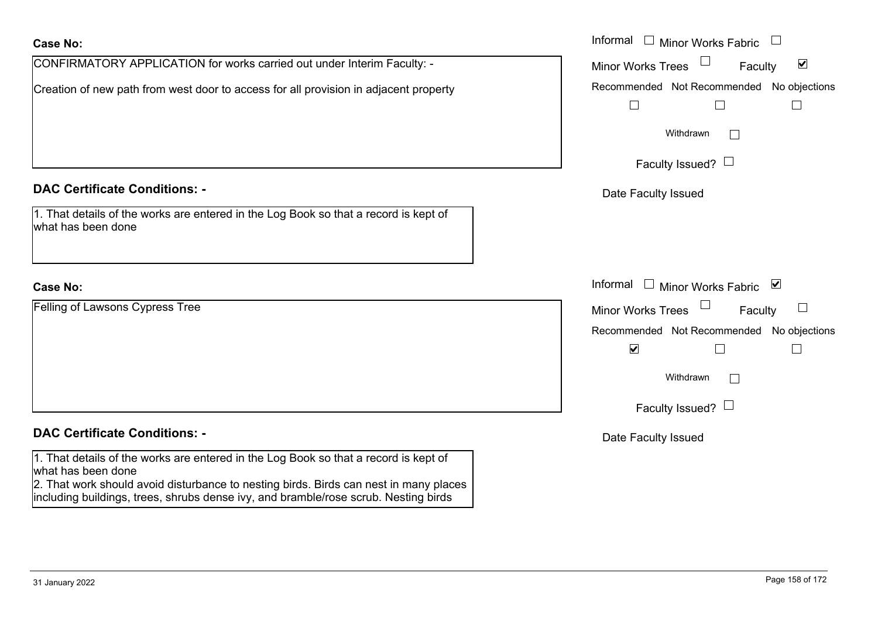**Case No:**

CONFIRMATORY APPLICATION for works carried out under Interim Faculty: -

Creation of new path from west door to access for all provision in adjacent property

Informal ☐ Minor Works Fabric ☐

Minor Works Trees ☐ Faculty ☑

Recommended ☐ Not Recommended ☐ No objections ☐

Withdrawn ☐

Faculty Issued? ☐

Date Faculty Issued

**DAC Certificate Conditions: -**

1. That details of the works are entered in the Log Book so that a record is kept of what has been done

**Case No:**

Felling of Lawsons Cypress Tree

Informal ☐ Minor Works Fabric ☑

Minor Works Trees ☐ Faculty ☐

Recommended ☑ Not Recommended ☐ No objections ☐

Withdrawn ☐

Faculty Issued? ☐

Date Faculty Issued

**DAC Certificate Conditions: -**

1. That details of the works are entered in the Log Book so that a record is kept of what has been done
2. That work should avoid disturbance to nesting birds. Birds can nest in many places including buildings, trees, shrubs dense ivy, and bramble/rose scrub. Nesting birds

31 January 2022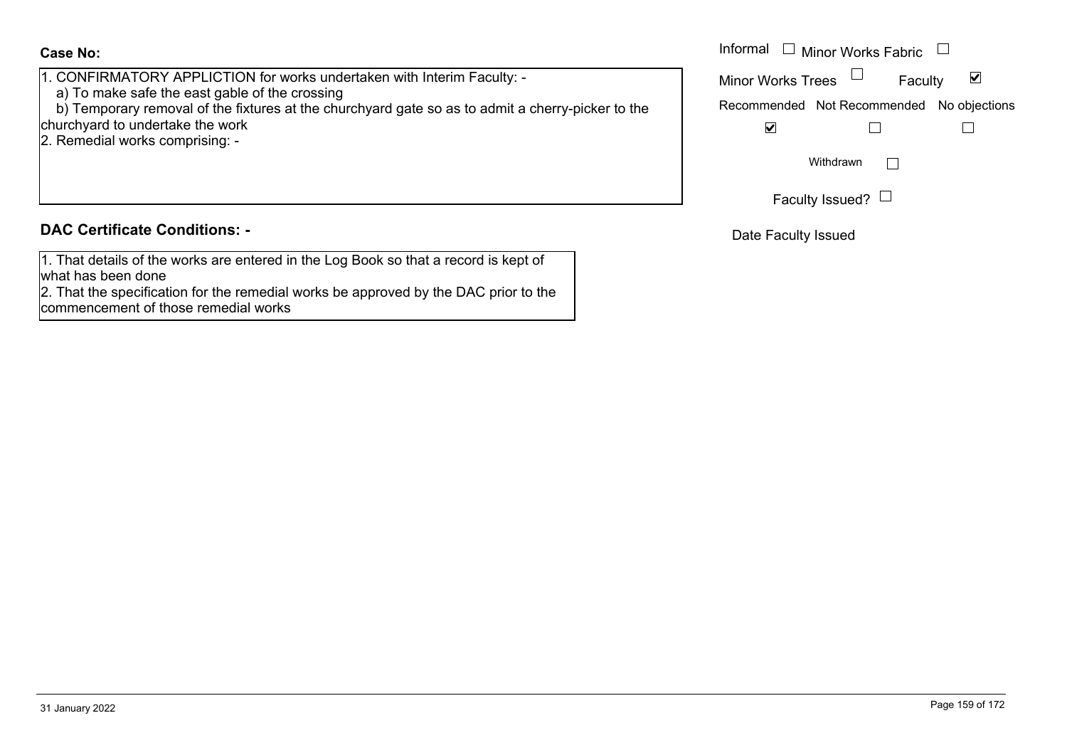**Case No:**

1. CONFIRMATORY APPLICTION for works undertaken with Interim Faculty: -
   a) To make safe the east gable of the crossing
   b) Temporary removal of the fixtures at the churchyard gate so as to admit a cherry-picker to the churchyard to undertake the work
2. Remedial works comprising: -

Informal ☐ Minor Works Fabric ☐

Minor Works Trees ☐ Faculty ☑

Recommended ☑ Not Recommended ☐ No objections ☐

Withdrawn ☐

Faculty Issued? ☐

Date Faculty Issued

**DAC Certificate Conditions: -**

1. That details of the works are entered in the Log Book so that a record is kept of what has been done
2. That the specification for the remedial works be approved by the DAC prior to the commencement of those remedial works

31 January 2022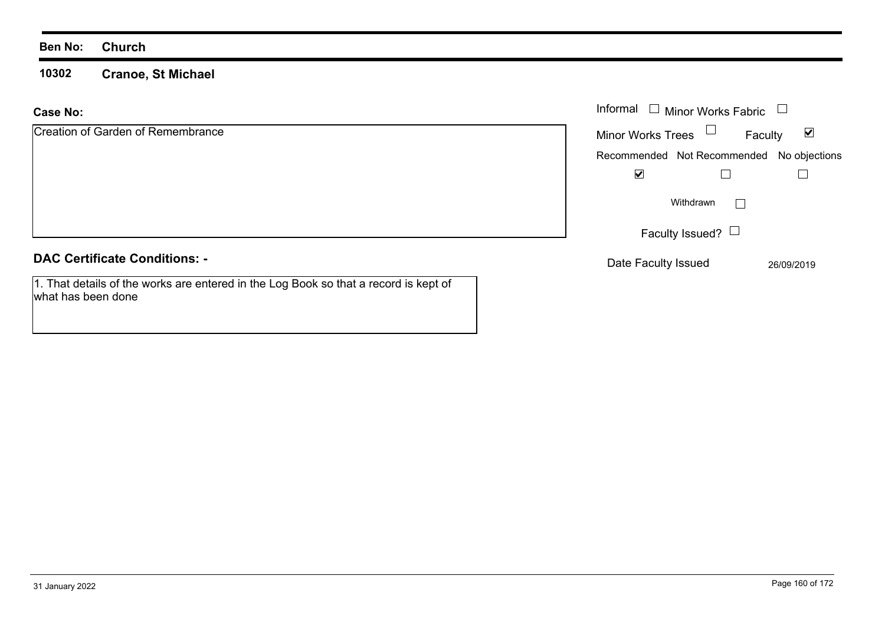**Ben No:** **Church**

**10302** **Cranoe, St Michael**

**Case No:**

Creation of Garden of Remembrance

Informal ☐ Minor Works Fabric ☐

Minor Works Trees ☐ Faculty ☑

| Recommended | Not Recommended | No objections |
|---|---|---|
| ☑ | ☐ | ☐ |

Withdrawn ☐

Faculty Issued? ☐

Date Faculty Issued 26/09/2019

**DAC Certificate Conditions: -**

1. That details of the works are entered in the Log Book so that a record is kept of what has been done

31 January 2022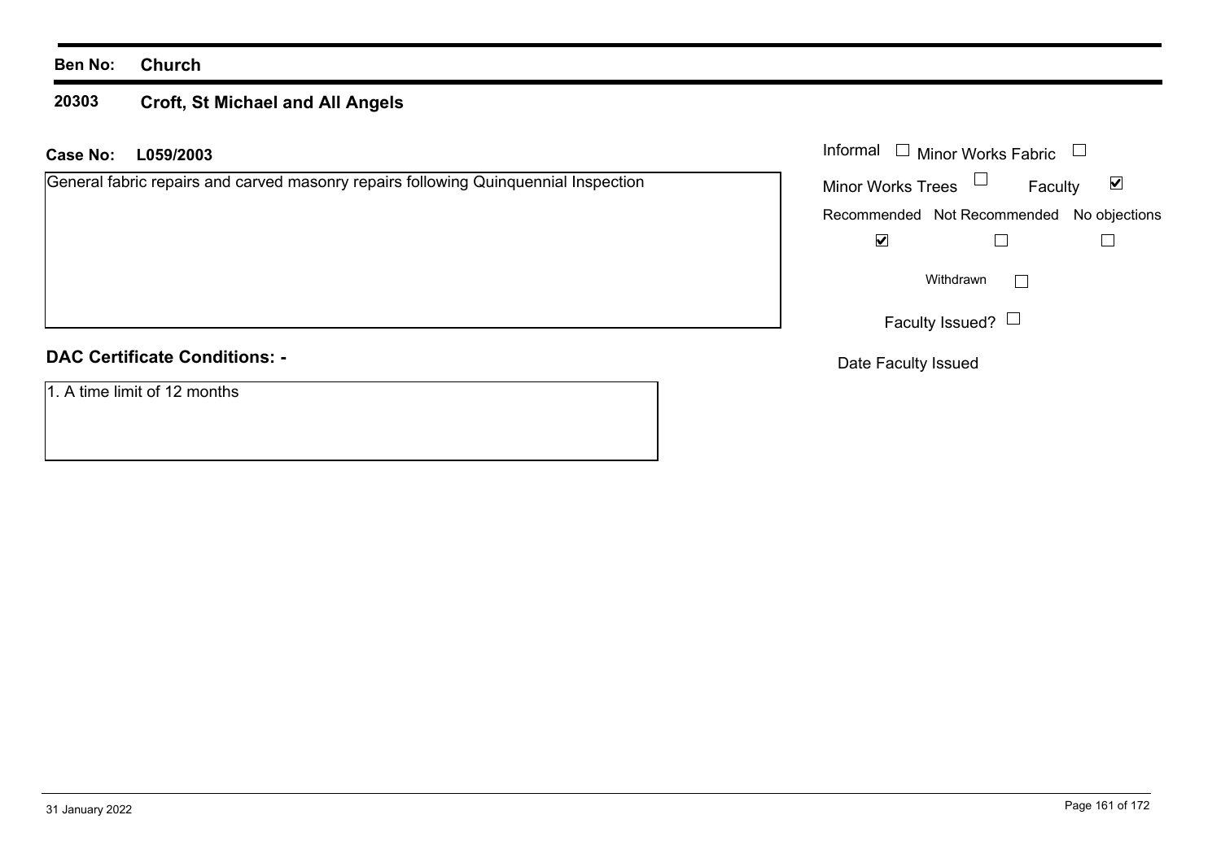**Ben No:** **Church**

**20303** **Croft, St Michael and All Angels**

**Case No:** **L059/2003**

General fabric repairs and carved masonry repairs following Quinquennial Inspection

Informal ☐ Minor Works Fabric ☐

Minor Works Trees ☐ Faculty ☑

| Recommended | Not Recommended | No objections |
|---|---|---|
| ☑ | ☐ | ☐ |

Withdrawn ☐

Faculty Issued? ☐

Date Faculty Issued

**DAC Certificate Conditions: -**

1. A time limit of 12 months

31 January 2022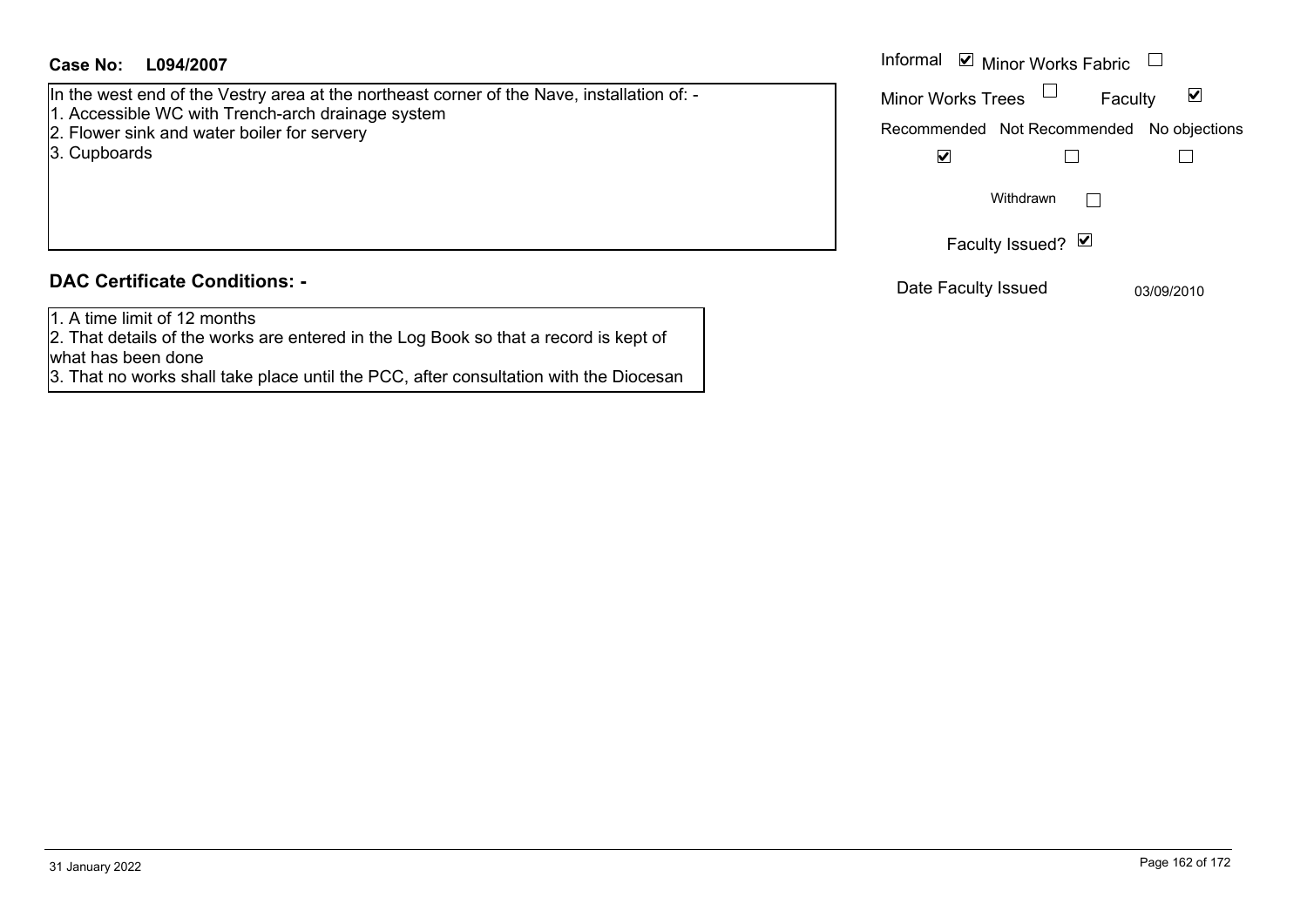**Case No: L094/2007**

In the west end of the Vestry area at the northeast corner of the Nave, installation of: -
1. Accessible WC with Trench-arch drainage system
2. Flower sink and water boiler for servery
3. Cupboards

Informal ☑ Minor Works Fabric ☐

Minor Works Trees ☐ Faculty ☑

| Recommended | Not Recommended | No objections |
| --- | --- | --- |
| ☑ | ☐ | ☐ |

Withdrawn ☐

Faculty Issued? ☑

Date Faculty Issued 03/09/2010

## DAC Certificate Conditions: -

1. A time limit of 12 months
2. That details of the works are entered in the Log Book so that a record is kept of what has been done
3. That no works shall take place until the PCC, after consultation with the Diocesan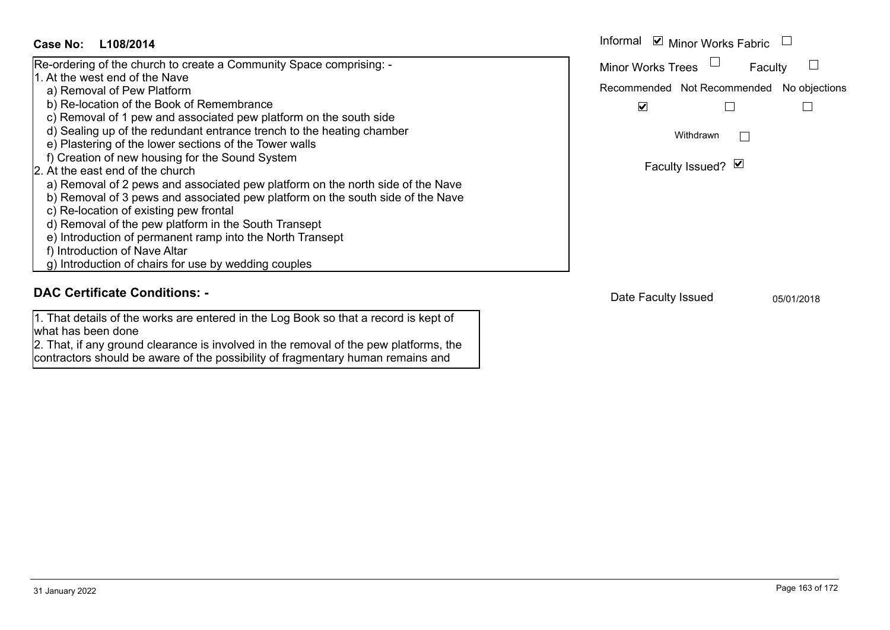**Case No: L108/2014**

Re-ordering of the church to create a Community Space comprising: -

1. At the west end of the Nave
   - a) Removal of Pew Platform
   - b) Re-location of the Book of Remembrance
   - c) Removal of 1 pew and associated pew platform on the south side
   - d) Sealing up of the redundant entrance trench to the heating chamber
   - e) Plastering of the lower sections of the Tower walls
   - f) Creation of new housing for the Sound System
2. At the east end of the church
   - a) Removal of 2 pews and associated pew platform on the north side of the Nave
   - b) Removal of 3 pews and associated pew platform on the south side of the Nave
   - c) Re-location of existing pew frontal
   - d) Removal of the pew platform in the South Transept
   - e) Introduction of permanent ramp into the North Transept
   - f) Introduction of Nave Altar
   - g) Introduction of chairs for use by wedding couples

Informal ☑ Minor Works Fabric ☐

Minor Works Trees ☐ Faculty ☐

| Recommended | Not Recommended | No objections |
|---|---|---|
| ☑ | ☐ | ☐ |

Withdrawn ☐

Faculty Issued? ☑

## DAC Certificate Conditions: -

1. That details of the works are entered in the Log Book so that a record is kept of what has been done
2. That, if any ground clearance is involved in the removal of the pew platforms, the contractors should be aware of the possibility of fragmentary human remains and

Date Faculty Issued 05/01/2018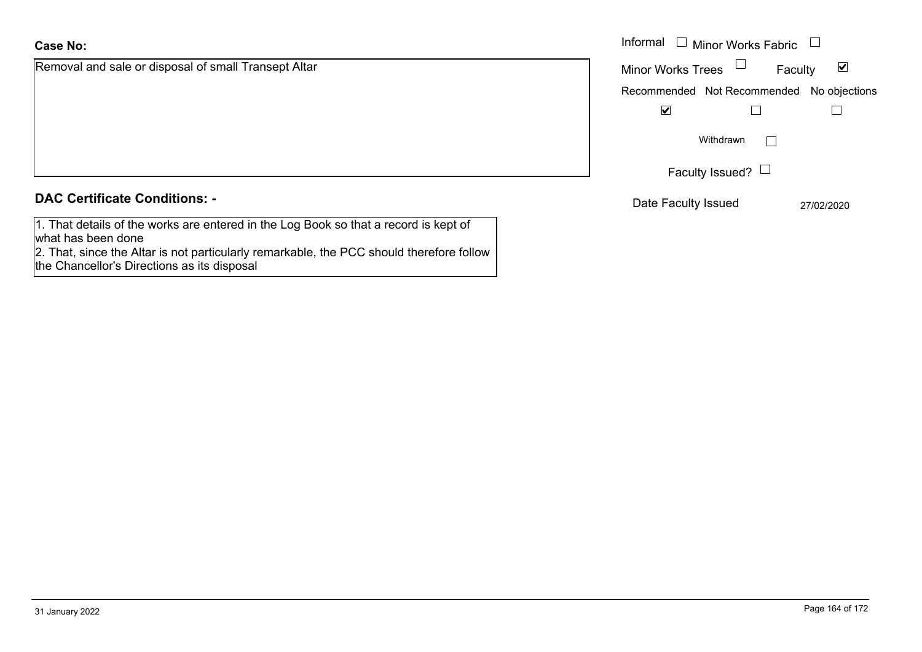**Case No:**

Removal and sale or disposal of small Transept Altar

Informal ☐ Minor Works Fabric ☐

Minor Works Trees ☐ Faculty ☑

| Recommended | Not Recommended | No objections |
|---|---|---|
| ☑ | ☐ | ☐ |

Withdrawn ☐

Faculty Issued? ☐

Date Faculty Issued 27/02/2020

**DAC Certificate Conditions: -**

1. That details of the works are entered in the Log Book so that a record is kept of what has been done
2. That, since the Altar is not particularly remarkable, the PCC should therefore follow the Chancellor's Directions as its disposal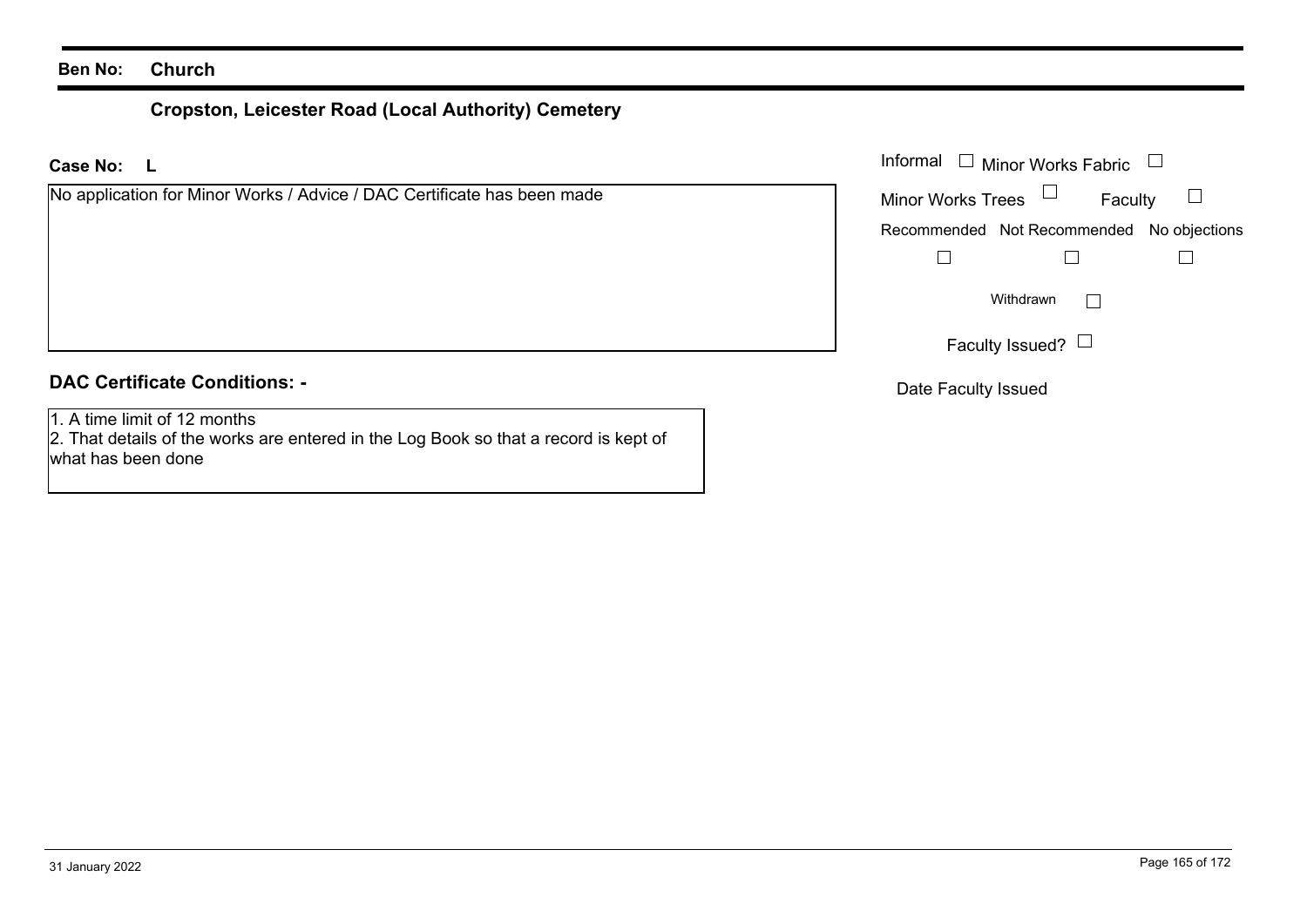**Ben No:** **Church**

## Cropston, Leicester Road (Local Authority) Cemetery

**Case No:** **L**

No application for Minor Works / Advice / DAC Certificate has been made

Informal ☐ Minor Works Fabric ☐

Minor Works Trees ☐ Faculty ☐

| Recommended | Not Recommended | No objections |
|---|---|---|
| ☐ | ☐ | ☐ |

Withdrawn ☐

Faculty Issued? ☐

Date Faculty Issued

### DAC Certificate Conditions: -

1. A time limit of 12 months
2. That details of the works are entered in the Log Book so that a record is kept of what has been done

31 January 2022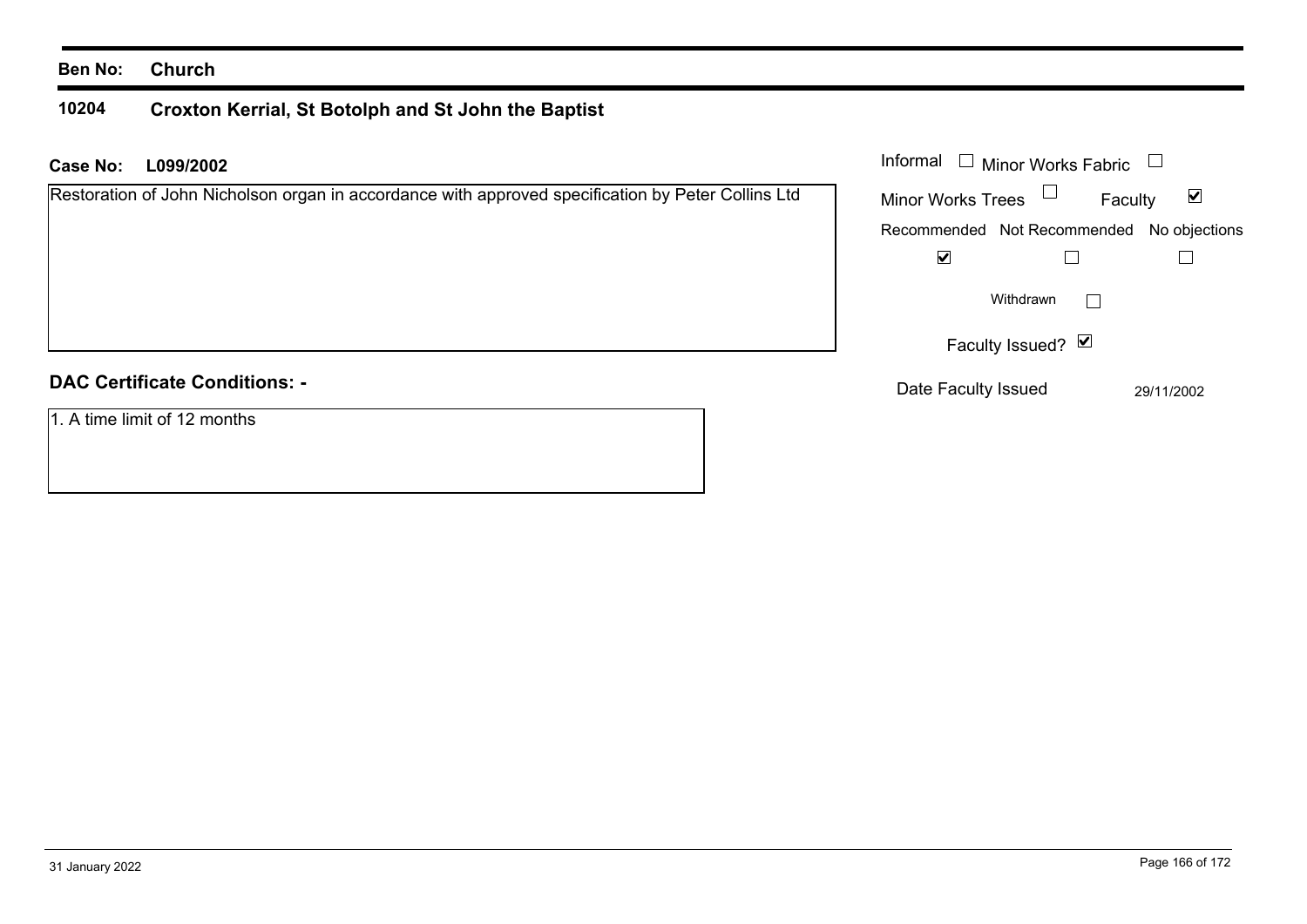**Ben No:** **Church**

**10204** **Croxton Kerrial, St Botolph and St John the Baptist**

**Case No:** **L099/2002**

Restoration of John Nicholson organ in accordance with approved specification by Peter Collins Ltd

- Informal ☐
- Minor Works Fabric ☐
- Minor Works Trees ☐
- Faculty ☑

| Recommended | Not Recommended | No objections |
|---|---|---|
| ☑ | ☐ | ☐ |

Withdrawn ☐

Faculty Issued? ☑

Date Faculty Issued: 29/11/2002

**DAC Certificate Conditions: -**

1. A time limit of 12 months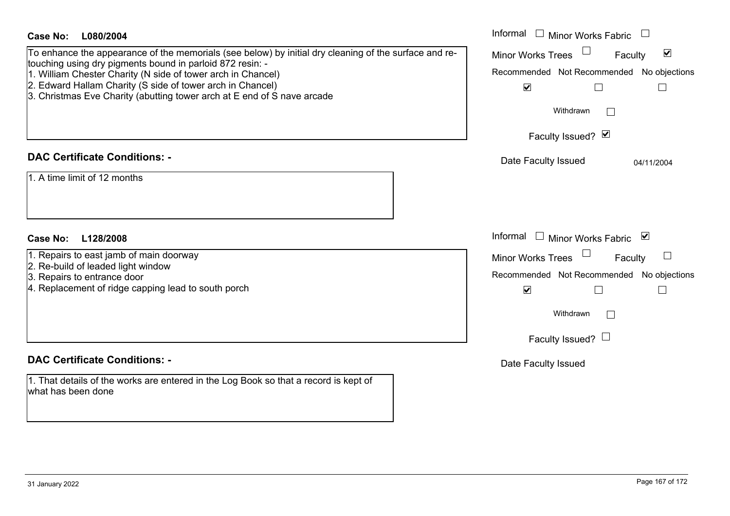**Case No: L080/2004**

To enhance the appearance of the memorials (see below) by initial dry cleaning of the surface and re-touching using dry pigments bound in parloid 872 resin: -

1. William Chester Charity (N side of tower arch in Chancel)
2. Edward Hallam Charity (S side of tower arch in Chancel)
3. Christmas Eve Charity (abutting tower arch at E end of S nave arcade

Informal ☐ Minor Works Fabric ☐
Minor Works Trees ☐ Faculty ☑
Recommended ☑ Not Recommended ☐ No objections ☐
Withdrawn ☐
Faculty Issued? ☑
Date Faculty Issued 04/11/2004

## DAC Certificate Conditions: -

1. A time limit of 12 months

**Case No: L128/2008**

1. Repairs to east jamb of main doorway
2. Re-build of leaded light window
3. Repairs to entrance door
4. Replacement of ridge capping lead to south porch

Informal ☐ Minor Works Fabric ☑
Minor Works Trees ☐ Faculty ☐
Recommended ☑ Not Recommended ☐ No objections ☐
Withdrawn ☐
Faculty Issued? ☐
Date Faculty Issued

## DAC Certificate Conditions: -

1. That details of the works are entered in the Log Book so that a record is kept of what has been done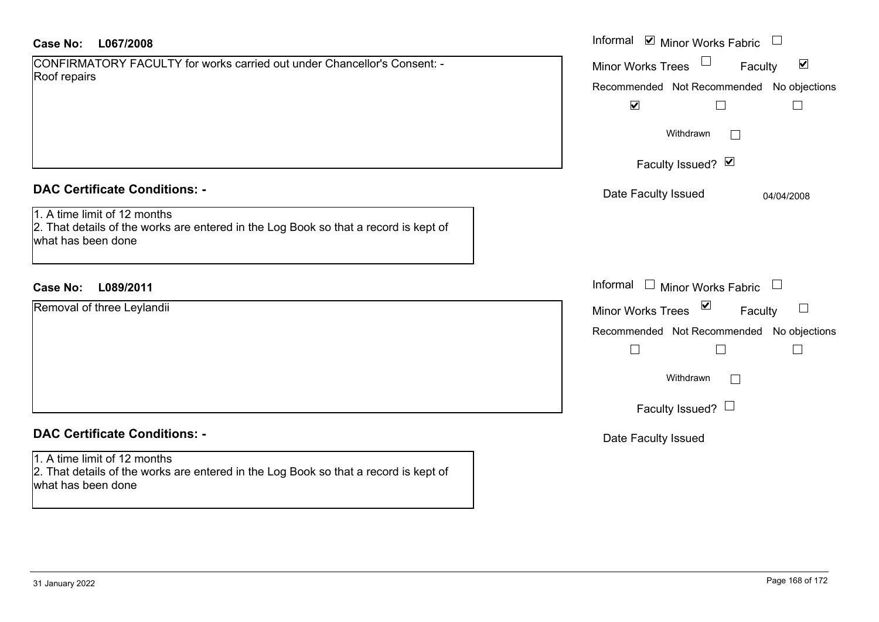**Case No: L067/2008**

CONFIRMATORY FACULTY for works carried out under Chancellor's Consent: - Roof repairs

Informal ☑ Minor Works Fabric ☐
Minor Works Trees ☐ Faculty ☑
Recommended ☑ Not Recommended ☐ No objections ☐
Withdrawn ☐
Faculty Issued? ☑
Date Faculty Issued 04/04/2008

**DAC Certificate Conditions: -**

1. A time limit of 12 months
2. That details of the works are entered in the Log Book so that a record is kept of what has been done

**Case No: L089/2011**

Removal of three Leylandii

Informal ☐ Minor Works Fabric ☐
Minor Works Trees ☑ Faculty ☐
Recommended ☐ Not Recommended ☐ No objections ☐
Withdrawn ☐
Faculty Issued? ☐
Date Faculty Issued

**DAC Certificate Conditions: -**

1. A time limit of 12 months
2. That details of the works are entered in the Log Book so that a record is kept of what has been done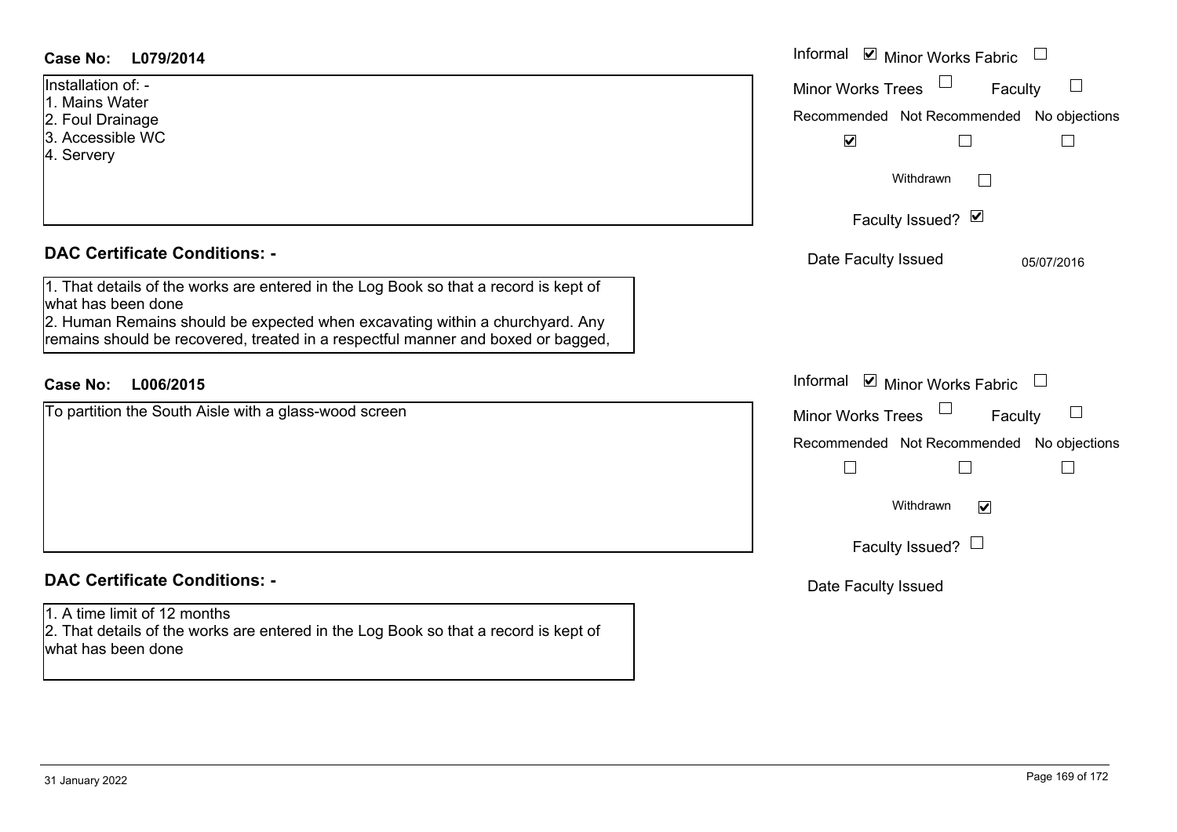**Case No:** **L079/2014**

Informal ☑ Minor Works Fabric ☐

Minor Works Trees ☐ Faculty ☐

Recommended ☑ Not Recommended ☐ No objections ☐

Withdrawn ☐

Faculty Issued? ☑

Date Faculty Issued 05/07/2016

Installation of: -
1. Mains Water
2. Foul Drainage
3. Accessible WC
4. Servery

## DAC Certificate Conditions: -

1. That details of the works are entered in the Log Book so that a record is kept of what has been done
2. Human Remains should be expected when excavating within a churchyard. Any remains should be recovered, treated in a respectful manner and boxed or bagged,

**Case No:** **L006/2015**

Informal ☑ Minor Works Fabric ☐

Minor Works Trees ☐ Faculty ☐

Recommended ☐ Not Recommended ☐ No objections ☐

Withdrawn ☑

Faculty Issued? ☐

Date Faculty Issued

To partition the South Aisle with a glass-wood screen

## DAC Certificate Conditions: -

1. A time limit of 12 months
2. That details of the works are entered in the Log Book so that a record is kept of what has been done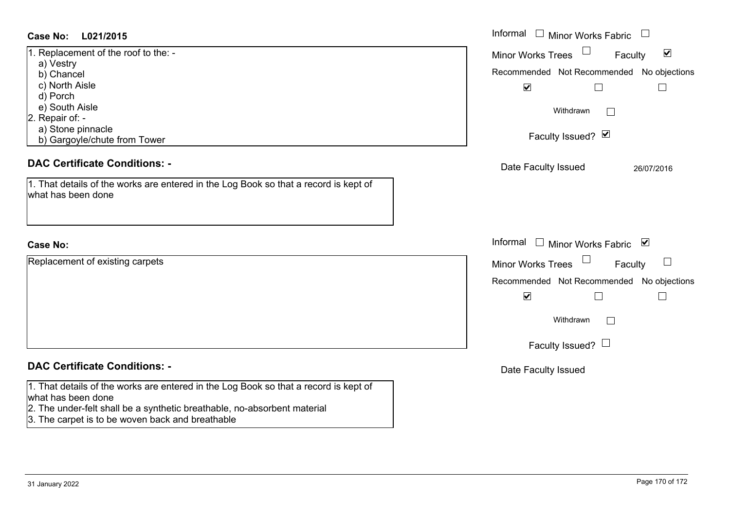**Case No: L021/2015**

1. Replacement of the roof to the: -
   a) Vestry
   b) Chancel
   c) North Aisle
   d) Porch
   e) South Aisle
2. Repair of: -
   a) Stone pinnacle
   b) Gargoyle/chute from Tower

Informal ☐ Minor Works Fabric ☐
Minor Works Trees ☐ Faculty ☑
Recommended ☑ Not Recommended ☐ No objections ☐
Withdrawn ☐
Faculty Issued? ☑
Date Faculty Issued 26/07/2016

## DAC Certificate Conditions: -

1. That details of the works are entered in the Log Book so that a record is kept of what has been done

**Case No:**

Replacement of existing carpets

Informal ☐ Minor Works Fabric ☑
Minor Works Trees ☐ Faculty ☐
Recommended ☑ Not Recommended ☐ No objections ☐
Withdrawn ☐
Faculty Issued? ☐
Date Faculty Issued

## DAC Certificate Conditions: -

1. That details of the works are entered in the Log Book so that a record is kept of what has been done
2. The under-felt shall be a synthetic breathable, no-absorbent material
3. The carpet is to be woven back and breathable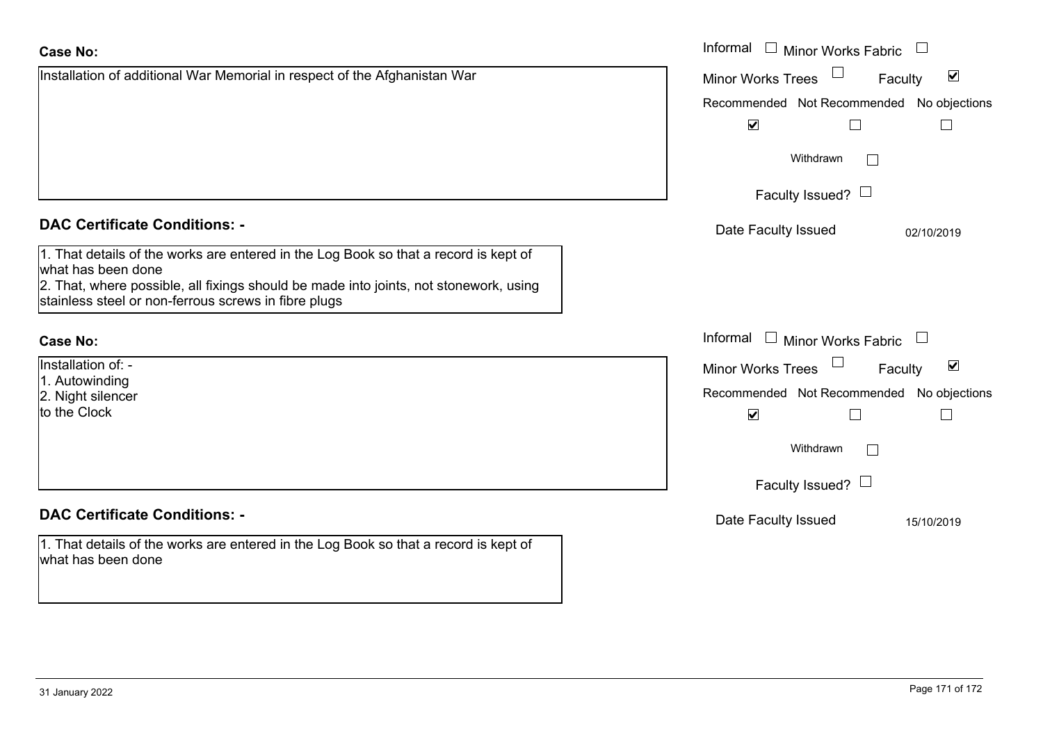**Case No:**

Installation of additional War Memorial in respect of the Afghanistan War

Informal ☐ Minor Works Fabric ☐
Minor Works Trees ☐ Faculty ☑

| Recommended | Not Recommended | No objections |
|---|---|---|
| ☑ | ☐ | ☐ |

Withdrawn ☐

Faculty Issued? ☐

Date Faculty Issued 02/10/2019

**DAC Certificate Conditions: -**

1. That details of the works are entered in the Log Book so that a record is kept of what has been done
2. That, where possible, all fixings should be made into joints, not stonework, using stainless steel or non-ferrous screws in fibre plugs

**Case No:**

Installation of: -
1. Autowinding
2. Night silencer
to the Clock

Informal ☐ Minor Works Fabric ☐
Minor Works Trees ☐ Faculty ☑

| Recommended | Not Recommended | No objections |
|---|---|---|
| ☑ | ☐ | ☐ |

Withdrawn ☐

Faculty Issued? ☐

Date Faculty Issued 15/10/2019

**DAC Certificate Conditions: -**

1. That details of the works are entered in the Log Book so that a record is kept of what has been done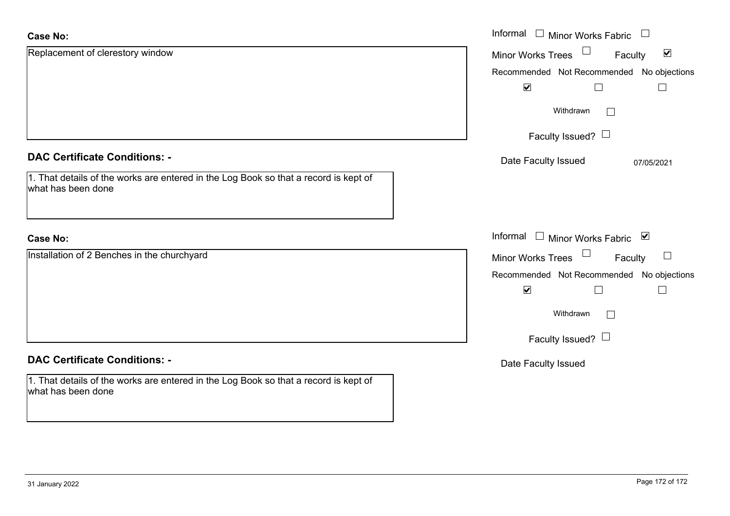**Case No:**

Replacement of clerestory window

Informal ☐ Minor Works Fabric ☐

Minor Works Trees ☐ Faculty ☑

Recommended ☑ Not Recommended ☐ No objections ☐

Withdrawn ☐

Faculty Issued? ☐

Date Faculty Issued 07/05/2021

**DAC Certificate Conditions: -**

1. That details of the works are entered in the Log Book so that a record is kept of what has been done

**Case No:**

Installation of 2 Benches in the churchyard

Informal ☐ Minor Works Fabric ☑

Minor Works Trees ☐ Faculty ☐

Recommended ☑ Not Recommended ☐ No objections ☐

Withdrawn ☐

Faculty Issued? ☐

Date Faculty Issued

**DAC Certificate Conditions: -**

1. That details of the works are entered in the Log Book so that a record is kept of what has been done